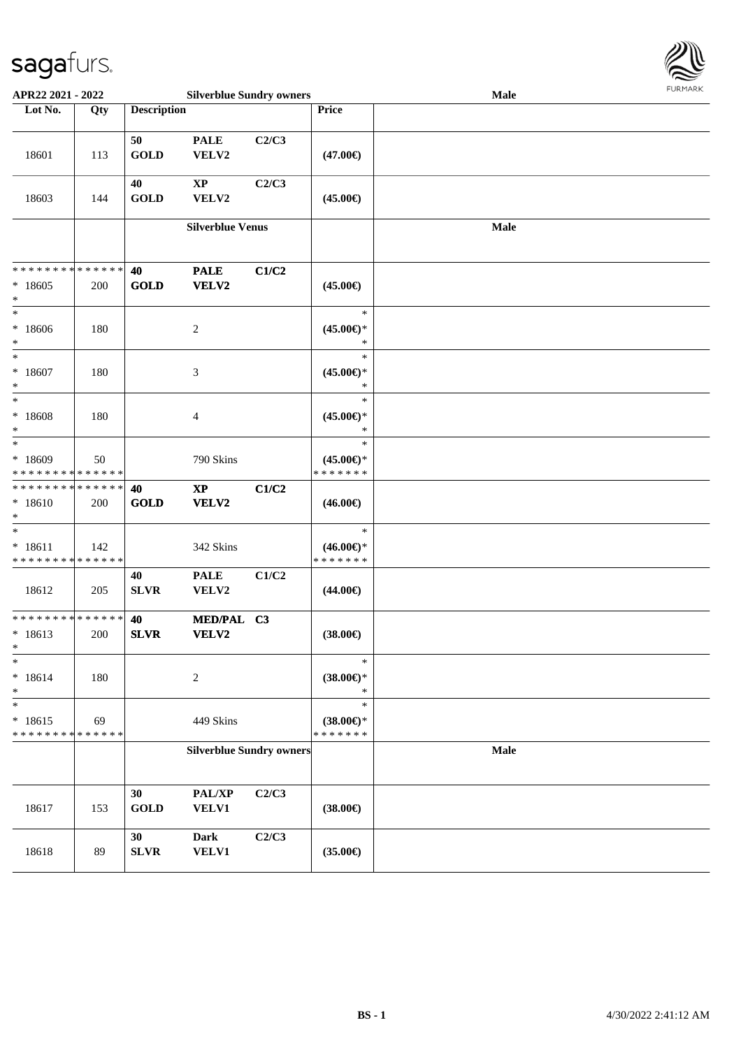APR22 2021 - 2022 — Silverblue Sundry owners — Male

| Lot No. | Qty | Description | | | Price | |
|---|---|---|---|---|---|---|
| 18601 | 113 | 50 GOLD | PALE VELV2 | C2/C3 | (47.00€) | |
| 18603 | 144 | 40 GOLD | XP VELV2 | C2/C3 | (45.00€) | |
| | | **Silverblue Venus** | | | | **Male** |
| * * * * * * * * * * * * * * * 18605 * | 200 | 40 GOLD | PALE VELV2 | C1/C2 | (45.00€) | |
| * * 18606 * | 180 | | 2 | | * (45.00€)* * | |
| * * 18607 * | 180 | | 3 | | * (45.00€)* * | |
| * * 18608 * | 180 | | 4 | | * (45.00€)* * | |
| * * 18609 * * * * * * * * * * * * * * | 50 | | 790 Skins | | * (45.00€)* * * * * * * * | |
| * * * * * * * * * * * * * * * 18610 * | 200 | 40 GOLD | XP VELV2 | C1/C2 | (46.00€) | |
| * * 18611 * * * * * * * * * * * * * * | 142 | | 342 Skins | | * (46.00€)* * * * * * * * | |
| 18612 | 205 | 40 SLVR | PALE VELV2 | C1/C2 | (44.00€) | |
| * * * * * * * * * * * * * * * 18613 * | 200 | 40 SLVR | MED/PAL VELV2 | C3 | (38.00€) | |
| * * 18614 * | 180 | | 2 | | * (38.00€)* * | |
| * * 18615 * * * * * * * * * * * * * * | 69 | | 449 Skins | | * (38.00€)* * * * * * * * | |
| | | **Silverblue Sundry owners** | | | | **Male** |
| 18617 | 153 | 30 GOLD | PAL/XP VELV1 | C2/C3 | (38.00€) | |
| 18618 | 89 | 30 SLVR | Dark VELV1 | C2/C3 | (35.00€) | |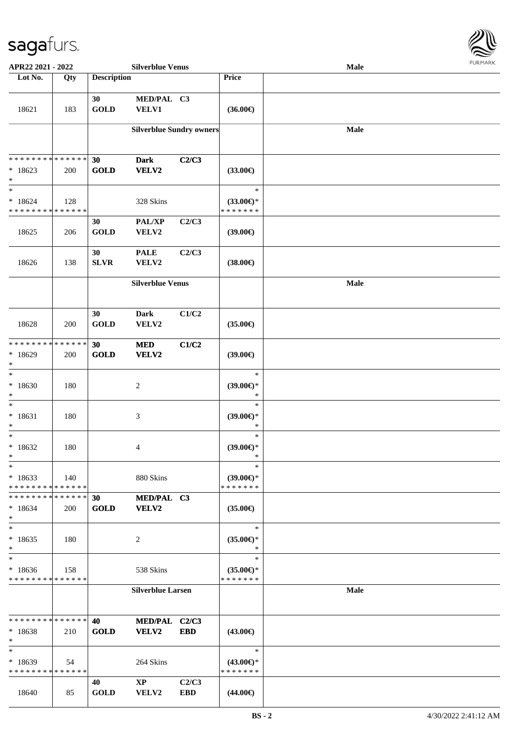| Lot No. | Qty | Description | | | Price | |
|---|---|---|---|---|---|---|
| 18621 | 183 | 30 GOLD | MED/PAL VELV1 | C3 | (36.00€) | |
| | | **Silverblue Sundry owners** | | | | **Male** |
| * * * * * * * * * * * * * * * 18623 * | 200 | **30 GOLD** | **Dark VELV2** | **C2/C3** | **(33.00€)** | |
| * * 18624 * * * * * * * * * * * * * * | 128 | | 328 Skins | | * (33.00€)* * * * * * * * | |
| 18625 | 206 | **30 GOLD** | **PAL/XP VELV2** | **C2/C3** | **(39.00€)** | |
| 18626 | 138 | **30 SLVR** | **PALE VELV2** | **C2/C3** | **(38.00€)** | |
| | | **Silverblue Venus** | | | | **Male** |
| 18628 | 200 | **30 GOLD** | **Dark VELV2** | **C1/C2** | **(35.00€)** | |
| * * * * * * * * * * * * * * * 18629 * | 200 | **30 GOLD** | **MED VELV2** | **C1/C2** | **(39.00€)** | |
| * * 18630 * | 180 | | 2 | | * (39.00€)* * | |
| * * 18631 * | 180 | | 3 | | * (39.00€)* * | |
| * * 18632 * | 180 | | 4 | | * (39.00€)* * | |
| * * 18633 * * * * * * * * * * * * * * | 140 | | 880 Skins | | * (39.00€)* * * * * * * * | |
| * * * * * * * * * * * * * * * 18634 * | 200 | **30 GOLD** | **MED/PAL VELV2** | **C3** | **(35.00€)** | |
| * * 18635 * | 180 | | 2 | | * (35.00€)* * | |
| * * 18636 * * * * * * * * * * * * * * | 158 | | 538 Skins | | * (35.00€)* * * * * * * * | |
| | | **Silverblue Larsen** | | | | **Male** |
| * * * * * * * * * * * * * * * 18638 * | 210 | **40 GOLD** | **MED/PAL VELV2** | **C2/C3 EBD** | **(43.00€)** | |
| * * 18639 * * * * * * * * * * * * * * | 54 | | 264 Skins | | * (43.00€)* * * * * * * * | |
| 18640 | 85 | **40 GOLD** | **XP VELV2** | **C2/C3 EBD** | **(44.00€)** | |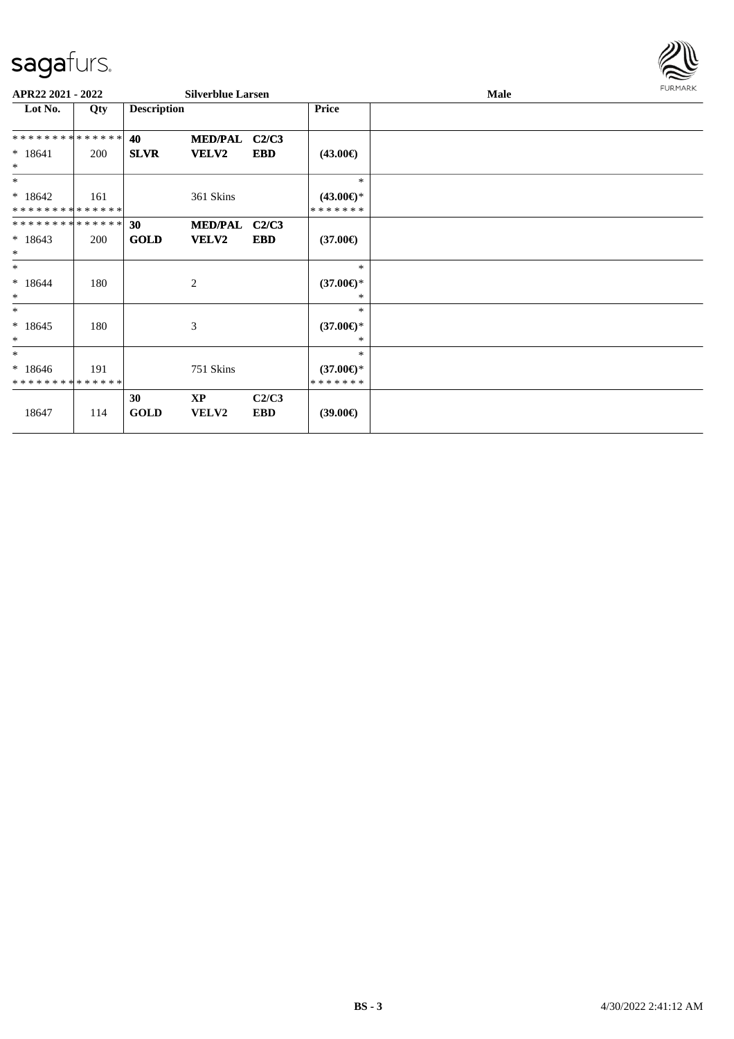**APR22 2021 - 2022** **Silverblue Larsen** **Male**

| Lot No. | Qty | Description | | | Price | |
|---|---|---|---|---|---|---|
| * * * * * * * * * * * * * * | | **40** | **MED/PAL** | **C2/C3** | | |
| * 18641 | 200 | **SLVR** | **VELV2** | **EBD** | **(43.00€)** | |
| * | | | | | | |
| * | | | | | * | |
| * 18642 | 161 | | 361 Skins | | **(43.00€)*** | |
| * * * * * * * * * * * * * * | | | | | * * * * * * * | |
| * * * * * * * * * * * * * * | | **30** | **MED/PAL** | **C2/C3** | | |
| * 18643 | 200 | **GOLD** | **VELV2** | **EBD** | **(37.00€)** | |
| * | | | | | | |
| * | | | | | * | |
| * 18644 | 180 | | 2 | | **(37.00€)*** | |
| * | | | | | * | |
| * | | | | | * | |
| * 18645 | 180 | | 3 | | **(37.00€)*** | |
| * | | | | | * | |
| * | | | | | * | |
| * 18646 | 191 | | 751 Skins | | **(37.00€)*** | |
| * * * * * * * * * * * * * * | | | | | * * * * * * * | |
| | | **30** | **XP** | **C2/C3** | | |
| 18647 | 114 | **GOLD** | **VELV2** | **EBD** | **(39.00€)** | |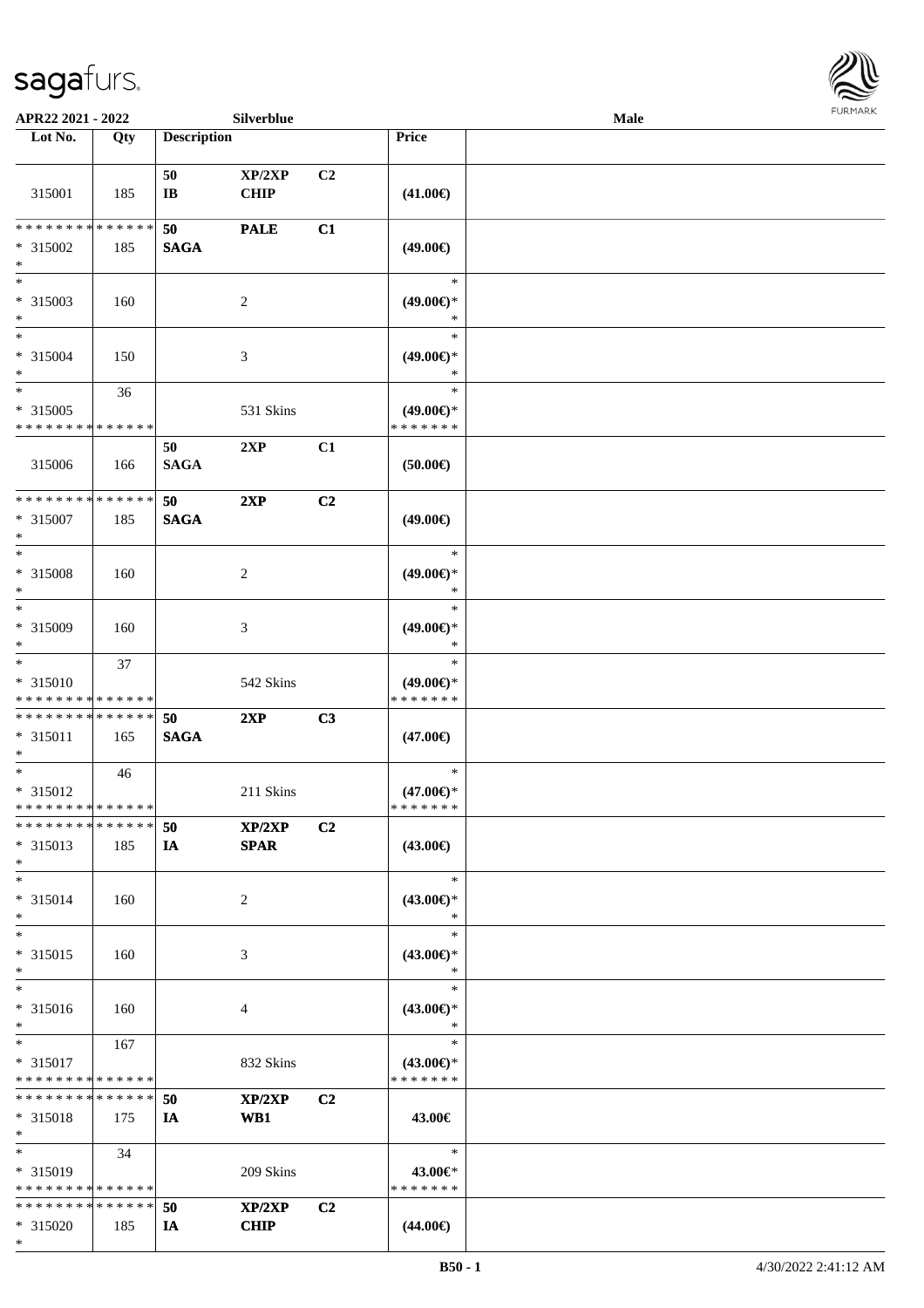**APR22 2021 - 2022** | **Silverblue** | **Male**

| Lot No. | Qty | Description | | | Price | |
|---|---|---|---|---|---|---|
| 315001 | 185 | 50 IB | XP/2XP CHIP | C2 | (41.00€) | |
| * * * * * * * * * * * * * * * 315002 * | 185 | 50 SAGA | PALE | C1 | (49.00€) | |
| * * 315003 * | 160 | | 2 | | * (49.00€)* * | |
| * * 315004 * | 150 | | 3 | | * (49.00€)* * | |
| * * 315005 * * * * * * * * * * * * * * | 36 | | 531 Skins | | * (49.00€)* * * * * * * * | |
| 315006 | 166 | 50 SAGA | 2XP | C1 | (50.00€) | |
| * * * * * * * * * * * * * * * 315007 * | 185 | 50 SAGA | 2XP | C2 | (49.00€) | |
| * * 315008 * | 160 | | 2 | | * (49.00€)* * | |
| * * 315009 * | 160 | | 3 | | * (49.00€)* * | |
| * * 315010 * * * * * * * * * * * * * * | 37 | | 542 Skins | | * (49.00€)* * * * * * * * | |
| * * * * * * * * * * * * * * * 315011 * | 165 | 50 SAGA | 2XP | C3 | (47.00€) | |
| * * 315012 * * * * * * * * * * * * * * | 46 | | 211 Skins | | * (47.00€)* * * * * * * * | |
| * * * * * * * * * * * * * * * 315013 * | 185 | 50 IA | XP/2XP SPAR | C2 | (43.00€) | |
| * * 315014 * | 160 | | 2 | | * (43.00€)* * | |
| * * 315015 * | 160 | | 3 | | * (43.00€)* * | |
| * * 315016 * | 160 | | 4 | | * (43.00€)* * | |
| * * 315017 * * * * * * * * * * * * * * | 167 | | 832 Skins | | * (43.00€)* * * * * * * * | |
| * * * * * * * * * * * * * * * 315018 * | 175 | 50 IA | XP/2XP WB1 | C2 | 43.00€ | |
| * * 315019 * * * * * * * * * * * * * * | 34 | | 209 Skins | | * 43.00€* * * * * * * * | |
| * * * * * * * * * * * * * * * 315020 * | 185 | 50 IA | XP/2XP CHIP | C2 | (44.00€) | |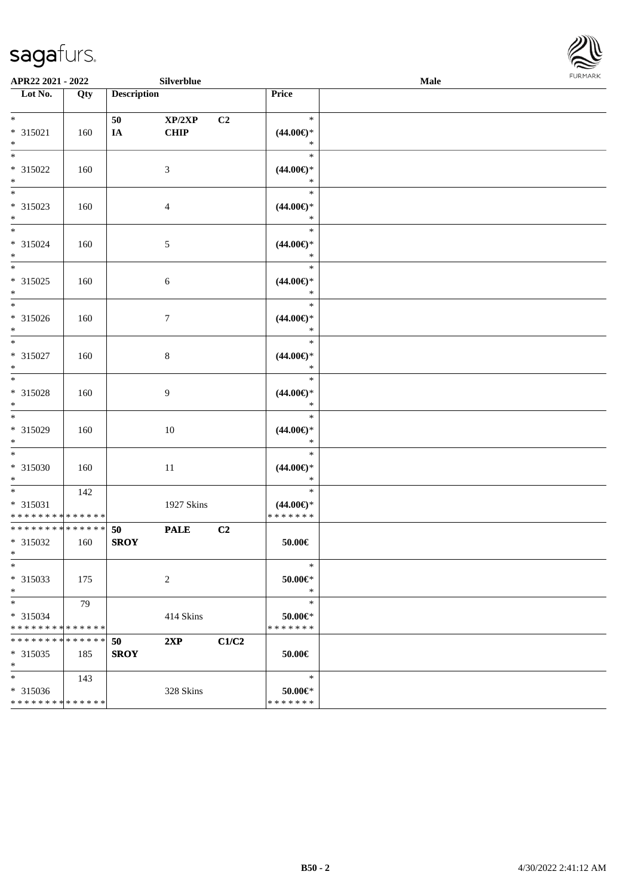APR22 2021 - 2022 Silverblue Male

| Lot No. | Qty | Description | | | Price |
|---|---|---|---|---|---|
| * 315021 * | 160 | 50 IA | XP/2XP CHIP | C2 | * (44.00€)* * |
| * 315022 * | 160 | | 3 | | * (44.00€)* * |
| * 315023 * | 160 | | 4 | | * (44.00€)* * |
| * 315024 * | 160 | | 5 | | * (44.00€)* * |
| * 315025 * | 160 | | 6 | | * (44.00€)* * |
| * 315026 * | 160 | | 7 | | * (44.00€)* * |
| * 315027 * | 160 | | 8 | | * (44.00€)* * |
| * 315028 * | 160 | | 9 | | * (44.00€)* * |
| * 315029 * | 160 | | 10 | | * (44.00€)* * |
| * 315030 * | 160 | | 11 | | * (44.00€)* * |
| * 315031 ************** | 142 | | 1927 Skins | | * (44.00€)* ******* |
| ************** 315032 * | 160 | 50 SROY | PALE | C2 | 50.00€ |
| * 315033 * | 175 | | 2 | | * 50.00€* * |
| * 315034 ************** | 79 | | 414 Skins | | * 50.00€* ******* |
| ************** 315035 * | 185 | 50 SROY | 2XP | C1/C2 | 50.00€ |
| * 315036 ************** | 143 | | 328 Skins | | * 50.00€* ******* |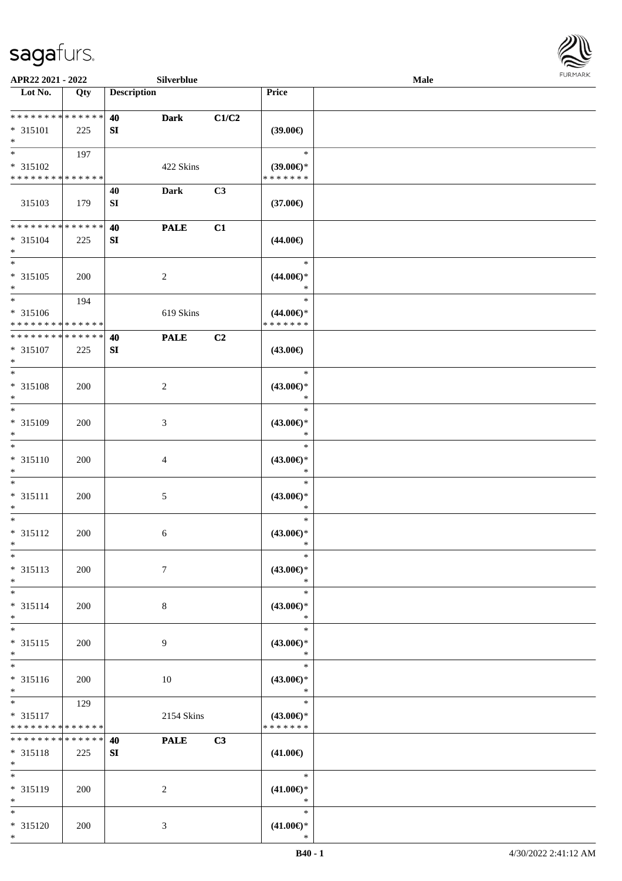APR22 2021 - 2022 Silverblue Male

| Lot No. | Qty | Description | | | Price | |
|---|---|---|---|---|---|---|
| * * * * * * * * * * * * * * | | 40 | Dark | C1/C2 | | |
| * 315101 | 225 | SI | | | (39.00€) | |
| * | | | | | | |
| * | 197 | | | | * | |
| * 315102 | | | 422 Skins | | (39.00€)* | |
| * * * * * * * * * * * * * * | | | | | * * * * * * * | |
| | | 40 | Dark | C3 | | |
| 315103 | 179 | SI | | | (37.00€) | |
| * * * * * * * * * * * * * * | | 40 | PALE | C1 | | |
| * 315104 | 225 | SI | | | (44.00€) | |
| * | | | | | | |
| * | | | | | * | |
| * 315105 | 200 | | 2 | | (44.00€)* | |
| * | | | | | * | |
| * | 194 | | | | * | |
| * 315106 | | | 619 Skins | | (44.00€)* | |
| * * * * * * * * * * * * * * | | | | | * * * * * * * | |
| * * * * * * * * * * * * * * | | 40 | PALE | C2 | | |
| * 315107 | 225 | SI | | | (43.00€) | |
| * | | | | | | |
| * | | | | | * | |
| * 315108 | 200 | | 2 | | (43.00€)* | |
| * | | | | | * | |
| * | | | | | * | |
| * 315109 | 200 | | 3 | | (43.00€)* | |
| * | | | | | * | |
| * | | | | | * | |
| * 315110 | 200 | | 4 | | (43.00€)* | |
| * | | | | | * | |
| * | | | | | * | |
| * 315111 | 200 | | 5 | | (43.00€)* | |
| * | | | | | * | |
| * | | | | | * | |
| * 315112 | 200 | | 6 | | (43.00€)* | |
| * | | | | | * | |
| * | | | | | * | |
| * 315113 | 200 | | 7 | | (43.00€)* | |
| * | | | | | * | |
| * | | | | | * | |
| * 315114 | 200 | | 8 | | (43.00€)* | |
| * | | | | | * | |
| * | | | | | * | |
| * 315115 | 200 | | 9 | | (43.00€)* | |
| * | | | | | * | |
| * | | | | | * | |
| * 315116 | 200 | | 10 | | (43.00€)* | |
| * | | | | | * | |
| * | 129 | | | | * | |
| * 315117 | | | 2154 Skins | | (43.00€)* | |
| * * * * * * * * * * * * * * | | | | | * * * * * * * | |
| * * * * * * * * * * * * * * | | 40 | PALE | C3 | | |
| * 315118 | 225 | SI | | | (41.00€) | |
| * | | | | | | |
| * | | | | | * | |
| * 315119 | 200 | | 2 | | (41.00€)* | |
| * | | | | | * | |
| * | | | | | * | |
| * 315120 | 200 | | 3 | | (41.00€)* | |
| * | | | | | * | |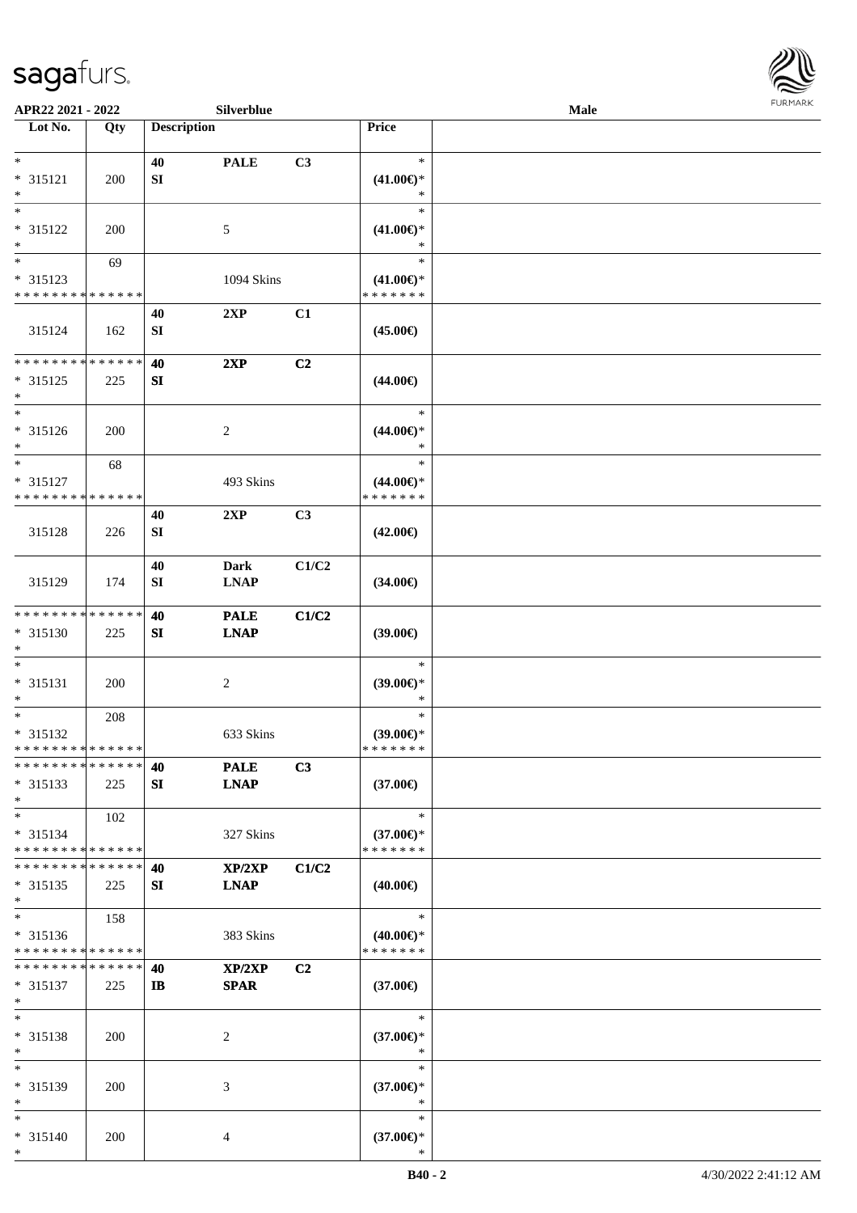APR22 2021 - 2022 Silverblue Male

| Lot No. | Qty | Description | | | Price | |
|---|---|---|---|---|---|---|
| * <br> * 315121 <br> * | 200 | 40 <br> SI | PALE | C3 | * <br> (41.00€)* <br> * | |
| * <br> * 315122 <br> * | 200 | | 5 | | * <br> (41.00€)* <br> * | |
| * <br> * 315123 <br> * * * * * * * * * * * * * * | 69 | | 1094 Skins | | * <br> (41.00€)* <br> * * * * * * * | |
| 315124 | 162 | 40 <br> SI | 2XP | C1 | (45.00€) | |
| * * * * * * * * * * * * * * <br> * 315125 <br> * | 225 | 40 <br> SI | 2XP | C2 | (44.00€) | |
| * <br> * 315126 <br> * | 200 | | 2 | | * <br> (44.00€)* <br> * | |
| * <br> * 315127 <br> * * * * * * * * * * * * * * | 68 | | 493 Skins | | * <br> (44.00€)* <br> * * * * * * * | |
| 315128 | 226 | 40 <br> SI | 2XP | C3 | (42.00€) | |
| 315129 | 174 | 40 <br> SI | Dark <br> LNAP | C1/C2 | (34.00€) | |
| * * * * * * * * * * * * * * <br> * 315130 <br> * | 225 | 40 <br> SI | PALE <br> LNAP | C1/C2 | (39.00€) | |
| * <br> * 315131 <br> * | 200 | | 2 | | * <br> (39.00€)* <br> * | |
| * <br> * 315132 <br> * * * * * * * * * * * * * * | 208 | | 633 Skins | | * <br> (39.00€)* <br> * * * * * * * | |
| * * * * * * * * * * * * * * <br> * 315133 <br> * | 225 | 40 <br> SI | PALE <br> LNAP | C3 | (37.00€) | |
| * <br> * 315134 <br> * * * * * * * * * * * * * * | 102 | | 327 Skins | | * <br> (37.00€)* <br> * * * * * * * | |
| * * * * * * * * * * * * * * <br> * 315135 <br> * | 225 | 40 <br> SI | XP/2XP <br> LNAP | C1/C2 | (40.00€) | |
| * <br> * 315136 <br> * * * * * * * * * * * * * * | 158 | | 383 Skins | | * <br> (40.00€)* <br> * * * * * * * | |
| * * * * * * * * * * * * * * <br> * 315137 <br> * | 225 | 40 <br> IB | XP/2XP <br> SPAR | C2 | (37.00€) | |
| * <br> * 315138 <br> * | 200 | | 2 | | * <br> (37.00€)* <br> * | |
| * <br> * 315139 <br> * | 200 | | 3 | | * <br> (37.00€)* <br> * | |
| * <br> * 315140 <br> * | 200 | | 4 | | * <br> (37.00€)* <br> * | |

B40 - 2 4/30/2022 2:41:12 AM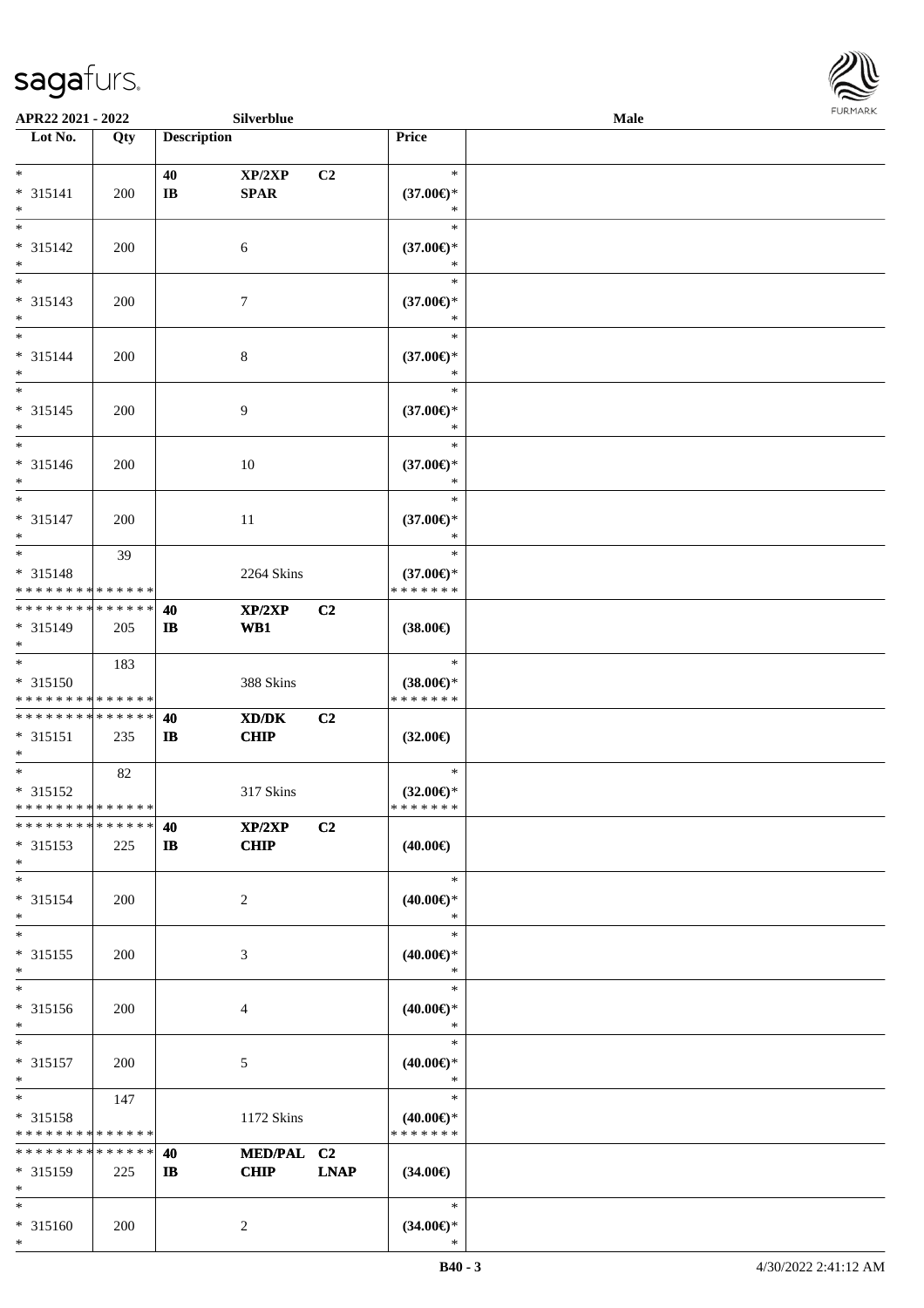APR22 2021 - 2022 | Silverblue | Male

| Lot No. | Qty | Description | | | Price | |
|---|---|---|---|---|---|---|
| * | | 40 | XP/2XP | C2 | * | |
| * 315141 | 200 | IB | SPAR | | (37.00€)* | |
| * | | | | | * | |
| * | | | | | * | |
| * 315142 | 200 | | 6 | | (37.00€)* | |
| * | | | | | * | |
| * | | | | | * | |
| * 315143 | 200 | | 7 | | (37.00€)* | |
| * | | | | | * | |
| * | | | | | * | |
| * 315144 | 200 | | 8 | | (37.00€)* | |
| * | | | | | * | |
| * | | | | | * | |
| * 315145 | 200 | | 9 | | (37.00€)* | |
| * | | | | | * | |
| * | | | | | * | |
| * 315146 | 200 | | 10 | | (37.00€)* | |
| * | | | | | * | |
| * | | | | | * | |
| * 315147 | 200 | | 11 | | (37.00€)* | |
| * | | | | | * | |
| * | 39 | | | | * | |
| * 315148 | | | 2264 Skins | | (37.00€)* | |
| * * * * * * * * * * * * * * | | | | | * * * * * * * | |
| * * * * * * * * * * * * * * | | 40 | XP/2XP | C2 | | |
| * 315149 | 205 | IB | WB1 | | (38.00€) | |
| * | | | | | | |
| * | 183 | | | | * | |
| * 315150 | | | 388 Skins | | (38.00€)* | |
| * * * * * * * * * * * * * * | | | | | * * * * * * * | |
| * * * * * * * * * * * * * * | | 40 | XD/DK | C2 | | |
| * 315151 | 235 | IB | CHIP | | (32.00€) | |
| * | | | | | | |
| * | 82 | | | | * | |
| * 315152 | | | 317 Skins | | (32.00€)* | |
| * * * * * * * * * * * * * * | | | | | * * * * * * * | |
| * * * * * * * * * * * * * * | | 40 | XP/2XP | C2 | | |
| * 315153 | 225 | IB | CHIP | | (40.00€) | |
| * | | | | | | |
| * | | | | | * | |
| * 315154 | 200 | | 2 | | (40.00€)* | |
| * | | | | | * | |
| * | | | | | * | |
| * 315155 | 200 | | 3 | | (40.00€)* | |
| * | | | | | * | |
| * | | | | | * | |
| * 315156 | 200 | | 4 | | (40.00€)* | |
| * | | | | | * | |
| * | | | | | * | |
| * 315157 | 200 | | 5 | | (40.00€)* | |
| * | | | | | * | |
| * | 147 | | | | * | |
| * 315158 | | | 1172 Skins | | (40.00€)* | |
| * * * * * * * * * * * * * * | | | | | * * * * * * * | |
| * * * * * * * * * * * * * * | | 40 | MED/PAL | C2 | | |
| * 315159 | 225 | IB | CHIP | LNAP | (34.00€) | |
| * | | | | | | |
| * | | | | | * | |
| * 315160 | 200 | | 2 | | (34.00€)* | |
| * | | | | | * | |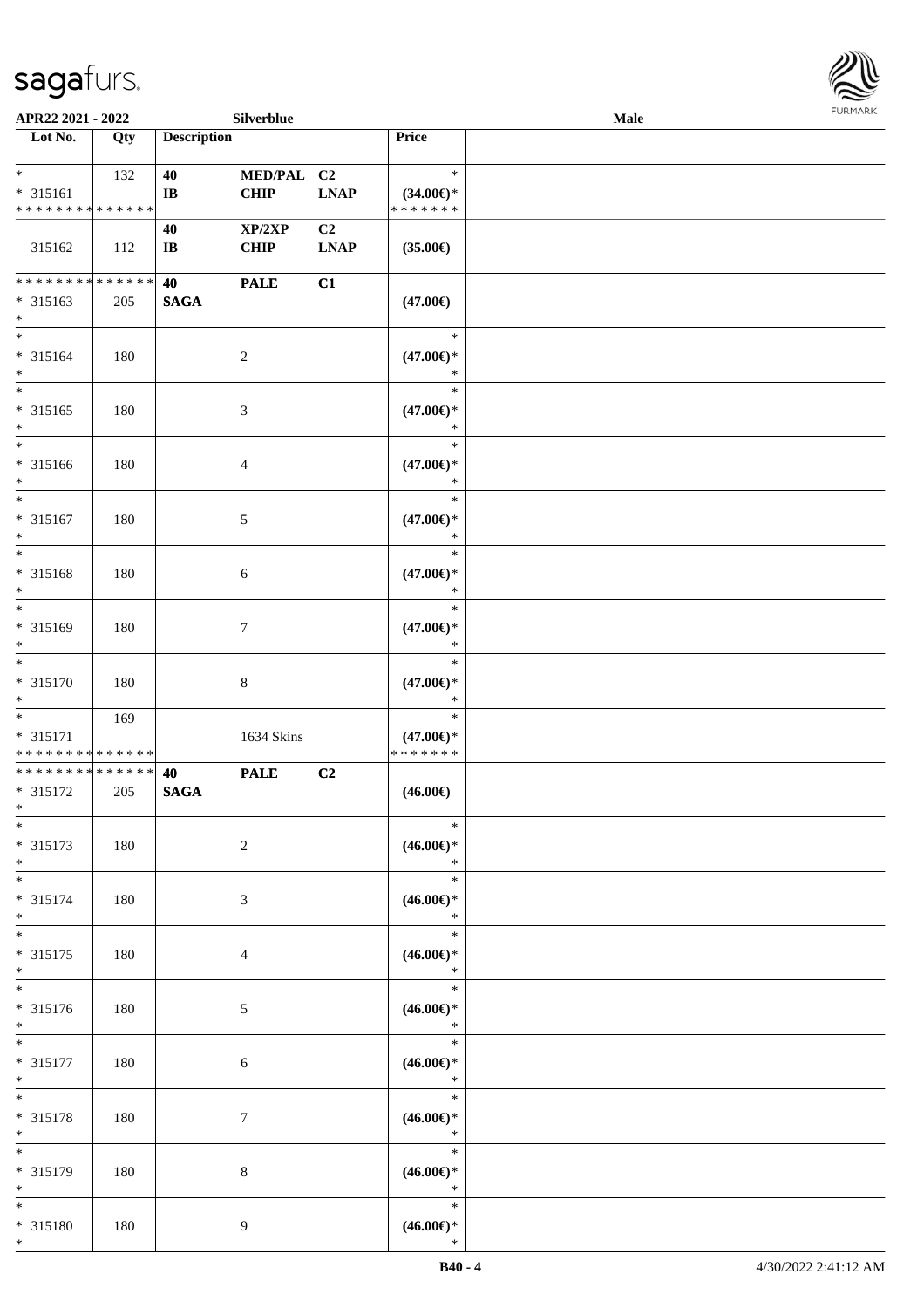**APR22 2021 - 2022** | **Silverblue** | **Male**

| Lot No. | Qty | Description | | | Price | |
|---|---|---|---|---|---|---|
| * | 132 | 40 | MED/PAL | C2 | * | |
| * 315161 | | IB | CHIP | LNAP | (34.00€)* | |
| * * * * * * * * * * * * * * | | | | | * * * * * * * | |
| | | 40 | XP/2XP | C2 | | |
| 315162 | 112 | IB | CHIP | LNAP | (35.00€) | |
| * * * * * * * * * * * * * * | | 40 | PALE | C1 | | |
| * 315163 | 205 | SAGA | | | (47.00€) | |
| * | | | | | | |
| * | | | | | * | |
| * 315164 | 180 | | 2 | | (47.00€)* | |
| * | | | | | * | |
| * | | | | | * | |
| * 315165 | 180 | | 3 | | (47.00€)* | |
| * | | | | | * | |
| * | | | | | * | |
| * 315166 | 180 | | 4 | | (47.00€)* | |
| * | | | | | * | |
| * | | | | | * | |
| * 315167 | 180 | | 5 | | (47.00€)* | |
| * | | | | | * | |
| * | | | | | * | |
| * 315168 | 180 | | 6 | | (47.00€)* | |
| * | | | | | * | |
| * | | | | | * | |
| * 315169 | 180 | | 7 | | (47.00€)* | |
| * | | | | | * | |
| * | | | | | * | |
| * 315170 | 180 | | 8 | | (47.00€)* | |
| * | | | | | * | |
| * | 169 | | | | * | |
| * 315171 | | | 1634 Skins | | (47.00€)* | |
| * * * * * * * * * * * * * * | | | | | * * * * * * * | |
| * * * * * * * * * * * * * * | | 40 | PALE | C2 | | |
| * 315172 | 205 | SAGA | | | (46.00€) | |
| * | | | | | | |
| * | | | | | * | |
| * 315173 | 180 | | 2 | | (46.00€)* | |
| * | | | | | * | |
| * | | | | | * | |
| * 315174 | 180 | | 3 | | (46.00€)* | |
| * | | | | | * | |
| * | | | | | * | |
| * 315175 | 180 | | 4 | | (46.00€)* | |
| * | | | | | * | |
| * | | | | | * | |
| * 315176 | 180 | | 5 | | (46.00€)* | |
| * | | | | | * | |
| * | | | | | * | |
| * 315177 | 180 | | 6 | | (46.00€)* | |
| * | | | | | * | |
| * | | | | | * | |
| * 315178 | 180 | | 7 | | (46.00€)* | |
| * | | | | | * | |
| * | | | | | * | |
| * 315179 | 180 | | 8 | | (46.00€)* | |
| * | | | | | * | |
| * | | | | | * | |
| * 315180 | 180 | | 9 | | (46.00€)* | |
| * | | | | | * | |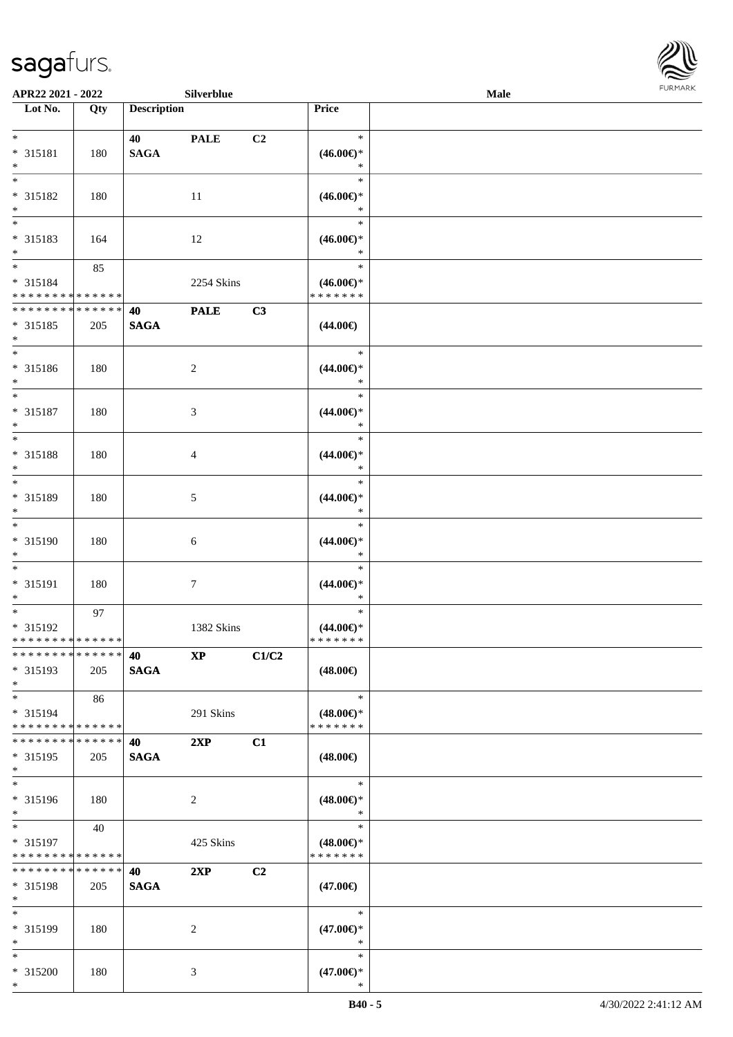| Lot No. | Qty | Description | | | Price |
|---|---|---|---|---|---|
| * | | 40 | PALE | C2 | * |
| * 315181 | 180 | SAGA | | | (46.00€)* |
| * | | | | | * |
| * | | | | | * |
| * 315182 | 180 | | 11 | | (46.00€)* |
| * | | | | | * |
| * | | | | | * |
| * 315183 | 164 | | 12 | | (46.00€)* |
| * | | | | | * |
| * | 85 | | | | * |
| * 315184 | | | 2254 Skins | | (46.00€)* |
| * * * * * * * * * * * * * * | | | | | * * * * * * * |
| * * * * * * * * * * * * * * | | 40 | PALE | C3 | |
| * 315185 | 205 | SAGA | | | (44.00€) |
| * | | | | | |
| * | | | | | * |
| * 315186 | 180 | | 2 | | (44.00€)* |
| * | | | | | * |
| * | | | | | * |
| * 315187 | 180 | | 3 | | (44.00€)* |
| * | | | | | * |
| * | | | | | * |
| * 315188 | 180 | | 4 | | (44.00€)* |
| * | | | | | * |
| * | | | | | * |
| * 315189 | 180 | | 5 | | (44.00€)* |
| * | | | | | * |
| * | | | | | * |
| * 315190 | 180 | | 6 | | (44.00€)* |
| * | | | | | * |
| * | | | | | * |
| * 315191 | 180 | | 7 | | (44.00€)* |
| * | | | | | * |
| * | 97 | | | | * |
| * 315192 | | | 1382 Skins | | (44.00€)* |
| * * * * * * * * * * * * * * | | | | | * * * * * * * |
| * * * * * * * * * * * * * * | | 40 | XP | C1/C2 | |
| * 315193 | 205 | SAGA | | | (48.00€) |
| * | | | | | |
| * | 86 | | | | * |
| * 315194 | | | 291 Skins | | (48.00€)* |
| * * * * * * * * * * * * * * | | | | | * * * * * * * |
| * * * * * * * * * * * * * * | | 40 | 2XP | C1 | |
| * 315195 | 205 | SAGA | | | (48.00€) |
| * | | | | | |
| * | | | | | * |
| * 315196 | 180 | | 2 | | (48.00€)* |
| * | | | | | * |
| * | 40 | | | | * |
| * 315197 | | | 425 Skins | | (48.00€)* |
| * * * * * * * * * * * * * * | | | | | * * * * * * * |
| * * * * * * * * * * * * * * | | 40 | 2XP | C2 | |
| * 315198 | 205 | SAGA | | | (47.00€) |
| * | | | | | |
| * | | | | | * |
| * 315199 | 180 | | 2 | | (47.00€)* |
| * | | | | | * |
| * | | | | | * |
| * 315200 | 180 | | 3 | | (47.00€)* |
| * | | | | | * |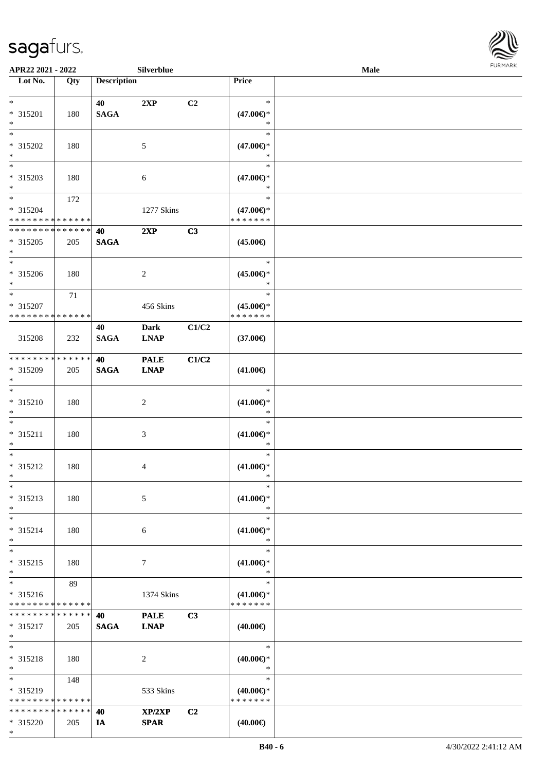APR22 2021 - 2022 Silverblue Male

| Lot No. | Qty | Description | | | Price | |
|---|---|---|---|---|---|---|
| * | | 40 | 2XP | C2 | * | |
| * 315201 | 180 | SAGA | | | (47.00€)* | |
| * | | | | | * | |
| * | | | | | * | |
| * 315202 | 180 | | 5 | | (47.00€)* | |
| * | | | | | * | |
| * | | | | | * | |
| * 315203 | 180 | | 6 | | (47.00€)* | |
| * | | | | | * | |
| * | 172 | | | | * | |
| * 315204 | | | 1277 Skins | | (47.00€)* | |
| * * * * * * * * * * * * * * | | | | | * * * * * * * | |
| * * * * * * * * * * * * * * | | 40 | 2XP | C3 | | |
| * 315205 | 205 | SAGA | | | (45.00€) | |
| * | | | | | | |
| * | | | | | * | |
| * 315206 | 180 | | 2 | | (45.00€)* | |
| * | | | | | * | |
| * | 71 | | | | * | |
| * 315207 | | | 456 Skins | | (45.00€)* | |
| * * * * * * * * * * * * * * | | | | | * * * * * * * | |
| | | 40 | Dark | C1/C2 | | |
| 315208 | 232 | SAGA | LNAP | | (37.00€) | |
| * * * * * * * * * * * * * * | | 40 | PALE | C1/C2 | | |
| * 315209 | 205 | SAGA | LNAP | | (41.00€) | |
| * | | | | | | |
| * | | | | | * | |
| * 315210 | 180 | | 2 | | (41.00€)* | |
| * | | | | | * | |
| * | | | | | * | |
| * 315211 | 180 | | 3 | | (41.00€)* | |
| * | | | | | * | |
| * | | | | | * | |
| * 315212 | 180 | | 4 | | (41.00€)* | |
| * | | | | | * | |
| * | | | | | * | |
| * 315213 | 180 | | 5 | | (41.00€)* | |
| * | | | | | * | |
| * | | | | | * | |
| * 315214 | 180 | | 6 | | (41.00€)* | |
| * | | | | | * | |
| * | | | | | * | |
| * 315215 | 180 | | 7 | | (41.00€)* | |
| * | | | | | * | |
| * | 89 | | | | * | |
| * 315216 | | | 1374 Skins | | (41.00€)* | |
| * * * * * * * * * * * * * * | | | | | * * * * * * * | |
| * * * * * * * * * * * * * * | | 40 | PALE | C3 | | |
| * 315217 | 205 | SAGA | LNAP | | (40.00€) | |
| * | | | | | | |
| * | | | | | * | |
| * 315218 | 180 | | 2 | | (40.00€)* | |
| * | | | | | * | |
| * | 148 | | | | * | |
| * 315219 | | | 533 Skins | | (40.00€)* | |
| * * * * * * * * * * * * * * | | | | | * * * * * * * | |
| * * * * * * * * * * * * * * | | 40 | XP/2XP | C2 | | |
| * 315220 | 205 | IA | SPAR | | (40.00€) | |
| * | | | | | | |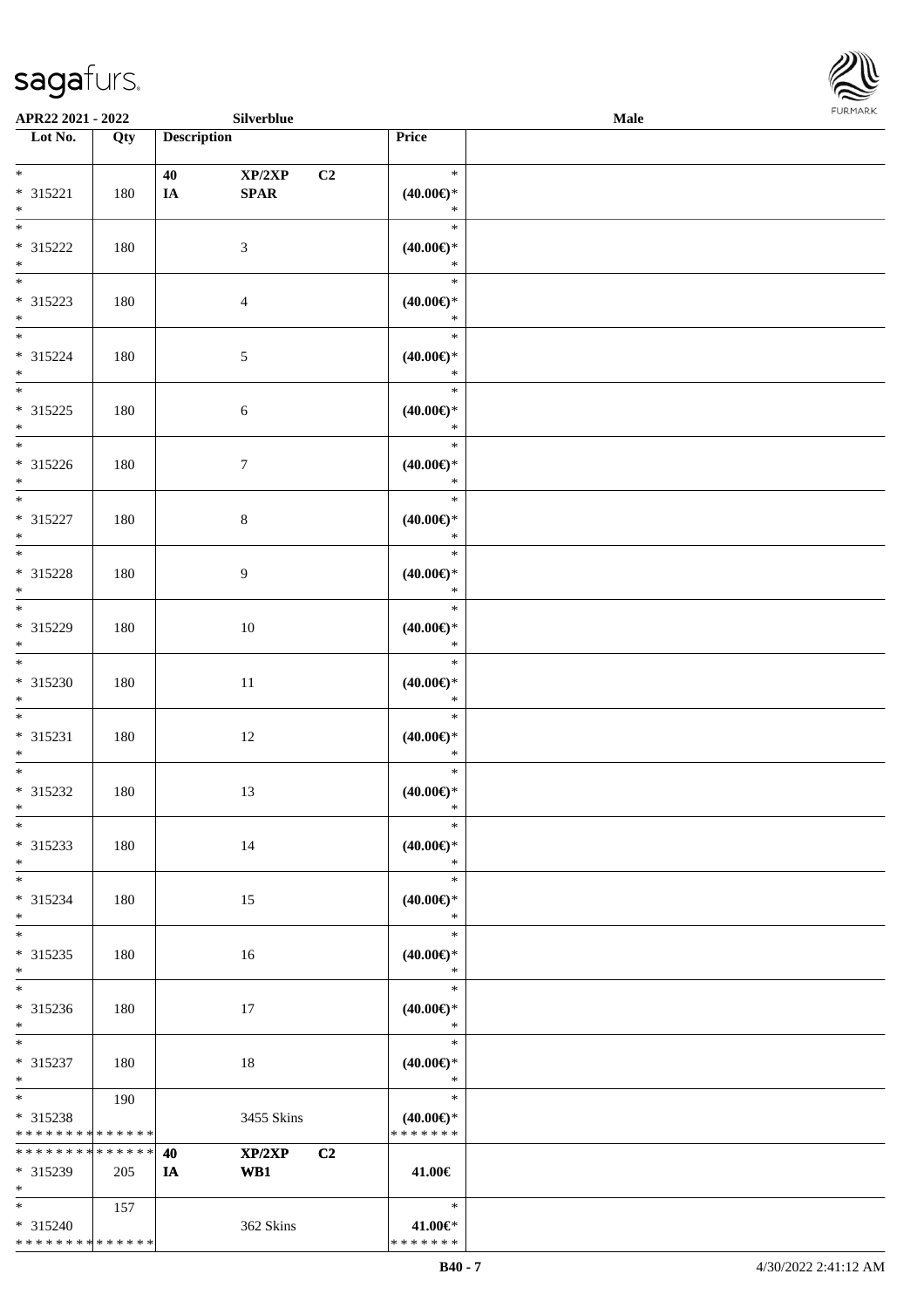| Lot No. | Qty | Description | Price |
|---|---|---|---|
| * 315221 * | 180 | 40 XP/2XP C2 IA SPAR | * (40.00€)* * |
| * 315222 * | 180 | 3 | * (40.00€)* * |
| * 315223 * | 180 | 4 | * (40.00€)* * |
| * 315224 * | 180 | 5 | * (40.00€)* * |
| * 315225 * | 180 | 6 | * (40.00€)* * |
| * 315226 * | 180 | 7 | * (40.00€)* * |
| * 315227 * | 180 | 8 | * (40.00€)* * |
| * 315228 * | 180 | 9 | * (40.00€)* * |
| * 315229 * | 180 | 10 | * (40.00€)* * |
| * 315230 * | 180 | 11 | * (40.00€)* * |
| * 315231 * | 180 | 12 | * (40.00€)* * |
| * 315232 * | 180 | 13 | * (40.00€)* * |
| * 315233 * | 180 | 14 | * (40.00€)* * |
| * 315234 * | 180 | 15 | * (40.00€)* * |
| * 315235 * | 180 | 16 | * (40.00€)* * |
| * 315236 * | 180 | 17 | * (40.00€)* * |
| * 315237 * | 180 | 18 | * (40.00€)* * |
| * 315238 * * * * * * * * * * * * * * | 190 | 3455 Skins | * (40.00€)* * * * * * * * |
| * * * * * * * * * * * * * * 315239 * | 205 | 40 XP/2XP C2 IA WB1 | 41.00€ |
| * 315240 * * * * * * * * * * * * * * | 157 | 362 Skins | * 41.00€* * * * * * * * |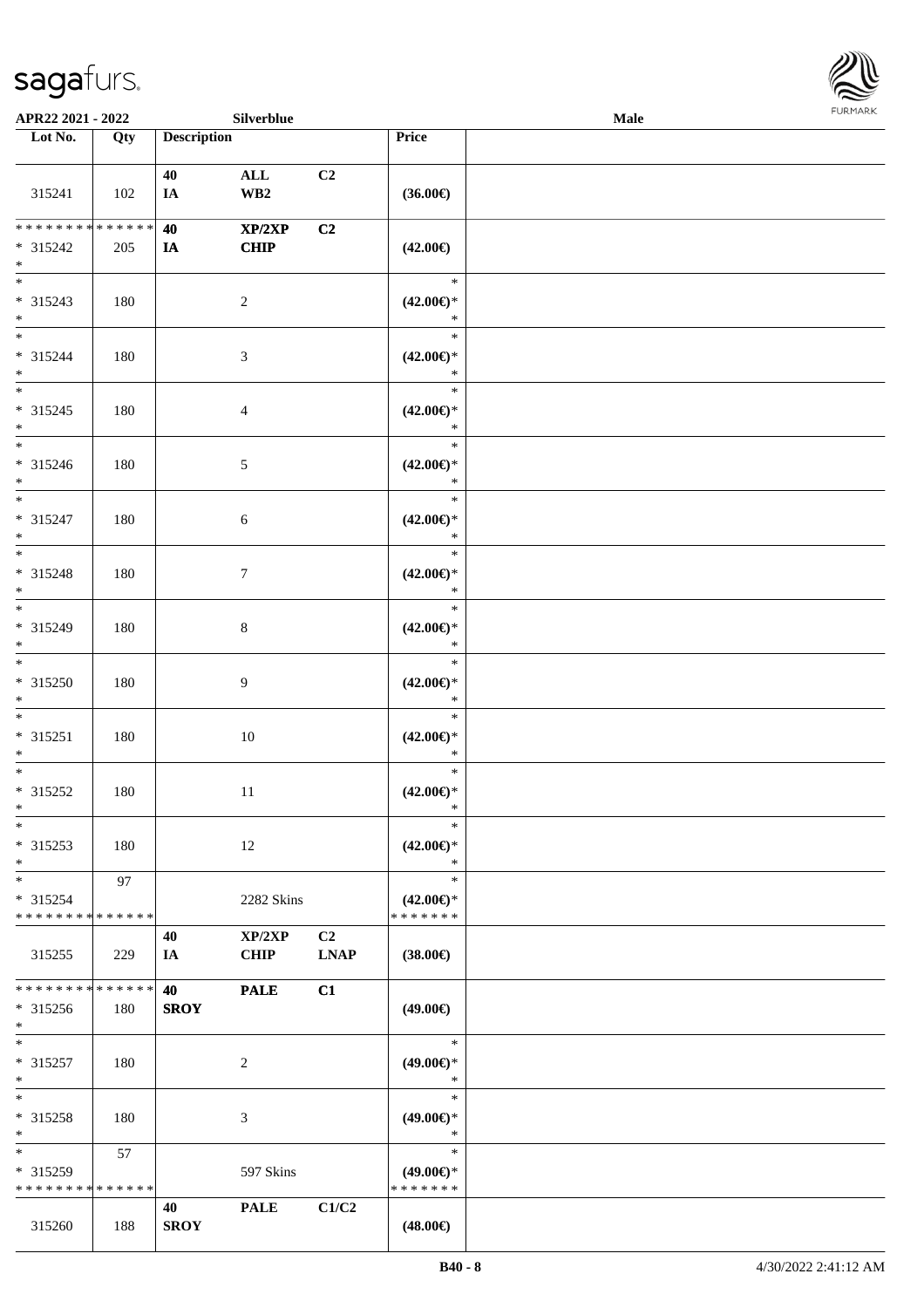APR22 2021 - 2022 Silverblue Male

| Lot No. | Qty | Description | | | Price | |
|---|---|---|---|---|---|---|
| 315241 | 102 | 40 IA | ALL WB2 | C2 | (36.00€) | |
| ************** * 315242 * | 205 | 40 IA | XP/2XP CHIP | C2 | (42.00€) | |
| * * 315243 * | 180 | | 2 | | * (42.00€)* * | |
| * * 315244 * | 180 | | 3 | | * (42.00€)* * | |
| * * 315245 * | 180 | | 4 | | * (42.00€)* * | |
| * * 315246 * | 180 | | 5 | | * (42.00€)* * | |
| * * 315247 * | 180 | | 6 | | * (42.00€)* * | |
| * * 315248 * | 180 | | 7 | | * (42.00€)* * | |
| * * 315249 * | 180 | | 8 | | * (42.00€)* * | |
| * * 315250 * | 180 | | 9 | | * (42.00€)* * | |
| * * 315251 * | 180 | | 10 | | * (42.00€)* * | |
| * * 315252 * | 180 | | 11 | | * (42.00€)* * | |
| * * 315253 * | 180 | | 12 | | * (42.00€)* * | |
| * * 315254 ************** | 97 | | 2282 Skins | | * (42.00€)* ******* | |
| 315255 | 229 | 40 IA | XP/2XP CHIP | C2 LNAP | (38.00€) | |
| ************** * 315256 * | 180 | 40 SROY | PALE | C1 | (49.00€) | |
| * * 315257 * | 180 | | 2 | | * (49.00€)* * | |
| * * 315258 * | 180 | | 3 | | * (49.00€)* * | |
| * * 315259 ************** | 57 | | 597 Skins | | * (49.00€)* ******* | |
| 315260 | 188 | 40 SROY | PALE | C1/C2 | (48.00€) | |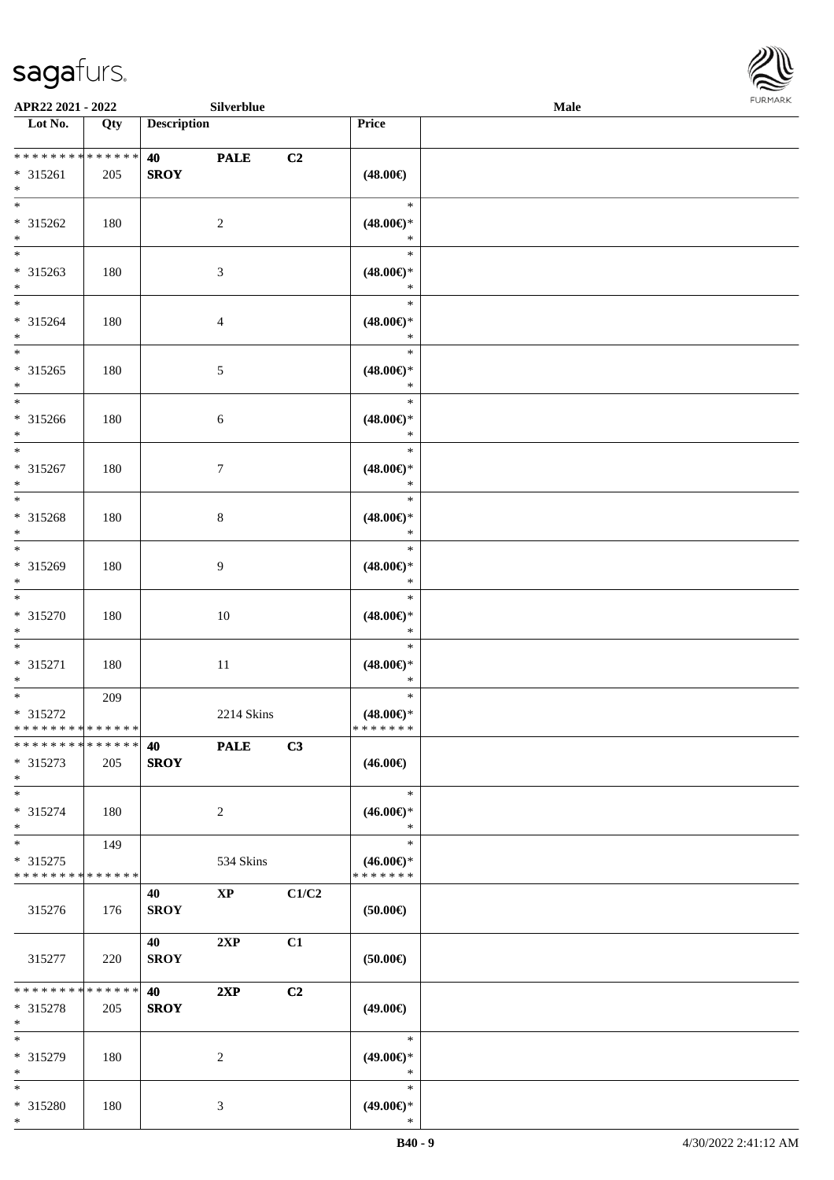| Lot No. | Qty | Description | | | Price | |
|---|---|---|---|---|---|---|
| * * * * * * * * * * * * * * | | 40 | PALE | C2 | | |
| * 315261 | 205 | SROY | | | (48.00€) | |
| * | | | | | | |
| * | | | | | * | |
| * 315262 | 180 | | 2 | | (48.00€)* | |
| * | | | | | * | |
| * | | | | | * | |
| * 315263 | 180 | | 3 | | (48.00€)* | |
| * | | | | | * | |
| * | | | | | * | |
| * 315264 | 180 | | 4 | | (48.00€)* | |
| * | | | | | * | |
| * | | | | | * | |
| * 315265 | 180 | | 5 | | (48.00€)* | |
| * | | | | | * | |
| * | | | | | * | |
| * 315266 | 180 | | 6 | | (48.00€)* | |
| * | | | | | * | |
| * | | | | | * | |
| * 315267 | 180 | | 7 | | (48.00€)* | |
| * | | | | | * | |
| * | | | | | * | |
| * 315268 | 180 | | 8 | | (48.00€)* | |
| * | | | | | * | |
| * | | | | | * | |
| * 315269 | 180 | | 9 | | (48.00€)* | |
| * | | | | | * | |
| * | | | | | * | |
| * 315270 | 180 | | 10 | | (48.00€)* | |
| * | | | | | * | |
| * | | | | | * | |
| * 315271 | 180 | | 11 | | (48.00€)* | |
| * | | | | | * | |
| * | 209 | | | | * | |
| * 315272 | | | 2214 Skins | | (48.00€)* | |
| * * * * * * * * * * * * * * | | | | | * * * * * * * | |
| * * * * * * * * * * * * * * | | 40 | PALE | C3 | | |
| * 315273 | 205 | SROY | | | (46.00€) | |
| * | | | | | | |
| * | | | | | * | |
| * 315274 | 180 | | 2 | | (46.00€)* | |
| * | | | | | * | |
| * | 149 | | | | * | |
| * 315275 | | | 534 Skins | | (46.00€)* | |
| * * * * * * * * * * * * * * | | | | | * * * * * * * | |
| | | 40 | XP | C1/C2 | | |
| 315276 | 176 | SROY | | | (50.00€) | |
| | | 40 | 2XP | C1 | | |
| 315277 | 220 | SROY | | | (50.00€) | |
| * * * * * * * * * * * * * * | | 40 | 2XP | C2 | | |
| * 315278 | 205 | SROY | | | (49.00€) | |
| * | | | | | | |
| * | | | | | * | |
| * 315279 | 180 | | 2 | | (49.00€)* | |
| * | | | | | * | |
| * | | | | | * | |
| * 315280 | 180 | | 3 | | (49.00€)* | |
| * | | | | | * | |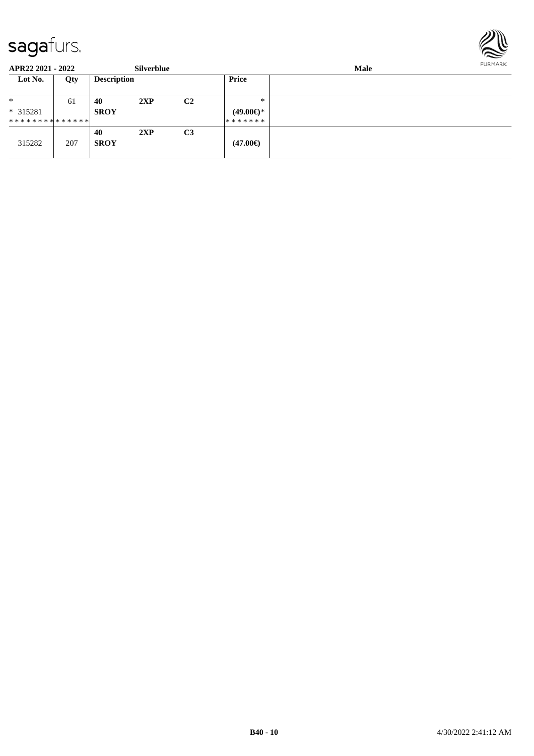**APR22 2021 - 2022** **Silverblue** **Male**

| Lot No. | Qty | Description | | | Price |
|---|---|---|---|---|---|
| * | 61 | **40** | **2XP** | **C2** | * |
| * 315281 | | **SROY** | | | **(49.00€)*** |
| ************** | | | | | ******* |
| 315282 | 207 | **40** **SROY** | **2XP** | **C3** | **(47.00€)** |

**B40 - 10** 4/30/2022 2:41:12 AM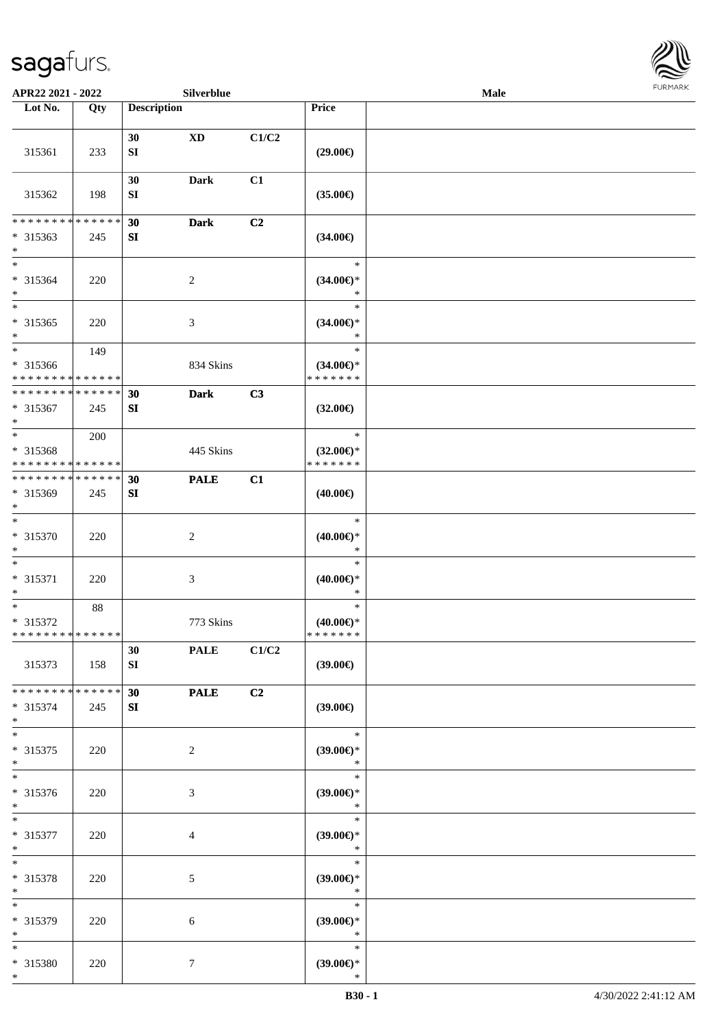APR22 2021 - 2022 Silverblue Male

| Lot No. | Qty | Description | | | Price | |
|---|---|---|---|---|---|---|
| 315361 | 233 | 30 SI | XD | C1/C2 | (29.00€) | |
| 315362 | 198 | 30 SI | Dark | C1 | (35.00€) | |
| * * * * * * * * * * * * * * * 315363 * | 245 | 30 SI | Dark | C2 | (34.00€) | |
| * * 315364 * | 220 | | 2 | | * (34.00€)* * | |
| * * 315365 * | 220 | | 3 | | * (34.00€)* * | |
| * * 315366 * * * * * * * * * * * * * * | 149 | | 834 Skins | | * (34.00€)* * * * * * * * | |
| * * * * * * * * * * * * * * * 315367 * | 245 | 30 SI | Dark | C3 | (32.00€) | |
| * * 315368 * * * * * * * * * * * * * * | 200 | | 445 Skins | | * (32.00€)* * * * * * * * | |
| * * * * * * * * * * * * * * * 315369 * | 245 | 30 SI | PALE | C1 | (40.00€) | |
| * * 315370 * | 220 | | 2 | | * (40.00€)* * | |
| * * 315371 * | 220 | | 3 | | * (40.00€)* * | |
| * * 315372 * * * * * * * * * * * * * * | 88 | | 773 Skins | | * (40.00€)* * * * * * * * | |
| 315373 | 158 | 30 SI | PALE | C1/C2 | (39.00€) | |
| * * * * * * * * * * * * * * * 315374 * | 245 | 30 SI | PALE | C2 | (39.00€) | |
| * * 315375 * | 220 | | 2 | | * (39.00€)* * | |
| * * 315376 * | 220 | | 3 | | * (39.00€)* * | |
| * * 315377 * | 220 | | 4 | | * (39.00€)* * | |
| * * 315378 * | 220 | | 5 | | * (39.00€)* * | |
| * * 315379 * | 220 | | 6 | | * (39.00€)* * | |
| * * 315380 * | 220 | | 7 | | * (39.00€)* * | |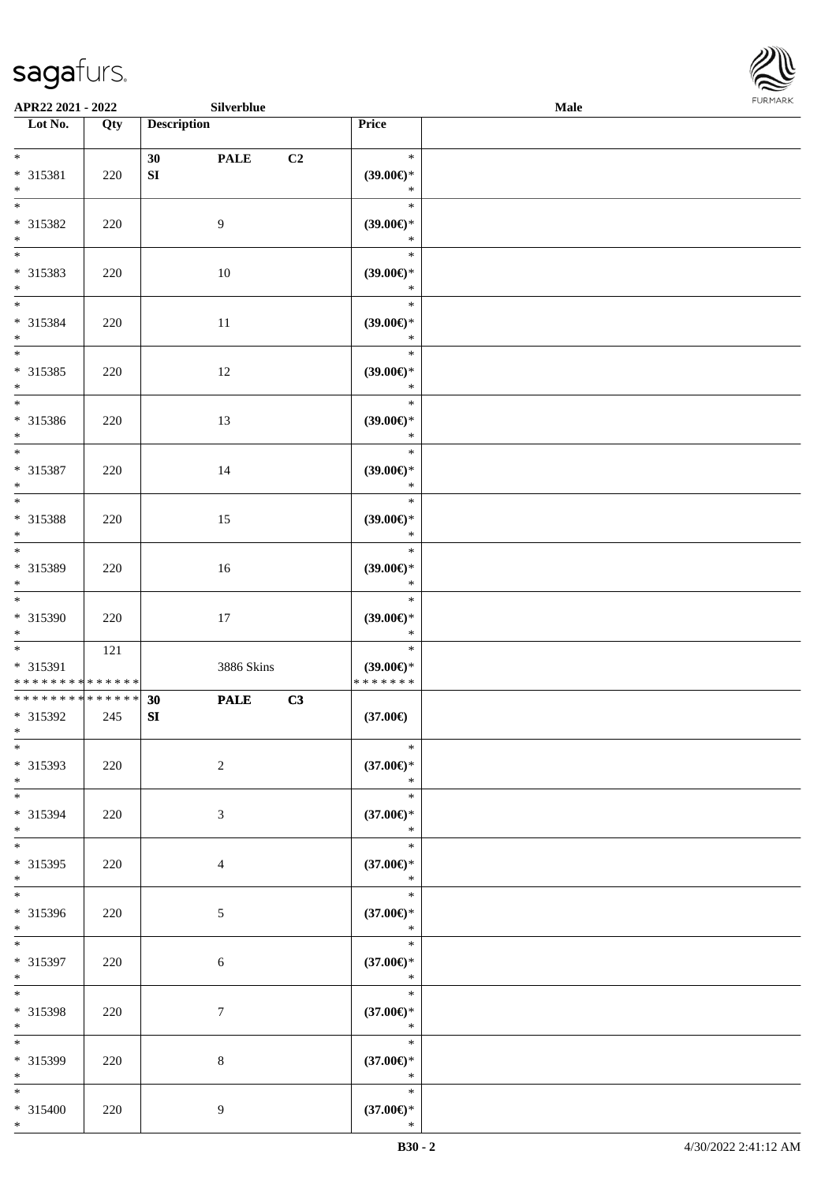**APR22 2021 - 2022** | **Silverblue** | **Male**

| Lot No. | Qty | Description | Price | |
|---|---|---|---|---|
| * <br> * 315381 <br> * | 220 | **30** **PALE** **C2** <br> **SI** | * <br> **(39.00€)*** <br> * | |
| * <br> * 315382 <br> * | 220 | 9 | * <br> **(39.00€)*** <br> * | |
| * <br> * 315383 <br> * | 220 | 10 | * <br> **(39.00€)*** <br> * | |
| * <br> * 315384 <br> * | 220 | 11 | * <br> **(39.00€)*** <br> * | |
| * <br> * 315385 <br> * | 220 | 12 | * <br> **(39.00€)*** <br> * | |
| * <br> * 315386 <br> * | 220 | 13 | * <br> **(39.00€)*** <br> * | |
| * <br> * 315387 <br> * | 220 | 14 | * <br> **(39.00€)*** <br> * | |
| * <br> * 315388 <br> * | 220 | 15 | * <br> **(39.00€)*** <br> * | |
| * <br> * 315389 <br> * | 220 | 16 | * <br> **(39.00€)*** <br> * | |
| * <br> * 315390 <br> * | 220 | 17 | * <br> **(39.00€)*** <br> * | |
| * <br> * 315391 <br> * * * * * * * * * * * * * * | 121 | 3886 Skins | * <br> **(39.00€)*** <br> * * * * * * * | |
| * * * * * * * * * * * * * * <br> * 315392 <br> * | 245 | **30** **PALE** **C3** <br> **SI** | **(37.00€)** | |
| * <br> * 315393 <br> * | 220 | 2 | * <br> **(37.00€)*** <br> * | |
| * <br> * 315394 <br> * | 220 | 3 | * <br> **(37.00€)*** <br> * | |
| * <br> * 315395 <br> * | 220 | 4 | * <br> **(37.00€)*** <br> * | |
| * <br> * 315396 <br> * | 220 | 5 | * <br> **(37.00€)*** <br> * | |
| * <br> * 315397 <br> * | 220 | 6 | * <br> **(37.00€)*** <br> * | |
| * <br> * 315398 <br> * | 220 | 7 | * <br> **(37.00€)*** <br> * | |
| * <br> * 315399 <br> * | 220 | 8 | * <br> **(37.00€)*** <br> * | |
| * <br> * 315400 <br> * | 220 | 9 | * <br> **(37.00€)*** <br> * | |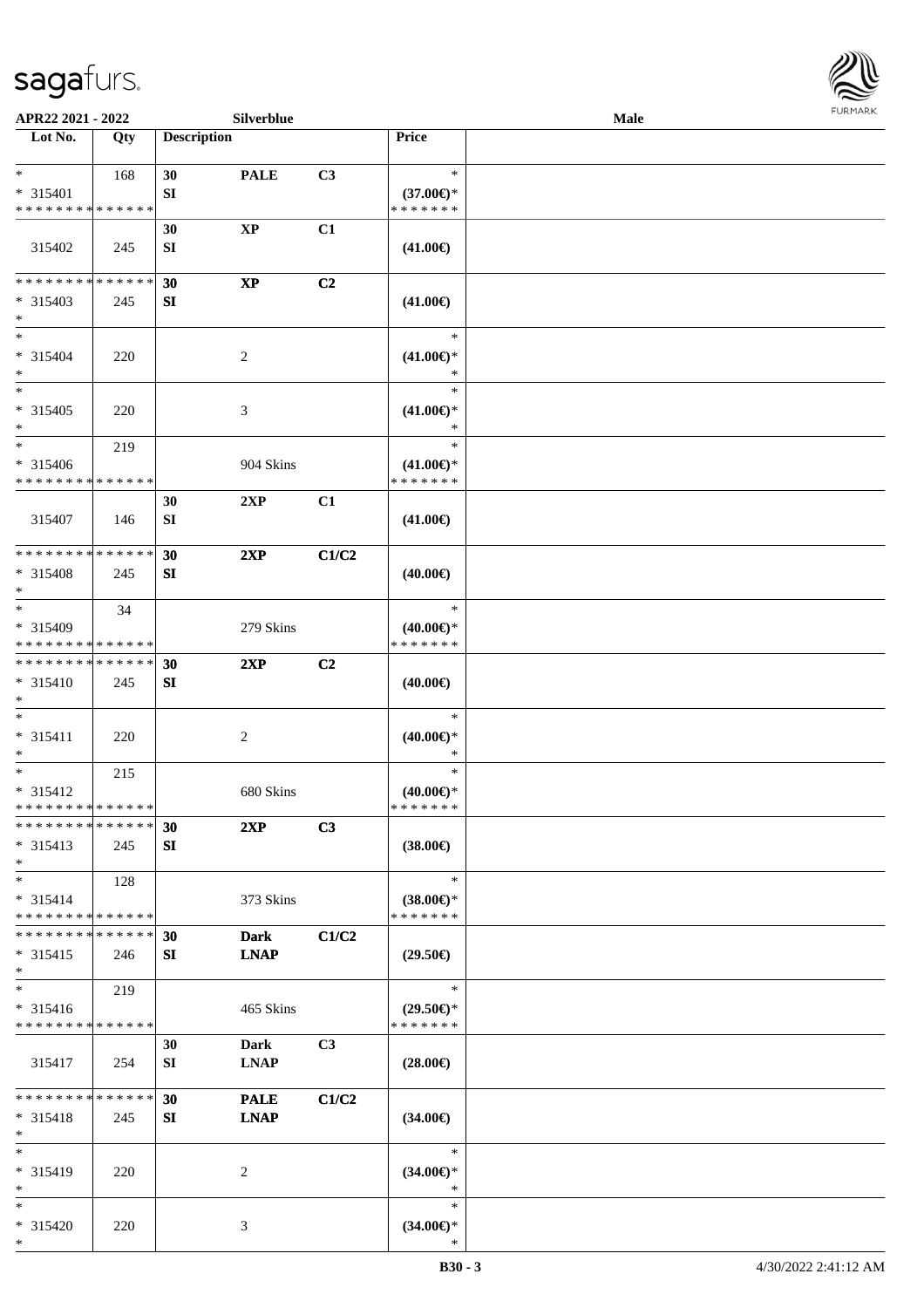APR22 2021 - 2022 Silverblue Male

| Lot No. | Qty | Description | | | Price | |
|---|---|---|---|---|---|---|
| * <br> * 315401 <br> * * * * * * * * * * * * * * | 168 | 30 SI | PALE | C3 | * <br> (37.00€)* <br> * * * * * * * | |
| 315402 | 245 | 30 SI | XP | C1 | (41.00€) | |
| * * * * * * * * * * * * * * <br> * 315403 <br> * | 245 | 30 SI | XP | C2 | (41.00€) | |
| * <br> * 315404 <br> * | 220 | | 2 | | * <br> (41.00€)* <br> * | |
| * <br> * 315405 <br> * | 220 | | 3 | | * <br> (41.00€)* <br> * | |
| * <br> * 315406 <br> * * * * * * * * * * * * * * | 219 | | 904 Skins | | * <br> (41.00€)* <br> * * * * * * * | |
| 315407 | 146 | 30 SI | 2XP | C1 | (41.00€) | |
| * * * * * * * * * * * * * * <br> * 315408 <br> * | 245 | 30 SI | 2XP | C1/C2 | (40.00€) | |
| * <br> * 315409 <br> * * * * * * * * * * * * * * | 34 | | 279 Skins | | * <br> (40.00€)* <br> * * * * * * * | |
| * * * * * * * * * * * * * * <br> * 315410 <br> * | 245 | 30 SI | 2XP | C2 | (40.00€) | |
| * <br> * 315411 <br> * | 220 | | 2 | | * <br> (40.00€)* <br> * | |
| * <br> * 315412 <br> * * * * * * * * * * * * * * | 215 | | 680 Skins | | * <br> (40.00€)* <br> * * * * * * * | |
| * * * * * * * * * * * * * * <br> * 315413 <br> * | 245 | 30 SI | 2XP | C3 | (38.00€) | |
| * <br> * 315414 <br> * * * * * * * * * * * * * * | 128 | | 373 Skins | | * <br> (38.00€)* <br> * * * * * * * | |
| * * * * * * * * * * * * * * <br> * 315415 <br> * | 246 | 30 SI | Dark LNAP | C1/C2 | (29.50€) | |
| * <br> * 315416 <br> * * * * * * * * * * * * * * | 219 | | 465 Skins | | * <br> (29.50€)* <br> * * * * * * * | |
| 315417 | 254 | 30 SI | Dark LNAP | C3 | (28.00€) | |
| * * * * * * * * * * * * * * <br> * 315418 <br> * | 245 | 30 SI | PALE LNAP | C1/C2 | (34.00€) | |
| * <br> * 315419 <br> * | 220 | | 2 | | * <br> (34.00€)* <br> * | |
| * <br> * 315420 <br> * | 220 | | 3 | | * <br> (34.00€)* <br> * | |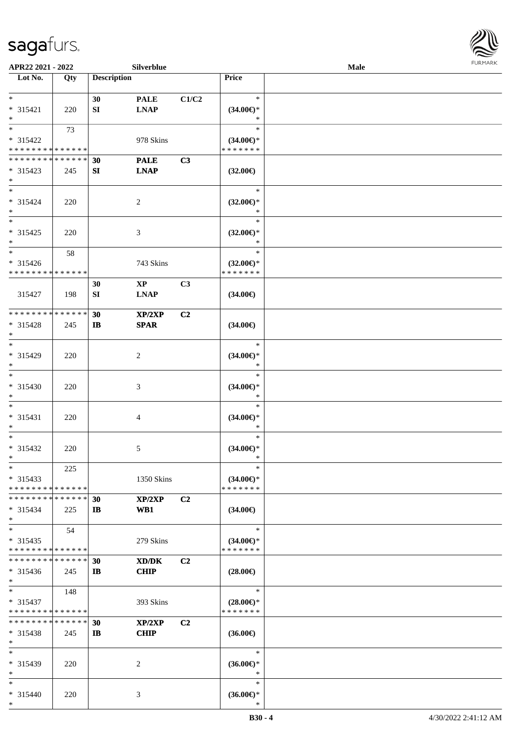APR22 2021 - 2022 | Silverblue | Male

| Lot No. | Qty | Description | | | Price | |
|---|---|---|---|---|---|---|
| *<br>* 315421<br>* | 220 | 30<br>SI | PALE<br>LNAP | C1/C2 | *<br>(34.00€)*<br>* | |
| *<br>* 315422<br>* * * * * * * * * * * * * * | 73 | | 978 Skins | | *<br>(34.00€)*<br>* * * * * * * | |
| * * * * * * * * * * * * * *<br>* 315423<br>* | 245 | 30<br>SI | PALE<br>LNAP | C3 | (32.00€) | |
| *<br>* 315424<br>* | 220 | | 2 | | *<br>(32.00€)*<br>* | |
| *<br>* 315425<br>* | 220 | | 3 | | *<br>(32.00€)*<br>* | |
| *<br>* 315426<br>* * * * * * * * * * * * * * | 58 | | 743 Skins | | *<br>(32.00€)*<br>* * * * * * * | |
| 315427 | 198 | 30<br>SI | XP<br>LNAP | C3 | (34.00€) | |
| * * * * * * * * * * * * * *<br>* 315428<br>* | 245 | 30<br>IB | XP/2XP<br>SPAR | C2 | (34.00€) | |
| *<br>* 315429<br>* | 220 | | 2 | | *<br>(34.00€)*<br>* | |
| *<br>* 315430<br>* | 220 | | 3 | | *<br>(34.00€)*<br>* | |
| *<br>* 315431<br>* | 220 | | 4 | | *<br>(34.00€)*<br>* | |
| *<br>* 315432<br>* | 220 | | 5 | | *<br>(34.00€)*<br>* | |
| *<br>* 315433<br>* * * * * * * * * * * * * * | 225 | | 1350 Skins | | *<br>(34.00€)*<br>* * * * * * * | |
| * * * * * * * * * * * * * *<br>* 315434<br>* | 225 | 30<br>IB | XP/2XP<br>WB1 | C2 | (34.00€) | |
| *<br>* 315435<br>* * * * * * * * * * * * * * | 54 | | 279 Skins | | *<br>(34.00€)*<br>* * * * * * * | |
| * * * * * * * * * * * * * *<br>* 315436<br>* | 245 | 30<br>IB | XD/DK<br>CHIP | C2 | (28.00€) | |
| *<br>* 315437<br>* * * * * * * * * * * * * * | 148 | | 393 Skins | | *<br>(28.00€)*<br>* * * * * * * | |
| * * * * * * * * * * * * * *<br>* 315438<br>* | 245 | 30<br>IB | XP/2XP<br>CHIP | C2 | (36.00€) | |
| *<br>* 315439<br>* | 220 | | 2 | | *<br>(36.00€)*<br>* | |
| *<br>* 315440<br>* | 220 | | 3 | | *<br>(36.00€)*<br>* | |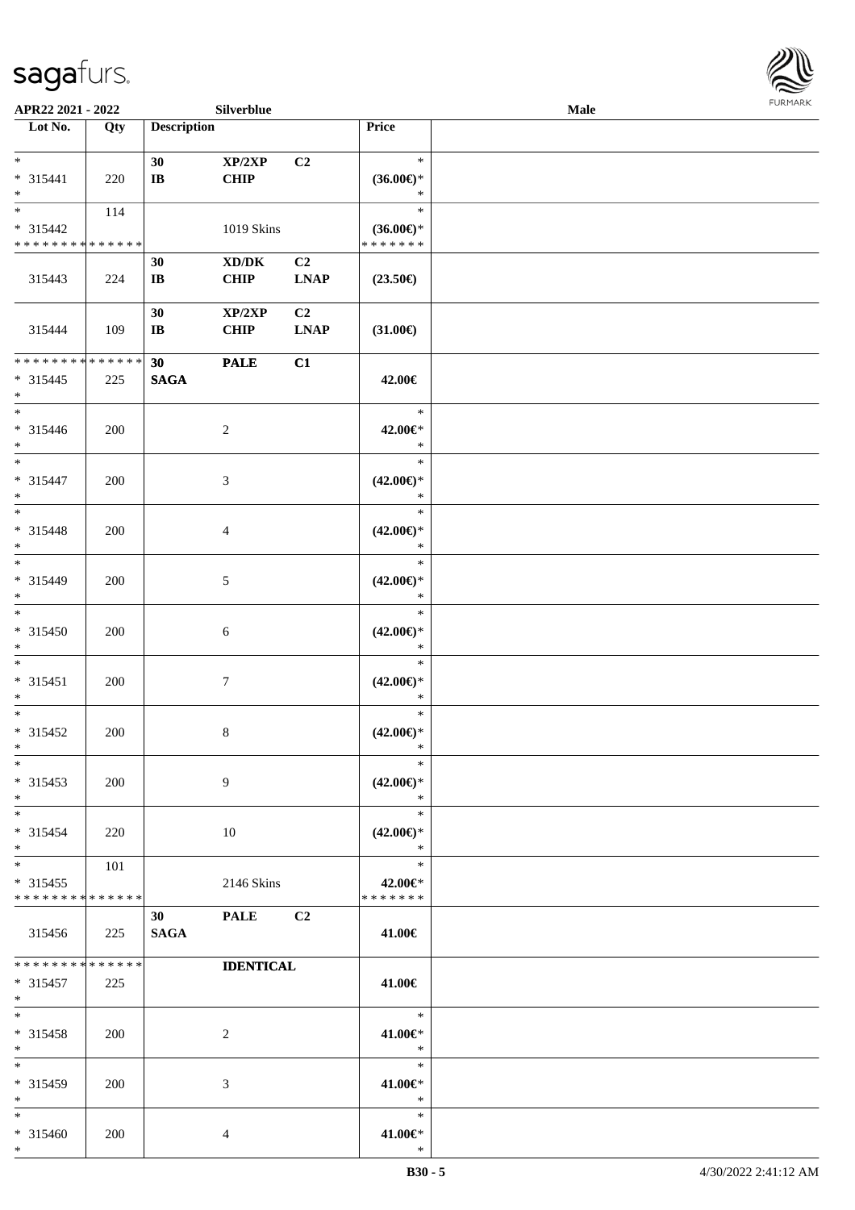APR22 2021 - 2022 Silverblue Male

| Lot No. | Qty | Description | | | Price | |
|---|---|---|---|---|---|---|
| * <br> * 315441 <br> * | 220 | 30 <br> IB | XP/2XP <br> CHIP | C2 | * <br> (36.00€)* <br> * | |
| * <br> * 315442 <br> * * * * * * * * * * * * * * | 114 | | 1019 Skins | | * <br> (36.00€)* <br> * * * * * * * | |
| 315443 | 224 | 30 <br> IB | XD/DK <br> CHIP | C2 <br> LNAP | (23.50€) | |
| 315444 | 109 | 30 <br> IB | XP/2XP <br> CHIP | C2 <br> LNAP | (31.00€) | |
| * * * * * * * * * * * * * * <br> * 315445 <br> * | 225 | 30 <br> SAGA | PALE | C1 | 42.00€ | |
| * <br> * 315446 <br> * | 200 | | 2 | | * <br> 42.00€* <br> * | |
| * <br> * 315447 <br> * | 200 | | 3 | | * <br> (42.00€)* <br> * | |
| * <br> * 315448 <br> * | 200 | | 4 | | * <br> (42.00€)* <br> * | |
| * <br> * 315449 <br> * | 200 | | 5 | | * <br> (42.00€)* <br> * | |
| * <br> * 315450 <br> * | 200 | | 6 | | * <br> (42.00€)* <br> * | |
| * <br> * 315451 <br> * | 200 | | 7 | | * <br> (42.00€)* <br> * | |
| * <br> * 315452 <br> * | 200 | | 8 | | * <br> (42.00€)* <br> * | |
| * <br> * 315453 <br> * | 200 | | 9 | | * <br> (42.00€)* <br> * | |
| * <br> * 315454 <br> * | 220 | | 10 | | * <br> (42.00€)* <br> * | |
| * <br> * 315455 <br> * * * * * * * * * * * * * * | 101 | | 2146 Skins | | * <br> 42.00€* <br> * * * * * * * | |
| 315456 | 225 | 30 <br> SAGA | PALE | C2 | 41.00€ | |
| * * * * * * * * * * * * * * <br> * 315457 <br> * | 225 | | IDENTICAL | | 41.00€ | |
| * <br> * 315458 <br> * | 200 | | 2 | | * <br> 41.00€* <br> * | |
| * <br> * 315459 <br> * | 200 | | 3 | | * <br> 41.00€* <br> * | |
| * <br> * 315460 <br> * | 200 | | 4 | | * <br> 41.00€* <br> * | |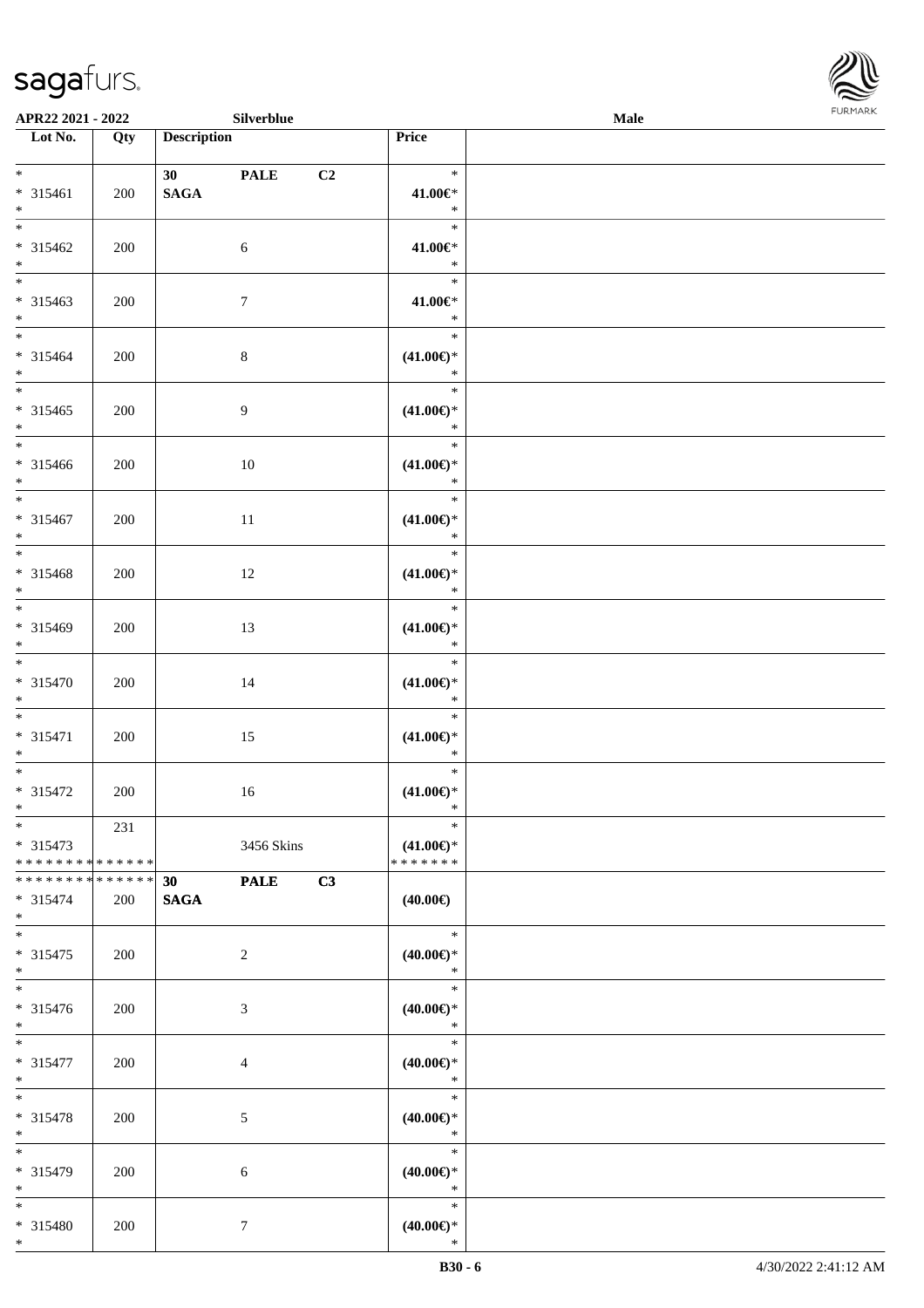APR22 2021 - 2022 | Silverblue | Male

| Lot No. | Qty | Description | Price |  |
|---|---|---|---|---|
| * <br> * 315461 <br> * | 200 | 30 PALE C2 <br> SAGA | * <br> 41.00€* <br> * |  |
| * <br> * 315462 <br> * | 200 | 6 | * <br> 41.00€* <br> * |  |
| * <br> * 315463 <br> * | 200 | 7 | * <br> 41.00€* <br> * |  |
| * <br> * 315464 <br> * | 200 | 8 | * <br> (41.00€)* <br> * |  |
| * <br> * 315465 <br> * | 200 | 9 | * <br> (41.00€)* <br> * |  |
| * <br> * 315466 <br> * | 200 | 10 | * <br> (41.00€)* <br> * |  |
| * <br> * 315467 <br> * | 200 | 11 | * <br> (41.00€)* <br> * |  |
| * <br> * 315468 <br> * | 200 | 12 | * <br> (41.00€)* <br> * |  |
| * <br> * 315469 <br> * | 200 | 13 | * <br> (41.00€)* <br> * |  |
| * <br> * 315470 <br> * | 200 | 14 | * <br> (41.00€)* <br> * |  |
| * <br> * 315471 <br> * | 200 | 15 | * <br> (41.00€)* <br> * |  |
| * <br> * 315472 <br> * | 200 | 16 | * <br> (41.00€)* <br> * |  |
| * <br> * 315473 <br> ************** | 231 | 3456 Skins | * <br> (41.00€)* <br> ******* |  |
| ************** <br> * 315474 <br> * | 200 | 30 PALE C3 <br> SAGA | (40.00€) |  |
| * <br> * 315475 <br> * | 200 | 2 | * <br> (40.00€)* <br> * |  |
| * <br> * 315476 <br> * | 200 | 3 | * <br> (40.00€)* <br> * |  |
| * <br> * 315477 <br> * | 200 | 4 | * <br> (40.00€)* <br> * |  |
| * <br> * 315478 <br> * | 200 | 5 | * <br> (40.00€)* <br> * |  |
| * <br> * 315479 <br> * | 200 | 6 | * <br> (40.00€)* <br> * |  |
| * <br> * 315480 <br> * | 200 | 7 | * <br> (40.00€)* <br> * |  |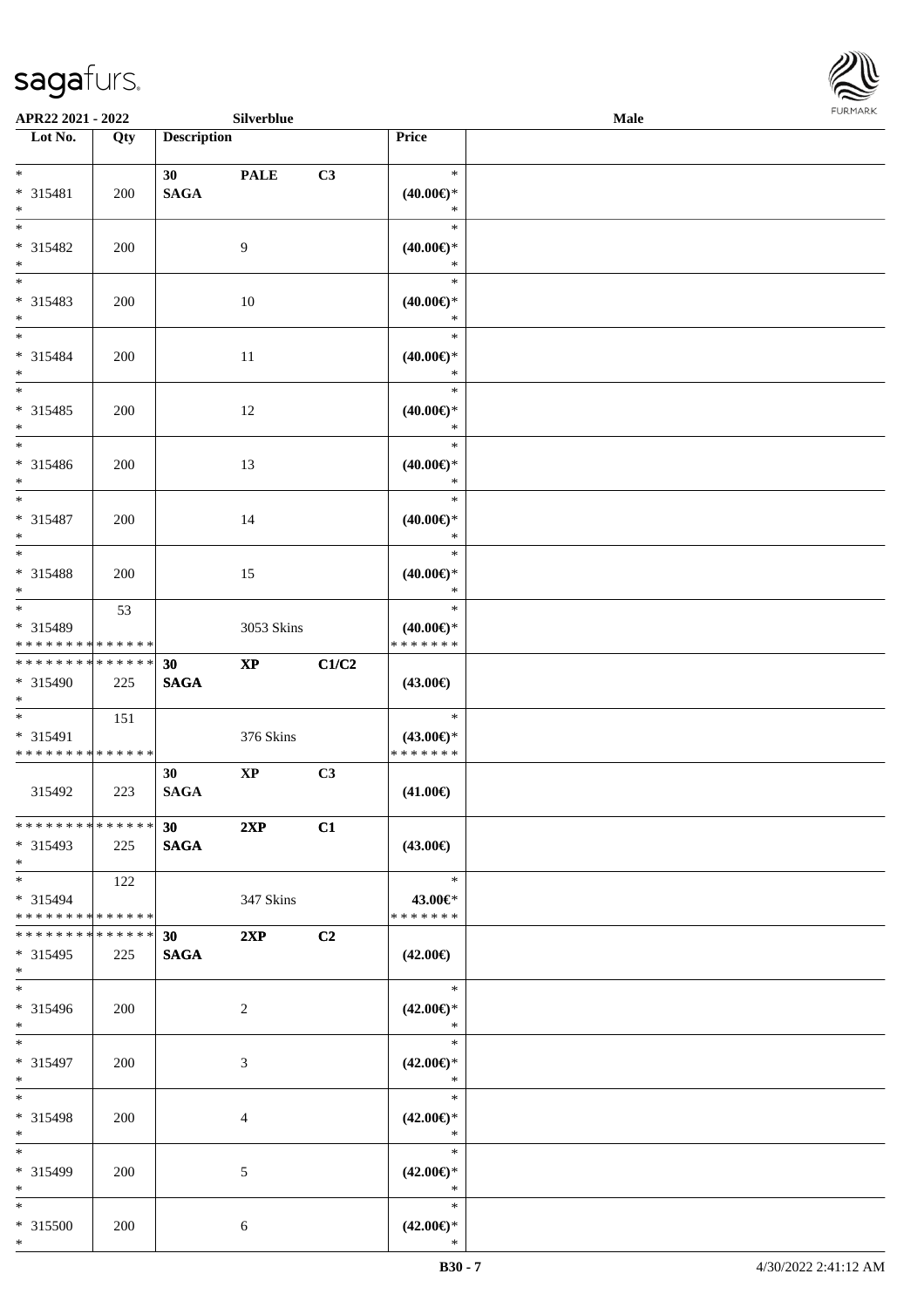**APR22 2021 - 2022** **Silverblue** **Male**

| Lot No. | Qty | Description | | | Price |
|---|---|---|---|---|---|
| * <br> * 315481 <br> * | 200 | 30 <br> **SAGA** | **PALE** | C3 | * <br> **(40.00€)*** <br> * |
| * <br> * 315482 <br> * | 200 | | 9 | | * <br> **(40.00€)*** <br> * |
| * <br> * 315483 <br> * | 200 | | 10 | | * <br> **(40.00€)*** <br> * |
| * <br> * 315484 <br> * | 200 | | 11 | | * <br> **(40.00€)*** <br> * |
| * <br> * 315485 <br> * | 200 | | 12 | | * <br> **(40.00€)*** <br> * |
| * <br> * 315486 <br> * | 200 | | 13 | | * <br> **(40.00€)*** <br> * |
| * <br> * 315487 <br> * | 200 | | 14 | | * <br> **(40.00€)*** <br> * |
| * <br> * 315488 <br> * | 200 | | 15 | | * <br> **(40.00€)*** <br> * |
| * <br> * 315489 <br> * * * * * * * * * * * * * * | 53 | | 3053 Skins | | * <br> **(40.00€)*** <br> * * * * * * * |
| * * * * * * * * * * * * * * <br> * 315490 <br> * | 225 | **30** <br> **SAGA** | **XP** | **C1/C2** | **(43.00€)** |
| * <br> * 315491 <br> * * * * * * * * * * * * * * | 151 | | 376 Skins | | * <br> **(43.00€)*** <br> * * * * * * * |
| 315492 | 223 | **30** <br> **SAGA** | **XP** | **C3** | **(41.00€)** |
| * * * * * * * * * * * * * * <br> * 315493 <br> * | 225 | **30** <br> **SAGA** | **2XP** | **C1** | **(43.00€)** |
| * <br> * 315494 <br> * * * * * * * * * * * * * * | 122 | | 347 Skins | | * <br> **43.00€*** <br> * * * * * * * |
| * * * * * * * * * * * * * * <br> * 315495 <br> * | 225 | **30** <br> **SAGA** | **2XP** | **C2** | **(42.00€)** |
| * <br> * 315496 <br> * | 200 | | 2 | | * <br> **(42.00€)*** <br> * |
| * <br> * 315497 <br> * | 200 | | 3 | | * <br> **(42.00€)*** <br> * |
| * <br> * 315498 <br> * | 200 | | 4 | | * <br> **(42.00€)*** <br> * |
| * <br> * 315499 <br> * | 200 | | 5 | | * <br> **(42.00€)*** <br> * |
| * <br> * 315500 <br> * | 200 | | 6 | | * <br> **(42.00€)*** <br> * |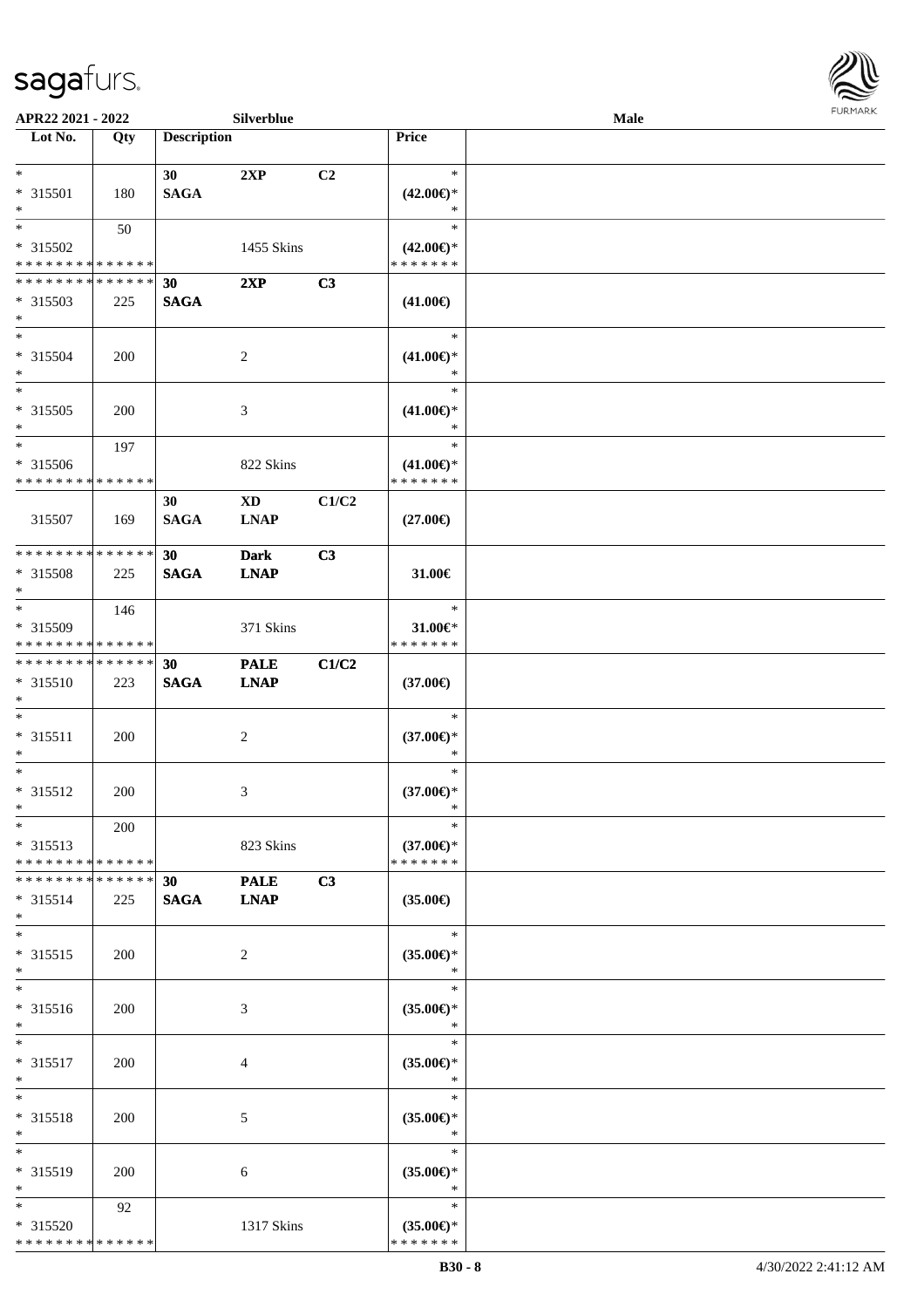APR22 2021 - 2022 Silverblue Male

| Lot No. | Qty | Description | | | Price |
|---|---|---|---|---|---|
| * 315501 * | 180 | 30 SAGA | 2XP | C2 | * (42.00€)* * |
| * 315502 * * * * * * * * * * * * * * | 50 | | 1455 Skins | | * (42.00€)* * * * * * * * |
| * * * * * * * * * * * * * * 315503 * | 225 | 30 SAGA | 2XP | C3 | (41.00€) |
| * 315504 * | 200 | | 2 | | * (41.00€)* * |
| * 315505 * | 200 | | 3 | | * (41.00€)* * |
| * 315506 * * * * * * * * * * * * * * | 197 | | 822 Skins | | * (41.00€)* * * * * * * * |
| 315507 | 169 | 30 SAGA | XD LNAP | C1/C2 | (27.00€) |
| * * * * * * * * * * * * * * 315508 * | 225 | 30 SAGA | Dark LNAP | C3 | 31.00€ |
| * 315509 * * * * * * * * * * * * * * | 146 | | 371 Skins | | * 31.00€* * * * * * * * |
| * * * * * * * * * * * * * * 315510 * | 223 | 30 SAGA | PALE LNAP | C1/C2 | (37.00€) |
| * 315511 * | 200 | | 2 | | * (37.00€)* * |
| * 315512 * | 200 | | 3 | | * (37.00€)* * |
| * 315513 * * * * * * * * * * * * * * | 200 | | 823 Skins | | * (37.00€)* * * * * * * * |
| * * * * * * * * * * * * * * 315514 * | 225 | 30 SAGA | PALE LNAP | C3 | (35.00€) |
| * 315515 * | 200 | | 2 | | * (35.00€)* * |
| * 315516 * | 200 | | 3 | | * (35.00€)* * |
| * 315517 * | 200 | | 4 | | * (35.00€)* * |
| * 315518 * | 200 | | 5 | | * (35.00€)* * |
| * 315519 * | 200 | | 6 | | * (35.00€)* * |
| * 315520 * * * * * * * * * * * * * * | 92 | | 1317 Skins | | * (35.00€)* * * * * * * * |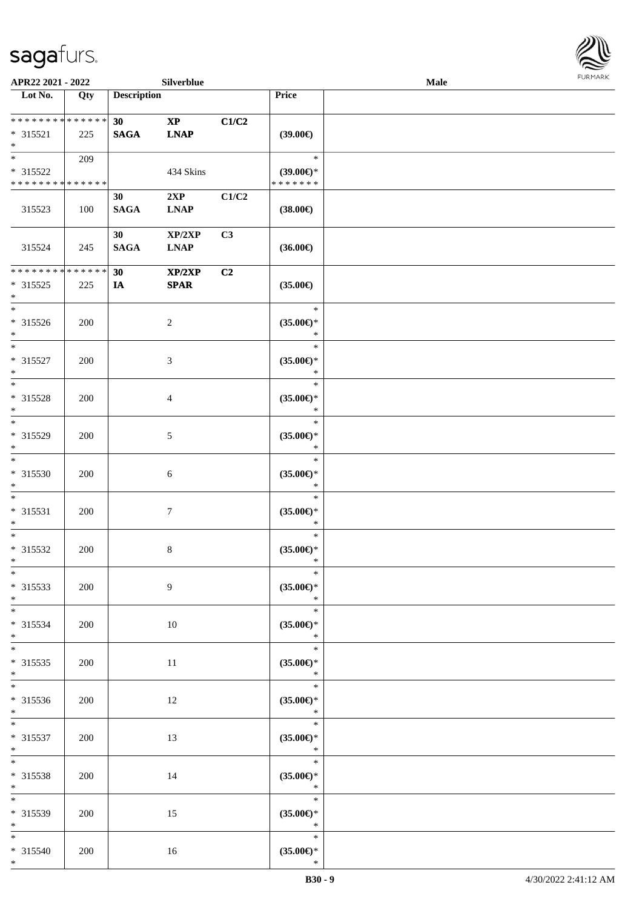| Lot No. | Qty | Description | | | Price | |
|---|---|---|---|---|---|---|
| * * * * * * * * * * * * * * | | 30 | XP | C1/C2 | | |
| * 315521 | 225 | SAGA | LNAP | | (39.00€) | |
| * | | | | | | |
| * | 209 | | | | * | |
| * 315522 | | | 434 Skins | | (39.00€)* | |
| * * * * * * * * * * * * * * | | | | | * * * * * * * | |
| | | 30 | 2XP | C1/C2 | | |
| 315523 | 100 | SAGA | LNAP | | (38.00€) | |
| | | 30 | XP/2XP | C3 | | |
| 315524 | 245 | SAGA | LNAP | | (36.00€) | |
| * * * * * * * * * * * * * * | | 30 | XP/2XP | C2 | | |
| * 315525 | 225 | IA | SPAR | | (35.00€) | |
| * | | | | | | |
| * 315526 | 200 | | 2 | | (35.00€)* | |
| * 315527 | 200 | | 3 | | (35.00€)* | |
| * 315528 | 200 | | 4 | | (35.00€)* | |
| * 315529 | 200 | | 5 | | (35.00€)* | |
| * 315530 | 200 | | 6 | | (35.00€)* | |
| * 315531 | 200 | | 7 | | (35.00€)* | |
| * 315532 | 200 | | 8 | | (35.00€)* | |
| * 315533 | 200 | | 9 | | (35.00€)* | |
| * 315534 | 200 | | 10 | | (35.00€)* | |
| * 315535 | 200 | | 11 | | (35.00€)* | |
| * 315536 | 200 | | 12 | | (35.00€)* | |
| * 315537 | 200 | | 13 | | (35.00€)* | |
| * 315538 | 200 | | 14 | | (35.00€)* | |
| * 315539 | 200 | | 15 | | (35.00€)* | |
| * 315540 | 200 | | 16 | | (35.00€)* | |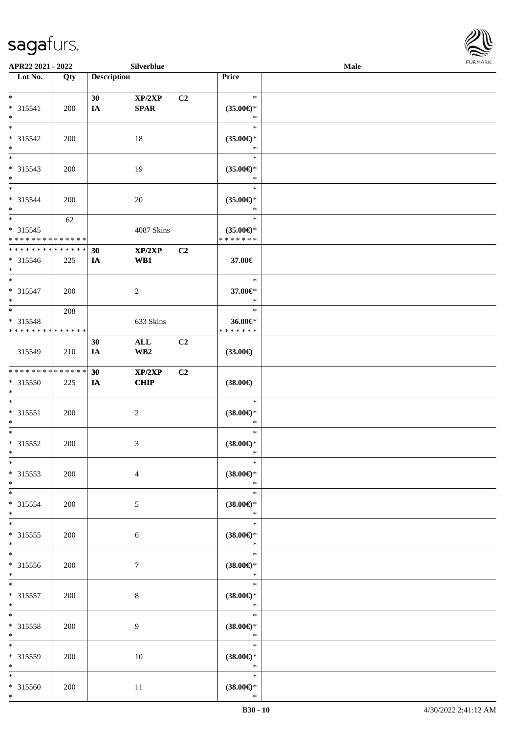**APR22 2021 - 2022** **Silverblue** **Male**

| Lot No. | Qty | Description | | | Price |
|---|---|---|---|---|---|
| * | | 30 | XP/2XP | C2 | * |
| * 315541 | 200 | IA | SPAR | | (35.00€)* |
| * | | | | | * |
| * | | | | | * |
| * 315542 | 200 | | 18 | | (35.00€)* |
| * | | | | | * |
| * | | | | | * |
| * 315543 | 200 | | 19 | | (35.00€)* |
| * | | | | | * |
| * | | | | | * |
| * 315544 | 200 | | 20 | | (35.00€)* |
| * | | | | | * |
| * | 62 | | | | * |
| * 315545 | | | 4087 Skins | | (35.00€)* |
| * * * * * * * * * * * * * * | | | | | * * * * * * * |
| * * * * * * * * * * * * * * | | 30 | XP/2XP | C2 | |
| * 315546 | 225 | IA | WB1 | | 37.00€ |
| * | | | | | |
| * | | | | | * |
| * 315547 | 200 | | 2 | | 37.00€* |
| * | | | | | * |
| * | 208 | | | | * |
| * 315548 | | | 633 Skins | | 36.00€* |
| * * * * * * * * * * * * * * | | | | | * * * * * * * |
| | | 30 | ALL | C2 | |
| 315549 | 210 | IA | WB2 | | (33.00€) |
| * * * * * * * * * * * * * * | | 30 | XP/2XP | C2 | |
| * 315550 | 225 | IA | CHIP | | (38.00€) |
| * | | | | | |
| * | | | | | * |
| * 315551 | 200 | | 2 | | (38.00€)* |
| * | | | | | * |
| * | | | | | * |
| * 315552 | 200 | | 3 | | (38.00€)* |
| * | | | | | * |
| * | | | | | * |
| * 315553 | 200 | | 4 | | (38.00€)* |
| * | | | | | * |
| * | | | | | * |
| * 315554 | 200 | | 5 | | (38.00€)* |
| * | | | | | * |
| * | | | | | * |
| * 315555 | 200 | | 6 | | (38.00€)* |
| * | | | | | * |
| * | | | | | * |
| * 315556 | 200 | | 7 | | (38.00€)* |
| * | | | | | * |
| * | | | | | * |
| * 315557 | 200 | | 8 | | (38.00€)* |
| * | | | | | * |
| * | | | | | * |
| * 315558 | 200 | | 9 | | (38.00€)* |
| * | | | | | * |
| * | | | | | * |
| * 315559 | 200 | | 10 | | (38.00€)* |
| * | | | | | * |
| * | | | | | * |
| * 315560 | 200 | | 11 | | (38.00€)* |
| * | | | | | * |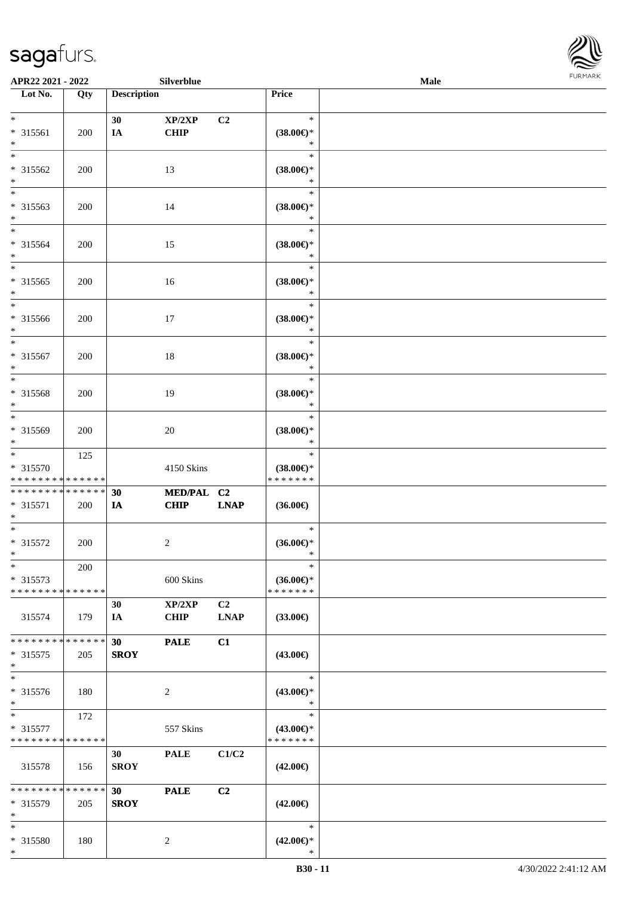| Lot No. | Qty | Description | | | Price | |
|---|---|---|---|---|---|---|
| *<br>* 315561<br>* | 200 | 30<br>IA | XP/2XP<br>CHIP | C2 | *<br>(38.00€)*<br>* | |
| *<br>* 315562<br>* | 200 | | 13 | | *<br>(38.00€)*<br>* | |
| *<br>* 315563<br>* | 200 | | 14 | | *<br>(38.00€)*<br>* | |
| *<br>* 315564<br>* | 200 | | 15 | | *<br>(38.00€)*<br>* | |
| *<br>* 315565<br>* | 200 | | 16 | | *<br>(38.00€)*<br>* | |
| *<br>* 315566<br>* | 200 | | 17 | | *<br>(38.00€)*<br>* | |
| *<br>* 315567<br>* | 200 | | 18 | | *<br>(38.00€)*<br>* | |
| *<br>* 315568<br>* | 200 | | 19 | | *<br>(38.00€)*<br>* | |
| *<br>* 315569<br>* | 200 | | 20 | | *<br>(38.00€)*<br>* | |
| *<br>* 315570<br>* * * * * * * * * * * * * * | 125 | | 4150 Skins | | *<br>(38.00€)*<br>* * * * * * * | |
| * * * * * * * * * * * * * *<br>* 315571<br>* | 200 | 30<br>IA | MED/PAL<br>CHIP | C2<br>LNAP | (36.00€) | |
| *<br>* 315572<br>* | 200 | | 2 | | *<br>(36.00€)*<br>* | |
| *<br>* 315573<br>* * * * * * * * * * * * * * | 200 | | 600 Skins | | *<br>(36.00€)*<br>* * * * * * * | |
| 315574 | 179 | 30<br>IA | XP/2XP<br>CHIP | C2<br>LNAP | (33.00€) | |
| * * * * * * * * * * * * * *<br>* 315575<br>* | 205 | 30<br>SROY | PALE | C1 | (43.00€) | |
| *<br>* 315576<br>* | 180 | | 2 | | *<br>(43.00€)*<br>* | |
| *<br>* 315577<br>* * * * * * * * * * * * * * | 172 | | 557 Skins | | *<br>(43.00€)*<br>* * * * * * * | |
| 315578 | 156 | 30<br>SROY | PALE | C1/C2 | (42.00€) | |
| * * * * * * * * * * * * * *<br>* 315579<br>* | 205 | 30<br>SROY | PALE | C2 | (42.00€) | |
| *<br>* 315580<br>* | 180 | | 2 | | *<br>(42.00€)*<br>* | |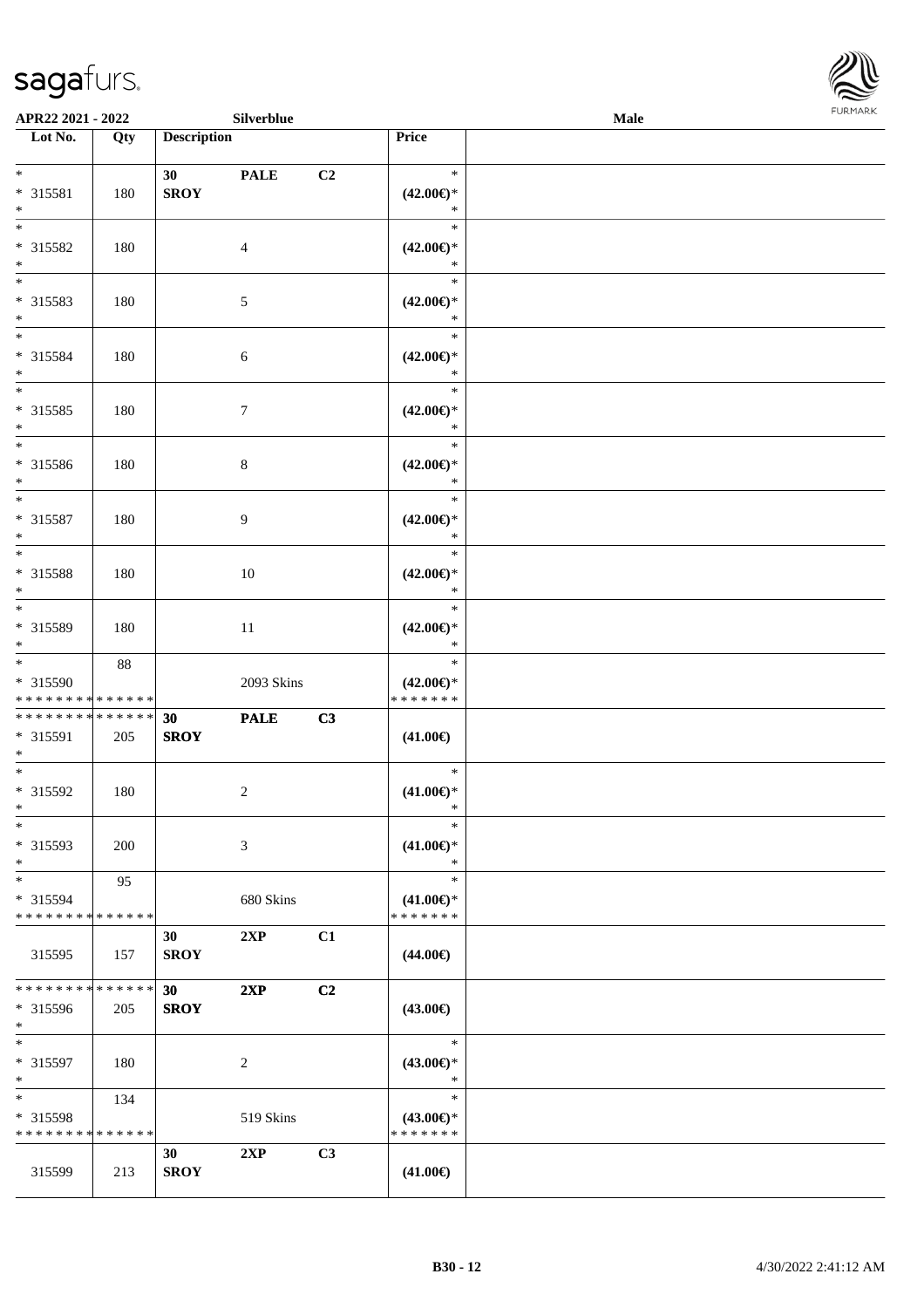APR22 2021 - 2022 | Silverblue | Male

| Lot No. | Qty | Description | | | Price | |
|---|---|---|---|---|---|---|
| *<br>* 315581<br>* | 180 | 30<br>SROY | PALE | C2 | *<br>(42.00€)*<br>* | |
| *<br>* 315582<br>* | 180 | | 4 | | *<br>(42.00€)*<br>* | |
| *<br>* 315583<br>* | 180 | | 5 | | *<br>(42.00€)*<br>* | |
| *<br>* 315584<br>* | 180 | | 6 | | *<br>(42.00€)*<br>* | |
| *<br>* 315585<br>* | 180 | | 7 | | *<br>(42.00€)*<br>* | |
| *<br>* 315586<br>* | 180 | | 8 | | *<br>(42.00€)*<br>* | |
| *<br>* 315587<br>* | 180 | | 9 | | *<br>(42.00€)*<br>* | |
| *<br>* 315588<br>* | 180 | | 10 | | *<br>(42.00€)*<br>* | |
| *<br>* 315589<br>* | 180 | | 11 | | *<br>(42.00€)*<br>* | |
| *<br>* 315590<br>* * * * * * * * * * * * * * | 88 | | 2093 Skins | | *<br>(42.00€)*<br>* * * * * * * | |
| * * * * * * * * * * * * * *<br>* 315591<br>* | 205 | 30<br>SROY | PALE | C3 | (41.00€) | |
| *<br>* 315592<br>* | 180 | | 2 | | *<br>(41.00€)*<br>* | |
| *<br>* 315593<br>* | 200 | | 3 | | *<br>(41.00€)*<br>* | |
| *<br>* 315594<br>* * * * * * * * * * * * * * | 95 | | 680 Skins | | *<br>(41.00€)*<br>* * * * * * * | |
| 315595 | 157 | 30<br>SROY | 2XP | C1 | (44.00€) | |
| * * * * * * * * * * * * * *<br>* 315596<br>* | 205 | 30<br>SROY | 2XP | C2 | (43.00€) | |
| *<br>* 315597<br>* | 180 | | 2 | | *<br>(43.00€)*<br>* | |
| *<br>* 315598<br>* * * * * * * * * * * * * * | 134 | | 519 Skins | | *<br>(43.00€)*<br>* * * * * * * | |
| 315599 | 213 | 30<br>SROY | 2XP | C3 | (41.00€) | |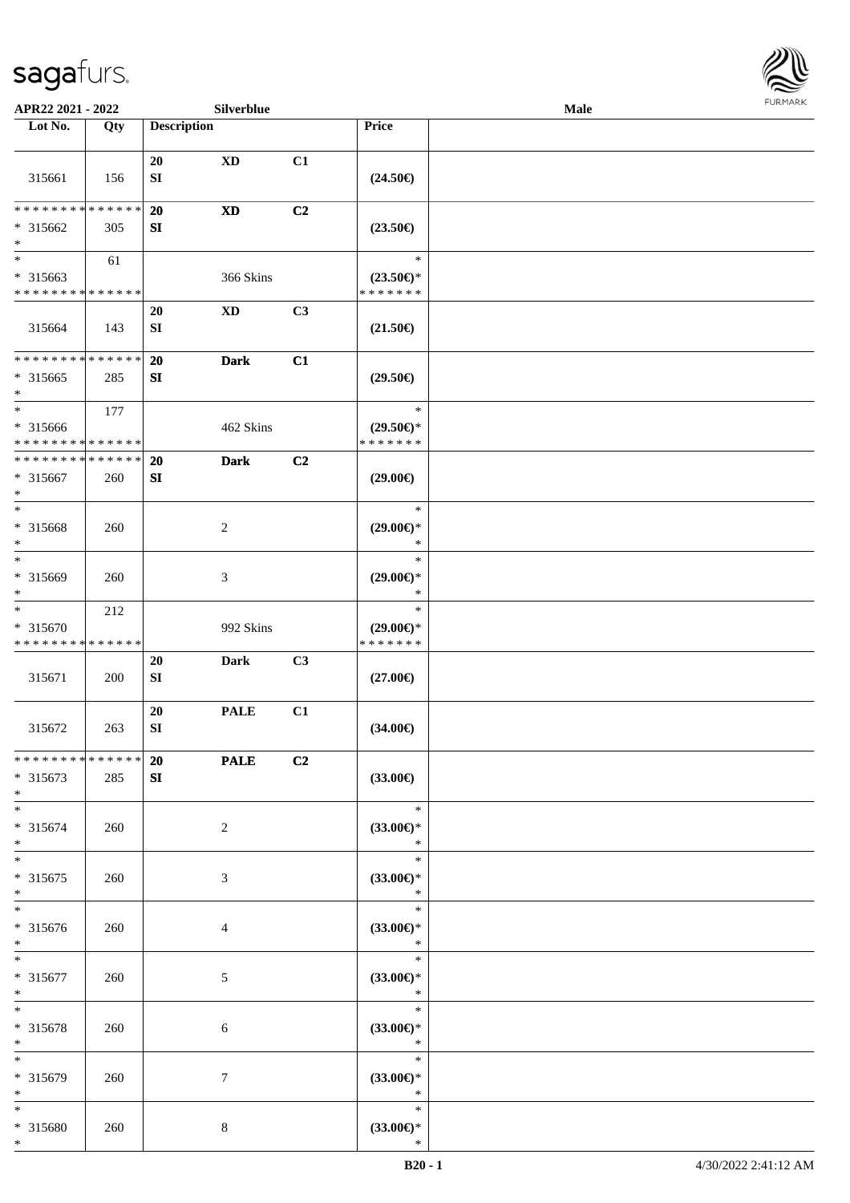APR22 2021 - 2022 | Silverblue | Male

| Lot No. | Qty | Description | | | Price | |
|---|---|---|---|---|---|---|
| 315661 | 156 | 20 SI | XD | C1 | (24.50€) | |
| * * * * * * * * * * * * * * * 315662 * | 305 | 20 SI | XD | C2 | (23.50€) | |
| * * 315663 * * * * * * * * * * * * * * | 61 | | 366 Skins | | * (23.50€)* * * * * * * * | |
| 315664 | 143 | 20 SI | XD | C3 | (21.50€) | |
| * * * * * * * * * * * * * * * 315665 * | 285 | 20 SI | Dark | C1 | (29.50€) | |
| * * 315666 * * * * * * * * * * * * * * | 177 | | 462 Skins | | * (29.50€)* * * * * * * * | |
| * * * * * * * * * * * * * * * 315667 * | 260 | 20 SI | Dark | C2 | (29.00€) | |
| * * 315668 * | 260 | | 2 | | * (29.00€)* * | |
| * * 315669 * | 260 | | 3 | | * (29.00€)* * | |
| * * 315670 * * * * * * * * * * * * * * | 212 | | 992 Skins | | * (29.00€)* * * * * * * * | |
| 315671 | 200 | 20 SI | Dark | C3 | (27.00€) | |
| 315672 | 263 | 20 SI | PALE | C1 | (34.00€) | |
| * * * * * * * * * * * * * * * 315673 * | 285 | 20 SI | PALE | C2 | (33.00€) | |
| * * 315674 * | 260 | | 2 | | * (33.00€)* * | |
| * * 315675 * | 260 | | 3 | | * (33.00€)* * | |
| * * 315676 * | 260 | | 4 | | * (33.00€)* * | |
| * * 315677 * | 260 | | 5 | | * (33.00€)* * | |
| * * 315678 * | 260 | | 6 | | * (33.00€)* * | |
| * * 315679 * | 260 | | 7 | | * (33.00€)* * | |
| * * 315680 * | 260 | | 8 | | * (33.00€)* * | |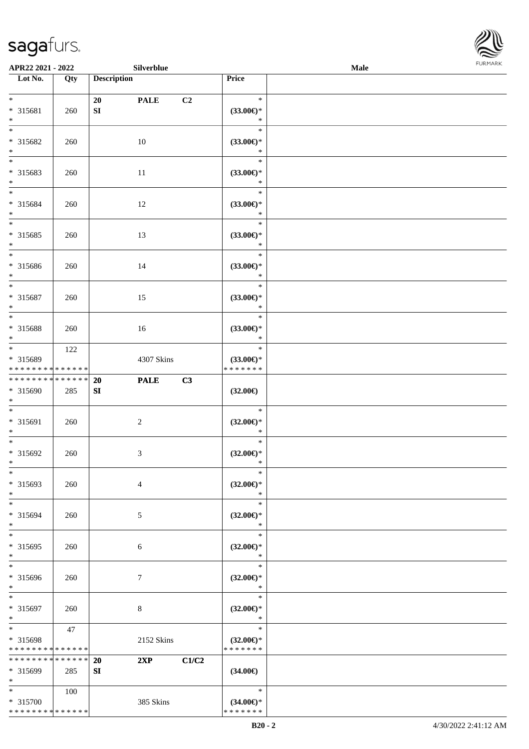| Lot No. | Qty | Description | | | Price | |
|---|---|---|---|---|---|---|
| * | | 20 | PALE | C2 | * | |
| * 315681 | 260 | SI | | | (33.00€)* | |
| * | | | | | * | |
| * | | | | | * | |
| * 315682 | 260 | | 10 | | (33.00€)* | |
| * | | | | | * | |
| * | | | | | * | |
| * 315683 | 260 | | 11 | | (33.00€)* | |
| * | | | | | * | |
| * | | | | | * | |
| * 315684 | 260 | | 12 | | (33.00€)* | |
| * | | | | | * | |
| * | | | | | * | |
| * 315685 | 260 | | 13 | | (33.00€)* | |
| * | | | | | * | |
| * | | | | | * | |
| * 315686 | 260 | | 14 | | (33.00€)* | |
| * | | | | | * | |
| * | | | | | * | |
| * 315687 | 260 | | 15 | | (33.00€)* | |
| * | | | | | * | |
| * | | | | | * | |
| * 315688 | 260 | | 16 | | (33.00€)* | |
| * | | | | | * | |
| * | 122 | | | | * | |
| * 315689 | | | 4307 Skins | | (33.00€)* | |
| * * * * * * * * * * * * * * | | | | | * * * * * * * | |
| * * * * * * * * * * * * * * | | 20 | PALE | C3 | | |
| * 315690 | 285 | SI | | | (32.00€) | |
| * | | | | | | |
| * | | | | | * | |
| * 315691 | 260 | | 2 | | (32.00€)* | |
| * | | | | | * | |
| * | | | | | * | |
| * 315692 | 260 | | 3 | | (32.00€)* | |
| * | | | | | * | |
| * | | | | | * | |
| * 315693 | 260 | | 4 | | (32.00€)* | |
| * | | | | | * | |
| * | | | | | * | |
| * 315694 | 260 | | 5 | | (32.00€)* | |
| * | | | | | * | |
| * | | | | | * | |
| * 315695 | 260 | | 6 | | (32.00€)* | |
| * | | | | | * | |
| * | | | | | * | |
| * 315696 | 260 | | 7 | | (32.00€)* | |
| * | | | | | * | |
| * | | | | | * | |
| * 315697 | 260 | | 8 | | (32.00€)* | |
| * | | | | | * | |
| * | 47 | | | | * | |
| * 315698 | | | 2152 Skins | | (32.00€)* | |
| * * * * * * * * * * * * * * | | | | | * * * * * * * | |
| * * * * * * * * * * * * * * | | 20 | 2XP | C1/C2 | | |
| * 315699 | 285 | SI | | | (34.00€) | |
| * | | | | | | |
| * | 100 | | | | * | |
| * 315700 | | | 385 Skins | | (34.00€)* | |
| * * * * * * * * * * * * * * | | | | | * * * * * * * | |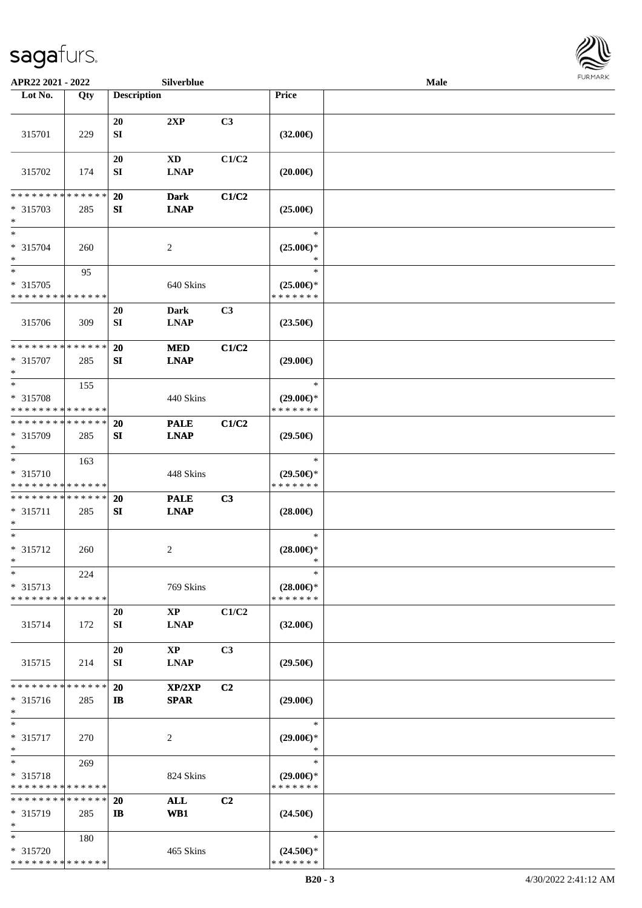APR22 2021 - 2022 | Silverblue | Male

| Lot No. | Qty | Description | | | Price | |
|---|---|---|---|---|---|---|
| 315701 | 229 | 20 SI | 2XP | C3 | (32.00€) | |
| 315702 | 174 | 20 SI | XD LNAP | C1/C2 | (20.00€) | |
| * * * * * * * * * * * * * * * 315703 * | 285 | 20 SI | Dark LNAP | C1/C2 | (25.00€) | |
| * * 315704 * | 260 | | 2 | | * (25.00€)* * | |
| * * 315705 * * * * * * * * * * * * * * | 95 | | 640 Skins | | * (25.00€)* * * * * * * * | |
| 315706 | 309 | 20 SI | Dark LNAP | C3 | (23.50€) | |
| * * * * * * * * * * * * * * * 315707 * | 285 | 20 SI | MED LNAP | C1/C2 | (29.00€) | |
| * * 315708 * * * * * * * * * * * * * * | 155 | | 440 Skins | | * (29.00€)* * * * * * * * | |
| * * * * * * * * * * * * * * * 315709 * | 285 | 20 SI | PALE LNAP | C1/C2 | (29.50€) | |
| * * 315710 * * * * * * * * * * * * * * | 163 | | 448 Skins | | * (29.50€)* * * * * * * * | |
| * * * * * * * * * * * * * * * 315711 * | 285 | 20 SI | PALE LNAP | C3 | (28.00€) | |
| * * 315712 * | 260 | | 2 | | * (28.00€)* * | |
| * * 315713 * * * * * * * * * * * * * * | 224 | | 769 Skins | | * (28.00€)* * * * * * * * | |
| 315714 | 172 | 20 SI | XP LNAP | C1/C2 | (32.00€) | |
| 315715 | 214 | 20 SI | XP LNAP | C3 | (29.50€) | |
| * * * * * * * * * * * * * * * 315716 * | 285 | 20 IB | XP/2XP SPAR | C2 | (29.00€) | |
| * * 315717 * | 270 | | 2 | | * (29.00€)* * | |
| * * 315718 * * * * * * * * * * * * * * | 269 | | 824 Skins | | * (29.00€)* * * * * * * * | |
| * * * * * * * * * * * * * * * 315719 * | 285 | 20 IB | ALL WB1 | C2 | (24.50€) | |
| * * 315720 * * * * * * * * * * * * * * | 180 | | 465 Skins | | * (24.50€)* * * * * * * * | |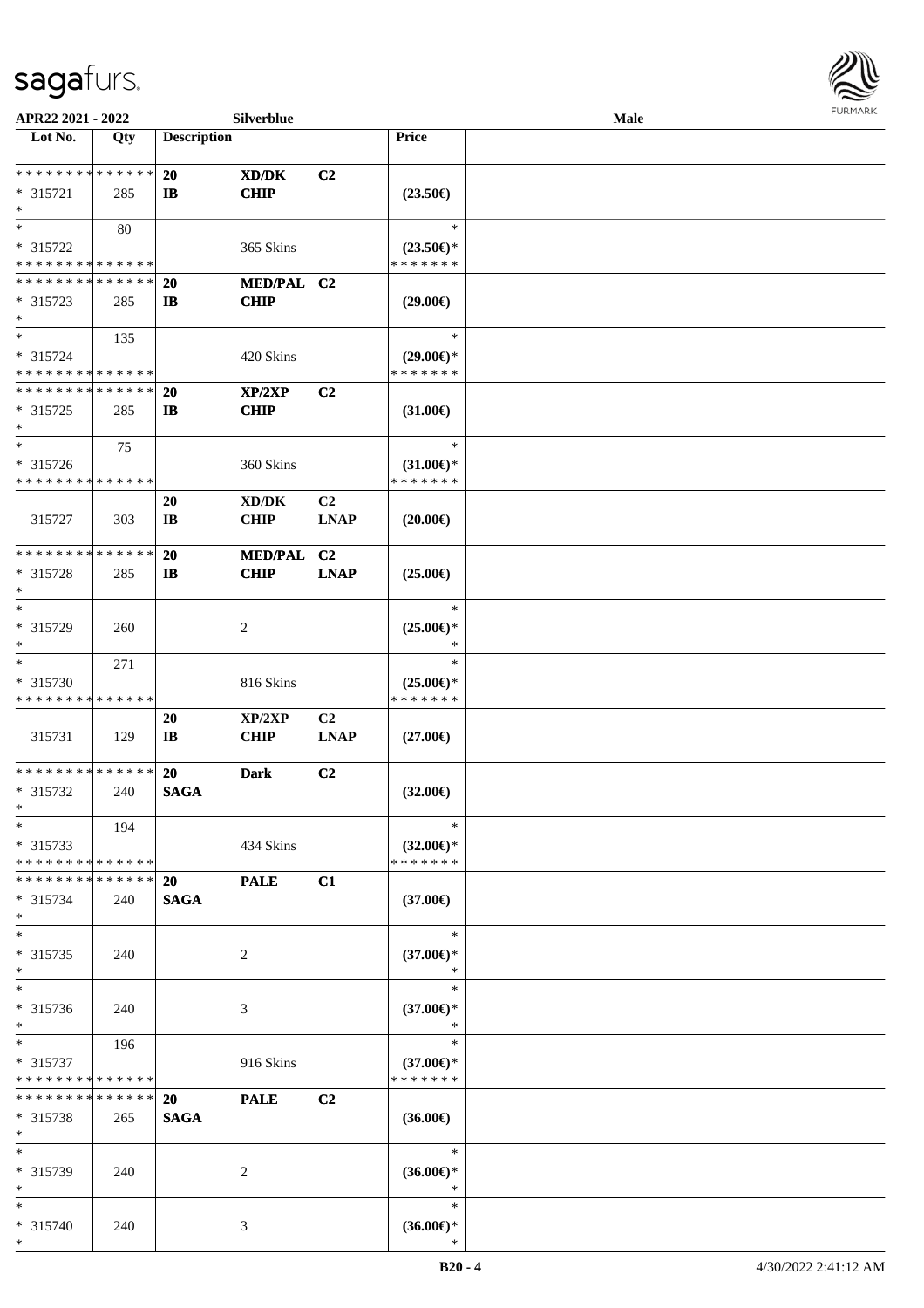APR22 2021 - 2022 Silverblue Male

| Lot No. | Qty | Description | | | Price | |
|---|---|---|---|---|---|---|
| * * * * * * * * * * * * * * | | 20 | XD/DK | C2 | | |
| * 315721 | 285 | IB | CHIP | | (23.50€) | |
| * | | | | | | |
| * | 80 | | | | * | |
| * 315722 | | | 365 Skins | | (23.50€)* | |
| * * * * * * * * * * * * * * | | | | | * * * * * * * | |
| * * * * * * * * * * * * * * | | 20 | MED/PAL | C2 | | |
| * 315723 | 285 | IB | CHIP | | (29.00€) | |
| * | | | | | | |
| * | 135 | | | | * | |
| * 315724 | | | 420 Skins | | (29.00€)* | |
| * * * * * * * * * * * * * * | | | | | * * * * * * * | |
| * * * * * * * * * * * * * * | | 20 | XP/2XP | C2 | | |
| * 315725 | 285 | IB | CHIP | | (31.00€) | |
| * | | | | | | |
| * | 75 | | | | * | |
| * 315726 | | | 360 Skins | | (31.00€)* | |
| * * * * * * * * * * * * * * | | | | | * * * * * * * | |
| | | 20 | XD/DK | C2 | | |
| 315727 | 303 | IB | CHIP | LNAP | (20.00€) | |
| * * * * * * * * * * * * * * | | 20 | MED/PAL | C2 | | |
| * 315728 | 285 | IB | CHIP | LNAP | (25.00€) | |
| * | | | | | | |
| * | | | | | * | |
| * 315729 | 260 | | 2 | | (25.00€)* | |
| * | | | | | * | |
| * | 271 | | | | * | |
| * 315730 | | | 816 Skins | | (25.00€)* | |
| * * * * * * * * * * * * * * | | | | | * * * * * * * | |
| | | 20 | XP/2XP | C2 | | |
| 315731 | 129 | IB | CHIP | LNAP | (27.00€) | |
| * * * * * * * * * * * * * * | | 20 | Dark | C2 | | |
| * 315732 | 240 | SAGA | | | (32.00€) | |
| * | | | | | | |
| * | 194 | | | | * | |
| * 315733 | | | 434 Skins | | (32.00€)* | |
| * * * * * * * * * * * * * * | | | | | * * * * * * * | |
| * * * * * * * * * * * * * * | | 20 | PALE | C1 | | |
| * 315734 | 240 | SAGA | | | (37.00€) | |
| * | | | | | | |
| * | | | | | * | |
| * 315735 | 240 | | 2 | | (37.00€)* | |
| * | | | | | * | |
| * | | | | | * | |
| * 315736 | 240 | | 3 | | (37.00€)* | |
| * | | | | | * | |
| * | 196 | | | | * | |
| * 315737 | | | 916 Skins | | (37.00€)* | |
| * * * * * * * * * * * * * * | | | | | * * * * * * * | |
| * * * * * * * * * * * * * * | | 20 | PALE | C2 | | |
| * 315738 | 265 | SAGA | | | (36.00€) | |
| * | | | | | | |
| * | | | | | * | |
| * 315739 | 240 | | 2 | | (36.00€)* | |
| * | | | | | * | |
| * | | | | | * | |
| * 315740 | 240 | | 3 | | (36.00€)* | |
| * | | | | | * | |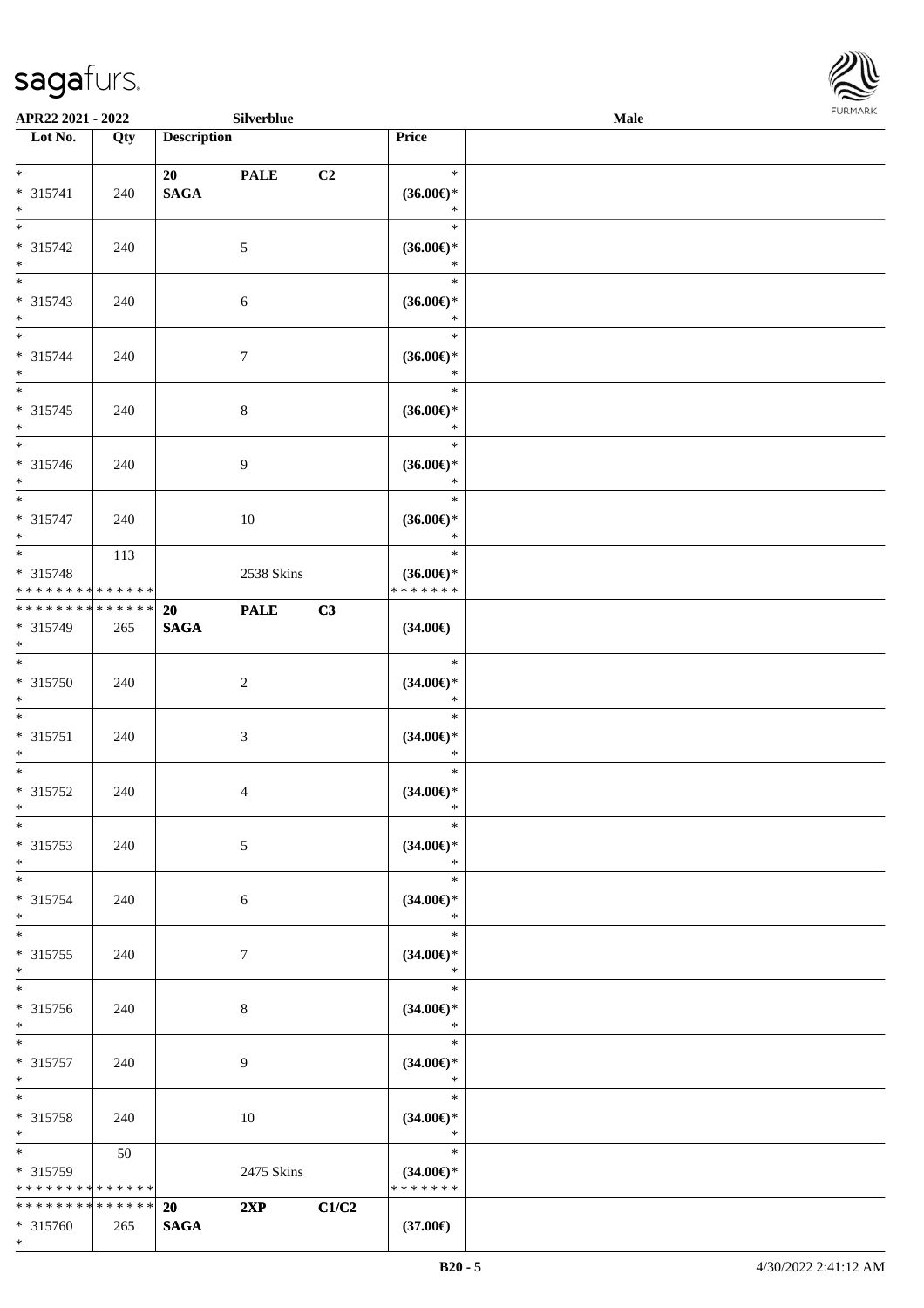| Lot No. | Qty | Description | | | Price |
|---|---|---|---|---|---|
| * <br> * 315741 <br> * | 240 | 20 <br> **SAGA** | **PALE** | **C2** | * <br> **(36.00€)*** <br> * |
| * <br> * 315742 <br> * | 240 | | 5 | | * <br> **(36.00€)*** <br> * |
| * <br> * 315743 <br> * | 240 | | 6 | | * <br> **(36.00€)*** <br> * |
| * <br> * 315744 <br> * | 240 | | 7 | | * <br> **(36.00€)*** <br> * |
| * <br> * 315745 <br> * | 240 | | 8 | | * <br> **(36.00€)*** <br> * |
| * <br> * 315746 <br> * | 240 | | 9 | | * <br> **(36.00€)*** <br> * |
| * <br> * 315747 <br> * | 240 | | 10 | | * <br> **(36.00€)*** <br> * |
| * <br> * 315748 <br> * * * * * * * * * * * * * * | 113 | | 2538 Skins | | * <br> **(36.00€)*** <br> * * * * * * * |
| * * * * * * * * * * * * * * <br> * 315749 <br> * | 265 | **20** <br> **SAGA** | **PALE** | **C3** | **(34.00€)** |
| * <br> * 315750 <br> * | 240 | | 2 | | * <br> **(34.00€)*** <br> * |
| * <br> * 315751 <br> * | 240 | | 3 | | * <br> **(34.00€)*** <br> * |
| * <br> * 315752 <br> * | 240 | | 4 | | * <br> **(34.00€)*** <br> * |
| * <br> * 315753 <br> * | 240 | | 5 | | * <br> **(34.00€)*** <br> * |
| * <br> * 315754 <br> * | 240 | | 6 | | * <br> **(34.00€)*** <br> * |
| * <br> * 315755 <br> * | 240 | | 7 | | * <br> **(34.00€)*** <br> * |
| * <br> * 315756 <br> * | 240 | | 8 | | * <br> **(34.00€)*** <br> * |
| * <br> * 315757 <br> * | 240 | | 9 | | * <br> **(34.00€)*** <br> * |
| * <br> * 315758 <br> * | 240 | | 10 | | * <br> **(34.00€)*** <br> * |
| * <br> * 315759 <br> * * * * * * * * * * * * * * | 50 | | 2475 Skins | | * <br> **(34.00€)*** <br> * * * * * * * |
| * * * * * * * * * * * * * * <br> * 315760 <br> * | 265 | **20** <br> **SAGA** | **2XP** | **C1/C2** | **(37.00€)** |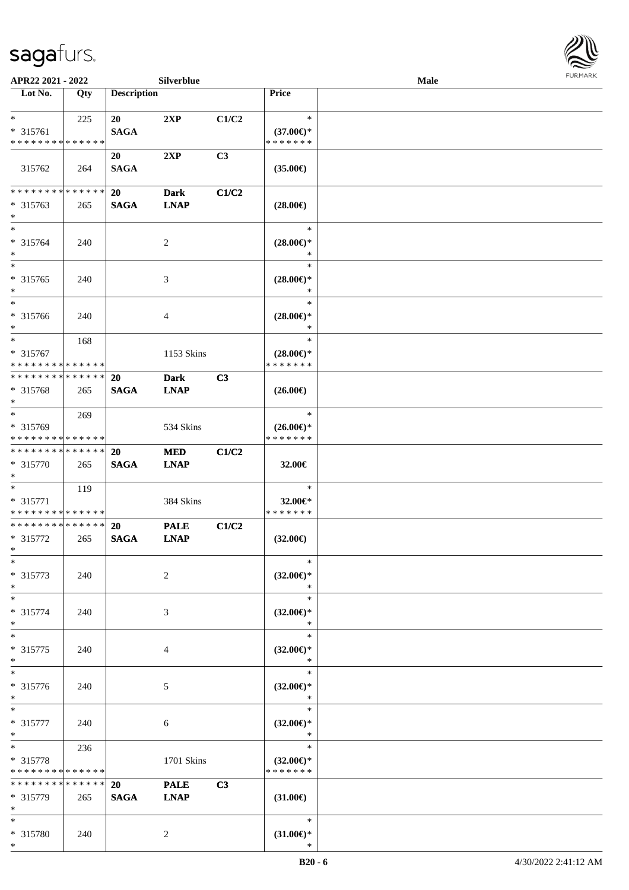| Lot No. | Qty | Description | | | Price | |
|---|---|---|---|---|---|---|
| * | 225 | 20 | 2XP | C1/C2 | * | |
| * 315761 | | SAGA | | | (37.00€)* | |
| * * * * * * * * * * * * * * | | | | | * * * * * * * | |
| | | 20 | 2XP | C3 | | |
| 315762 | 264 | SAGA | | | (35.00€) | |
| * * * * * * * * * * * * * * | | 20 | Dark | C1/C2 | | |
| * 315763 | 265 | SAGA | LNAP | | (28.00€) | |
| * | | | | | | |
| * | | | | | * | |
| * 315764 | 240 | | 2 | | (28.00€)* | |
| * | | | | | * | |
| * | | | | | * | |
| * 315765 | 240 | | 3 | | (28.00€)* | |
| * | | | | | * | |
| * | | | | | * | |
| * 315766 | 240 | | 4 | | (28.00€)* | |
| * | | | | | * | |
| * | 168 | | | | * | |
| * 315767 | | | 1153 Skins | | (28.00€)* | |
| * * * * * * * * * * * * * * | | | | | * * * * * * * | |
| * * * * * * * * * * * * * * | | 20 | Dark | C3 | | |
| * 315768 | 265 | SAGA | LNAP | | (26.00€) | |
| * | | | | | | |
| * | 269 | | | | * | |
| * 315769 | | | 534 Skins | | (26.00€)* | |
| * * * * * * * * * * * * * * | | | | | * * * * * * * | |
| * * * * * * * * * * * * * * | | 20 | MED | C1/C2 | | |
| * 315770 | 265 | SAGA | LNAP | | 32.00€ | |
| * | | | | | | |
| * | 119 | | | | * | |
| * 315771 | | | 384 Skins | | 32.00€* | |
| * * * * * * * * * * * * * * | | | | | * * * * * * * | |
| * * * * * * * * * * * * * * | | 20 | PALE | C1/C2 | | |
| * 315772 | 265 | SAGA | LNAP | | (32.00€) | |
| * | | | | | | |
| * | | | | | * | |
| * 315773 | 240 | | 2 | | (32.00€)* | |
| * | | | | | * | |
| * | | | | | * | |
| * 315774 | 240 | | 3 | | (32.00€)* | |
| * | | | | | * | |
| * | | | | | * | |
| * 315775 | 240 | | 4 | | (32.00€)* | |
| * | | | | | * | |
| * | | | | | * | |
| * 315776 | 240 | | 5 | | (32.00€)* | |
| * | | | | | * | |
| * | | | | | * | |
| * 315777 | 240 | | 6 | | (32.00€)* | |
| * | | | | | * | |
| * | 236 | | | | * | |
| * 315778 | | | 1701 Skins | | (32.00€)* | |
| * * * * * * * * * * * * * * | | | | | * * * * * * * | |
| * * * * * * * * * * * * * * | | 20 | PALE | C3 | | |
| * 315779 | 265 | SAGA | LNAP | | (31.00€) | |
| * | | | | | | |
| * | | | | | * | |
| * 315780 | 240 | | 2 | | (31.00€)* | |
| * | | | | | * | |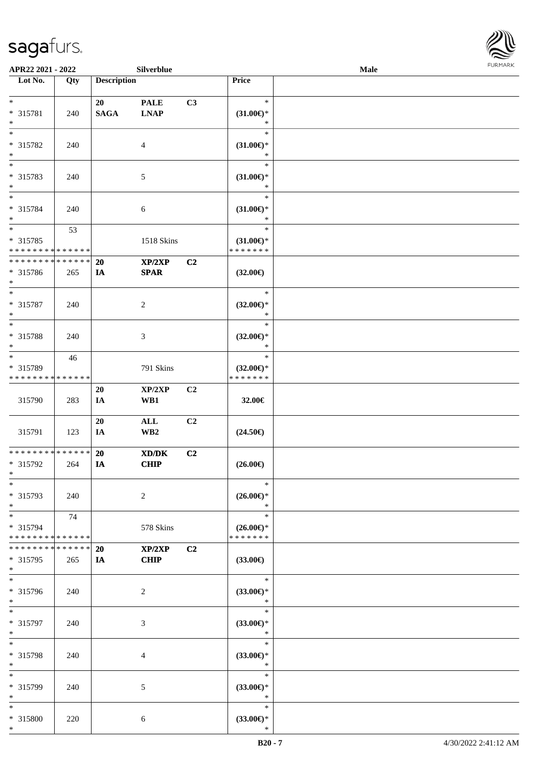APR22 2021 - 2022 Silverblue Male

| Lot No. | Qty | Description | | | Price | |
|---|---|---|---|---|---|---|
| * | | 20 | PALE | C3 | * | |
| * 315781 | 240 | SAGA | LNAP | | (31.00€)* | |
| * | | | | | * | |
| * | | | | | * | |
| * 315782 | 240 | | 4 | | (31.00€)* | |
| * | | | | | * | |
| * | | | | | * | |
| * 315783 | 240 | | 5 | | (31.00€)* | |
| * | | | | | * | |
| * | | | | | * | |
| * 315784 | 240 | | 6 | | (31.00€)* | |
| * | | | | | * | |
| * | 53 | | | | * | |
| * 315785 | | | 1518 Skins | | (31.00€)* | |
| * * * * * * * * * * * * * * | | | | | * * * * * * * | |
| * * * * * * * * * * * * * * | | 20 | XP/2XP | C2 | | |
| * 315786 | 265 | IA | SPAR | | (32.00€) | |
| * | | | | | | |
| * | | | | | * | |
| * 315787 | 240 | | 2 | | (32.00€)* | |
| * | | | | | * | |
| * | | | | | * | |
| * 315788 | 240 | | 3 | | (32.00€)* | |
| * | | | | | * | |
| * | 46 | | | | * | |
| * 315789 | | | 791 Skins | | (32.00€)* | |
| * * * * * * * * * * * * * * | | | | | * * * * * * * | |
| | | 20 | XP/2XP | C2 | | |
| 315790 | 283 | IA | WB1 | | 32.00€ | |
| | | 20 | ALL | C2 | | |
| 315791 | 123 | IA | WB2 | | (24.50€) | |
| * * * * * * * * * * * * * * | | 20 | XD/DK | C2 | | |
| * 315792 | 264 | IA | CHIP | | (26.00€) | |
| * | | | | | | |
| * | | | | | * | |
| * 315793 | 240 | | 2 | | (26.00€)* | |
| * | | | | | * | |
| * | 74 | | | | * | |
| * 315794 | | | 578 Skins | | (26.00€)* | |
| * * * * * * * * * * * * * * | | | | | * * * * * * * | |
| * * * * * * * * * * * * * * | | 20 | XP/2XP | C2 | | |
| * 315795 | 265 | IA | CHIP | | (33.00€) | |
| * | | | | | | |
| * | | | | | * | |
| * 315796 | 240 | | 2 | | (33.00€)* | |
| * | | | | | * | |
| * | | | | | * | |
| * 315797 | 240 | | 3 | | (33.00€)* | |
| * | | | | | * | |
| * | | | | | * | |
| * 315798 | 240 | | 4 | | (33.00€)* | |
| * | | | | | * | |
| * | | | | | * | |
| * 315799 | 240 | | 5 | | (33.00€)* | |
| * | | | | | * | |
| * | | | | | * | |
| * 315800 | 220 | | 6 | | (33.00€)* | |
| * | | | | | * | |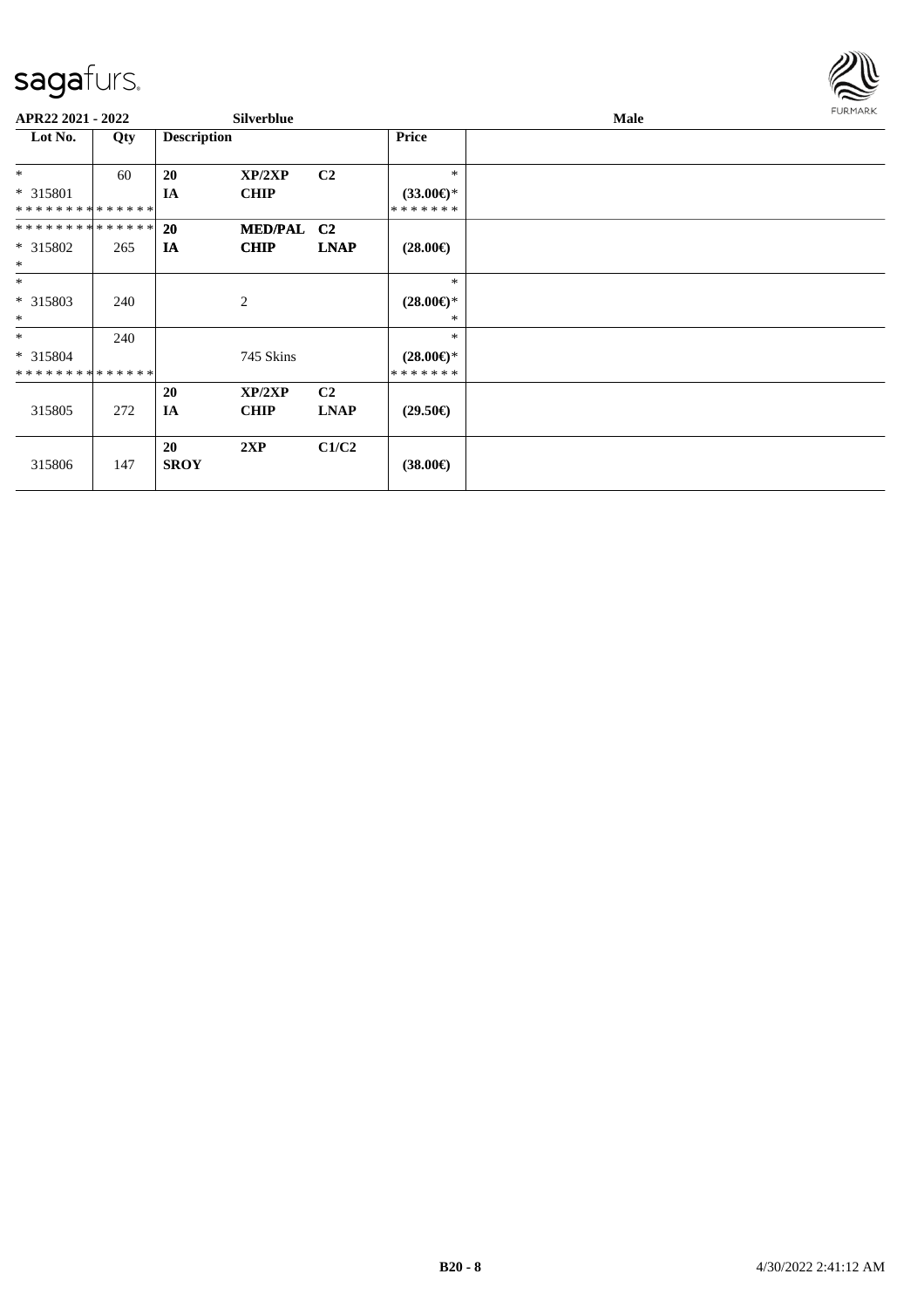**APR22 2021 - 2022** **Silverblue** **Male**

| Lot No. | Qty | Description | | | Price | |
|---|---|---|---|---|---|---|
| * | 60 | **20** | **XP/2XP** | **C2** | * | |
| * 315801 | | **IA** | **CHIP** | | **(33.00€)*** | |
| * * * * * * * * * * * * * * | | | | | * * * * * * * | |
| * * * * * * * * * * * * * * | | **20** | **MED/PAL** | **C2** | | |
| * 315802 | 265 | **IA** | **CHIP** | **LNAP** | **(28.00€)** | |
| * | | | | | | |
| * | | | | | * | |
| * 315803 | 240 | | 2 | | **(28.00€)*** | |
| * | | | | | * | |
| * | 240 | | | | * | |
| * 315804 | | | 745 Skins | | **(28.00€)*** | |
| * * * * * * * * * * * * * * | | | | | * * * * * * * | |
| | | **20** | **XP/2XP** | **C2** | | |
| 315805 | 272 | **IA** | **CHIP** | **LNAP** | **(29.50€)** | |
| | | **20** | **2XP** | **C1/C2** | | |
| 315806 | 147 | **SROY** | | | **(38.00€)** | |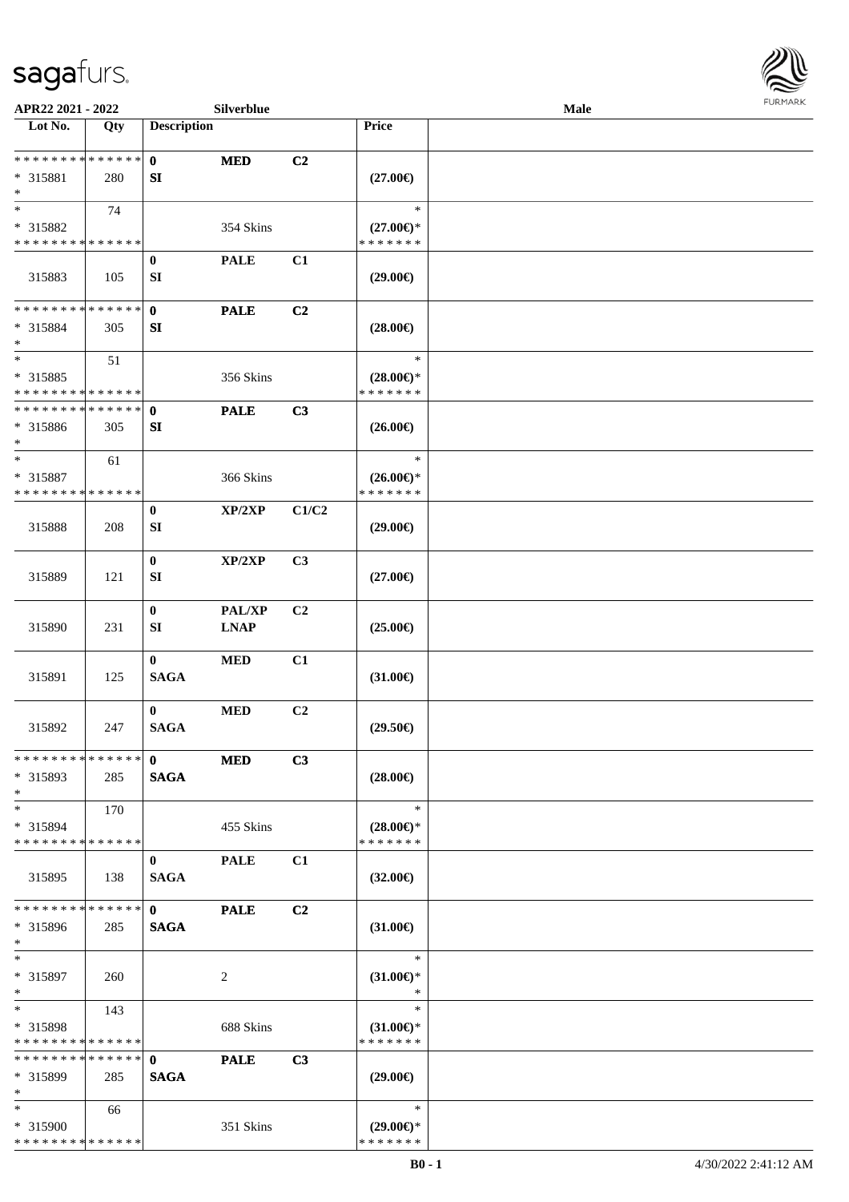sagafurs.

APR22 2021 - 2022 | Silverblue | Male

| Lot No. | Qty | Description | | | Price | |
|---|---|---|---|---|---|---|
| * * * * * * * * * * * * * * | | 0 | MED | C2 | | |
| * 315881 | 280 | SI | | | (27.00€) | |
| * | | | | | | |
| * | 74 | | | | * | |
| * 315882 | | | 354 Skins | | (27.00€)* | |
| * * * * * * * * * * * * * * | | | | | * * * * * * * | |
| | | 0 | PALE | C1 | | |
| 315883 | 105 | SI | | | (29.00€) | |
| * * * * * * * * * * * * * * | | 0 | PALE | C2 | | |
| * 315884 | 305 | SI | | | (28.00€) | |
| * | | | | | | |
| * | 51 | | | | * | |
| * 315885 | | | 356 Skins | | (28.00€)* | |
| * * * * * * * * * * * * * * | | | | | * * * * * * * | |
| * * * * * * * * * * * * * * | | 0 | PALE | C3 | | |
| * 315886 | 305 | SI | | | (26.00€) | |
| * | | | | | | |
| * | 61 | | | | * | |
| * 315887 | | | 366 Skins | | (26.00€)* | |
| * * * * * * * * * * * * * * | | | | | * * * * * * * | |
| | | 0 | XP/2XP | C1/C2 | | |
| 315888 | 208 | SI | | | (29.00€) | |
| | | 0 | XP/2XP | C3 | | |
| 315889 | 121 | SI | | | (27.00€) | |
| | | 0 | PAL/XP | C2 | | |
| 315890 | 231 | SI | LNAP | | (25.00€) | |
| | | 0 | MED | C1 | | |
| 315891 | 125 | SAGA | | | (31.00€) | |
| | | 0 | MED | C2 | | |
| 315892 | 247 | SAGA | | | (29.50€) | |
| * * * * * * * * * * * * * * | | 0 | MED | C3 | | |
| * 315893 | 285 | SAGA | | | (28.00€) | |
| * | | | | | | |
| * | 170 | | | | * | |
| * 315894 | | | 455 Skins | | (28.00€)* | |
| * * * * * * * * * * * * * * | | | | | * * * * * * * | |
| | | 0 | PALE | C1 | | |
| 315895 | 138 | SAGA | | | (32.00€) | |
| * * * * * * * * * * * * * * | | 0 | PALE | C2 | | |
| * 315896 | 285 | SAGA | | | (31.00€) | |
| * | | | | | | |
| * | | | | | * | |
| * 315897 | 260 | | 2 | | (31.00€)* | |
| * | | | | | * | |
| * | 143 | | | | * | |
| * 315898 | | | 688 Skins | | (31.00€)* | |
| * * * * * * * * * * * * * * | | | | | * * * * * * * | |
| * * * * * * * * * * * * * * | | 0 | PALE | C3 | | |
| * 315899 | 285 | SAGA | | | (29.00€) | |
| * | | | | | | |
| * | 66 | | | | * | |
| * 315900 | | | 351 Skins | | (29.00€)* | |
| * * * * * * * * * * * * * * | | | | | * * * * * * * | |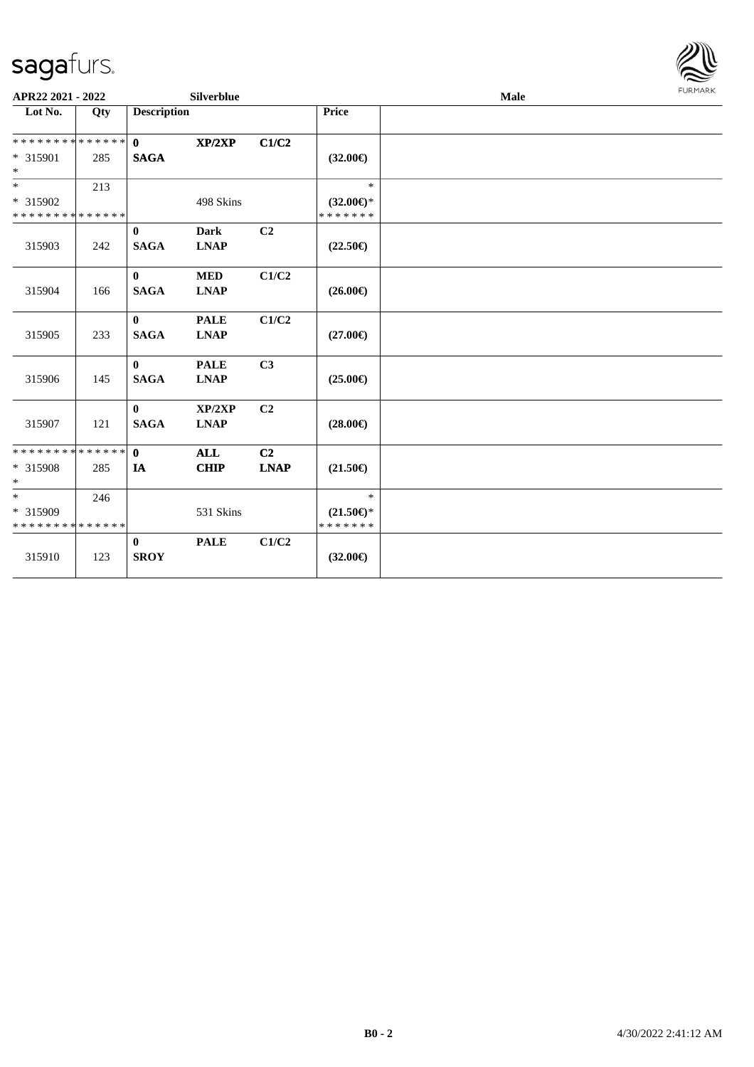**APR22 2021 - 2022** **Silverblue** **Male**

| Lot No. | Qty | Description | | | Price | |
|---|---|---|---|---|---|---|
| * * * * * * * * * * * * * * | | **0** | **XP/2XP** | **C1/C2** | | |
| * 315901 | 285 | **SAGA** | | | **(32.00€)** | |
| * | | | | | | |
| * | 213 | | | | * | |
| * 315902 | | | 498 Skins | | **(32.00€)*** | |
| * * * * * * * * * * * * * * | | | | | * * * * * * * | |
| | | **0** | **Dark** | **C2** | | |
| 315903 | 242 | **SAGA** | **LNAP** | | **(22.50€)** | |
| | | **0** | **MED** | **C1/C2** | | |
| 315904 | 166 | **SAGA** | **LNAP** | | **(26.00€)** | |
| | | **0** | **PALE** | **C1/C2** | | |
| 315905 | 233 | **SAGA** | **LNAP** | | **(27.00€)** | |
| | | **0** | **PALE** | **C3** | | |
| 315906 | 145 | **SAGA** | **LNAP** | | **(25.00€)** | |
| | | **0** | **XP/2XP** | **C2** | | |
| 315907 | 121 | **SAGA** | **LNAP** | | **(28.00€)** | |
| * * * * * * * * * * * * * * | | **0** | **ALL** | **C2** | | |
| * 315908 | 285 | **IA** | **CHIP** | **LNAP** | **(21.50€)** | |
| * | | | | | | |
| * | 246 | | | | * | |
| * 315909 | | | 531 Skins | | **(21.50€)*** | |
| * * * * * * * * * * * * * * | | | | | * * * * * * * | |
| | | **0** | **PALE** | **C1/C2** | | |
| 315910 | 123 | **SROY** | | | **(32.00€)** | |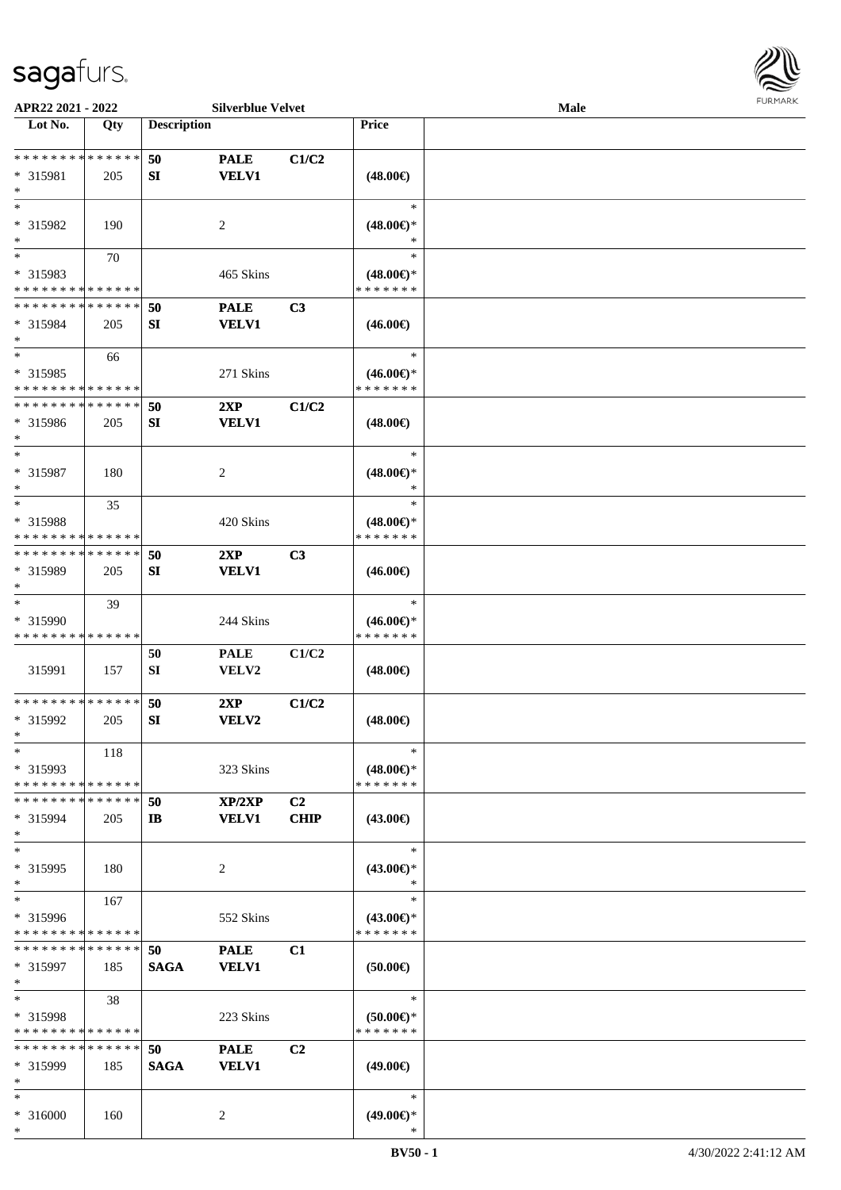**APR22 2021 - 2022** **Silverblue Velvet** **Male**

| Lot No. | Qty | Description | | | Price | |
|---|---|---|---|---|---|---|
| * * * * * * * * * * * * * * | | 50 | PALE | C1/C2 | | |
| * 315981 | 205 | SI | VELV1 | | (48.00€) | |
| * | | | | | | |
| * | | | | | * | |
| * 315982 | 190 | | 2 | | (48.00€)* | |
| * | | | | | * | |
| * | 70 | | | | * | |
| * 315983 | | | 465 Skins | | (48.00€)* | |
| * * * * * * * * * * * * * * | | | | | * * * * * * * | |
| * * * * * * * * * * * * * * | | 50 | PALE | C3 | | |
| * 315984 | 205 | SI | VELV1 | | (46.00€) | |
| * | | | | | | |
| * | 66 | | | | * | |
| * 315985 | | | 271 Skins | | (46.00€)* | |
| * * * * * * * * * * * * * * | | | | | * * * * * * * | |
| * * * * * * * * * * * * * * | | 50 | 2XP | C1/C2 | | |
| * 315986 | 205 | SI | VELV1 | | (48.00€) | |
| * | | | | | | |
| * | | | | | * | |
| * 315987 | 180 | | 2 | | (48.00€)* | |
| * | | | | | * | |
| * | 35 | | | | * | |
| * 315988 | | | 420 Skins | | (48.00€)* | |
| * * * * * * * * * * * * * * | | | | | * * * * * * * | |
| * * * * * * * * * * * * * * | | 50 | 2XP | C3 | | |
| * 315989 | 205 | SI | VELV1 | | (46.00€) | |
| * | | | | | | |
| * | 39 | | | | * | |
| * 315990 | | | 244 Skins | | (46.00€)* | |
| * * * * * * * * * * * * * * | | | | | * * * * * * * | |
| | | 50 | PALE | C1/C2 | | |
| 315991 | 157 | SI | VELV2 | | (48.00€) | |
| * * * * * * * * * * * * * * | | 50 | 2XP | C1/C2 | | |
| * 315992 | 205 | SI | VELV2 | | (48.00€) | |
| * | | | | | | |
| * | 118 | | | | * | |
| * 315993 | | | 323 Skins | | (48.00€)* | |
| * * * * * * * * * * * * * * | | | | | * * * * * * * | |
| * * * * * * * * * * * * * * | | 50 | XP/2XP | C2 | | |
| * 315994 | 205 | IB | VELV1 | CHIP | (43.00€) | |
| * | | | | | | |
| * | | | | | * | |
| * 315995 | 180 | | 2 | | (43.00€)* | |
| * | | | | | * | |
| * | 167 | | | | * | |
| * 315996 | | | 552 Skins | | (43.00€)* | |
| * * * * * * * * * * * * * * | | | | | * * * * * * * | |
| * * * * * * * * * * * * * * | | 50 | PALE | C1 | | |
| * 315997 | 185 | SAGA | VELV1 | | (50.00€) | |
| * | | | | | | |
| * | 38 | | | | * | |
| * 315998 | | | 223 Skins | | (50.00€)* | |
| * * * * * * * * * * * * * * | | | | | * * * * * * * | |
| * * * * * * * * * * * * * * | | 50 | PALE | C2 | | |
| * 315999 | 185 | SAGA | VELV1 | | (49.00€) | |
| * | | | | | | |
| * | | | | | * | |
| * 316000 | 160 | | 2 | | (49.00€)* | |
| * | | | | | * | |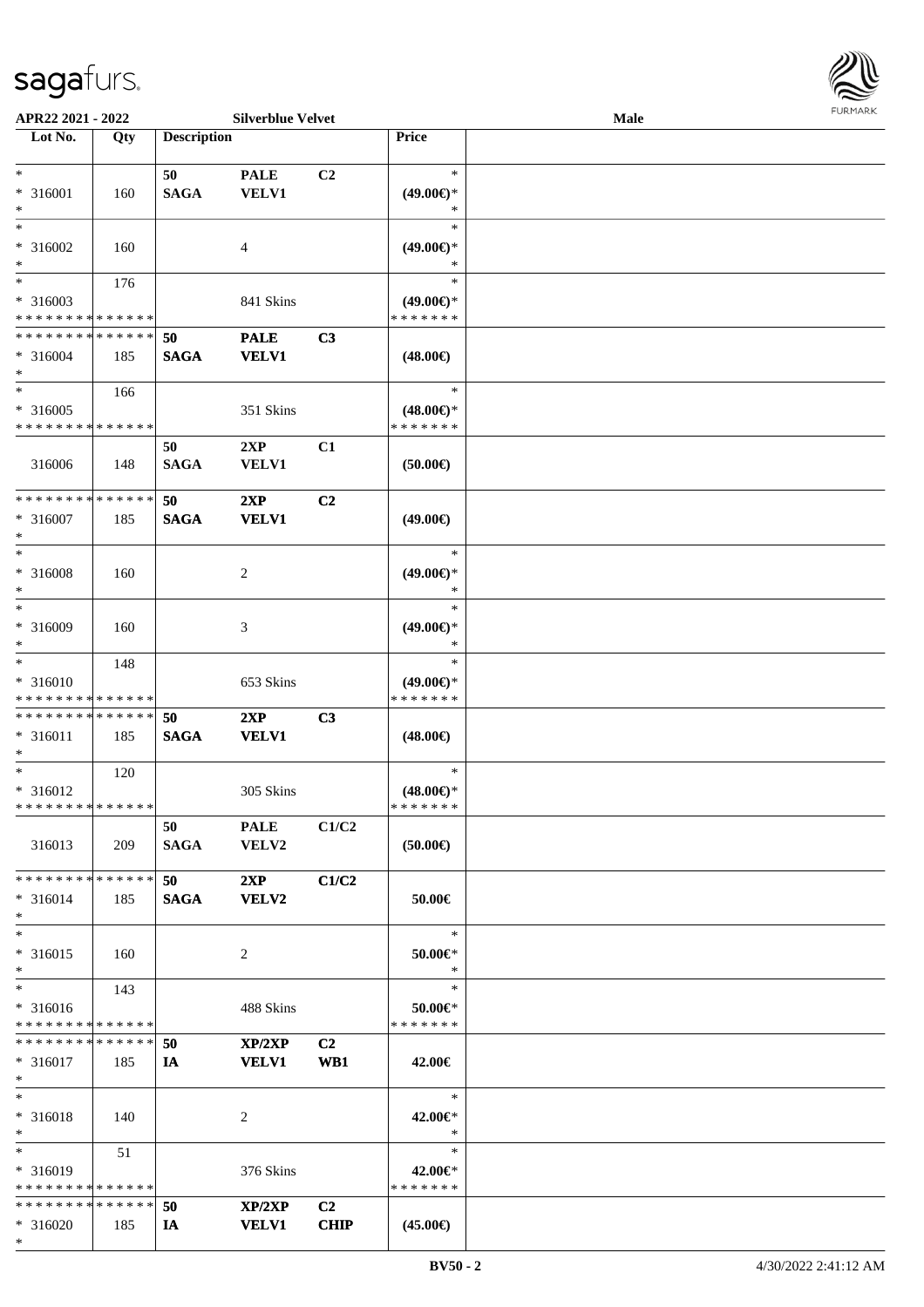APR22 2021 - 2022 Silverblue Velvet Male

| Lot No. | Qty | Description | | | Price | |
|---|---|---|---|---|---|---|
| * <br> * 316001 <br> * | 160 | 50 <br> SAGA | PALE <br> VELV1 | C2 | * <br> (49.00€)* <br> * | |
| * <br> * 316002 <br> * | 160 | | 4 | | * <br> (49.00€)* <br> * | |
| * <br> * 316003 <br> * * * * * * * * * * * * * * | 176 | | 841 Skins | | * <br> (49.00€)* <br> * * * * * * * | |
| * * * * * * * * * * * * * * <br> * 316004 <br> * | 185 | 50 <br> SAGA | PALE <br> VELV1 | C3 | (48.00€) | |
| * <br> * 316005 <br> * * * * * * * * * * * * * * | 166 | | 351 Skins | | * <br> (48.00€)* <br> * * * * * * * | |
| 316006 | 148 | 50 <br> SAGA | 2XP <br> VELV1 | C1 | (50.00€) | |
| * * * * * * * * * * * * * * <br> * 316007 <br> * | 185 | 50 <br> SAGA | 2XP <br> VELV1 | C2 | (49.00€) | |
| * <br> * 316008 <br> * | 160 | | 2 | | * <br> (49.00€)* <br> * | |
| * <br> * 316009 <br> * | 160 | | 3 | | * <br> (49.00€)* <br> * | |
| * <br> * 316010 <br> * * * * * * * * * * * * * * | 148 | | 653 Skins | | * <br> (49.00€)* <br> * * * * * * * | |
| * * * * * * * * * * * * * * <br> * 316011 <br> * | 185 | 50 <br> SAGA | 2XP <br> VELV1 | C3 | (48.00€) | |
| * <br> * 316012 <br> * * * * * * * * * * * * * * | 120 | | 305 Skins | | * <br> (48.00€)* <br> * * * * * * * | |
| 316013 | 209 | 50 <br> SAGA | PALE <br> VELV2 | C1/C2 | (50.00€) | |
| * * * * * * * * * * * * * * <br> * 316014 <br> * | 185 | 50 <br> SAGA | 2XP <br> VELV2 | C1/C2 | 50.00€ | |
| * <br> * 316015 <br> * | 160 | | 2 | | * <br> 50.00€* <br> * | |
| * <br> * 316016 <br> * * * * * * * * * * * * * * | 143 | | 488 Skins | | * <br> 50.00€* <br> * * * * * * * | |
| * * * * * * * * * * * * * * <br> * 316017 <br> * | 185 | 50 <br> IA | XP/2XP <br> VELV1 | C2 <br> WB1 | 42.00€ | |
| * <br> * 316018 <br> * | 140 | | 2 | | * <br> 42.00€* <br> * | |
| * <br> * 316019 <br> * * * * * * * * * * * * * * | 51 | | 376 Skins | | * <br> 42.00€* <br> * * * * * * * | |
| * * * * * * * * * * * * * * <br> * 316020 <br> * | 185 | 50 <br> IA | XP/2XP <br> VELV1 | C2 <br> CHIP | (45.00€) | |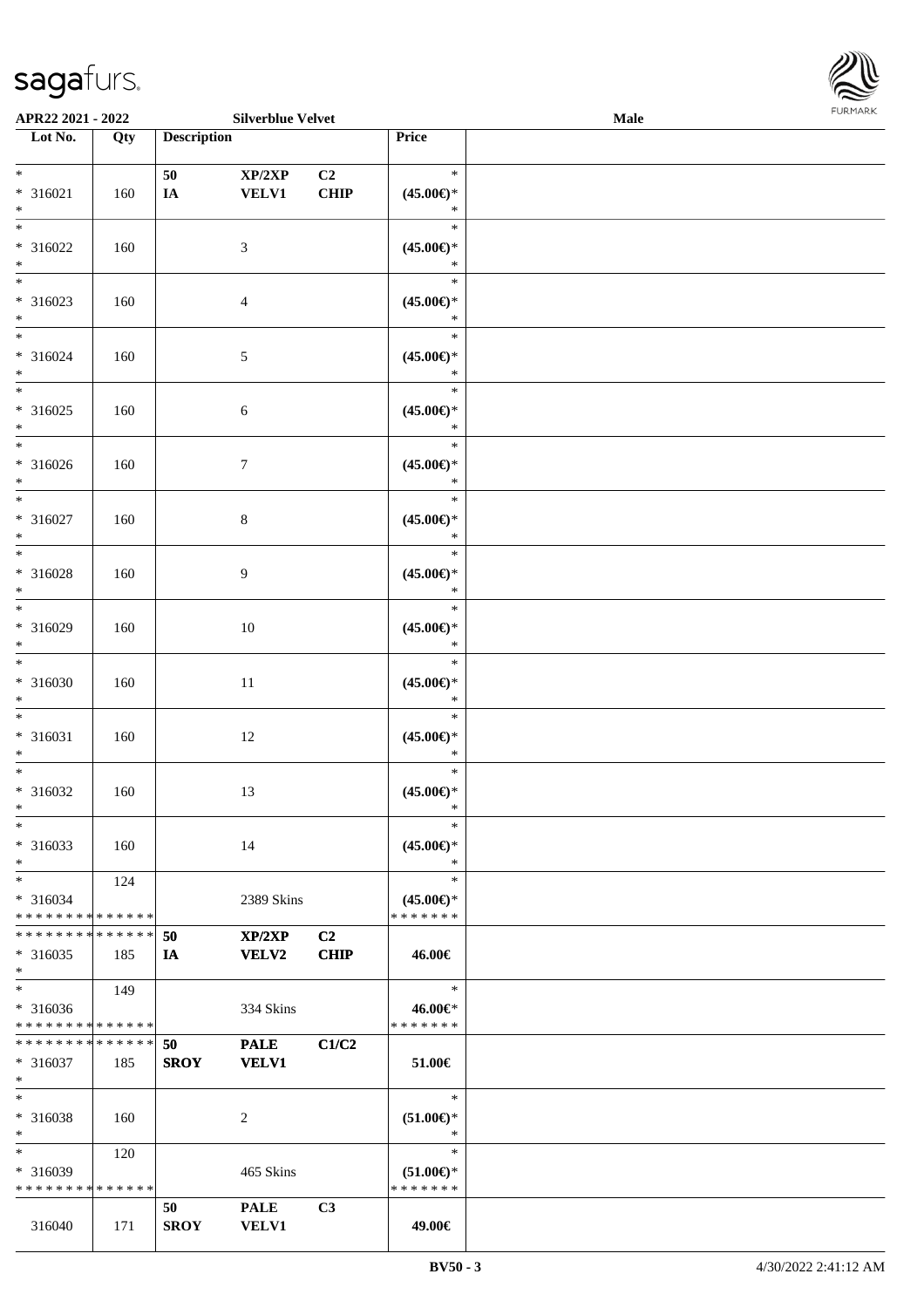APR22 2021 - 2022 Silverblue Velvet Male

| Lot No. | Qty | Description | | | Price | |
|---|---|---|---|---|---|---|
| * 316021 * | 160 | 50 IA | XP/2XP VELV1 | C2 CHIP | * (45.00€)* * | |
| * 316022 * | 160 | | 3 | | * (45.00€)* * | |
| * 316023 * | 160 | | 4 | | * (45.00€)* * | |
| * 316024 * | 160 | | 5 | | * (45.00€)* * | |
| * 316025 * | 160 | | 6 | | * (45.00€)* * | |
| * 316026 * | 160 | | 7 | | * (45.00€)* * | |
| * 316027 * | 160 | | 8 | | * (45.00€)* * | |
| * 316028 * | 160 | | 9 | | * (45.00€)* * | |
| * 316029 * | 160 | | 10 | | * (45.00€)* * | |
| * 316030 * | 160 | | 11 | | * (45.00€)* * | |
| * 316031 * | 160 | | 12 | | * (45.00€)* * | |
| * 316032 * | 160 | | 13 | | * (45.00€)* * | |
| * 316033 * | 160 | | 14 | | * (45.00€)* * | |
| * 316034 * * * * * * * * * * * * * * | 124 | | 2389 Skins | | * (45.00€)* * * * * * * * | |
| * * * * * * * * * * * * * * 316035 * | 185 | 50 IA | XP/2XP VELV2 | C2 CHIP | 46.00€ | |
| * 316036 * * * * * * * * * * * * * * | 149 | | 334 Skins | | * 46.00€* * * * * * * * | |
| * * * * * * * * * * * * * * 316037 * | 185 | 50 SROY | PALE VELV1 | C1/C2 | 51.00€ | |
| * 316038 * | 160 | | 2 | | * (51.00€)* * | |
| * 316039 * * * * * * * * * * * * * * | 120 | | 465 Skins | | * (51.00€)* * * * * * * * | |
| 316040 | 171 | 50 SROY | PALE VELV1 | C3 | 49.00€ | |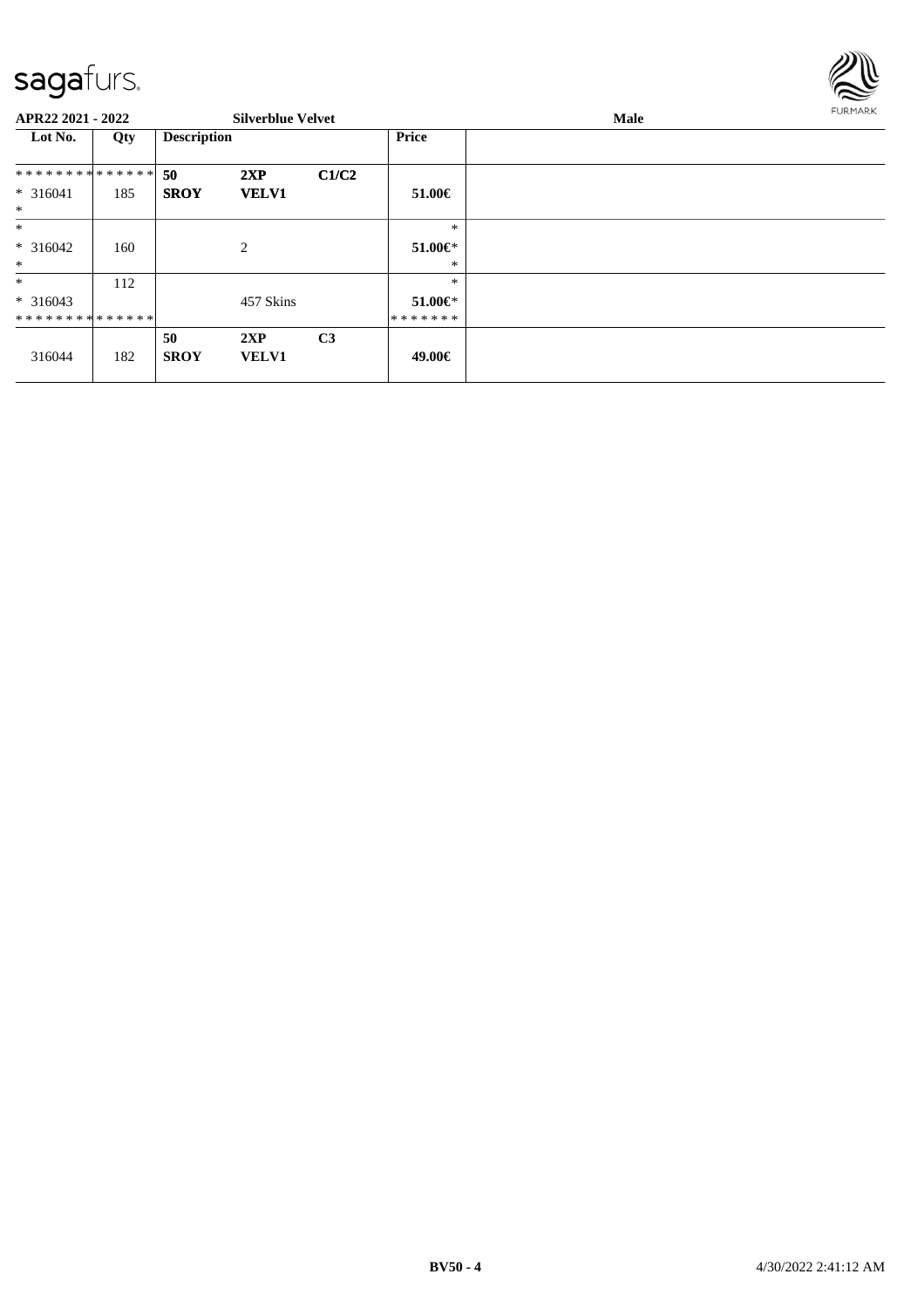**APR22 2021 - 2022** **Silverblue Velvet** **Male**

| Lot No. | Qty | Description | | | Price | |
|---|---|---|---|---|---|---|
| ************** | | **50** | **2XP** | **C1/C2** | | |
| * 316041 | 185 | **SROY** | **VELV1** | | **51.00€** | |
| * | | | | | | |
| * | | | | | * | |
| * 316042 | 160 | | 2 | | **51.00€*** | |
| * | | | | | * | |
| * | 112 | | | | * | |
| * 316043 | | | 457 Skins | | **51.00€*** | |
| ************** | | | | | ******* | |
| | | **50** | **2XP** | **C3** | | |
| 316044 | 182 | **SROY** | **VELV1** | | **49.00€** | |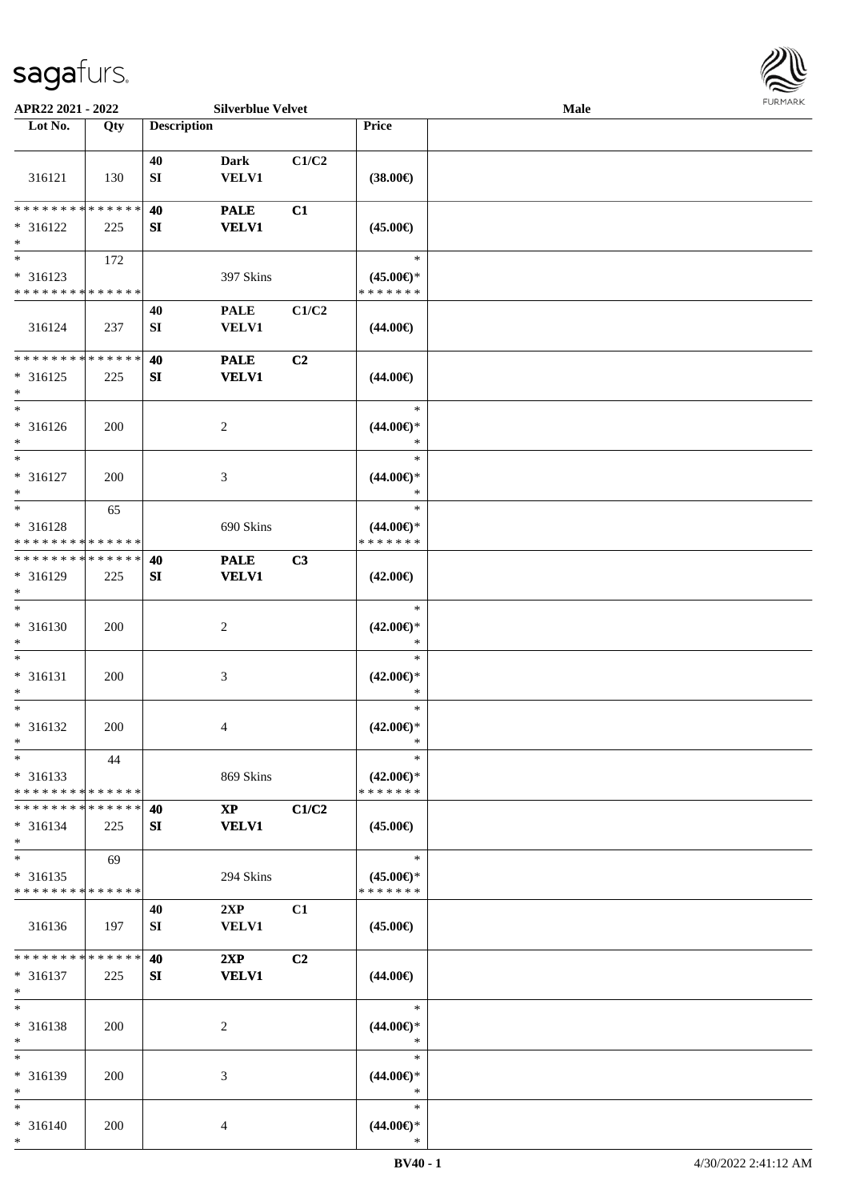**APR22 2021 - 2022** **Silverblue Velvet** **Male**

| Lot No. | Qty | Description | | | Price | |
|---|---|---|---|---|---|---|
| 316121 | 130 | 40<br>SI | Dark<br>VELV1 | C1/C2 | (38.00€) | |
| * * * * * * * * * * * * * *<br>* 316122<br>* | 225 | **40**<br>**SI** | **PALE**<br>**VELV1** | **C1** | (45.00€) | |
| *<br>* 316123<br>* * * * * * * * * * * * * * | 172 | | 397 Skins | | *<br>(45.00€)*<br>* * * * * * * | |
| 316124 | 237 | 40<br>SI | PALE<br>VELV1 | C1/C2 | (44.00€) | |
| * * * * * * * * * * * * * *<br>* 316125<br>* | 225 | **40**<br>**SI** | **PALE**<br>**VELV1** | **C2** | (44.00€) | |
| *<br>* 316126<br>* | 200 | | 2 | | *<br>(44.00€)*<br>* | |
| *<br>* 316127<br>* | 200 | | 3 | | *<br>(44.00€)*<br>* | |
| *<br>* 316128<br>* * * * * * * * * * * * * * | 65 | | 690 Skins | | *<br>(44.00€)*<br>* * * * * * * | |
| * * * * * * * * * * * * * *<br>* 316129<br>* | 225 | **40**<br>**SI** | **PALE**<br>**VELV1** | **C3** | (42.00€) | |
| *<br>* 316130<br>* | 200 | | 2 | | *<br>(42.00€)*<br>* | |
| *<br>* 316131<br>* | 200 | | 3 | | *<br>(42.00€)*<br>* | |
| *<br>* 316132<br>* | 200 | | 4 | | *<br>(42.00€)*<br>* | |
| *<br>* 316133<br>* * * * * * * * * * * * * * | 44 | | 869 Skins | | *<br>(42.00€)*<br>* * * * * * * | |
| * * * * * * * * * * * * * *<br>* 316134<br>* | 225 | **40**<br>**SI** | **XP**<br>**VELV1** | **C1/C2** | (45.00€) | |
| *<br>* 316135<br>* * * * * * * * * * * * * * | 69 | | 294 Skins | | *<br>(45.00€)*<br>* * * * * * * | |
| 316136 | 197 | 40<br>SI | 2XP<br>VELV1 | C1 | (45.00€) | |
| * * * * * * * * * * * * * *<br>* 316137<br>* | 225 | **40**<br>**SI** | **2XP**<br>**VELV1** | **C2** | (44.00€) | |
| *<br>* 316138<br>* | 200 | | 2 | | *<br>(44.00€)*<br>* | |
| *<br>* 316139<br>* | 200 | | 3 | | *<br>(44.00€)*<br>* | |
| *<br>* 316140<br>* | 200 | | 4 | | *<br>(44.00€)*<br>* | |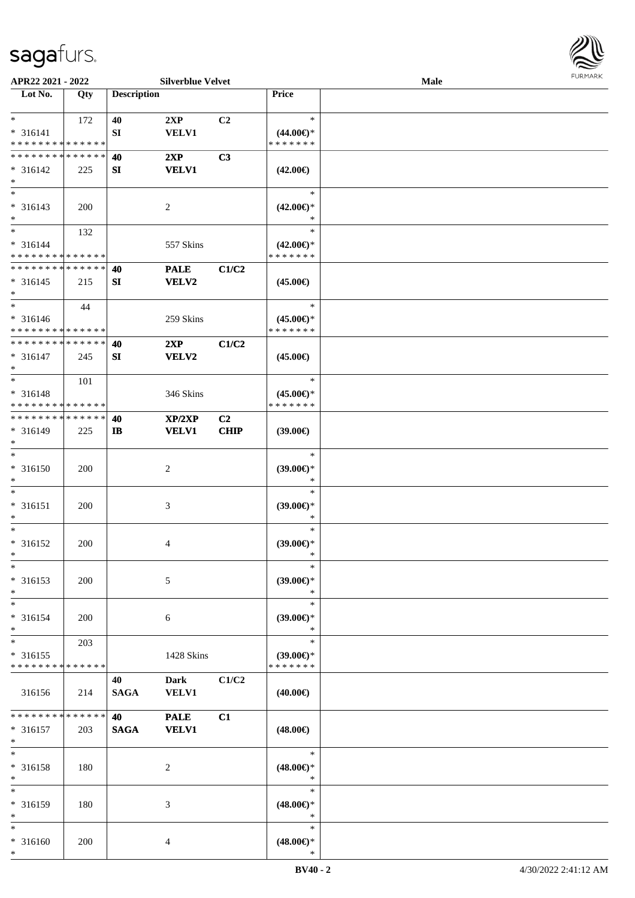APR22 2021 - 2022 | Silverblue Velvet | Male

| Lot No. | Qty | Description | | | Price | |
|---|---|---|---|---|---|---|
| * | 172 | 40 | 2XP | C2 | * | |
| * 316141 | | SI | VELV1 | | (44.00€)* | |
| * * * * * * * * * * * * * * | | | | | * * * * * * * | |
| * * * * * * * * * * * * * * | | 40 | 2XP | C3 | | |
| * 316142 | 225 | SI | VELV1 | | (42.00€) | |
| * | | | | | | |
| * | | | | | * | |
| * 316143 | 200 | | 2 | | (42.00€)* | |
| * | | | | | * | |
| * | 132 | | | | * | |
| * 316144 | | | 557 Skins | | (42.00€)* | |
| * * * * * * * * * * * * * * | | | | | * * * * * * * | |
| * * * * * * * * * * * * * * | | 40 | PALE | C1/C2 | | |
| * 316145 | 215 | SI | VELV2 | | (45.00€) | |
| * | | | | | | |
| * | 44 | | | | * | |
| * 316146 | | | 259 Skins | | (45.00€)* | |
| * * * * * * * * * * * * * * | | | | | * * * * * * * | |
| * * * * * * * * * * * * * * | | 40 | 2XP | C1/C2 | | |
| * 316147 | 245 | SI | VELV2 | | (45.00€) | |
| * | | | | | | |
| * | 101 | | | | * | |
| * 316148 | | | 346 Skins | | (45.00€)* | |
| * * * * * * * * * * * * * * | | | | | * * * * * * * | |
| * * * * * * * * * * * * * * | | 40 | XP/2XP | C2 | | |
| * 316149 | 225 | IB | VELV1 | CHIP | (39.00€) | |
| * | | | | | | |
| * | | | | | * | |
| * 316150 | 200 | | 2 | | (39.00€)* | |
| * | | | | | * | |
| * | | | | | * | |
| * 316151 | 200 | | 3 | | (39.00€)* | |
| * | | | | | * | |
| * | | | | | * | |
| * 316152 | 200 | | 4 | | (39.00€)* | |
| * | | | | | * | |
| * | | | | | * | |
| * 316153 | 200 | | 5 | | (39.00€)* | |
| * | | | | | * | |
| * | | | | | * | |
| * 316154 | 200 | | 6 | | (39.00€)* | |
| * | | | | | * | |
| * | 203 | | | | * | |
| * 316155 | | | 1428 Skins | | (39.00€)* | |
| * * * * * * * * * * * * * * | | | | | * * * * * * * | |
| | | 40 | Dark | C1/C2 | | |
| 316156 | 214 | SAGA | VELV1 | | (40.00€) | |
| * * * * * * * * * * * * * * | | 40 | PALE | C1 | | |
| * 316157 | 203 | SAGA | VELV1 | | (48.00€) | |
| * | | | | | | |
| * | | | | | * | |
| * 316158 | 180 | | 2 | | (48.00€)* | |
| * | | | | | * | |
| * | | | | | * | |
| * 316159 | 180 | | 3 | | (48.00€)* | |
| * | | | | | * | |
| * | | | | | * | |
| * 316160 | 200 | | 4 | | (48.00€)* | |
| * | | | | | * | |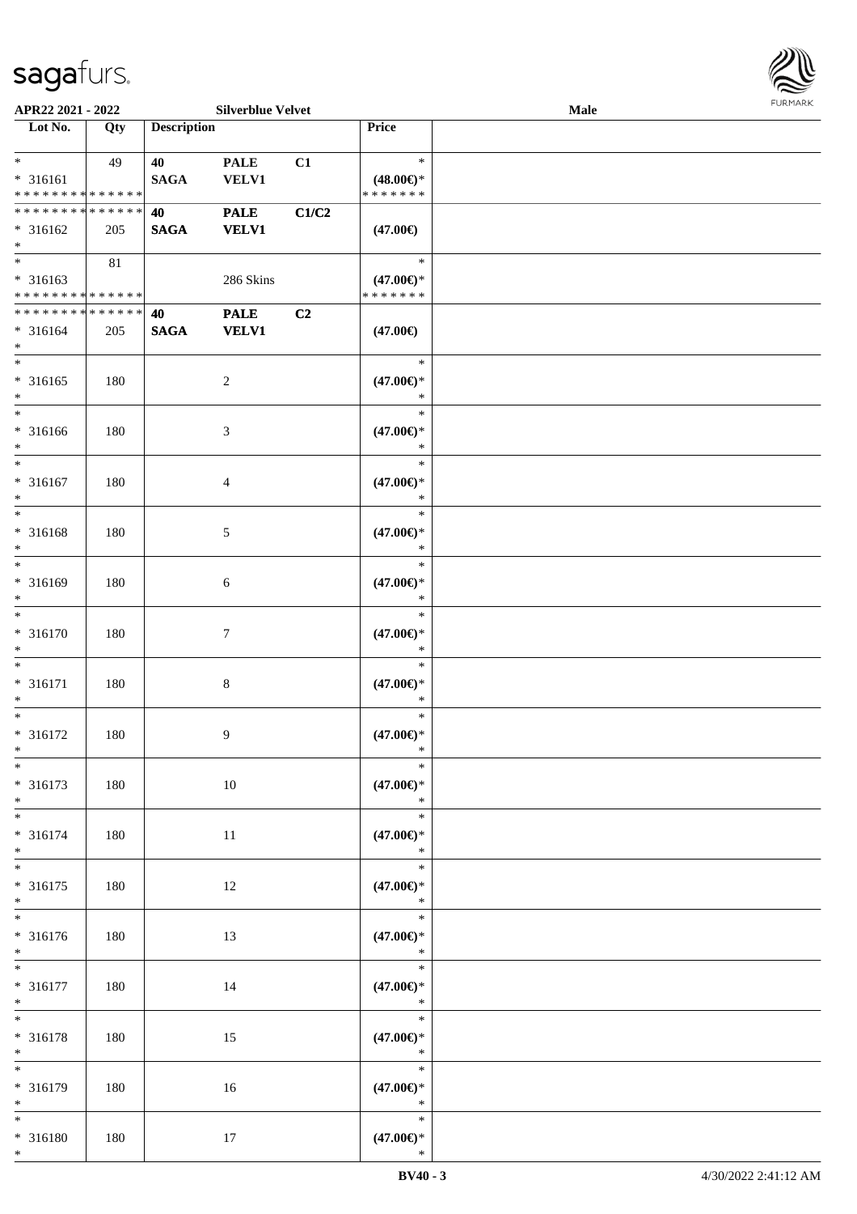APR22 2021 - 2022 — Silverblue Velvet — Male

| Lot No. | Qty | Description | | | Price | |
|---|---|---|---|---|---|---|
| * <br> * 316161 <br> * * * * * * * * * * * * * * | 49 | 40 <br> SAGA | PALE <br> VELV1 | C1 | * <br> (48.00€)* <br> * * * * * * * | |
| * * * * * * * * * * * * * * <br> * 316162 <br> * | 205 | 40 <br> SAGA | PALE <br> VELV1 | C1/C2 | (47.00€) | |
| * <br> * 316163 <br> * * * * * * * * * * * * * * | 81 | | 286 Skins | | * <br> (47.00€)* <br> * * * * * * * | |
| * * * * * * * * * * * * * * <br> * 316164 <br> * | 205 | 40 <br> SAGA | PALE <br> VELV1 | C2 | (47.00€) | |
| * <br> * 316165 <br> * | 180 | | 2 | | * <br> (47.00€)* <br> * | |
| * <br> * 316166 <br> * | 180 | | 3 | | * <br> (47.00€)* <br> * | |
| * <br> * 316167 <br> * | 180 | | 4 | | * <br> (47.00€)* <br> * | |
| * <br> * 316168 <br> * | 180 | | 5 | | * <br> (47.00€)* <br> * | |
| * <br> * 316169 <br> * | 180 | | 6 | | * <br> (47.00€)* <br> * | |
| * <br> * 316170 <br> * | 180 | | 7 | | * <br> (47.00€)* <br> * | |
| * <br> * 316171 <br> * | 180 | | 8 | | * <br> (47.00€)* <br> * | |
| * <br> * 316172 <br> * | 180 | | 9 | | * <br> (47.00€)* <br> * | |
| * <br> * 316173 <br> * | 180 | | 10 | | * <br> (47.00€)* <br> * | |
| * <br> * 316174 <br> * | 180 | | 11 | | * <br> (47.00€)* <br> * | |
| * <br> * 316175 <br> * | 180 | | 12 | | * <br> (47.00€)* <br> * | |
| * <br> * 316176 <br> * | 180 | | 13 | | * <br> (47.00€)* <br> * | |
| * <br> * 316177 <br> * | 180 | | 14 | | * <br> (47.00€)* <br> * | |
| * <br> * 316178 <br> * | 180 | | 15 | | * <br> (47.00€)* <br> * | |
| * <br> * 316179 <br> * | 180 | | 16 | | * <br> (47.00€)* <br> * | |
| * <br> * 316180 <br> * | 180 | | 17 | | * <br> (47.00€)* <br> * | |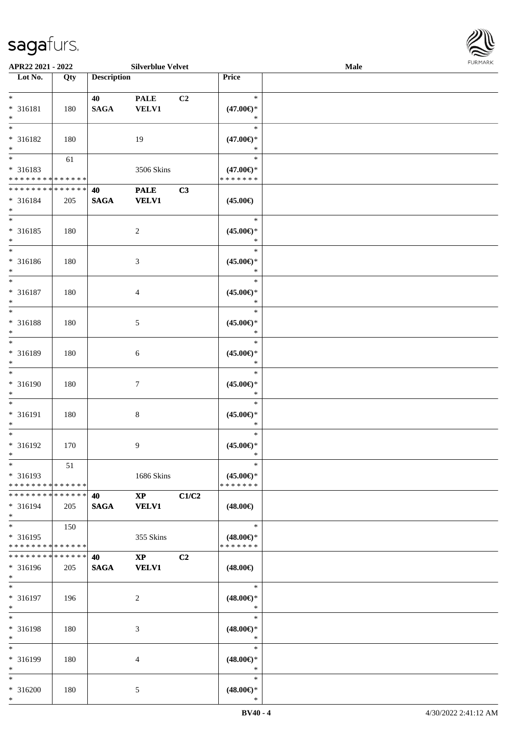| Lot No. | Qty | Description | | | Price | |
|---|---|---|---|---|---|---|
| * | | 40 | PALE | C2 | * | |
| * 316181 | 180 | SAGA | VELV1 | | (47.00€)* | |
| * | | | | | * | |
| * | | | | | * | |
| * 316182 | 180 | | 19 | | (47.00€)* | |
| * | | | | | * | |
| * | 61 | | | | * | |
| * 316183 | | | 3506 Skins | | (47.00€)* | |
| * * * * * * * * * * * * * * | | | | | * * * * * * * | |
| * * * * * * * * * * * * * * | | 40 | PALE | C3 | | |
| * 316184 | 205 | SAGA | VELV1 | | (45.00€) | |
| * | | | | | | |
| * | | | | | * | |
| * 316185 | 180 | | 2 | | (45.00€)* | |
| * | | | | | * | |
| * | | | | | * | |
| * 316186 | 180 | | 3 | | (45.00€)* | |
| * | | | | | * | |
| * | | | | | * | |
| * 316187 | 180 | | 4 | | (45.00€)* | |
| * | | | | | * | |
| * | | | | | * | |
| * 316188 | 180 | | 5 | | (45.00€)* | |
| * | | | | | * | |
| * | | | | | * | |
| * 316189 | 180 | | 6 | | (45.00€)* | |
| * | | | | | * | |
| * | | | | | * | |
| * 316190 | 180 | | 7 | | (45.00€)* | |
| * | | | | | * | |
| * | | | | | * | |
| * 316191 | 180 | | 8 | | (45.00€)* | |
| * | | | | | * | |
| * | | | | | * | |
| * 316192 | 170 | | 9 | | (45.00€)* | |
| * | | | | | * | |
| * | 51 | | | | * | |
| * 316193 | | | 1686 Skins | | (45.00€)* | |
| * * * * * * * * * * * * * * | | | | | * * * * * * * | |
| * * * * * * * * * * * * * * | | 40 | XP | C1/C2 | | |
| * 316194 | 205 | SAGA | VELV1 | | (48.00€) | |
| * | | | | | | |
| * | 150 | | | | * | |
| * 316195 | | | 355 Skins | | (48.00€)* | |
| * * * * * * * * * * * * * * | | | | | * * * * * * * | |
| * * * * * * * * * * * * * * | | 40 | XP | C2 | | |
| * 316196 | 205 | SAGA | VELV1 | | (48.00€) | |
| * | | | | | | |
| * | | | | | * | |
| * 316197 | 196 | | 2 | | (48.00€)* | |
| * | | | | | * | |
| * | | | | | * | |
| * 316198 | 180 | | 3 | | (48.00€)* | |
| * | | | | | * | |
| * | | | | | * | |
| * 316199 | 180 | | 4 | | (48.00€)* | |
| * | | | | | * | |
| * | | | | | * | |
| * 316200 | 180 | | 5 | | (48.00€)* | |
| * | | | | | * | |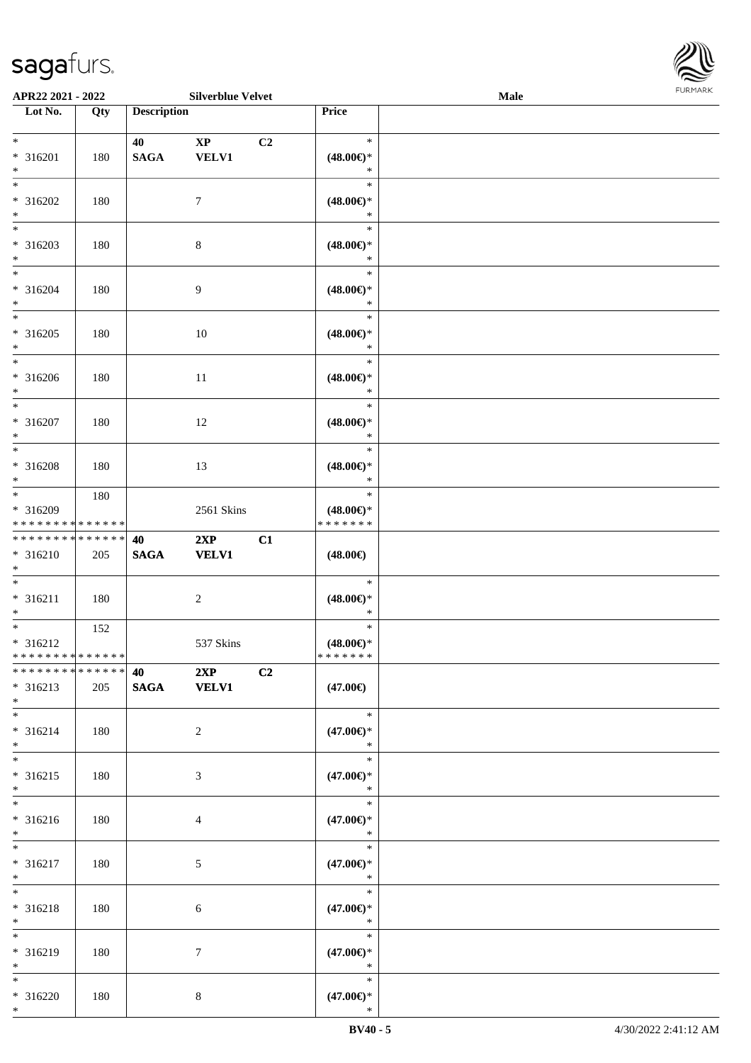**APR22 2021 - 2022** **Silverblue Velvet** **Male**

| Lot No. | Qty | Description | | | Price | |
|---|---|---|---|---|---|---|
| * 316201 * | 180 | **40 SAGA** | **XP VELV1** | **C2** | * **(48.00€)*** * | |
| * 316202 * | 180 | | 7 | | * **(48.00€)*** * | |
| * 316203 * | 180 | | 8 | | * **(48.00€)*** * | |
| * 316204 * | 180 | | 9 | | * **(48.00€)*** * | |
| * 316205 * | 180 | | 10 | | * **(48.00€)*** * | |
| * 316206 * | 180 | | 11 | | * **(48.00€)*** * | |
| * 316207 * | 180 | | 12 | | * **(48.00€)*** * | |
| * 316208 * | 180 | | 13 | | * **(48.00€)*** * | |
| * 316209 * * * * * * * * * * * * * * | 180 | | 2561 Skins | | * **(48.00€)*** * * * * * * * | |
| * * * * * * * * * * * * * * 316210 * | 205 | **40 SAGA** | **2XP VELV1** | **C1** | **(48.00€)** | |
| * 316211 * | 180 | | 2 | | * **(48.00€)*** * | |
| * 316212 * * * * * * * * * * * * * * | 152 | | 537 Skins | | * **(48.00€)*** * * * * * * * | |
| * * * * * * * * * * * * * * 316213 * | 205 | **40 SAGA** | **2XP VELV1** | **C2** | **(47.00€)** | |
| * 316214 * | 180 | | 2 | | * **(47.00€)*** * | |
| * 316215 * | 180 | | 3 | | * **(47.00€)*** * | |
| * 316216 * | 180 | | 4 | | * **(47.00€)*** * | |
| * 316217 * | 180 | | 5 | | * **(47.00€)*** * | |
| * 316218 * | 180 | | 6 | | * **(47.00€)*** * | |
| * 316219 * | 180 | | 7 | | * **(47.00€)*** * | |
| * 316220 * | 180 | | 8 | | * **(47.00€)*** * | |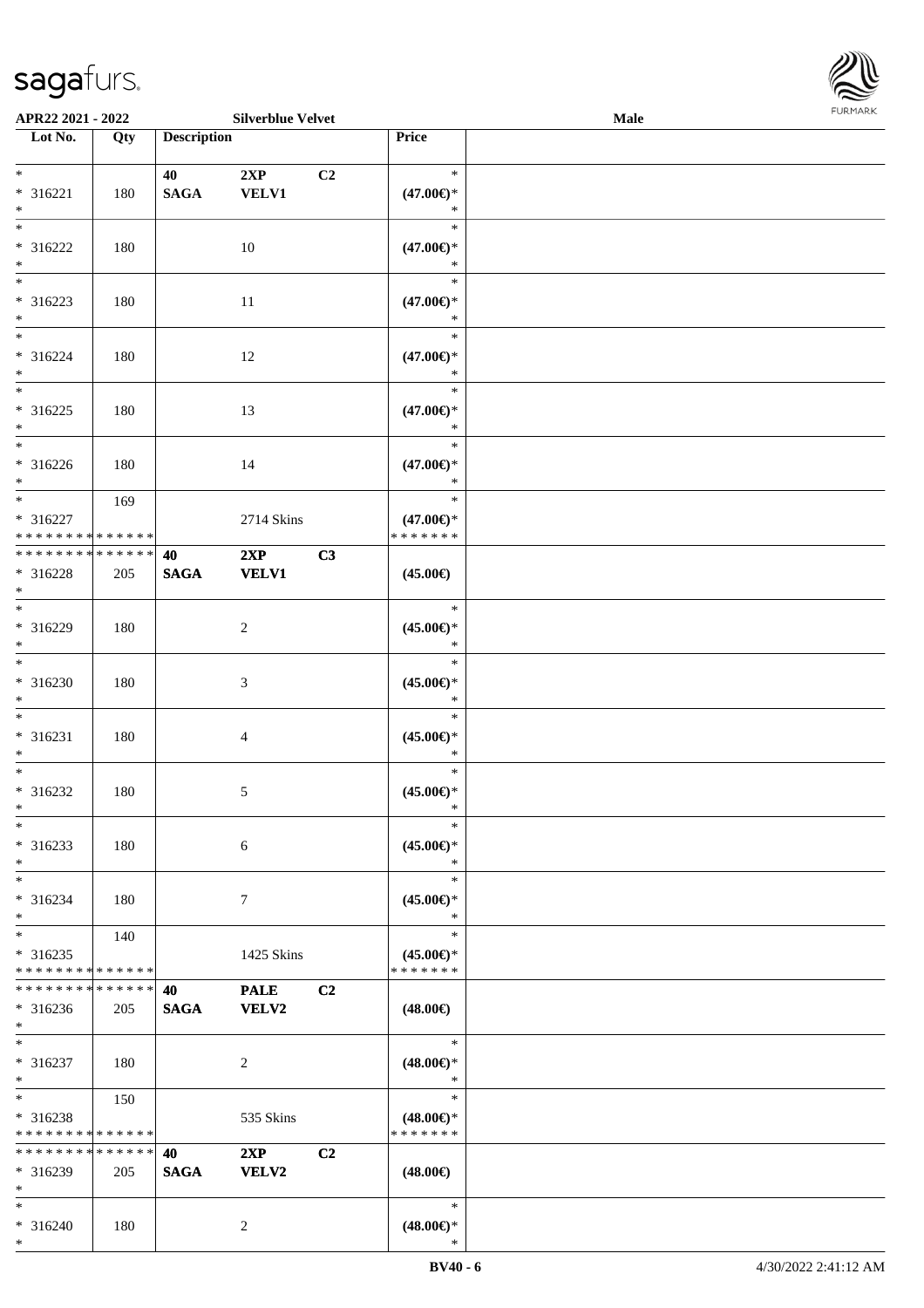| Lot No. | Qty | Description | | | Price | |
|---|---|---|---|---|---|---|
| * | | 40 | 2XP | C2 | * | |
| * 316221 | 180 | SAGA | VELV1 | | (47.00€)* | |
| * | | | | | * | |
| * | | | | | * | |
| * 316222 | 180 | | 10 | | (47.00€)* | |
| * | | | | | * | |
| * | | | | | * | |
| * 316223 | 180 | | 11 | | (47.00€)* | |
| * | | | | | * | |
| * | | | | | * | |
| * 316224 | 180 | | 12 | | (47.00€)* | |
| * | | | | | * | |
| * | | | | | * | |
| * 316225 | 180 | | 13 | | (47.00€)* | |
| * | | | | | * | |
| * | | | | | * | |
| * 316226 | 180 | | 14 | | (47.00€)* | |
| * | | | | | * | |
| * | 169 | | | | * | |
| * 316227 | | | 2714 Skins | | (47.00€)* | |
| * * * * * * * * * * * * * * | | | | | * * * * * * * | |
| * * * * * * * * * * * * * * | | 40 | 2XP | C3 | | |
| * 316228 | 205 | SAGA | VELV1 | | (45.00€) | |
| * | | | | | | |
| * | | | | | * | |
| * 316229 | 180 | | 2 | | (45.00€)* | |
| * | | | | | * | |
| * | | | | | * | |
| * 316230 | 180 | | 3 | | (45.00€)* | |
| * | | | | | * | |
| * | | | | | * | |
| * 316231 | 180 | | 4 | | (45.00€)* | |
| * | | | | | * | |
| * | | | | | * | |
| * 316232 | 180 | | 5 | | (45.00€)* | |
| * | | | | | * | |
| * | | | | | * | |
| * 316233 | 180 | | 6 | | (45.00€)* | |
| * | | | | | * | |
| * | | | | | * | |
| * 316234 | 180 | | 7 | | (45.00€)* | |
| * | | | | | * | |
| * | 140 | | | | * | |
| * 316235 | | | 1425 Skins | | (45.00€)* | |
| * * * * * * * * * * * * * * | | | | | * * * * * * * | |
| * * * * * * * * * * * * * * | | 40 | PALE | C2 | | |
| * 316236 | 205 | SAGA | VELV2 | | (48.00€) | |
| * | | | | | | |
| * | | | | | * | |
| * 316237 | 180 | | 2 | | (48.00€)* | |
| * | | | | | * | |
| * | 150 | | | | * | |
| * 316238 | | | 535 Skins | | (48.00€)* | |
| * * * * * * * * * * * * * * | | | | | * * * * * * * | |
| * * * * * * * * * * * * * * | | 40 | 2XP | C2 | | |
| * 316239 | 205 | SAGA | VELV2 | | (48.00€) | |
| * | | | | | | |
| * | | | | | * | |
| * 316240 | 180 | | 2 | | (48.00€)* | |
| * | | | | | * | |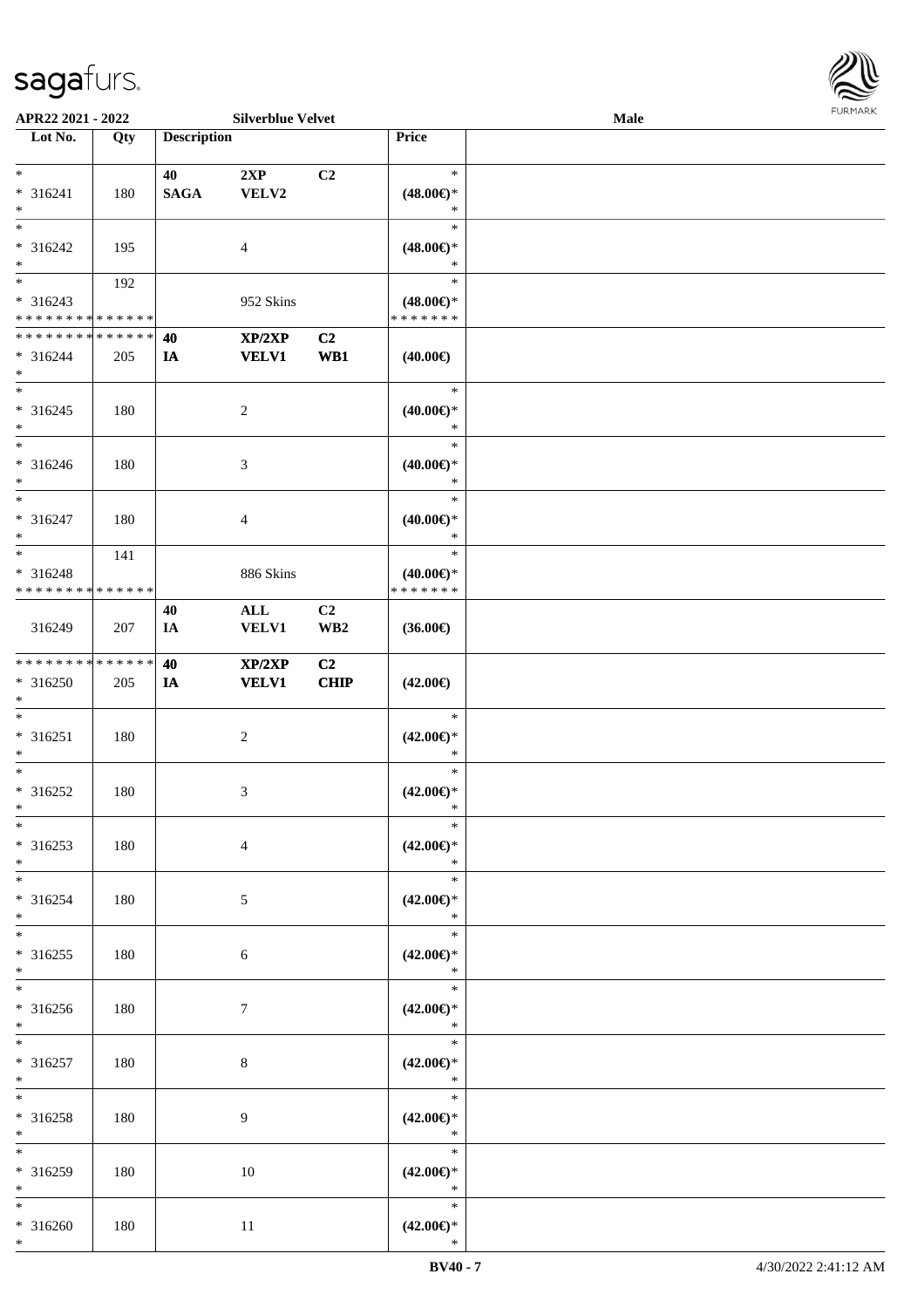**APR22 2021 - 2022** **Silverblue Velvet** **Male**

| Lot No. | Qty | Description | | | Price | |
|---|---|---|---|---|---|---|
| * | | 40 | 2XP | C2 | * | |
| * 316241 | 180 | SAGA | VELV2 | | (48.00€)* | |
| * | | | | | * | |
| * | | | | | * | |
| * 316242 | 195 | | 4 | | (48.00€)* | |
| * | | | | | * | |
| * | 192 | | | | * | |
| * 316243 | | | 952 Skins | | (48.00€)* | |
| * * * * * * * * * * * * * * | | | | | * * * * * * * | |
| * * * * * * * * * * * * * * | | 40 | XP/2XP | C2 | | |
| * 316244 | 205 | IA | VELV1 | WB1 | (40.00€) | |
| * | | | | | | |
| * | | | | | * | |
| * 316245 | 180 | | 2 | | (40.00€)* | |
| * | | | | | * | |
| * | | | | | * | |
| * 316246 | 180 | | 3 | | (40.00€)* | |
| * | | | | | * | |
| * | | | | | * | |
| * 316247 | 180 | | 4 | | (40.00€)* | |
| * | | | | | * | |
| * | 141 | | | | * | |
| * 316248 | | | 886 Skins | | (40.00€)* | |
| * * * * * * * * * * * * * * | | | | | * * * * * * * | |
| | | 40 | ALL | C2 | | |
| 316249 | 207 | IA | VELV1 | WB2 | (36.00€) | |
| * * * * * * * * * * * * * * | | 40 | XP/2XP | C2 | | |
| * 316250 | 205 | IA | VELV1 | CHIP | (42.00€) | |
| * | | | | | | |
| * | | | | | * | |
| * 316251 | 180 | | 2 | | (42.00€)* | |
| * | | | | | * | |
| * | | | | | * | |
| * 316252 | 180 | | 3 | | (42.00€)* | |
| * | | | | | * | |
| * | | | | | * | |
| * 316253 | 180 | | 4 | | (42.00€)* | |
| * | | | | | * | |
| * | | | | | * | |
| * 316254 | 180 | | 5 | | (42.00€)* | |
| * | | | | | * | |
| * | | | | | * | |
| * 316255 | 180 | | 6 | | (42.00€)* | |
| * | | | | | * | |
| * | | | | | * | |
| * 316256 | 180 | | 7 | | (42.00€)* | |
| * | | | | | * | |
| * | | | | | * | |
| * 316257 | 180 | | 8 | | (42.00€)* | |
| * | | | | | * | |
| * | | | | | * | |
| * 316258 | 180 | | 9 | | (42.00€)* | |
| * | | | | | * | |
| * | | | | | * | |
| * 316259 | 180 | | 10 | | (42.00€)* | |
| * | | | | | * | |
| * | | | | | * | |
| * 316260 | 180 | | 11 | | (42.00€)* | |
| * | | | | | * | |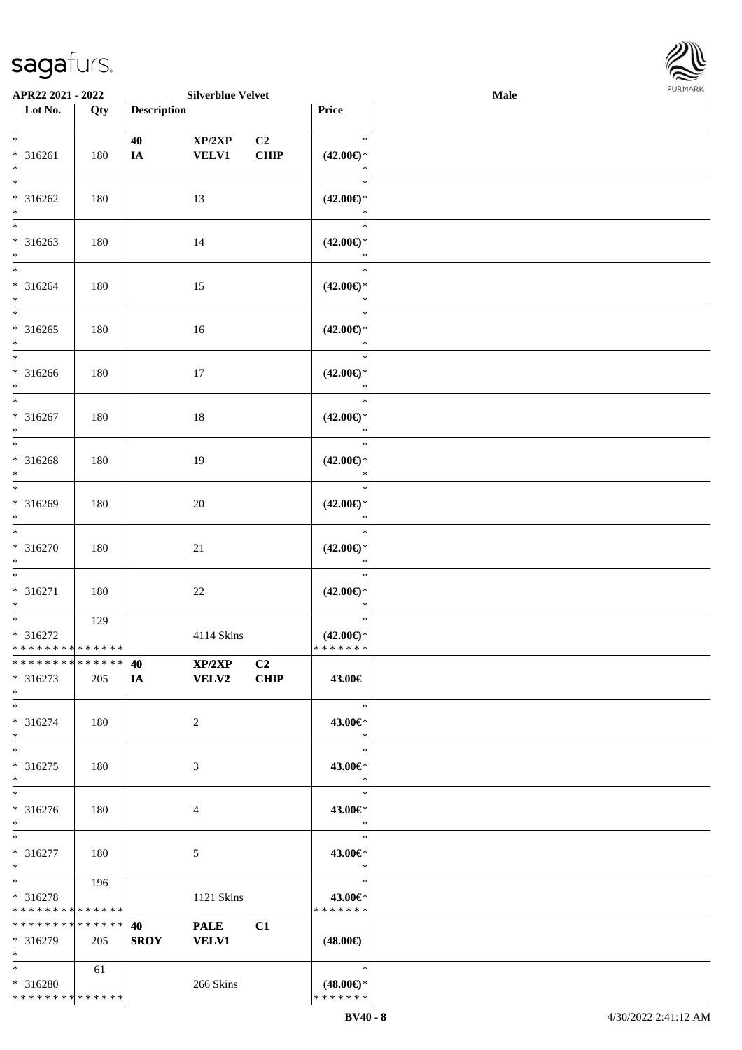| Lot No. | Qty | Description | | | Price | |
|---|---|---|---|---|---|---|
| * | | 40 | XP/2XP | C2 | * | |
| * 316261 | 180 | IA | VELV1 | CHIP | (42.00€)* | |
| * | | | | | * | |
| * 316262 | 180 | | 13 | | (42.00€)* | |
| * | | | | | * | |
| * 316263 | 180 | | 14 | | (42.00€)* | |
| * | | | | | * | |
| * 316264 | 180 | | 15 | | (42.00€)* | |
| * | | | | | * | |
| * 316265 | 180 | | 16 | | (42.00€)* | |
| * | | | | | * | |
| * 316266 | 180 | | 17 | | (42.00€)* | |
| * | | | | | * | |
| * 316267 | 180 | | 18 | | (42.00€)* | |
| * | | | | | * | |
| * 316268 | 180 | | 19 | | (42.00€)* | |
| * | | | | | * | |
| * 316269 | 180 | | 20 | | (42.00€)* | |
| * | | | | | * | |
| * 316270 | 180 | | 21 | | (42.00€)* | |
| * | | | | | * | |
| * 316271 | 180 | | 22 | | (42.00€)* | |
| * | 129 | | | | * | |
| * 316272 | | | 4114 Skins | | (42.00€)* | |
| * * * * * * * * * * * * * * | | | | | * * * * * * * | |
| * * * * * * * * * * * * * * | | 40 | XP/2XP | C2 | | |
| * 316273 | 205 | IA | VELV2 | CHIP | 43.00€ | |
| * | | | | | * | |
| * 316274 | 180 | | 2 | | 43.00€* | |
| * | | | | | * | |
| * 316275 | 180 | | 3 | | 43.00€* | |
| * | | | | | * | |
| * 316276 | 180 | | 4 | | 43.00€* | |
| * | | | | | * | |
| * 316277 | 180 | | 5 | | 43.00€* | |
| * | 196 | | | | * | |
| * 316278 | | | 1121 Skins | | 43.00€* | |
| * * * * * * * * * * * * * * | | | | | * * * * * * * | |
| * * * * * * * * * * * * * * | | 40 | PALE | C1 | | |
| * 316279 | 205 | SROY | VELV1 | | (48.00€) | |
| * | 61 | | | | * | |
| * 316280 | | | 266 Skins | | (48.00€)* | |
| * * * * * * * * * * * * * * | | | | | * * * * * * * | |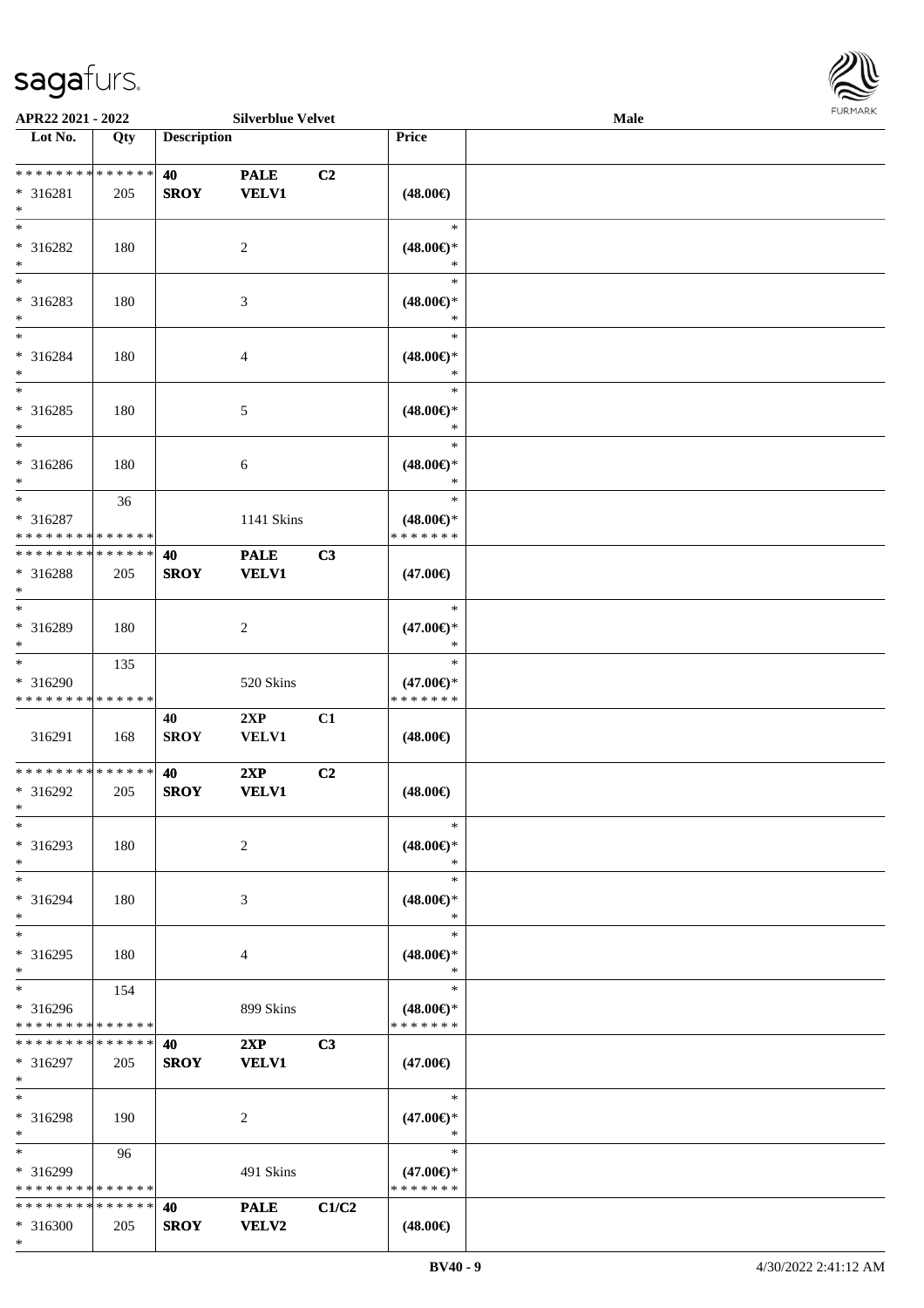APR22 2021 - 2022 | Silverblue Velvet | Male

| Lot No. | Qty | Description | | | Price | |
|---|---|---|---|---|---|---|
| * * * * * * * * * * * * * * | | 40 | PALE | C2 | | |
| * 316281 | 205 | SROY | VELV1 | | (48.00€) | |
| * | | | | | | |
| * 316282 | 180 | | 2 | | (48.00€)* | |
| * | | | | | | |
| * 316283 | 180 | | 3 | | (48.00€)* | |
| * | | | | | | |
| * 316284 | 180 | | 4 | | (48.00€)* | |
| * | | | | | | |
| * 316285 | 180 | | 5 | | (48.00€)* | |
| * | | | | | | |
| * 316286 | 180 | | 6 | | (48.00€)* | |
| * | 36 | | | | | |
| * 316287 | | | 1141 Skins | | (48.00€)* | |
| * * * * * * * * * * * * * * | | | | | * * * * * * * | |
| * * * * * * * * * * * * * * | | 40 | PALE | C3 | | |
| * 316288 | 205 | SROY | VELV1 | | (47.00€) | |
| * | | | | | | |
| * 316289 | 180 | | 2 | | (47.00€)* | |
| * | 135 | | | | | |
| * 316290 | | | 520 Skins | | (47.00€)* | |
| * * * * * * * * * * * * * * | | | | | * * * * * * * | |
| | | 40 | 2XP | C1 | | |
| 316291 | 168 | SROY | VELV1 | | (48.00€) | |
| * * * * * * * * * * * * * * | | 40 | 2XP | C2 | | |
| * 316292 | 205 | SROY | VELV1 | | (48.00€) | |
| * | | | | | | |
| * 316293 | 180 | | 2 | | (48.00€)* | |
| * | | | | | | |
| * 316294 | 180 | | 3 | | (48.00€)* | |
| * | | | | | | |
| * 316295 | 180 | | 4 | | (48.00€)* | |
| * | 154 | | | | | |
| * 316296 | | | 899 Skins | | (48.00€)* | |
| * * * * * * * * * * * * * * | | | | | * * * * * * * | |
| * * * * * * * * * * * * * * | | 40 | 2XP | C3 | | |
| * 316297 | 205 | SROY | VELV1 | | (47.00€) | |
| * | | | | | | |
| * 316298 | 190 | | 2 | | (47.00€)* | |
| * | 96 | | | | | |
| * 316299 | | | 491 Skins | | (47.00€)* | |
| * * * * * * * * * * * * * * | | | | | * * * * * * * | |
| * * * * * * * * * * * * * * | | 40 | PALE | C1/C2 | | |
| * 316300 | 205 | SROY | VELV2 | | (48.00€) | |
| * | | | | | | |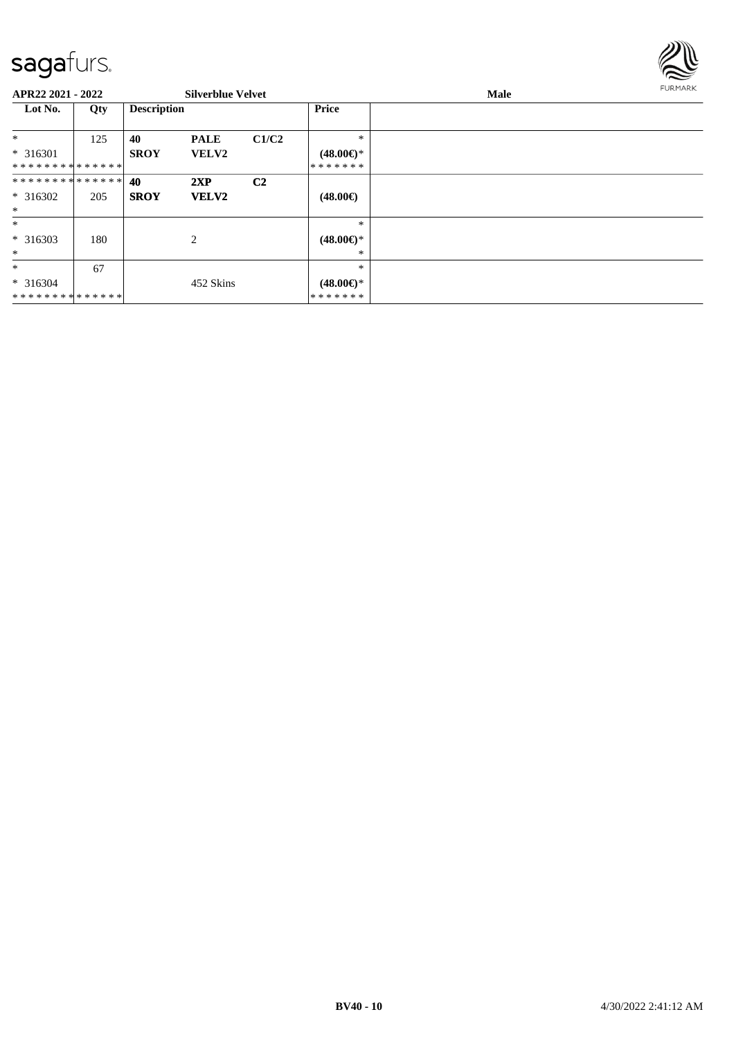APR22 2021 - 2022 | Silverblue Velvet | Male

| Lot No. | Qty | Description | | | Price | |
|---|---|---|---|---|---|---|
| * | 125 | 40 | PALE | C1/C2 | * | |
| * 316301 | | SROY | VELV2 | | (48.00€)* | |
| ************** | | | | | ******* | |
| ************** | | 40 | 2XP | C2 | | |
| * 316302 | 205 | SROY | VELV2 | | (48.00€) | |
| * | | | | | | |
| * | | | | | * | |
| * 316303 | 180 | | 2 | | (48.00€)* | |
| * | | | | | * | |
| * | 67 | | | | * | |
| * 316304 | | | 452 Skins | | (48.00€)* | |
| ************** | | | | | ******* | |

BV40 - 10 | 4/30/2022 2:41:12 AM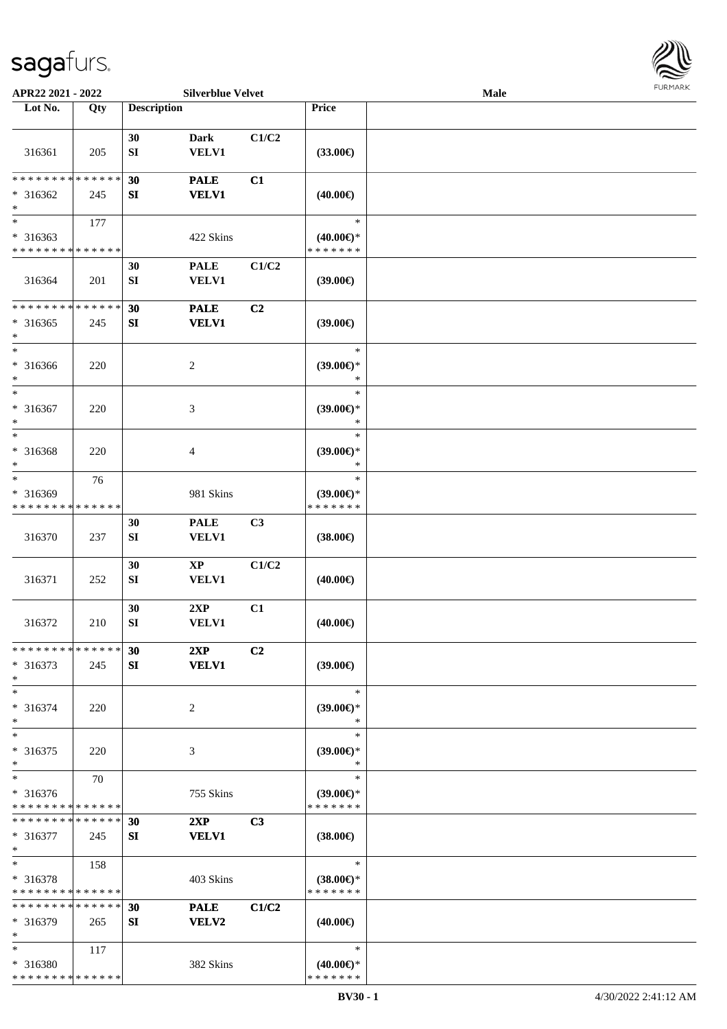APR22 2021 - 2022 | Silverblue Velvet | Male

| Lot No. | Qty | Description | | | Price | |
|---|---|---|---|---|---|---|
| 316361 | 205 | 30 SI | Dark VELV1 | C1/C2 | (33.00€) | |
| * * * * * * * * * * * * * * * 316362 * | 245 | 30 SI | PALE VELV1 | C1 | (40.00€) | |
| * * 316363 * * * * * * * * * * * * * * | 177 | | 422 Skins | | * (40.00€)* * * * * * * * | |
| 316364 | 201 | 30 SI | PALE VELV1 | C1/C2 | (39.00€) | |
| * * * * * * * * * * * * * * * 316365 * | 245 | 30 SI | PALE VELV1 | C2 | (39.00€) | |
| * * 316366 * | 220 | | 2 | | * (39.00€)* * | |
| * * 316367 * | 220 | | 3 | | * (39.00€)* * | |
| * * 316368 * | 220 | | 4 | | * (39.00€)* * | |
| * * 316369 * * * * * * * * * * * * * * | 76 | | 981 Skins | | * (39.00€)* * * * * * * * | |
| 316370 | 237 | 30 SI | PALE VELV1 | C3 | (38.00€) | |
| 316371 | 252 | 30 SI | XP VELV1 | C1/C2 | (40.00€) | |
| 316372 | 210 | 30 SI | 2XP VELV1 | C1 | (40.00€) | |
| * * * * * * * * * * * * * * * 316373 * | 245 | 30 SI | 2XP VELV1 | C2 | (39.00€) | |
| * * 316374 * | 220 | | 2 | | * (39.00€)* * | |
| * * 316375 * | 220 | | 3 | | * (39.00€)* * | |
| * * 316376 * * * * * * * * * * * * * * | 70 | | 755 Skins | | * (39.00€)* * * * * * * * | |
| * * * * * * * * * * * * * * * 316377 * | 245 | 30 SI | 2XP VELV1 | C3 | (38.00€) | |
| * * 316378 * * * * * * * * * * * * * * | 158 | | 403 Skins | | * (38.00€)* * * * * * * * | |
| * * * * * * * * * * * * * * * 316379 * | 265 | 30 SI | PALE VELV2 | C1/C2 | (40.00€) | |
| * * 316380 * * * * * * * * * * * * * * | 117 | | 382 Skins | | * (40.00€)* * * * * * * * | |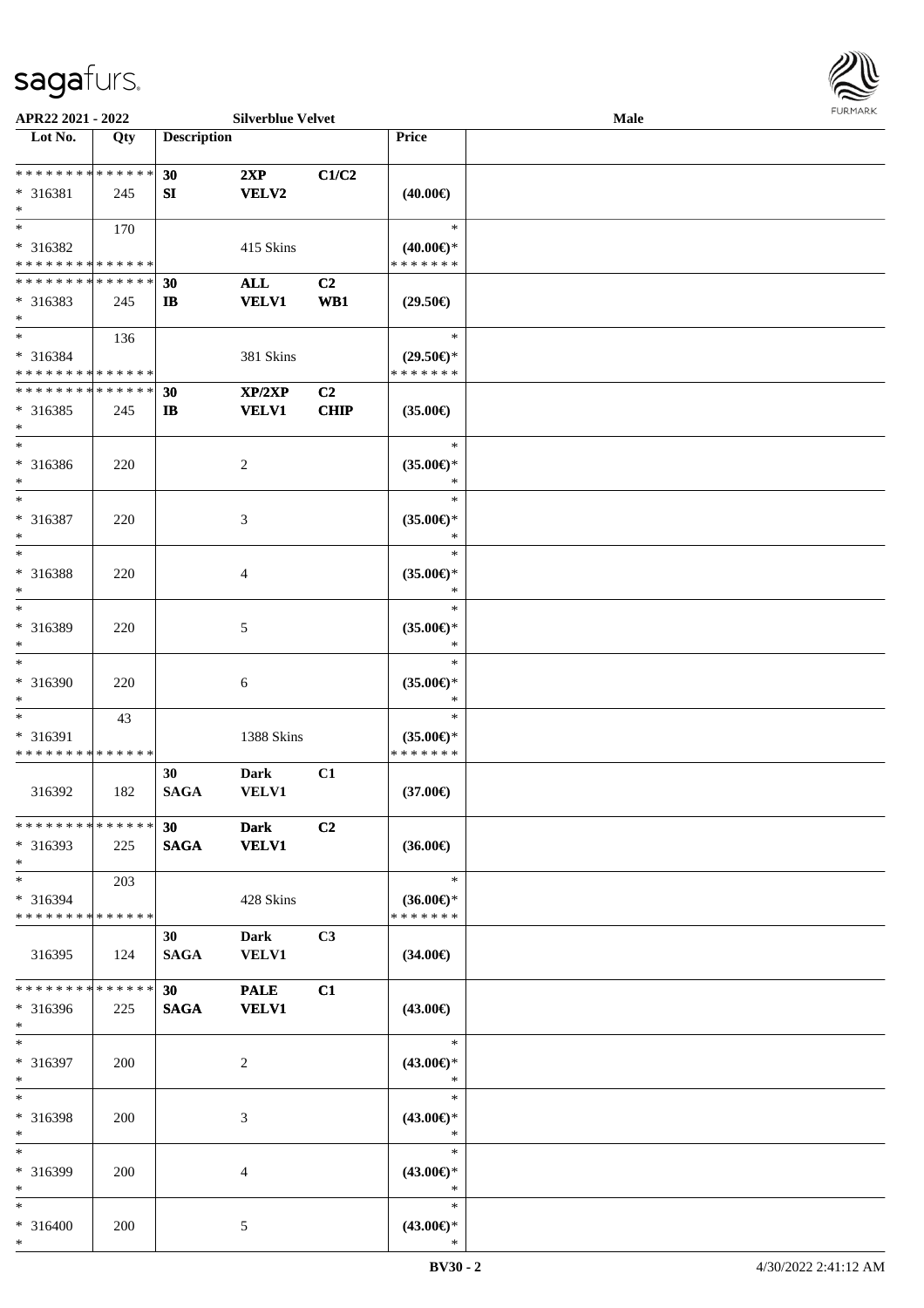APR22 2021 - 2022 | Silverblue Velvet | Male

| Lot No. | Qty | Description | | | Price | |
|---|---|---|---|---|---|---|
| * * * * * * * * * * * * * * | | 30 | 2XP | C1/C2 | | |
| * 316381 | 245 | SI | VELV2 | | (40.00€) | |
| * | | | | | | |
| * | 170 | | | | * | |
| * 316382 | | | 415 Skins | | (40.00€)* | |
| * * * * * * * * * * * * * * | | | | | * * * * * * * | |
| * * * * * * * * * * * * * * | | 30 | ALL | C2 | | |
| * 316383 | 245 | IB | VELV1 | WB1 | (29.50€) | |
| * | | | | | | |
| * | 136 | | | | * | |
| * 316384 | | | 381 Skins | | (29.50€)* | |
| * * * * * * * * * * * * * * | | | | | * * * * * * * | |
| * * * * * * * * * * * * * * | | 30 | XP/2XP | C2 | | |
| * 316385 | 245 | IB | VELV1 | CHIP | (35.00€) | |
| * | | | | | | |
| * | | | | | * | |
| * 316386 | 220 | | 2 | | (35.00€)* | |
| * | | | | | * | |
| * | | | | | * | |
| * 316387 | 220 | | 3 | | (35.00€)* | |
| * | | | | | * | |
| * | | | | | * | |
| * 316388 | 220 | | 4 | | (35.00€)* | |
| * | | | | | * | |
| * | | | | | * | |
| * 316389 | 220 | | 5 | | (35.00€)* | |
| * | | | | | * | |
| * | | | | | * | |
| * 316390 | 220 | | 6 | | (35.00€)* | |
| * | | | | | * | |
| * | 43 | | | | * | |
| * 316391 | | | 1388 Skins | | (35.00€)* | |
| * * * * * * * * * * * * * * | | | | | * * * * * * * | |
| | | 30 | Dark | C1 | | |
| 316392 | 182 | SAGA | VELV1 | | (37.00€) | |
| * * * * * * * * * * * * * * | | 30 | Dark | C2 | | |
| * 316393 | 225 | SAGA | VELV1 | | (36.00€) | |
| * | | | | | | |
| * | 203 | | | | * | |
| * 316394 | | | 428 Skins | | (36.00€)* | |
| * * * * * * * * * * * * * * | | | | | * * * * * * * | |
| | | 30 | Dark | C3 | | |
| 316395 | 124 | SAGA | VELV1 | | (34.00€) | |
| * * * * * * * * * * * * * * | | 30 | PALE | C1 | | |
| * 316396 | 225 | SAGA | VELV1 | | (43.00€) | |
| * | | | | | | |
| * | | | | | * | |
| * 316397 | 200 | | 2 | | (43.00€)* | |
| * | | | | | * | |
| * | | | | | * | |
| * 316398 | 200 | | 3 | | (43.00€)* | |
| * | | | | | * | |
| * | | | | | * | |
| * 316399 | 200 | | 4 | | (43.00€)* | |
| * | | | | | * | |
| * | | | | | * | |
| * 316400 | 200 | | 5 | | (43.00€)* | |
| * | | | | | * | |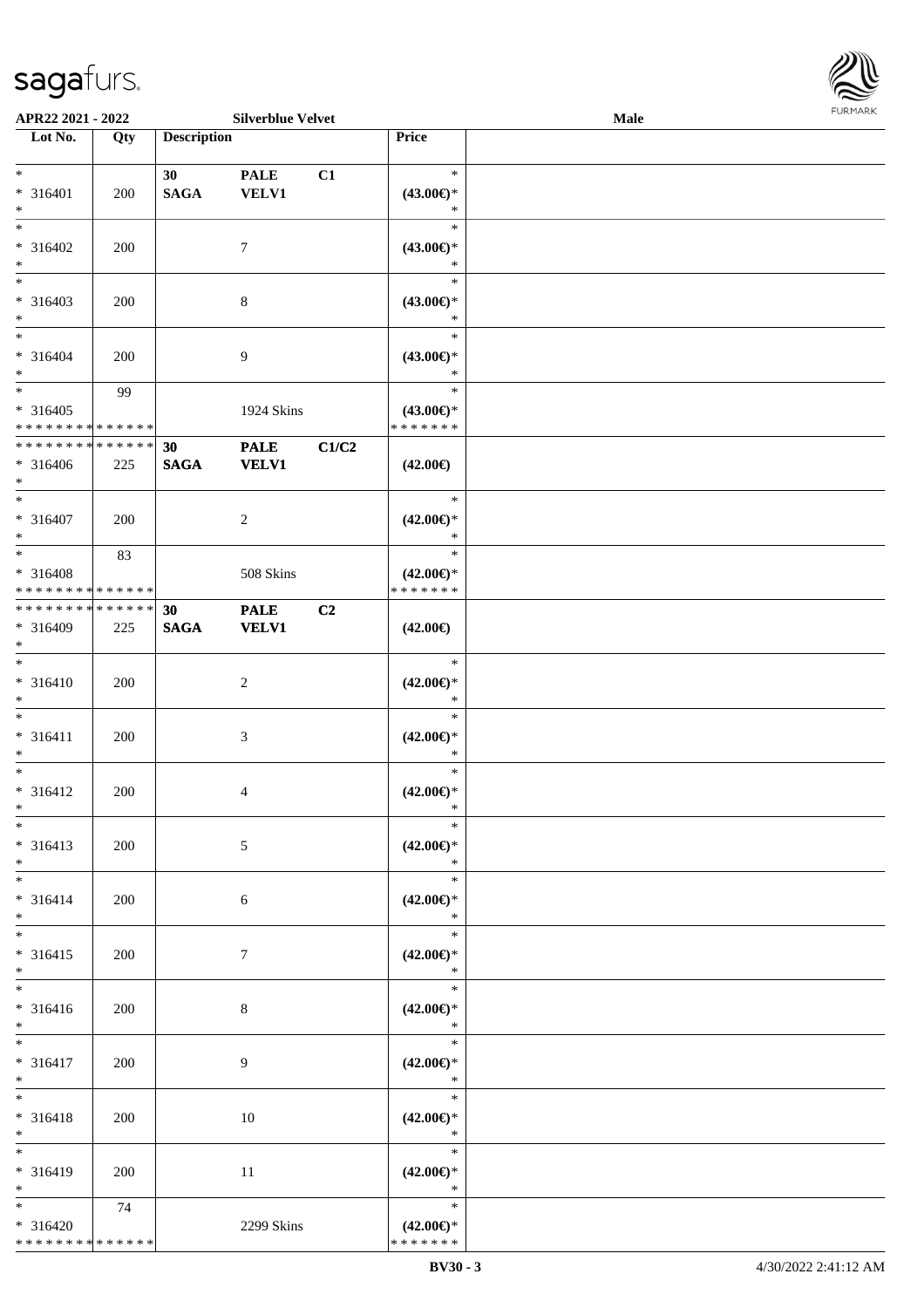APR22 2021 - 2022 Silverblue Velvet Male

| Lot No. | Qty | Description | | | Price | |
|---|---|---|---|---|---|---|
| * <br> * 316401 <br> * | 200 | 30 <br> SAGA | PALE <br> VELV1 | C1 | * <br> (43.00€)* <br> * | |
| * <br> * 316402 <br> * | 200 | | 7 | | * <br> (43.00€)* <br> * | |
| * <br> * 316403 <br> * | 200 | | 8 | | * <br> (43.00€)* <br> * | |
| * <br> * 316404 <br> * | 200 | | 9 | | * <br> (43.00€)* <br> * | |
| * <br> * 316405 <br> * * * * * * * * * * * * * * | 99 | | 1924 Skins | | * <br> (43.00€)* <br> * * * * * * * | |
| * * * * * * * * * * * * * * <br> * 316406 <br> * | 225 | 30 <br> SAGA | PALE <br> VELV1 | C1/C2 | (42.00€) | |
| * <br> * 316407 <br> * | 200 | | 2 | | * <br> (42.00€)* <br> * | |
| * <br> * 316408 <br> * * * * * * * * * * * * * * | 83 | | 508 Skins | | * <br> (42.00€)* <br> * * * * * * * | |
| * * * * * * * * * * * * * * <br> * 316409 <br> * | 225 | 30 <br> SAGA | PALE <br> VELV1 | C2 | (42.00€) | |
| * <br> * 316410 <br> * | 200 | | 2 | | * <br> (42.00€)* <br> * | |
| * <br> * 316411 <br> * | 200 | | 3 | | * <br> (42.00€)* <br> * | |
| * <br> * 316412 <br> * | 200 | | 4 | | * <br> (42.00€)* <br> * | |
| * <br> * 316413 <br> * | 200 | | 5 | | * <br> (42.00€)* <br> * | |
| * <br> * 316414 <br> * | 200 | | 6 | | * <br> (42.00€)* <br> * | |
| * <br> * 316415 <br> * | 200 | | 7 | | * <br> (42.00€)* <br> * | |
| * <br> * 316416 <br> * | 200 | | 8 | | * <br> (42.00€)* <br> * | |
| * <br> * 316417 <br> * | 200 | | 9 | | * <br> (42.00€)* <br> * | |
| * <br> * 316418 <br> * | 200 | | 10 | | * <br> (42.00€)* <br> * | |
| * <br> * 316419 <br> * | 200 | | 11 | | * <br> (42.00€)* <br> * | |
| * <br> * 316420 <br> * * * * * * * * * * * * * * | 74 | | 2299 Skins | | * <br> (42.00€)* <br> * * * * * * * | |

BV30 - 3 4/30/2022 2:41:12 AM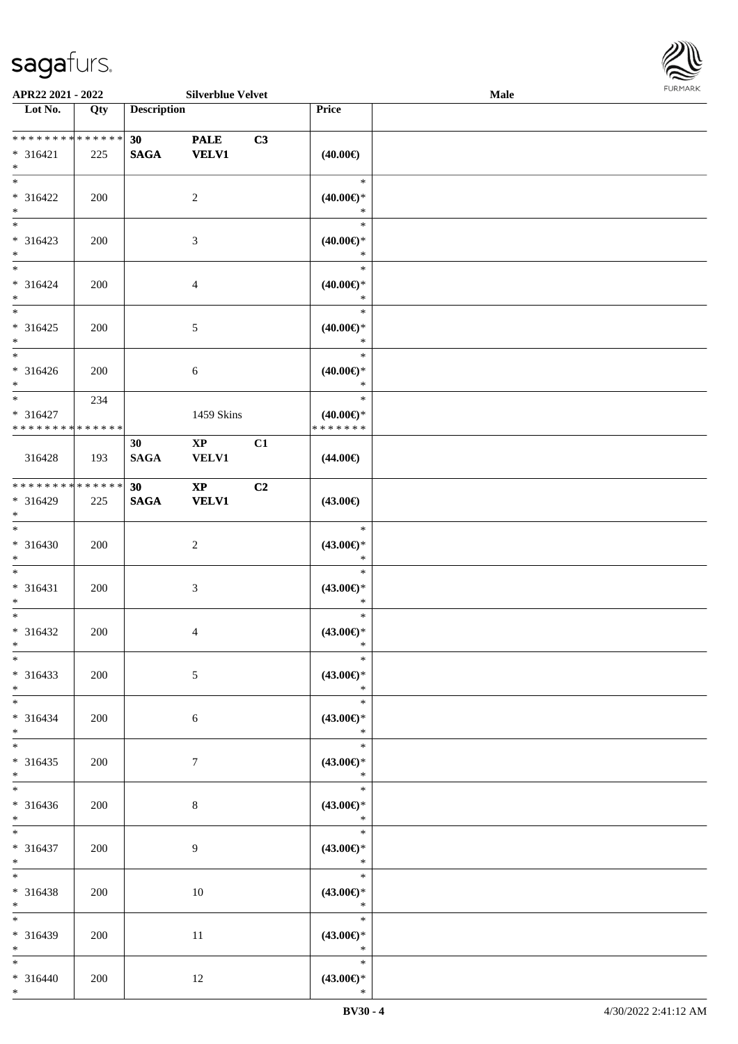APR22 2021 - 2022 Silverblue Velvet Male

| Lot No. | Qty | Description | | | Price | |
|---|---|---|---|---|---|---|
| * * * * * * * * * * * * * * | | 30 | PALE | C3 | | |
| * 316421 | 225 | SAGA | VELV1 | | (40.00€) | |
| * | | | | | | |
| * | | | | | * | |
| * 316422 | 200 | | 2 | | (40.00€)* | |
| * | | | | | * | |
| * | | | | | * | |
| * 316423 | 200 | | 3 | | (40.00€)* | |
| * | | | | | * | |
| * | | | | | * | |
| * 316424 | 200 | | 4 | | (40.00€)* | |
| * | | | | | * | |
| * | | | | | * | |
| * 316425 | 200 | | 5 | | (40.00€)* | |
| * | | | | | * | |
| * | | | | | * | |
| * 316426 | 200 | | 6 | | (40.00€)* | |
| * | | | | | * | |
| * | 234 | | | | * | |
| * 316427 | | | 1459 Skins | | (40.00€)* | |
| * * * * * * * * * * * * * * | | | | | * * * * * * * | |
| | | 30 | XP | C1 | | |
| 316428 | 193 | SAGA | VELV1 | | (44.00€) | |
| * * * * * * * * * * * * * * | | 30 | XP | C2 | | |
| * 316429 | 225 | SAGA | VELV1 | | (43.00€) | |
| * | | | | | | |
| * | | | | | * | |
| * 316430 | 200 | | 2 | | (43.00€)* | |
| * | | | | | * | |
| * | | | | | * | |
| * 316431 | 200 | | 3 | | (43.00€)* | |
| * | | | | | * | |
| * | | | | | * | |
| * 316432 | 200 | | 4 | | (43.00€)* | |
| * | | | | | * | |
| * | | | | | * | |
| * 316433 | 200 | | 5 | | (43.00€)* | |
| * | | | | | * | |
| * | | | | | * | |
| * 316434 | 200 | | 6 | | (43.00€)* | |
| * | | | | | * | |
| * | | | | | * | |
| * 316435 | 200 | | 7 | | (43.00€)* | |
| * | | | | | * | |
| * | | | | | * | |
| * 316436 | 200 | | 8 | | (43.00€)* | |
| * | | | | | * | |
| * | | | | | * | |
| * 316437 | 200 | | 9 | | (43.00€)* | |
| * | | | | | * | |
| * | | | | | * | |
| * 316438 | 200 | | 10 | | (43.00€)* | |
| * | | | | | * | |
| * | | | | | * | |
| * 316439 | 200 | | 11 | | (43.00€)* | |
| * | | | | | * | |
| * | | | | | * | |
| * 316440 | 200 | | 12 | | (43.00€)* | |
| * | | | | | * | |

BV30 - 4 4/30/2022 2:41:12 AM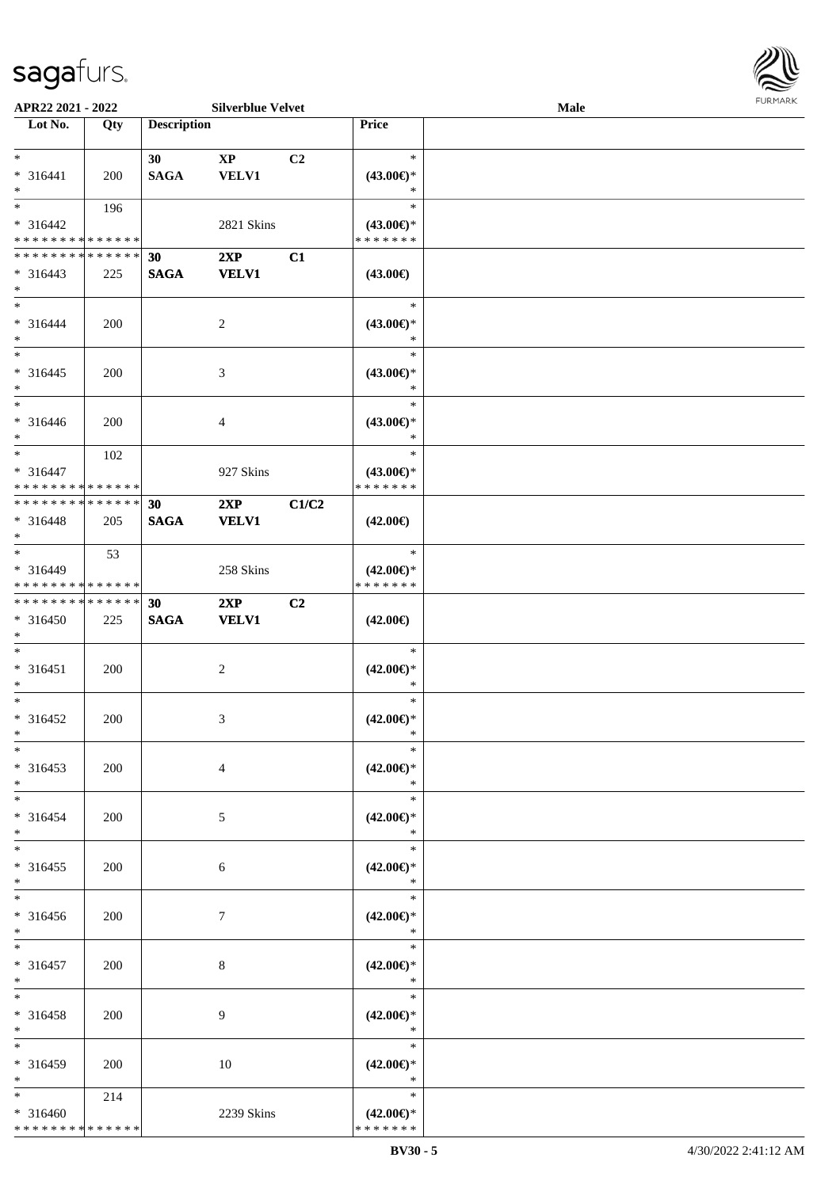APR22 2021 - 2022 — Silverblue Velvet — Male

| Lot No. | Qty | Description | | | Price | |
|---|---|---|---|---|---|---|
| * 316441 * | 200 | 30 SAGA | XP VELV1 | C2 | * (43.00€)* * | |
| * 316442 * * * * * * * * * * * * * * | 196 | | 2821 Skins | | * (43.00€)* * * * * * * * | |
| * * * * * * * * * * * * * * 316443 * | 225 | 30 SAGA | 2XP VELV1 | C1 | (43.00€) | |
| * 316444 * | 200 | | 2 | | * (43.00€)* * | |
| * 316445 * | 200 | | 3 | | * (43.00€)* * | |
| * 316446 * | 200 | | 4 | | * (43.00€)* * | |
| * 316447 * * * * * * * * * * * * * * | 102 | | 927 Skins | | * (43.00€)* * * * * * * * | |
| * * * * * * * * * * * * * * 316448 * | 205 | 30 SAGA | 2XP VELV1 | C1/C2 | (42.00€) | |
| * 316449 * * * * * * * * * * * * * * | 53 | | 258 Skins | | * (42.00€)* * * * * * * * | |
| * * * * * * * * * * * * * * 316450 * | 225 | 30 SAGA | 2XP VELV1 | C2 | (42.00€) | |
| * 316451 * | 200 | | 2 | | * (42.00€)* * | |
| * 316452 * | 200 | | 3 | | * (42.00€)* * | |
| * 316453 * | 200 | | 4 | | * (42.00€)* * | |
| * 316454 * | 200 | | 5 | | * (42.00€)* * | |
| * 316455 * | 200 | | 6 | | * (42.00€)* * | |
| * 316456 * | 200 | | 7 | | * (42.00€)* * | |
| * 316457 * | 200 | | 8 | | * (42.00€)* * | |
| * 316458 * | 200 | | 9 | | * (42.00€)* * | |
| * 316459 * | 200 | | 10 | | * (42.00€)* * | |
| * 316460 * * * * * * * * * * * * * * | 214 | | 2239 Skins | | * (42.00€)* * * * * * * * | |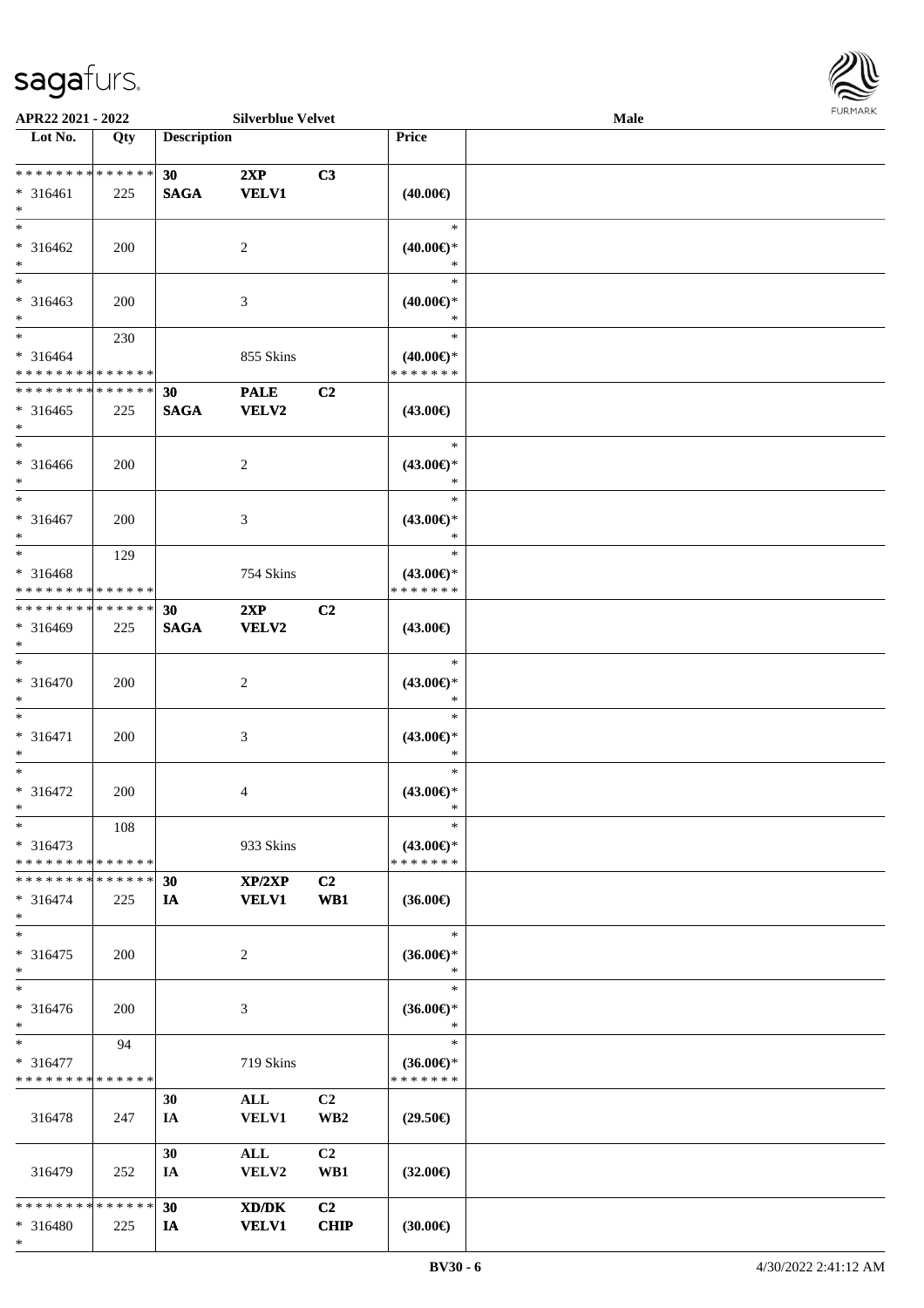| Lot No. | Qty | Description | | | Price | |
|---|---|---|---|---|---|---|
| ************** | | 30 | 2XP | C3 | | |
| * 316461 | 225 | SAGA | VELV1 | | (40.00€) | |
| * | | | | | | |
| * | | | | | * | |
| * 316462 | 200 | | 2 | | (40.00€)* | |
| * | | | | | * | |
| * | | | | | * | |
| * 316463 | 200 | | 3 | | (40.00€)* | |
| * | | | | | * | |
| * | 230 | | | | * | |
| * 316464 | | | 855 Skins | | (40.00€)* | |
| ************** | | | | | ******* | |
| ************** | | 30 | PALE | C2 | | |
| * 316465 | 225 | SAGA | VELV2 | | (43.00€) | |
| * | | | | | | |
| * | | | | | * | |
| * 316466 | 200 | | 2 | | (43.00€)* | |
| * | | | | | * | |
| * | | | | | * | |
| * 316467 | 200 | | 3 | | (43.00€)* | |
| * | | | | | * | |
| * | 129 | | | | * | |
| * 316468 | | | 754 Skins | | (43.00€)* | |
| ************** | | | | | ******* | |
| ************** | | 30 | 2XP | C2 | | |
| * 316469 | 225 | SAGA | VELV2 | | (43.00€) | |
| * | | | | | | |
| * | | | | | * | |
| * 316470 | 200 | | 2 | | (43.00€)* | |
| * | | | | | * | |
| * | | | | | * | |
| * 316471 | 200 | | 3 | | (43.00€)* | |
| * | | | | | * | |
| * | | | | | * | |
| * 316472 | 200 | | 4 | | (43.00€)* | |
| * | | | | | * | |
| * | 108 | | | | * | |
| * 316473 | | | 933 Skins | | (43.00€)* | |
| ************** | | | | | ******* | |
| ************** | | 30 | XP/2XP | C2 | | |
| * 316474 | 225 | IA | VELV1 | WB1 | (36.00€) | |
| * | | | | | | |
| * | | | | | * | |
| * 316475 | 200 | | 2 | | (36.00€)* | |
| * | | | | | * | |
| * | | | | | * | |
| * 316476 | 200 | | 3 | | (36.00€)* | |
| * | | | | | * | |
| * | 94 | | | | * | |
| * 316477 | | | 719 Skins | | (36.00€)* | |
| ************** | | | | | ******* | |
| | | 30 | ALL | C2 | | |
| 316478 | 247 | IA | VELV1 | WB2 | (29.50€) | |
| | | 30 | ALL | C2 | | |
| 316479 | 252 | IA | VELV2 | WB1 | (32.00€) | |
| ************** | | 30 | XD/DK | C2 | | |
| * 316480 | 225 | IA | VELV1 | CHIP | (30.00€) | |
| * | | | | | | |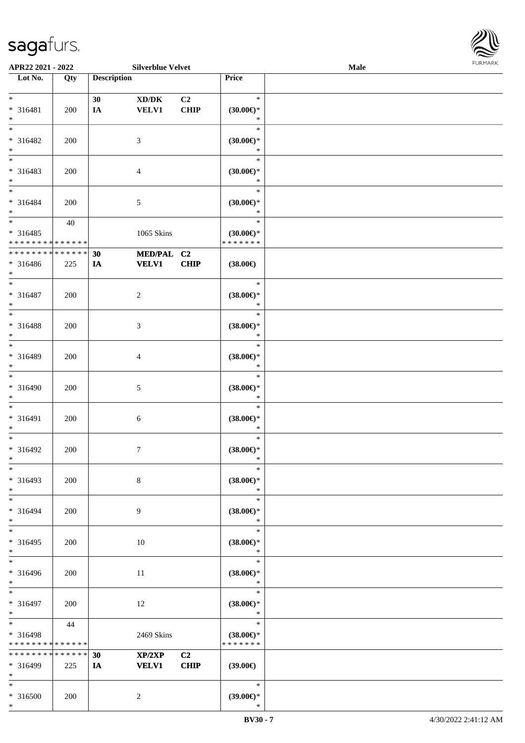| Lot No. | Qty | Description | | | Price | |
|---|---|---|---|---|---|---|
| * * 316481 * | 200 | 30 IA | XD/DK VELV1 | C2 CHIP | * (30.00€)* * | |
| * * 316482 * | 200 | | 3 | | * (30.00€)* * | |
| * * 316483 * | 200 | | 4 | | * (30.00€)* * | |
| * * 316484 * | 200 | | 5 | | * (30.00€)* * | |
| * * 316485 * * * * * * * * * * * * * * | 40 | | 1065 Skins | | * (30.00€)* * * * * * * * | |
| * * * * * * * * * * * * * * * 316486 * | 225 | 30 IA | MED/PAL VELV1 | C2 CHIP | (38.00€) | |
| * * 316487 * | 200 | | 2 | | * (38.00€)* * | |
| * * 316488 * | 200 | | 3 | | * (38.00€)* * | |
| * * 316489 * | 200 | | 4 | | * (38.00€)* * | |
| * * 316490 * | 200 | | 5 | | * (38.00€)* * | |
| * * 316491 * | 200 | | 6 | | * (38.00€)* * | |
| * * 316492 * | 200 | | 7 | | * (38.00€)* * | |
| * * 316493 * | 200 | | 8 | | * (38.00€)* * | |
| * * 316494 * | 200 | | 9 | | * (38.00€)* * | |
| * * 316495 * | 200 | | 10 | | * (38.00€)* * | |
| * * 316496 * | 200 | | 11 | | * (38.00€)* * | |
| * * 316497 * | 200 | | 12 | | * (38.00€)* * | |
| * * 316498 * * * * * * * * * * * * * * | 44 | | 2469 Skins | | * (38.00€)* * * * * * * * | |
| * * * * * * * * * * * * * * * 316499 * | 225 | 30 IA | XP/2XP VELV1 | C2 CHIP | (39.00€) | |
| * * 316500 * | 200 | | 2 | | * (39.00€)* * | |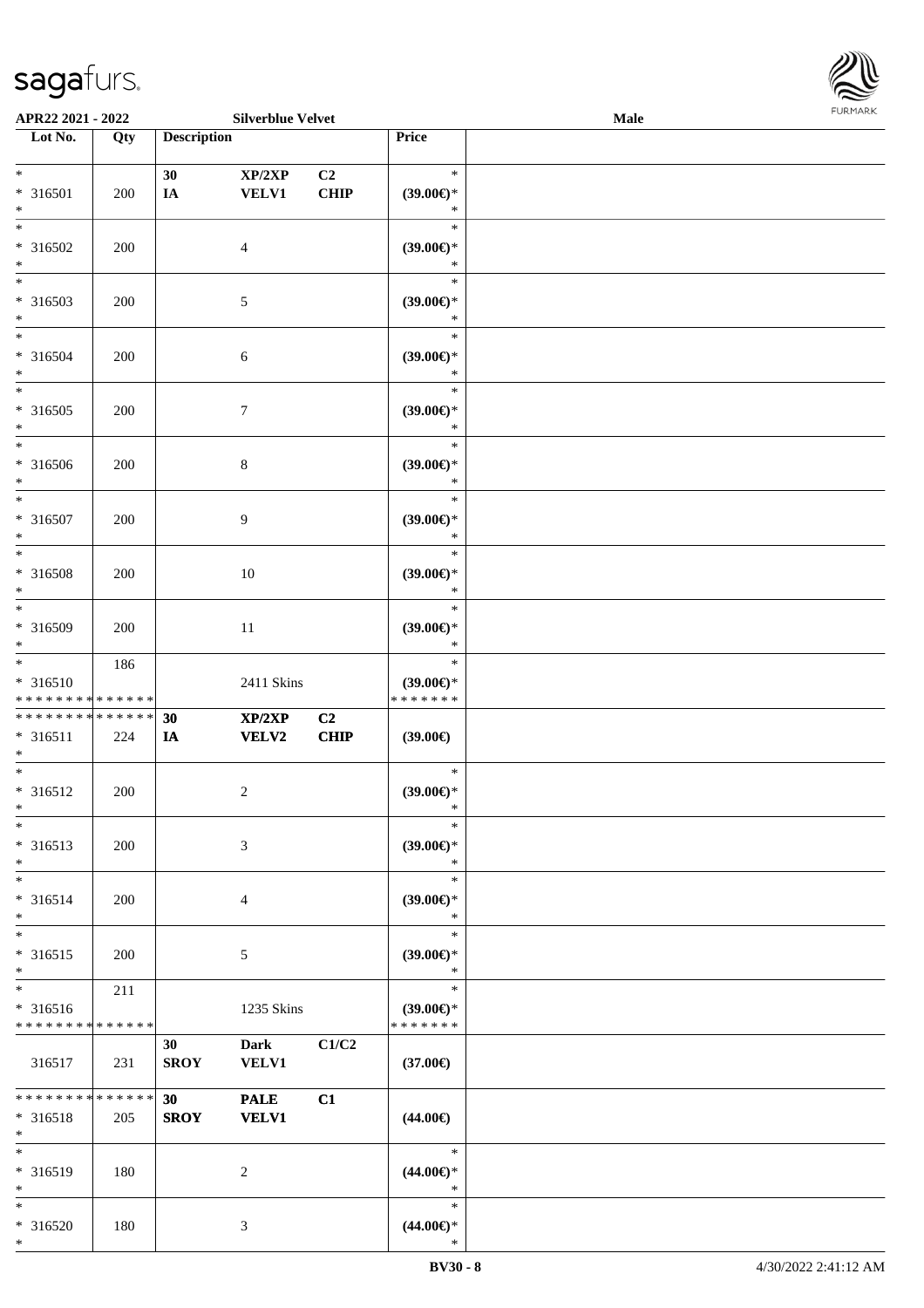**APR22 2021 - 2022** **Silverblue Velvet** **Male**

| Lot No. | Qty | Description | | | Price | |
|---|---|---|---|---|---|---|
| * <br> * 316501 <br> * | 200 | 30 <br> IA | XP/2XP <br> VELV1 | C2 <br> CHIP | * <br> (39.00€)* <br> * | |
| * <br> * 316502 <br> * | 200 | | 4 | | * <br> (39.00€)* <br> * | |
| * <br> * 316503 <br> * | 200 | | 5 | | * <br> (39.00€)* <br> * | |
| * <br> * 316504 <br> * | 200 | | 6 | | * <br> (39.00€)* <br> * | |
| * <br> * 316505 <br> * | 200 | | 7 | | * <br> (39.00€)* <br> * | |
| * <br> * 316506 <br> * | 200 | | 8 | | * <br> (39.00€)* <br> * | |
| * <br> * 316507 <br> * | 200 | | 9 | | * <br> (39.00€)* <br> * | |
| * <br> * 316508 <br> * | 200 | | 10 | | * <br> (39.00€)* <br> * | |
| * <br> * 316509 <br> * | 200 | | 11 | | * <br> (39.00€)* <br> * | |
| * <br> * 316510 <br> * * * * * * * * * * * * * * | 186 | | 2411 Skins | | * <br> (39.00€)* <br> * * * * * * * | |
| * * * * * * * * * * * * * * <br> * 316511 <br> * | 224 | 30 <br> IA | XP/2XP <br> VELV2 | C2 <br> CHIP | (39.00€) | |
| * <br> * 316512 <br> * | 200 | | 2 | | * <br> (39.00€)* <br> * | |
| * <br> * 316513 <br> * | 200 | | 3 | | * <br> (39.00€)* <br> * | |
| * <br> * 316514 <br> * | 200 | | 4 | | * <br> (39.00€)* <br> * | |
| * <br> * 316515 <br> * | 200 | | 5 | | * <br> (39.00€)* <br> * | |
| * <br> * 316516 <br> * * * * * * * * * * * * * * | 211 | | 1235 Skins | | * <br> (39.00€)* <br> * * * * * * * | |
| 316517 | 231 | 30 <br> SROY | Dark <br> VELV1 | C1/C2 | (37.00€) | |
| * * * * * * * * * * * * * * <br> * 316518 <br> * | 205 | 30 <br> SROY | PALE <br> VELV1 | C1 | (44.00€) | |
| * <br> * 316519 <br> * | 180 | | 2 | | * <br> (44.00€)* <br> * | |
| * <br> * 316520 <br> * | 180 | | 3 | | * <br> (44.00€)* <br> * | |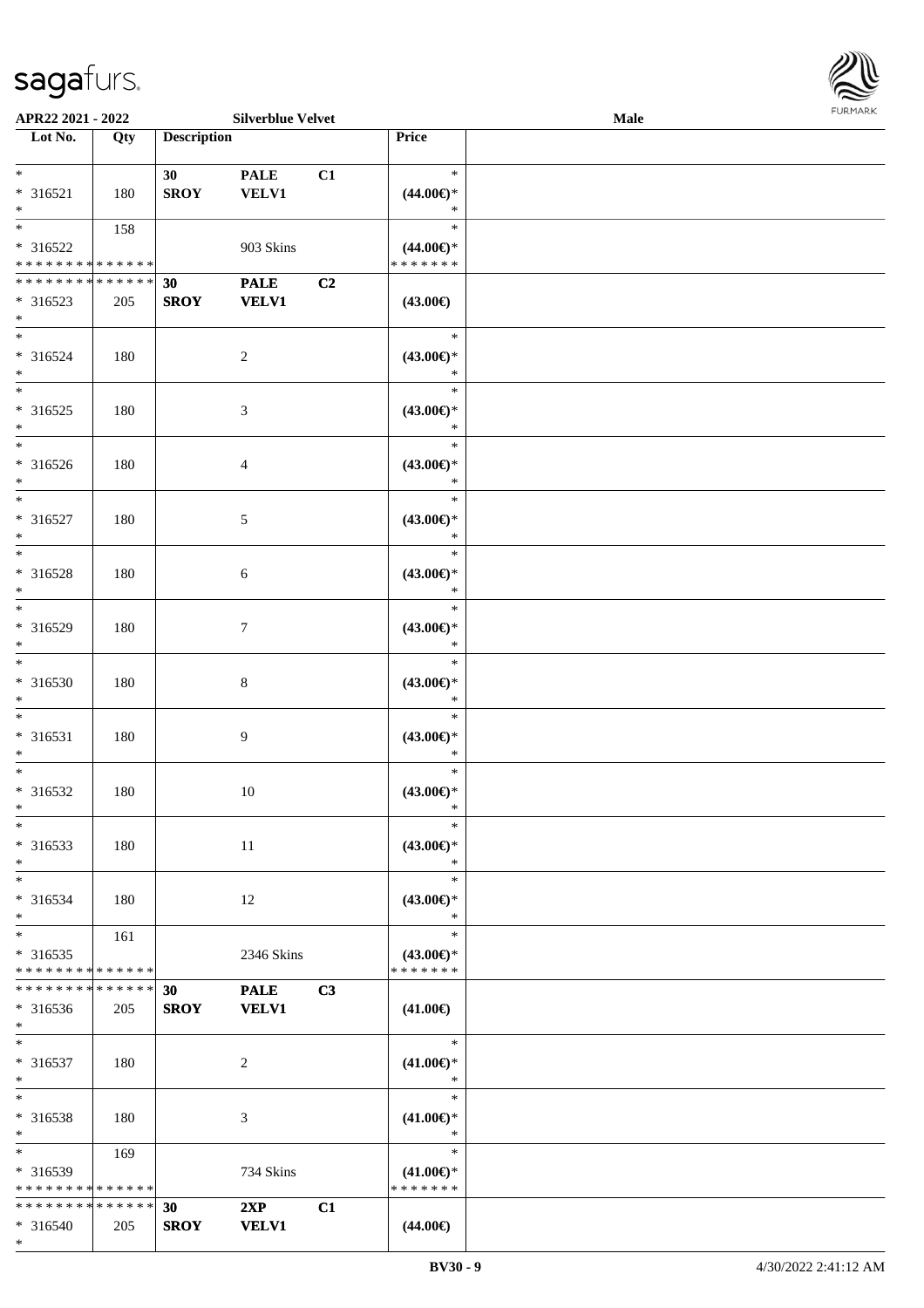APR22 2021 - 2022 Silverblue Velvet Male

| Lot No. | Qty | Description | | | Price |
|---|---|---|---|---|---|
| * | | 30 | PALE | C1 | * |
| * 316521 | 180 | SROY | VELV1 | | (44.00€)* |
| * | | | | | * |
| * | 158 | | | | * |
| * 316522 | | | 903 Skins | | (44.00€)* |
| * * * * * * * * * * * * * * | | | | | * * * * * * * |
| * * * * * * * * * * * * * * | | 30 | PALE | C2 | |
| * 316523 | 205 | SROY | VELV1 | | (43.00€) |
| * | | | | | |
| * | | | | | * |
| * 316524 | 180 | | 2 | | (43.00€)* |
| * | | | | | * |
| * | | | | | * |
| * 316525 | 180 | | 3 | | (43.00€)* |
| * | | | | | * |
| * | | | | | * |
| * 316526 | 180 | | 4 | | (43.00€)* |
| * | | | | | * |
| * | | | | | * |
| * 316527 | 180 | | 5 | | (43.00€)* |
| * | | | | | * |
| * | | | | | * |
| * 316528 | 180 | | 6 | | (43.00€)* |
| * | | | | | * |
| * | | | | | * |
| * 316529 | 180 | | 7 | | (43.00€)* |
| * | | | | | * |
| * | | | | | * |
| * 316530 | 180 | | 8 | | (43.00€)* |
| * | | | | | * |
| * | | | | | * |
| * 316531 | 180 | | 9 | | (43.00€)* |
| * | | | | | * |
| * | | | | | * |
| * 316532 | 180 | | 10 | | (43.00€)* |
| * | | | | | * |
| * | | | | | * |
| * 316533 | 180 | | 11 | | (43.00€)* |
| * | | | | | * |
| * | | | | | * |
| * 316534 | 180 | | 12 | | (43.00€)* |
| * | | | | | * |
| * | 161 | | | | * |
| * 316535 | | | 2346 Skins | | (43.00€)* |
| * * * * * * * * * * * * * * | | | | | * * * * * * * |
| * * * * * * * * * * * * * * | | 30 | PALE | C3 | |
| * 316536 | 205 | SROY | VELV1 | | (41.00€) |
| * | | | | | |
| * | | | | | * |
| * 316537 | 180 | | 2 | | (41.00€)* |
| * | | | | | * |
| * | | | | | * |
| * 316538 | 180 | | 3 | | (41.00€)* |
| * | | | | | * |
| * | 169 | | | | * |
| * 316539 | | | 734 Skins | | (41.00€)* |
| * * * * * * * * * * * * * * | | | | | * * * * * * * |
| * * * * * * * * * * * * * * | | 30 | 2XP | C1 | |
| * 316540 | 205 | SROY | VELV1 | | (44.00€) |
| * | | | | | |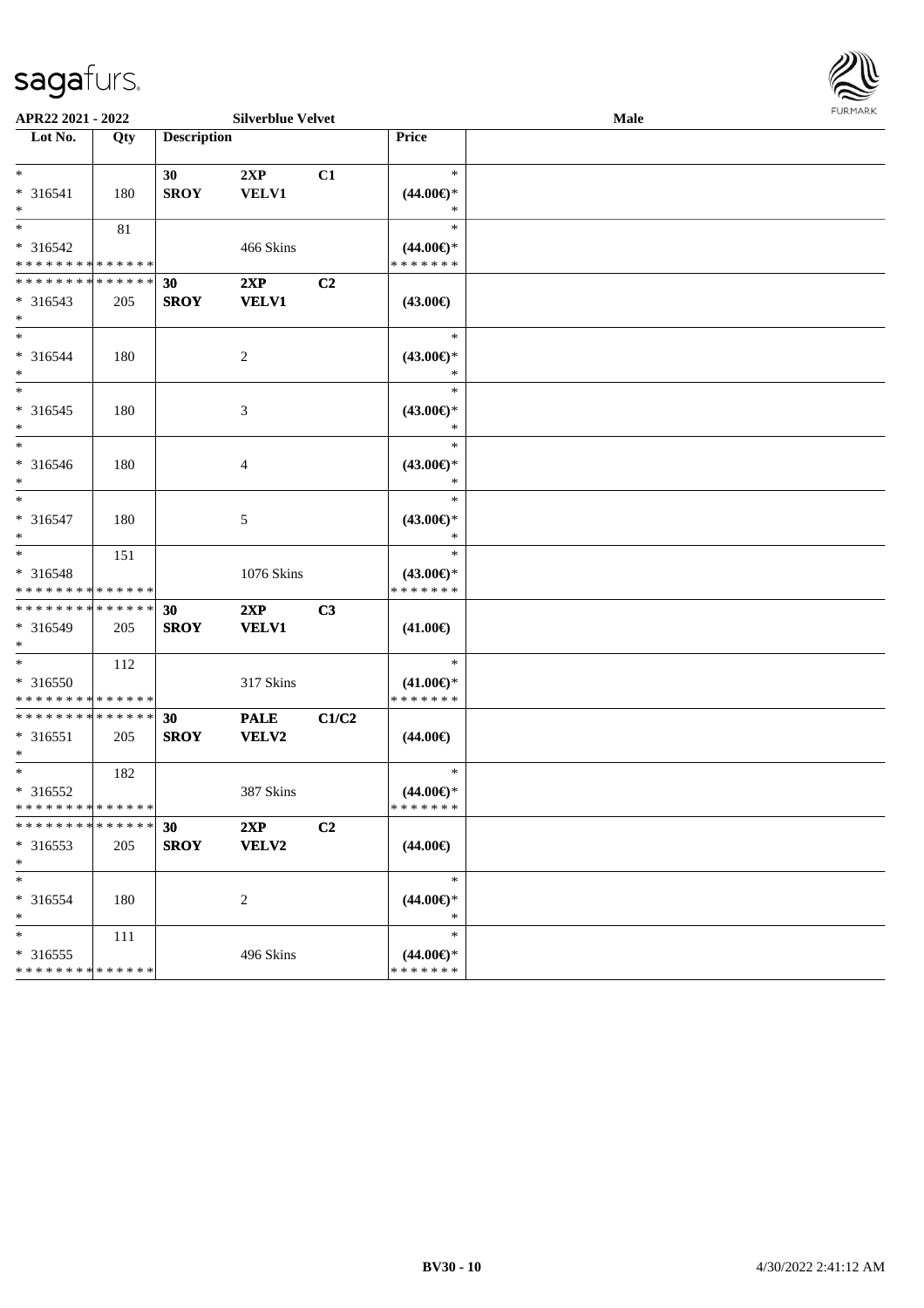APR22 2021 - 2022 — Silverblue Velvet — Male

| Lot No. | Qty | Description | | | Price |
|---|---|---|---|---|---|
| * | | 30 | 2XP | C1 | * |
| * 316541 | 180 | SROY | VELV1 | | (44.00€)* |
| * | | | | | * |
| * | 81 | | | | * |
| * 316542 | | | 466 Skins | | (44.00€)* |
| * * * * * * * * * * * * * * | | | | | * * * * * * * |
| * * * * * * * * * * * * * * | | 30 | 2XP | C2 | |
| * 316543 | 205 | SROY | VELV1 | | (43.00€) |
| * | | | | | |
| * | | | | | * |
| * 316544 | 180 | | 2 | | (43.00€)* |
| * | | | | | * |
| * | | | | | * |
| * 316545 | 180 | | 3 | | (43.00€)* |
| * | | | | | * |
| * | | | | | * |
| * 316546 | 180 | | 4 | | (43.00€)* |
| * | | | | | * |
| * | | | | | * |
| * 316547 | 180 | | 5 | | (43.00€)* |
| * | | | | | * |
| * | 151 | | | | * |
| * 316548 | | | 1076 Skins | | (43.00€)* |
| * * * * * * * * * * * * * * | | | | | * * * * * * * |
| * * * * * * * * * * * * * * | | 30 | 2XP | C3 | |
| * 316549 | 205 | SROY | VELV1 | | (41.00€) |
| * | | | | | |
| * | 112 | | | | * |
| * 316550 | | | 317 Skins | | (41.00€)* |
| * * * * * * * * * * * * * * | | | | | * * * * * * * |
| * * * * * * * * * * * * * * | | 30 | PALE | C1/C2 | |
| * 316551 | 205 | SROY | VELV2 | | (44.00€) |
| * | | | | | |
| * | 182 | | | | * |
| * 316552 | | | 387 Skins | | (44.00€)* |
| * * * * * * * * * * * * * * | | | | | * * * * * * * |
| * * * * * * * * * * * * * * | | 30 | 2XP | C2 | |
| * 316553 | 205 | SROY | VELV2 | | (44.00€) |
| * | | | | | |
| * | | | | | * |
| * 316554 | 180 | | 2 | | (44.00€)* |
| * | | | | | * |
| * | 111 | | | | * |
| * 316555 | | | 496 Skins | | (44.00€)* |
| * * * * * * * * * * * * * * | | | | | * * * * * * * |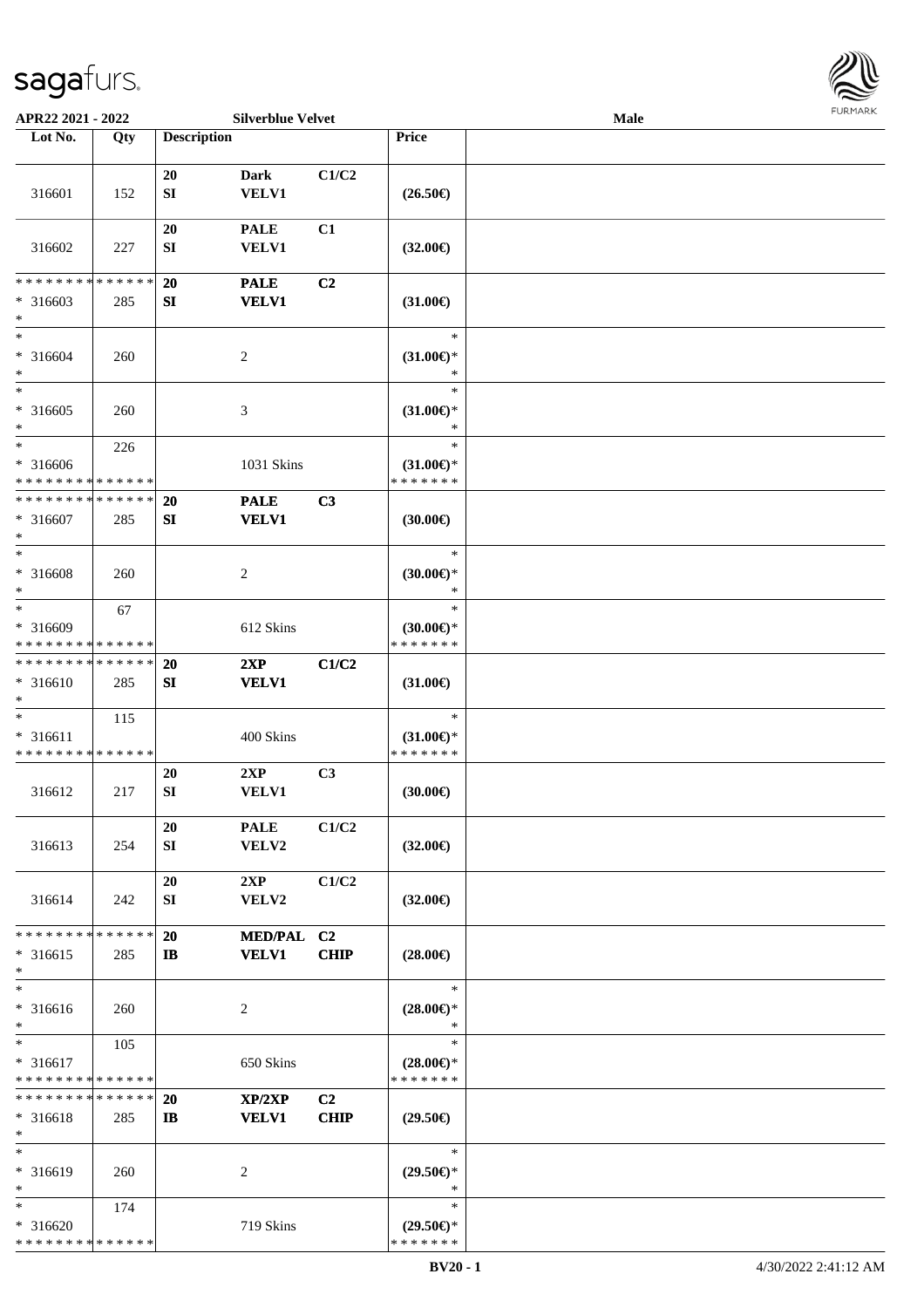APR22 2021 - 2022 | Silverblue Velvet | Male

| Lot No. | Qty | Description | | | Price | |
|---|---|---|---|---|---|---|
| 316601 | 152 | 20 SI | Dark VELV1 | C1/C2 | (26.50€) | |
| 316602 | 227 | 20 SI | PALE VELV1 | C1 | (32.00€) | |
| * * * * * * * * * * * * * * * 316603 * | 285 | 20 SI | PALE VELV1 | C2 | (31.00€) | |
| * * 316604 * | 260 | | 2 | | * (31.00€)* * | |
| * * 316605 * | 260 | | 3 | | * (31.00€)* * | |
| * * 316606 * * * * * * * * * * * * * * | 226 | | 1031 Skins | | * (31.00€)* * * * * * * * | |
| * * * * * * * * * * * * * * * 316607 * | 285 | 20 SI | PALE VELV1 | C3 | (30.00€) | |
| * * 316608 * | 260 | | 2 | | * (30.00€)* * | |
| * * 316609 * * * * * * * * * * * * * * | 67 | | 612 Skins | | * (30.00€)* * * * * * * * | |
| * * * * * * * * * * * * * * * 316610 * | 285 | 20 SI | 2XP VELV1 | C1/C2 | (31.00€) | |
| * * 316611 * * * * * * * * * * * * * * | 115 | | 400 Skins | | * (31.00€)* * * * * * * * | |
| 316612 | 217 | 20 SI | 2XP VELV1 | C3 | (30.00€) | |
| 316613 | 254 | 20 SI | PALE VELV2 | C1/C2 | (32.00€) | |
| 316614 | 242 | 20 SI | 2XP VELV2 | C1/C2 | (32.00€) | |
| * * * * * * * * * * * * * * * 316615 * | 285 | 20 IB | MED/PAL VELV1 | C2 CHIP | (28.00€) | |
| * * 316616 * | 260 | | 2 | | * (28.00€)* * | |
| * * 316617 * * * * * * * * * * * * * * | 105 | | 650 Skins | | * (28.00€)* * * * * * * * | |
| * * * * * * * * * * * * * * * 316618 * | 285 | 20 IB | XP/2XP VELV1 | C2 CHIP | (29.50€) | |
| * * 316619 * | 260 | | 2 | | * (29.50€)* * | |
| * * 316620 * * * * * * * * * * * * * * | 174 | | 719 Skins | | * (29.50€)* * * * * * * * | |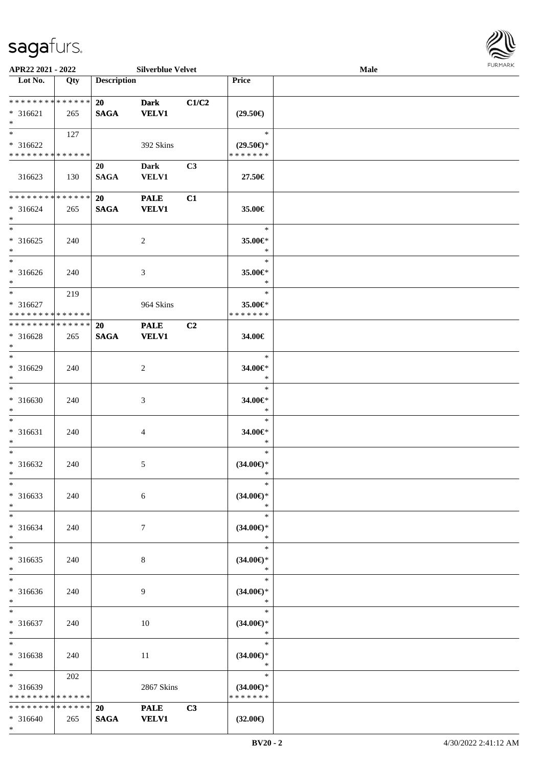APR22 2021 - 2022 | Silverblue Velvet | Male

| Lot No. | Qty | Description | | | Price | |
|---|---|---|---|---|---|---|
| * * * * * * * * * * * * * * | | 20 | Dark | C1/C2 | | |
| * 316621 | 265 | SAGA | VELV1 | | (29.50€) | |
| * | | | | | | |
| * | 127 | | | | * | |
| * 316622 | | | 392 Skins | | (29.50€)* | |
| * * * * * * * * * * * * * * | | | | | * * * * * * * | |
| | | 20 | Dark | C3 | | |
| 316623 | 130 | SAGA | VELV1 | | 27.50€ | |
| * * * * * * * * * * * * * * | | 20 | PALE | C1 | | |
| * 316624 | 265 | SAGA | VELV1 | | 35.00€ | |
| * | | | | | | |
| * | | | | | * | |
| * 316625 | 240 | | 2 | | 35.00€* | |
| * | | | | | * | |
| * | | | | | * | |
| * 316626 | 240 | | 3 | | 35.00€* | |
| * | | | | | * | |
| * | 219 | | | | * | |
| * 316627 | | | 964 Skins | | 35.00€* | |
| * * * * * * * * * * * * * * | | | | | * * * * * * * | |
| * * * * * * * * * * * * * * | | 20 | PALE | C2 | | |
| * 316628 | 265 | SAGA | VELV1 | | 34.00€ | |
| * | | | | | | |
| * | | | | | * | |
| * 316629 | 240 | | 2 | | 34.00€* | |
| * | | | | | * | |
| * | | | | | * | |
| * 316630 | 240 | | 3 | | 34.00€* | |
| * | | | | | * | |
| * | | | | | * | |
| * 316631 | 240 | | 4 | | 34.00€* | |
| * | | | | | * | |
| * | | | | | * | |
| * 316632 | 240 | | 5 | | (34.00€)* | |
| * | | | | | * | |
| * | | | | | * | |
| * 316633 | 240 | | 6 | | (34.00€)* | |
| * | | | | | * | |
| * | | | | | * | |
| * 316634 | 240 | | 7 | | (34.00€)* | |
| * | | | | | * | |
| * | | | | | * | |
| * 316635 | 240 | | 8 | | (34.00€)* | |
| * | | | | | * | |
| * | | | | | * | |
| * 316636 | 240 | | 9 | | (34.00€)* | |
| * | | | | | * | |
| * | | | | | * | |
| * 316637 | 240 | | 10 | | (34.00€)* | |
| * | | | | | * | |
| * | | | | | * | |
| * 316638 | 240 | | 11 | | (34.00€)* | |
| * | | | | | * | |
| * | 202 | | | | * | |
| * 316639 | | | 2867 Skins | | (34.00€)* | |
| * * * * * * * * * * * * * * | | | | | * * * * * * * | |
| * * * * * * * * * * * * * * | | 20 | PALE | C3 | | |
| * 316640 | 265 | SAGA | VELV1 | | (32.00€) | |
| * | | | | | | |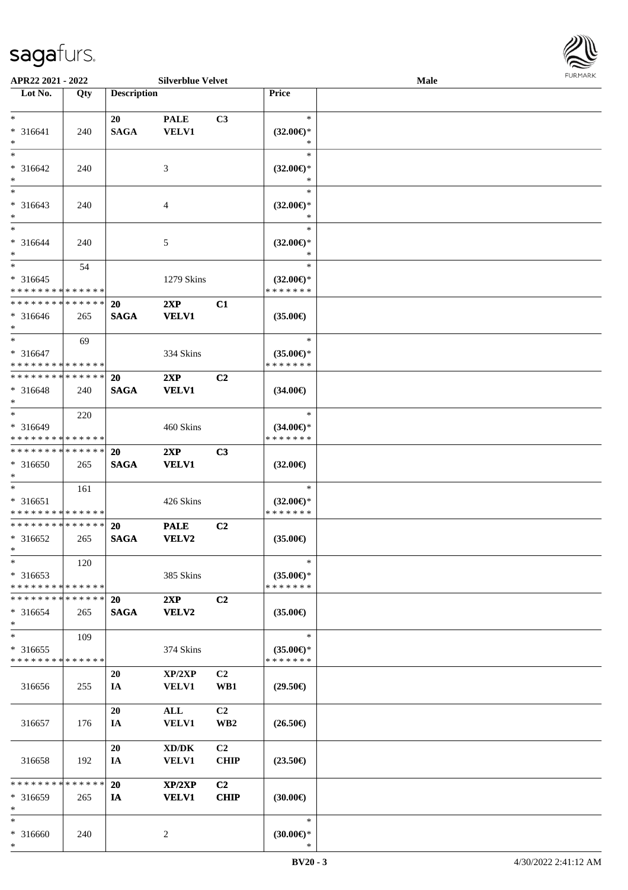**APR22 2021 - 2022** **Silverblue Velvet** **Male**

| Lot No. | Qty | Description | | | Price |
|---|---|---|---|---|---|
| * <br> * 316641 <br> * | 240 | 20 <br> SAGA | PALE <br> VELV1 | C3 | * <br> (32.00€)* <br> * |
| * <br> * 316642 <br> * | 240 | | 3 | | * <br> (32.00€)* <br> * |
| * <br> * 316643 <br> * | 240 | | 4 | | * <br> (32.00€)* <br> * |
| * <br> * 316644 <br> * | 240 | | 5 | | * <br> (32.00€)* <br> * |
| * <br> * 316645 <br> * * * * * * * * * * * * * * | 54 | | 1279 Skins | | * <br> (32.00€)* <br> * * * * * * * |
| * * * * * * * * * * * * * * <br> * 316646 <br> * | 265 | 20 <br> SAGA | 2XP <br> VELV1 | C1 | (35.00€) |
| * <br> * 316647 <br> * * * * * * * * * * * * * * | 69 | | 334 Skins | | * <br> (35.00€)* <br> * * * * * * * |
| * * * * * * * * * * * * * * <br> * 316648 <br> * | 240 | 20 <br> SAGA | 2XP <br> VELV1 | C2 | (34.00€) |
| * <br> * 316649 <br> * * * * * * * * * * * * * * | 220 | | 460 Skins | | * <br> (34.00€)* <br> * * * * * * * |
| * * * * * * * * * * * * * * <br> * 316650 <br> * | 265 | 20 <br> SAGA | 2XP <br> VELV1 | C3 | (32.00€) |
| * <br> * 316651 <br> * * * * * * * * * * * * * * | 161 | | 426 Skins | | * <br> (32.00€)* <br> * * * * * * * |
| * * * * * * * * * * * * * * <br> * 316652 <br> * | 265 | 20 <br> SAGA | PALE <br> VELV2 | C2 | (35.00€) |
| * <br> * 316653 <br> * * * * * * * * * * * * * * | 120 | | 385 Skins | | * <br> (35.00€)* <br> * * * * * * * |
| * * * * * * * * * * * * * * <br> * 316654 <br> * | 265 | 20 <br> SAGA | 2XP <br> VELV2 | C2 | (35.00€) |
| * <br> * 316655 <br> * * * * * * * * * * * * * * | 109 | | 374 Skins | | * <br> (35.00€)* <br> * * * * * * * |
| 316656 | 255 | 20 <br> IA | XP/2XP <br> VELV1 | C2 <br> WB1 | (29.50€) |
| 316657 | 176 | 20 <br> IA | ALL <br> VELV1 | C2 <br> WB2 | (26.50€) |
| 316658 | 192 | 20 <br> IA | XD/DK <br> VELV1 | C2 <br> CHIP | (23.50€) |
| * * * * * * * * * * * * * * <br> * 316659 <br> * | 265 | 20 <br> IA | XP/2XP <br> VELV1 | C2 <br> CHIP | (30.00€) |
| * <br> * 316660 <br> * | 240 | | 2 | | * <br> (30.00€)* <br> * |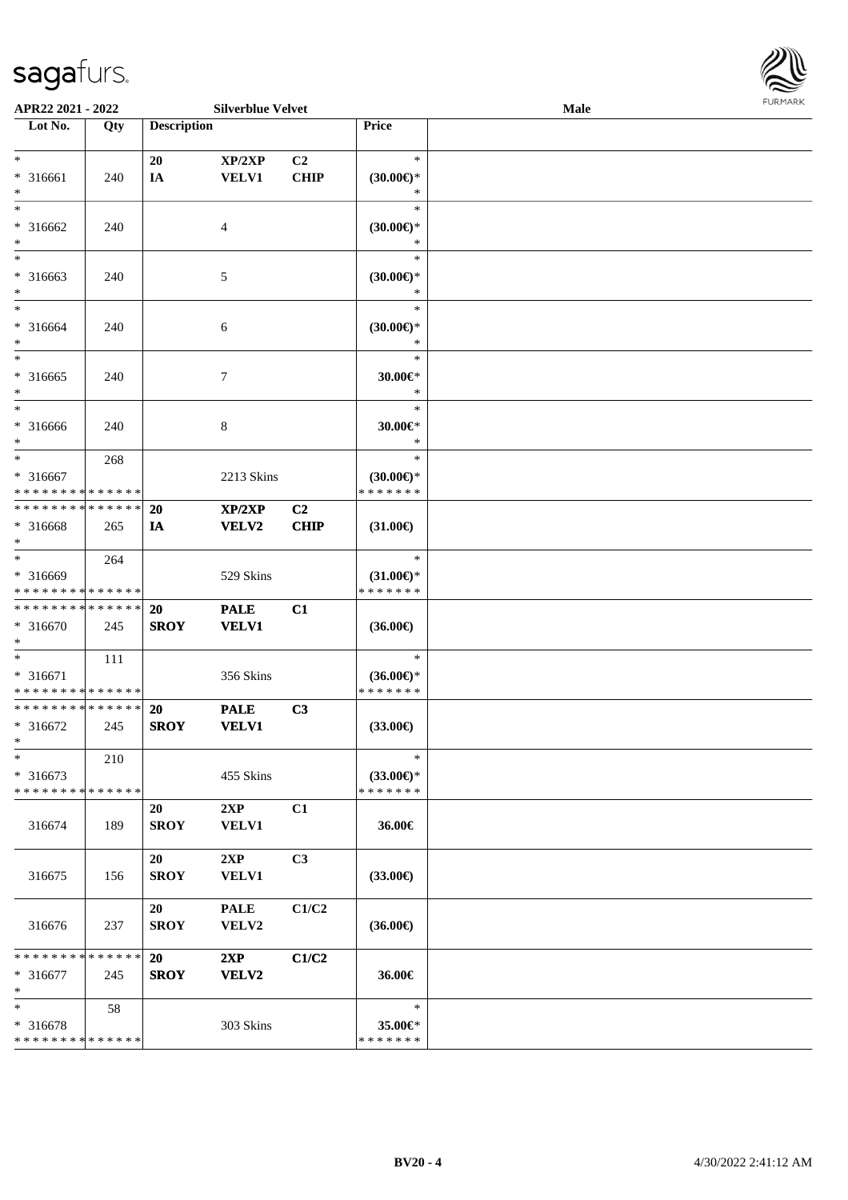APR22 2021 - 2022 | Silverblue Velvet | Male

| Lot No. | Qty | Description | | | Price | |
|---|---|---|---|---|---|---|
| * | | 20 | XP/2XP | C2 | * | |
| * 316661 | 240 | IA | VELV1 | CHIP | (30.00€)* | |
| * | | | | | * | |
| * 316662 | 240 | | 4 | | (30.00€)* | |
| * | | | | | * | |
| * 316663 | 240 | | 5 | | (30.00€)* | |
| * | | | | | * | |
| * 316664 | 240 | | 6 | | (30.00€)* | |
| * | | | | | * | |
| * 316665 | 240 | | 7 | | 30.00€* | |
| * | | | | | * | |
| * 316666 | 240 | | 8 | | 30.00€* | |
| * | 268 | | | | * | |
| * 316667 | | | 2213 Skins | | (30.00€)* | |
| * * * * * * * * * * * * * * | | | | | * * * * * * * | |
| * * * * * * * * * * * * * * | | 20 | XP/2XP | C2 | | |
| * 316668 | 265 | IA | VELV2 | CHIP | (31.00€) | |
| * | 264 | | | | * | |
| * 316669 | | | 529 Skins | | (31.00€)* | |
| * * * * * * * * * * * * * * | | | | | * * * * * * * | |
| * * * * * * * * * * * * * * | | 20 | PALE | C1 | | |
| * 316670 | 245 | SROY | VELV1 | | (36.00€) | |
| * | 111 | | | | * | |
| * 316671 | | | 356 Skins | | (36.00€)* | |
| * * * * * * * * * * * * * * | | | | | * * * * * * * | |
| * * * * * * * * * * * * * * | | 20 | PALE | C3 | | |
| * 316672 | 245 | SROY | VELV1 | | (33.00€) | |
| * | 210 | | | | * | |
| * 316673 | | | 455 Skins | | (33.00€)* | |
| * * * * * * * * * * * * * * | | | | | * * * * * * * | |
| 316674 | 189 | 20 SROY | 2XP VELV1 | C1 | 36.00€ | |
| 316675 | 156 | 20 SROY | 2XP VELV1 | C3 | (33.00€) | |
| 316676 | 237 | 20 SROY | PALE VELV2 | C1/C2 | (36.00€) | |
| * * * * * * * * * * * * * * | | 20 | 2XP | C1/C2 | | |
| * 316677 | 245 | SROY | VELV2 | | 36.00€ | |
| * | 58 | | | | * | |
| * 316678 | | | 303 Skins | | 35.00€* | |
| * * * * * * * * * * * * * * | | | | | * * * * * * * | |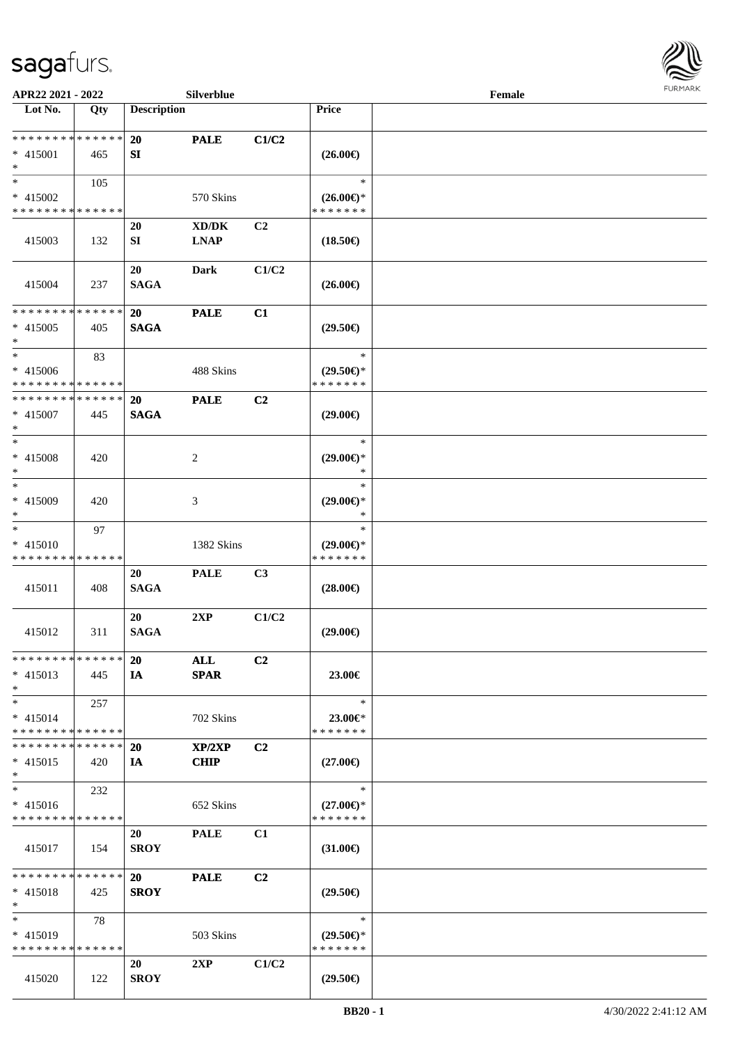APR22 2021 - 2022 Silverblue Female

| Lot No. | Qty | Description | | | Price | |
|---|---|---|---|---|---|---|
| * * * * * * * * * * * * * * | | 20 | PALE | C1/C2 | | |
| * 415001 | 465 | SI | | | (26.00€) | |
| * | | | | | | |
| * | 105 | | | | * | |
| * 415002 | | | 570 Skins | | (26.00€)* | |
| * * * * * * * * * * * * * * | | | | | * * * * * * * | |
| | | 20 | XD/DK | C2 | | |
| 415003 | 132 | SI | LNAP | | (18.50€) | |
| | | 20 | Dark | C1/C2 | | |
| 415004 | 237 | SAGA | | | (26.00€) | |
| * * * * * * * * * * * * * * | | 20 | PALE | C1 | | |
| * 415005 | 405 | SAGA | | | (29.50€) | |
| * | | | | | | |
| * | 83 | | | | * | |
| * 415006 | | | 488 Skins | | (29.50€)* | |
| * * * * * * * * * * * * * * | | | | | * * * * * * * | |
| * * * * * * * * * * * * * * | | 20 | PALE | C2 | | |
| * 415007 | 445 | SAGA | | | (29.00€) | |
| * | | | | | | |
| * | | | | | * | |
| * 415008 | 420 | | 2 | | (29.00€)* | |
| * | | | | | * | |
| * | | | | | * | |
| * 415009 | 420 | | 3 | | (29.00€)* | |
| * | | | | | * | |
| * | 97 | | | | * | |
| * 415010 | | | 1382 Skins | | (29.00€)* | |
| * * * * * * * * * * * * * * | | | | | * * * * * * * | |
| | | 20 | PALE | C3 | | |
| 415011 | 408 | SAGA | | | (28.00€) | |
| | | 20 | 2XP | C1/C2 | | |
| 415012 | 311 | SAGA | | | (29.00€) | |
| * * * * * * * * * * * * * * | | 20 | ALL | C2 | | |
| * 415013 | 445 | IA | SPAR | | 23.00€ | |
| * | | | | | | |
| * | 257 | | | | * | |
| * 415014 | | | 702 Skins | | 23.00€* | |
| * * * * * * * * * * * * * * | | | | | * * * * * * * | |
| * * * * * * * * * * * * * * | | 20 | XP/2XP | C2 | | |
| * 415015 | 420 | IA | CHIP | | (27.00€) | |
| * | | | | | | |
| * | 232 | | | | * | |
| * 415016 | | | 652 Skins | | (27.00€)* | |
| * * * * * * * * * * * * * * | | | | | * * * * * * * | |
| | | 20 | PALE | C1 | | |
| 415017 | 154 | SROY | | | (31.00€) | |
| * * * * * * * * * * * * * * | | 20 | PALE | C2 | | |
| * 415018 | 425 | SROY | | | (29.50€) | |
| * | | | | | | |
| * | 78 | | | | * | |
| * 415019 | | | 503 Skins | | (29.50€)* | |
| * * * * * * * * * * * * * * | | | | | * * * * * * * | |
| | | 20 | 2XP | C1/C2 | | |
| 415020 | 122 | SROY | | | (29.50€) | |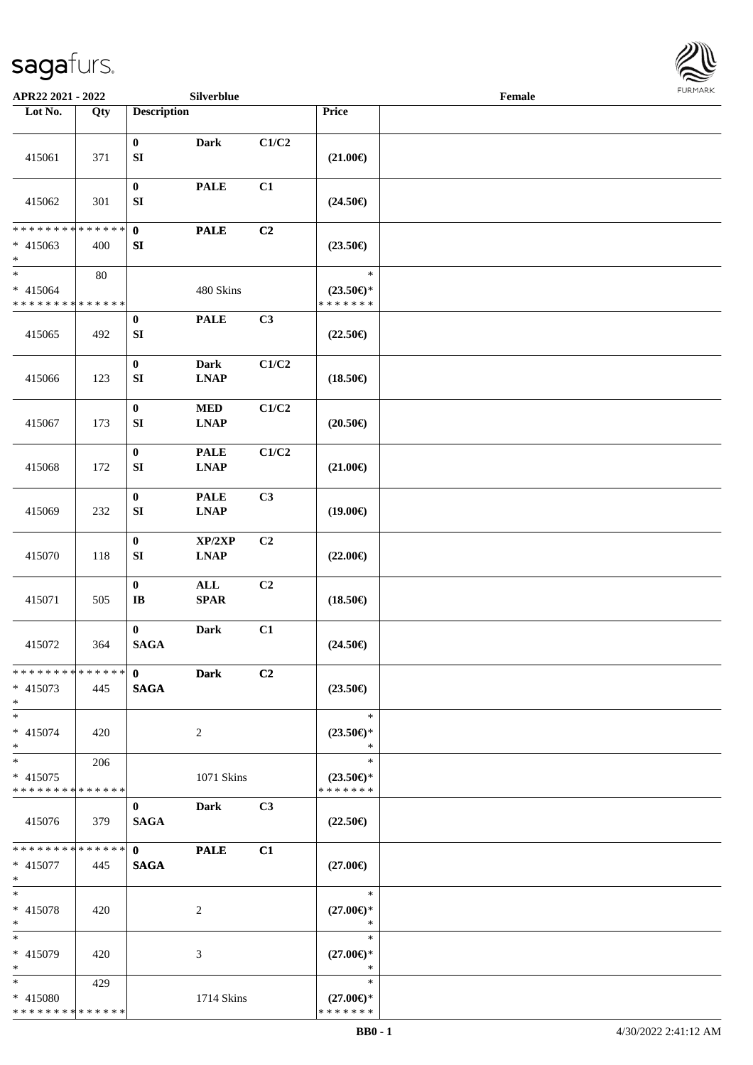APR22 2021 - 2022 — Silverblue — Female

| Lot No. | Qty | Description | | | Price | |
|---|---|---|---|---|---|---|
| 415061 | 371 | 0 SI | Dark | C1/C2 | (21.00€) | |
| 415062 | 301 | 0 SI | PALE | C1 | (24.50€) | |
| * * * * * * * * * * * * * * * 415063 * | 400 | 0 SI | PALE | C2 | (23.50€) | |
| * * 415064 * * * * * * * * * * * * * * | 80 | | 480 Skins | | * (23.50€)* * * * * * * * | |
| 415065 | 492 | 0 SI | PALE | C3 | (22.50€) | |
| 415066 | 123 | 0 SI | Dark LNAP | C1/C2 | (18.50€) | |
| 415067 | 173 | 0 SI | MED LNAP | C1/C2 | (20.50€) | |
| 415068 | 172 | 0 SI | PALE LNAP | C1/C2 | (21.00€) | |
| 415069 | 232 | 0 SI | PALE LNAP | C3 | (19.00€) | |
| 415070 | 118 | 0 SI | XP/2XP LNAP | C2 | (22.00€) | |
| 415071 | 505 | 0 IB | ALL SPAR | C2 | (18.50€) | |
| 415072 | 364 | 0 SAGA | Dark | C1 | (24.50€) | |
| * * * * * * * * * * * * * * * 415073 * | 445 | 0 SAGA | Dark | C2 | (23.50€) | |
| * * 415074 * | 420 | | 2 | | * (23.50€)* * | |
| * * 415075 * * * * * * * * * * * * * * | 206 | | 1071 Skins | | * (23.50€)* * * * * * * * | |
| 415076 | 379 | 0 SAGA | Dark | C3 | (22.50€) | |
| * * * * * * * * * * * * * * * 415077 * | 445 | 0 SAGA | PALE | C1 | (27.00€) | |
| * * 415078 * | 420 | | 2 | | * (27.00€)* * | |
| * * 415079 * | 420 | | 3 | | * (27.00€)* * | |
| * * 415080 * * * * * * * * * * * * * * | 429 | | 1714 Skins | | * (27.00€)* * * * * * * * | |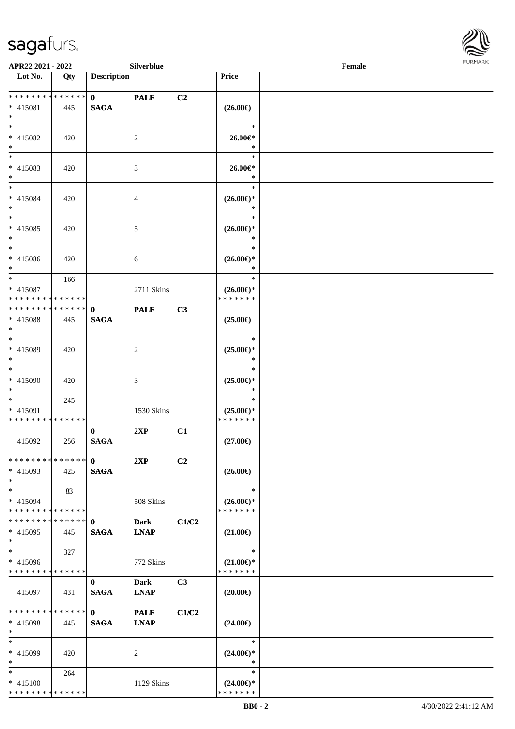APR22 2021 - 2022 Silverblue Female

| Lot No. | Qty | Description | | | Price | |
|---|---|---|---|---|---|---|
| * * * * * * * * * * * * * * | | 0 | PALE | C2 | | |
| * 415081 | 445 | SAGA | | | (26.00€) | |
| * | | | | | | |
| * 415082 | 420 | | 2 | | * 26.00€* * | |
| * 415083 | 420 | | 3 | | * 26.00€* * | |
| * 415084 | 420 | | 4 | | * (26.00€)* * | |
| * 415085 | 420 | | 5 | | * (26.00€)* * | |
| * 415086 | 420 | | 6 | | * (26.00€)* * | |
| * 415087 | 166 | | 2711 Skins | | * (26.00€)* * * * * * * * | |
| * * * * * * * * * * * * * * | | 0 | PALE | C3 | | |
| * 415088 | 445 | SAGA | | | (25.00€) | |
| * 415089 | 420 | | 2 | | * (25.00€)* * | |
| * 415090 | 420 | | 3 | | * (25.00€)* * | |
| * 415091 | 245 | | 1530 Skins | | * (25.00€)* * * * * * * * | |
| 415092 | 256 | 0 SAGA | 2XP | C1 | (27.00€) | |
| * * * * * * * * * * * * * * | | 0 | 2XP | C2 | | |
| * 415093 | 425 | SAGA | | | (26.00€) | |
| * 415094 | 83 | | 508 Skins | | * (26.00€)* * * * * * * * | |
| * * * * * * * * * * * * * * | | 0 | Dark | C1/C2 | | |
| * 415095 | 445 | SAGA | LNAP | | (21.00€) | |
| * 415096 | 327 | | 772 Skins | | * (21.00€)* * * * * * * * | |
| 415097 | 431 | 0 SAGA | Dark LNAP | C3 | (20.00€) | |
| * * * * * * * * * * * * * * | | 0 | PALE | C1/C2 | | |
| * 415098 | 445 | SAGA | LNAP | | (24.00€) | |
| * 415099 | 420 | | 2 | | * (24.00€)* * | |
| * 415100 | 264 | | 1129 Skins | | * (24.00€)* * * * * * * * | |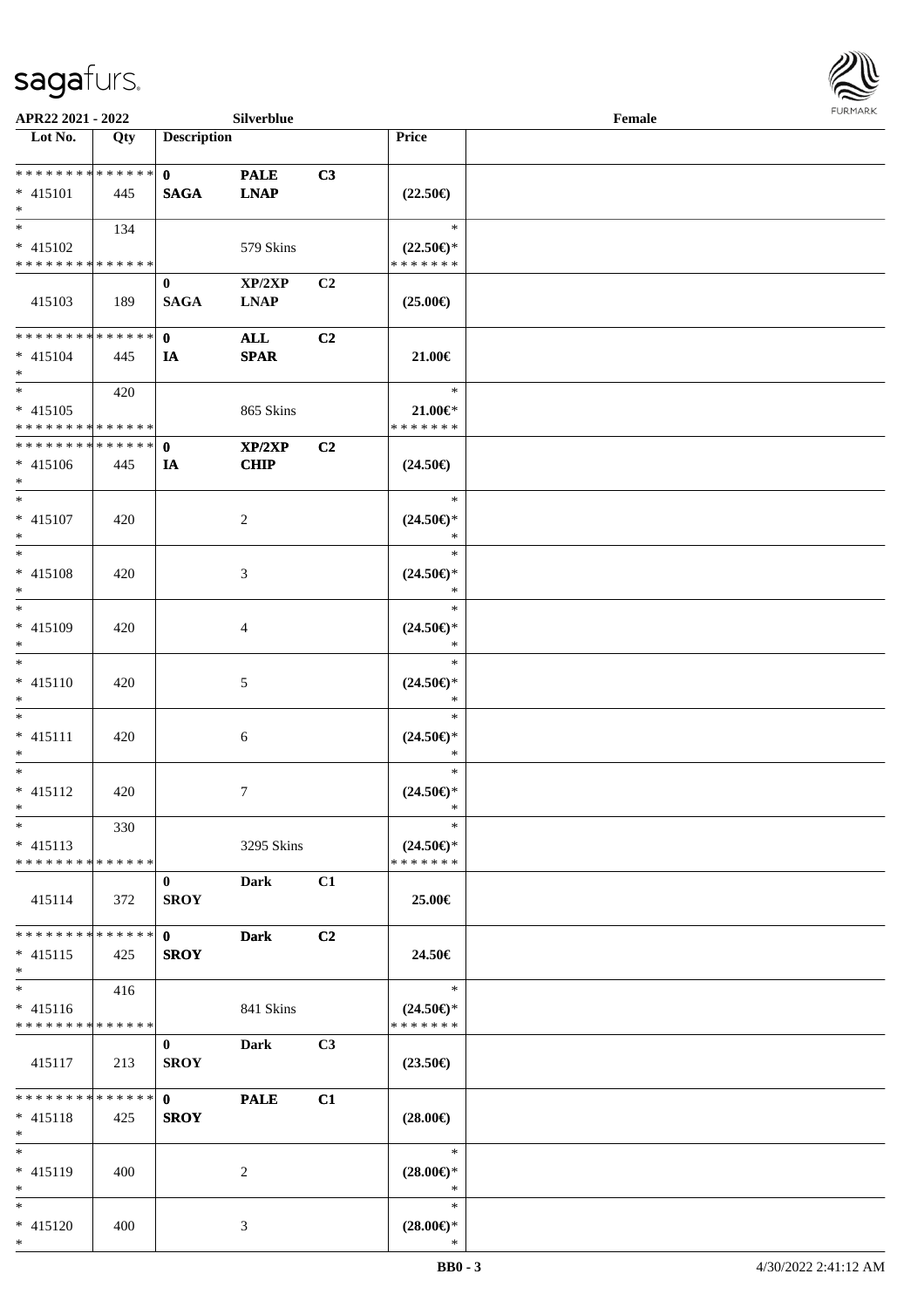APR22 2021 - 2022 Silverblue Female

| Lot No. | Qty | Description | | | Price | |
|---|---|---|---|---|---|---|
| * * * * * * * * * * * * * * | | 0 | PALE | C3 | | |
| * 415101 | 445 | SAGA | LNAP | | (22.50€) | |
| * | | | | | | |
| * | 134 | | | | * | |
| * 415102 | | | 579 Skins | | (22.50€)* | |
| * * * * * * * * * * * * * * | | | | | * * * * * * * | |
| | | 0 | XP/2XP | C2 | | |
| 415103 | 189 | SAGA | LNAP | | (25.00€) | |
| * * * * * * * * * * * * * * | | 0 | ALL | C2 | | |
| * 415104 | 445 | IA | SPAR | | 21.00€ | |
| * | | | | | | |
| * | 420 | | | | * | |
| * 415105 | | | 865 Skins | | 21.00€* | |
| * * * * * * * * * * * * * * | | | | | * * * * * * * | |
| * * * * * * * * * * * * * * | | 0 | XP/2XP | C2 | | |
| * 415106 | 445 | IA | CHIP | | (24.50€) | |
| * | | | | | | |
| * | | | | | * | |
| * 415107 | 420 | | 2 | | (24.50€)* | |
| * | | | | | * | |
| * | | | | | * | |
| * 415108 | 420 | | 3 | | (24.50€)* | |
| * | | | | | * | |
| * | | | | | * | |
| * 415109 | 420 | | 4 | | (24.50€)* | |
| * | | | | | * | |
| * | | | | | * | |
| * 415110 | 420 | | 5 | | (24.50€)* | |
| * | | | | | * | |
| * | | | | | * | |
| * 415111 | 420 | | 6 | | (24.50€)* | |
| * | | | | | * | |
| * | | | | | * | |
| * 415112 | 420 | | 7 | | (24.50€)* | |
| * | | | | | * | |
| * | 330 | | | | * | |
| * 415113 | | | 3295 Skins | | (24.50€)* | |
| * * * * * * * * * * * * * * | | | | | * * * * * * * | |
| | | 0 | Dark | C1 | | |
| 415114 | 372 | SROY | | | 25.00€ | |
| * * * * * * * * * * * * * * | | 0 | Dark | C2 | | |
| * 415115 | 425 | SROY | | | 24.50€ | |
| * | | | | | | |
| * | 416 | | | | * | |
| * 415116 | | | 841 Skins | | (24.50€)* | |
| * * * * * * * * * * * * * * | | | | | * * * * * * * | |
| | | 0 | Dark | C3 | | |
| 415117 | 213 | SROY | | | (23.50€) | |
| * * * * * * * * * * * * * * | | 0 | PALE | C1 | | |
| * 415118 | 425 | SROY | | | (28.00€) | |
| * | | | | | | |
| * | | | | | * | |
| * 415119 | 400 | | 2 | | (28.00€)* | |
| * | | | | | * | |
| * | | | | | * | |
| * 415120 | 400 | | 3 | | (28.00€)* | |
| * | | | | | * | |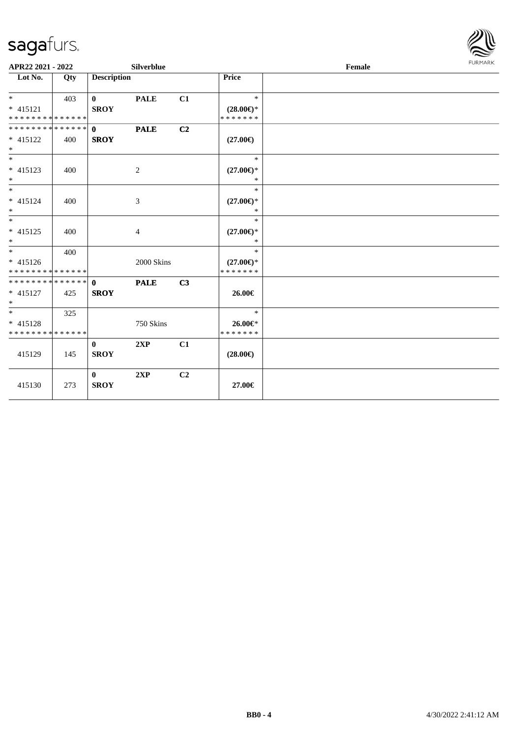APR22 2021 - 2022 Silverblue Female

| Lot No. | Qty | Description | | | Price | |
|---|---|---|---|---|---|---|
| * <br> * 415121 <br> * * * * * * * * * * * * * * | 403 | 0 <br> SROY | PALE | C1 | * <br> (28.00€)* <br> * * * * * * * | |
| * * * * * * * * * * * * * * <br> * 415122 <br> * | 400 | 0 <br> SROY | PALE | C2 | (27.00€) | |
| * <br> * 415123 <br> * | 400 | | 2 | | * <br> (27.00€)* <br> * | |
| * <br> * 415124 <br> * | 400 | | 3 | | * <br> (27.00€)* <br> * | |
| * <br> * 415125 <br> * | 400 | | 4 | | * <br> (27.00€)* <br> * | |
| * <br> * 415126 <br> * * * * * * * * * * * * * * | 400 | | 2000 Skins | | * <br> (27.00€)* <br> * * * * * * * | |
| * * * * * * * * * * * * * * <br> * 415127 <br> * | 425 | 0 <br> SROY | PALE | C3 | 26.00€ | |
| * <br> * 415128 <br> * * * * * * * * * * * * * * | 325 | | 750 Skins | | * <br> 26.00€* <br> * * * * * * * | |
| 415129 | 145 | 0 <br> SROY | 2XP | C1 | (28.00€) | |
| 415130 | 273 | 0 <br> SROY | 2XP | C2 | 27.00€ | |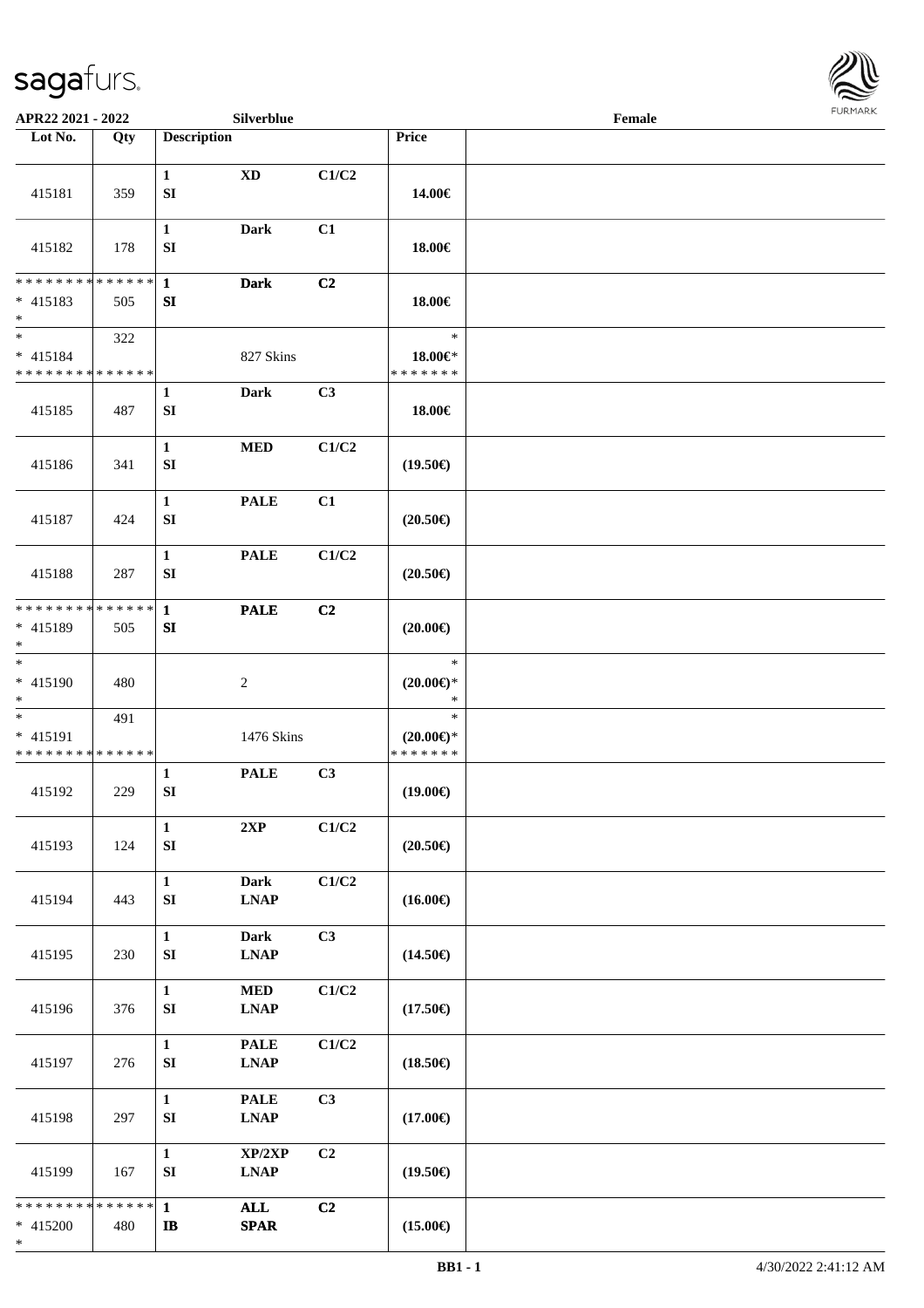APR22 2021 - 2022 Silverblue Female

| Lot No. | Qty | Description | | | Price | |
|---|---|---|---|---|---|---|
| 415181 | 359 | 1 SI | XD | C1/C2 | 14.00€ | |
| 415182 | 178 | 1 SI | Dark | C1 | 18.00€ | |
| ************** * 415183 * | 505 | 1 SI | Dark | C2 | 18.00€ | |
| * * 415184 ************** | 322 | | 827 Skins | | * 18.00€* ******* | |
| 415185 | 487 | 1 SI | Dark | C3 | 18.00€ | |
| 415186 | 341 | 1 SI | MED | C1/C2 | (19.50€) | |
| 415187 | 424 | 1 SI | PALE | C1 | (20.50€) | |
| 415188 | 287 | 1 SI | PALE | C1/C2 | (20.50€) | |
| ************** * 415189 * | 505 | 1 SI | PALE | C2 | (20.00€) | |
| * * 415190 * | 480 | | 2 | | * (20.00€)* * | |
| * * 415191 ************** | 491 | | 1476 Skins | | * (20.00€)* ******* | |
| 415192 | 229 | 1 SI | PALE | C3 | (19.00€) | |
| 415193 | 124 | 1 SI | 2XP | C1/C2 | (20.50€) | |
| 415194 | 443 | 1 SI | Dark LNAP | C1/C2 | (16.00€) | |
| 415195 | 230 | 1 SI | Dark LNAP | C3 | (14.50€) | |
| 415196 | 376 | 1 SI | MED LNAP | C1/C2 | (17.50€) | |
| 415197 | 276 | 1 SI | PALE LNAP | C1/C2 | (18.50€) | |
| 415198 | 297 | 1 SI | PALE LNAP | C3 | (17.00€) | |
| 415199 | 167 | 1 SI | XP/2XP LNAP | C2 | (19.50€) | |
| ************** * 415200 * | 480 | 1 IB | ALL SPAR | C2 | (15.00€) | |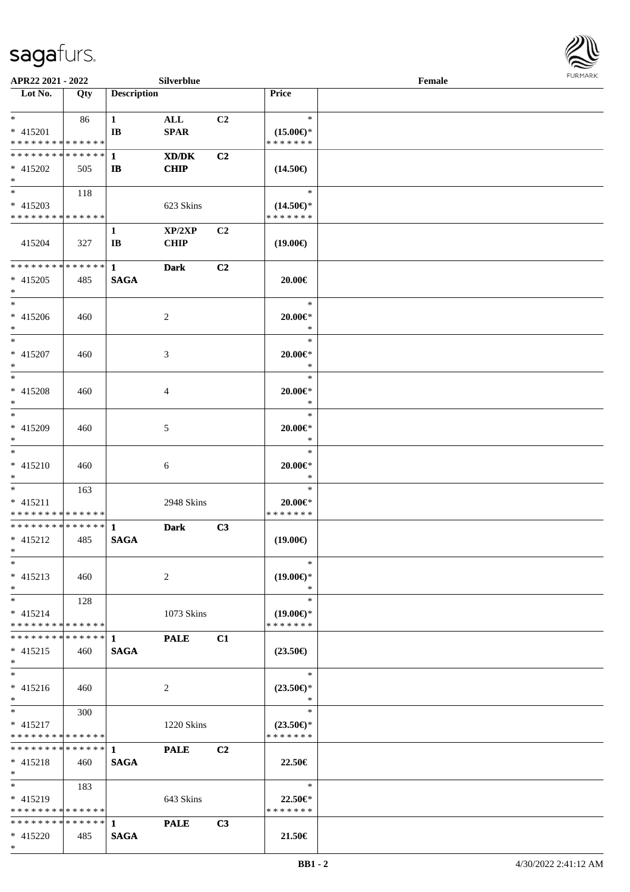APR22 2021 - 2022 Silverblue Female

| Lot No. | Qty | Description | | | Price | |
|---|---|---|---|---|---|---|
| * | 86 | 1 | ALL | C2 | * | |
| * 415201 | | IB | SPAR | | (15.00€)* | |
| * * * * * * * * * * * * * * | | | | | * * * * * * * | |
| * * * * * * * * * * * * * * | | 1 | XD/DK | C2 | | |
| * 415202 | 505 | IB | CHIP | | (14.50€) | |
| * | | | | | | |
| * | 118 | | | | * | |
| * 415203 | | | 623 Skins | | (14.50€)* | |
| * * * * * * * * * * * * * * | | | | | * * * * * * * | |
| | | 1 | XP/2XP | C2 | | |
| 415204 | 327 | IB | CHIP | | (19.00€) | |
| * * * * * * * * * * * * * * | | 1 | Dark | C2 | | |
| * 415205 | 485 | SAGA | | | 20.00€ | |
| * | | | | | | |
| * | | | | | * | |
| * 415206 | 460 | | 2 | | 20.00€* | |
| * | | | | | * | |
| * | | | | | * | |
| * 415207 | 460 | | 3 | | 20.00€* | |
| * | | | | | * | |
| * | | | | | * | |
| * 415208 | 460 | | 4 | | 20.00€* | |
| * | | | | | * | |
| * | | | | | * | |
| * 415209 | 460 | | 5 | | 20.00€* | |
| * | | | | | * | |
| * | | | | | * | |
| * 415210 | 460 | | 6 | | 20.00€* | |
| * | | | | | * | |
| * | 163 | | | | * | |
| * 415211 | | | 2948 Skins | | 20.00€* | |
| * * * * * * * * * * * * * * | | | | | * * * * * * * | |
| * * * * * * * * * * * * * * | | 1 | Dark | C3 | | |
| * 415212 | 485 | SAGA | | | (19.00€) | |
| * | | | | | | |
| * | | | | | * | |
| * 415213 | 460 | | 2 | | (19.00€)* | |
| * | | | | | * | |
| * | 128 | | | | * | |
| * 415214 | | | 1073 Skins | | (19.00€)* | |
| * * * * * * * * * * * * * * | | | | | * * * * * * * | |
| * * * * * * * * * * * * * * | | 1 | PALE | C1 | | |
| * 415215 | 460 | SAGA | | | (23.50€) | |
| * | | | | | | |
| * | | | | | * | |
| * 415216 | 460 | | 2 | | (23.50€)* | |
| * | | | | | * | |
| * | 300 | | | | * | |
| * 415217 | | | 1220 Skins | | (23.50€)* | |
| * * * * * * * * * * * * * * | | | | | * * * * * * * | |
| * * * * * * * * * * * * * * | | 1 | PALE | C2 | | |
| * 415218 | 460 | SAGA | | | 22.50€ | |
| * | | | | | | |
| * | 183 | | | | * | |
| * 415219 | | | 643 Skins | | 22.50€* | |
| * * * * * * * * * * * * * * | | | | | * * * * * * * | |
| * * * * * * * * * * * * * * | | 1 | PALE | C3 | | |
| * 415220 | 485 | SAGA | | | 21.50€ | |
| * | | | | | | |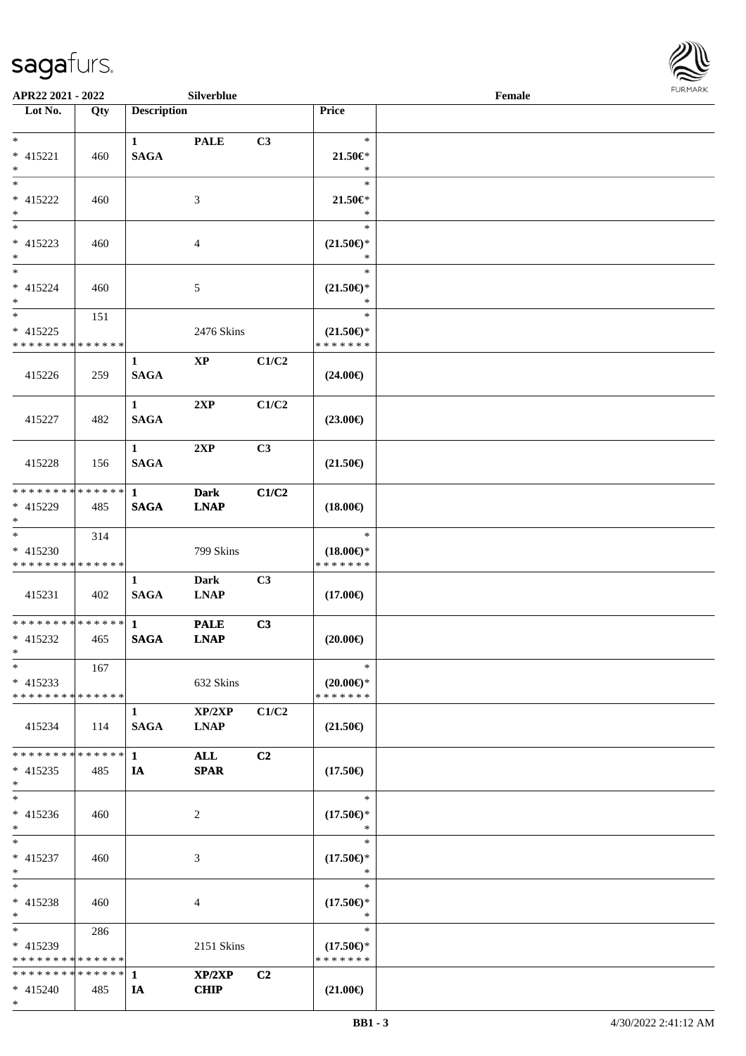APR22 2021 - 2022 &nbsp;&nbsp;&nbsp; Silverblue &nbsp;&nbsp;&nbsp; Female

| Lot No. | Qty | Description | | | Price |
|---|---|---|---|---|---|
| * | | 1 | PALE | C3 | * |
| * 415221 | 460 | SAGA | | | 21.50€* |
| * | | | | | * |
| * | | | | | * |
| * 415222 | 460 | | 3 | | 21.50€* |
| * | | | | | * |
| * | | | | | * |
| * 415223 | 460 | | 4 | | (21.50€)* |
| * | | | | | * |
| * | | | | | * |
| * 415224 | 460 | | 5 | | (21.50€)* |
| * | | | | | * |
| * | 151 | | | | * |
| * 415225 | | | 2476 Skins | | (21.50€)* |
| * * * * * * * * * * * * * * | | | | | * * * * * * * |
| | | 1 | XP | C1/C2 | |
| 415226 | 259 | SAGA | | | (24.00€) |
| | | 1 | 2XP | C1/C2 | |
| 415227 | 482 | SAGA | | | (23.00€) |
| | | 1 | 2XP | C3 | |
| 415228 | 156 | SAGA | | | (21.50€) |
| * * * * * * * * * * * * * * | | 1 | Dark | C1/C2 | |
| * 415229 | 485 | SAGA | LNAP | | (18.00€) |
| * | | | | | |
| * | 314 | | | | * |
| * 415230 | | | 799 Skins | | (18.00€)* |
| * * * * * * * * * * * * * * | | | | | * * * * * * * |
| | | 1 | Dark | C3 | |
| 415231 | 402 | SAGA | LNAP | | (17.00€) |
| * * * * * * * * * * * * * * | | 1 | PALE | C3 | |
| * 415232 | 465 | SAGA | LNAP | | (20.00€) |
| * | | | | | |
| * | 167 | | | | * |
| * 415233 | | | 632 Skins | | (20.00€)* |
| * * * * * * * * * * * * * * | | | | | * * * * * * * |
| | | 1 | XP/2XP | C1/C2 | |
| 415234 | 114 | SAGA | LNAP | | (21.50€) |
| * * * * * * * * * * * * * * | | 1 | ALL | C2 | |
| * 415235 | 485 | IA | SPAR | | (17.50€) |
| * | | | | | |
| * | | | | | * |
| * 415236 | 460 | | 2 | | (17.50€)* |
| * | | | | | * |
| * | | | | | * |
| * 415237 | 460 | | 3 | | (17.50€)* |
| * | | | | | * |
| * | | | | | * |
| * 415238 | 460 | | 4 | | (17.50€)* |
| * | | | | | * |
| * | 286 | | | | * |
| * 415239 | | | 2151 Skins | | (17.50€)* |
| * * * * * * * * * * * * * * | | | | | * * * * * * * |
| * * * * * * * * * * * * * * | | 1 | XP/2XP | C2 | |
| * 415240 | 485 | IA | CHIP | | (21.00€) |
| * | | | | | |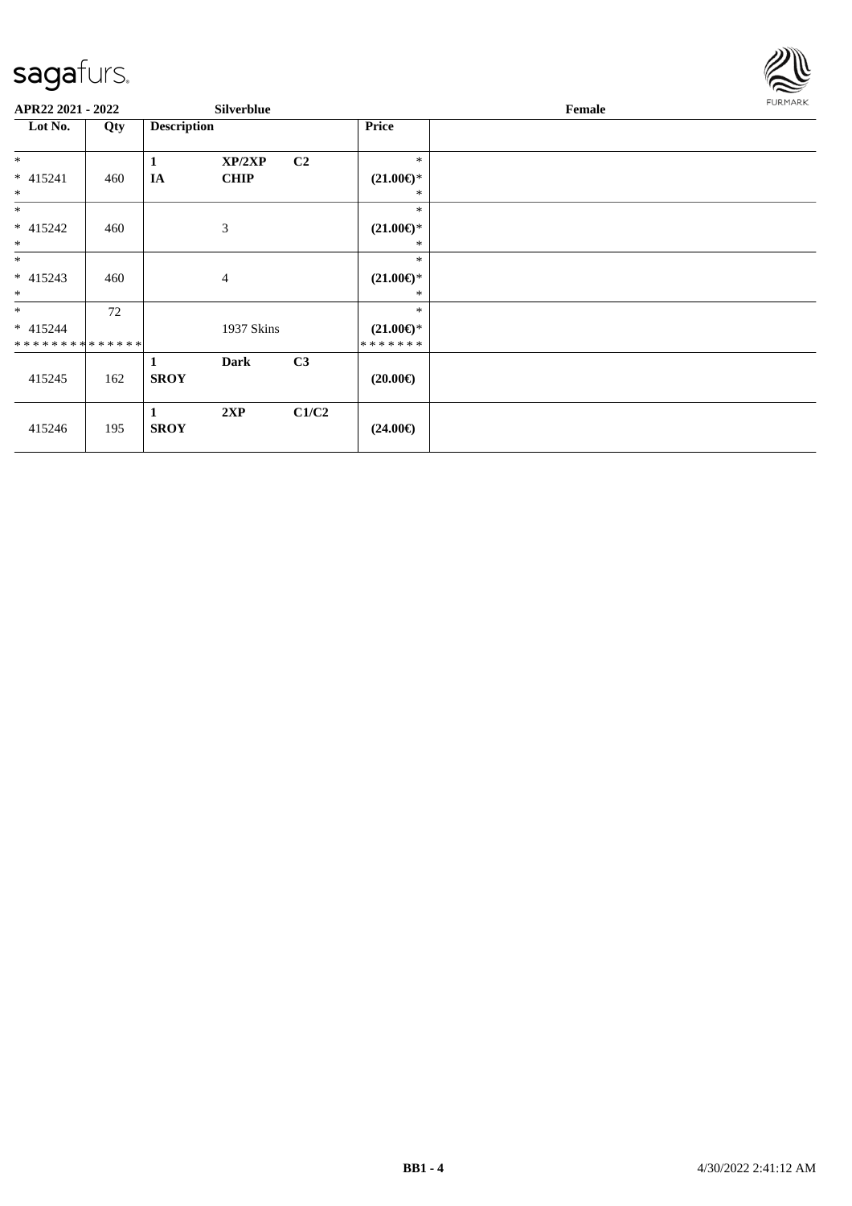**APR22 2021 - 2022** **Silverblue** **Female**

| Lot No. | Qty | Description | | | Price | |
|---|---|---|---|---|---|---|
| *<br>* 415241<br>* | 460 | **1**<br>**IA** | **XP/2XP**<br>**CHIP** | **C2** | *<br>**(21.00€)***<br>* | |
| *<br>* 415242<br>* | 460 | | 3 | | *<br>**(21.00€)***<br>* | |
| *<br>* 415243<br>* | 460 | | 4 | | *<br>**(21.00€)***<br>* | |
| *<br>* 415244<br>************** | 72 | | 1937 Skins | | *<br>**(21.00€)***<br>******* | |
| 415245 | 162 | **1**<br>**SROY** | **Dark** | **C3** | **(20.00€)** | |
| 415246 | 195 | **1**<br>**SROY** | **2XP** | **C1/C2** | **(24.00€)** | |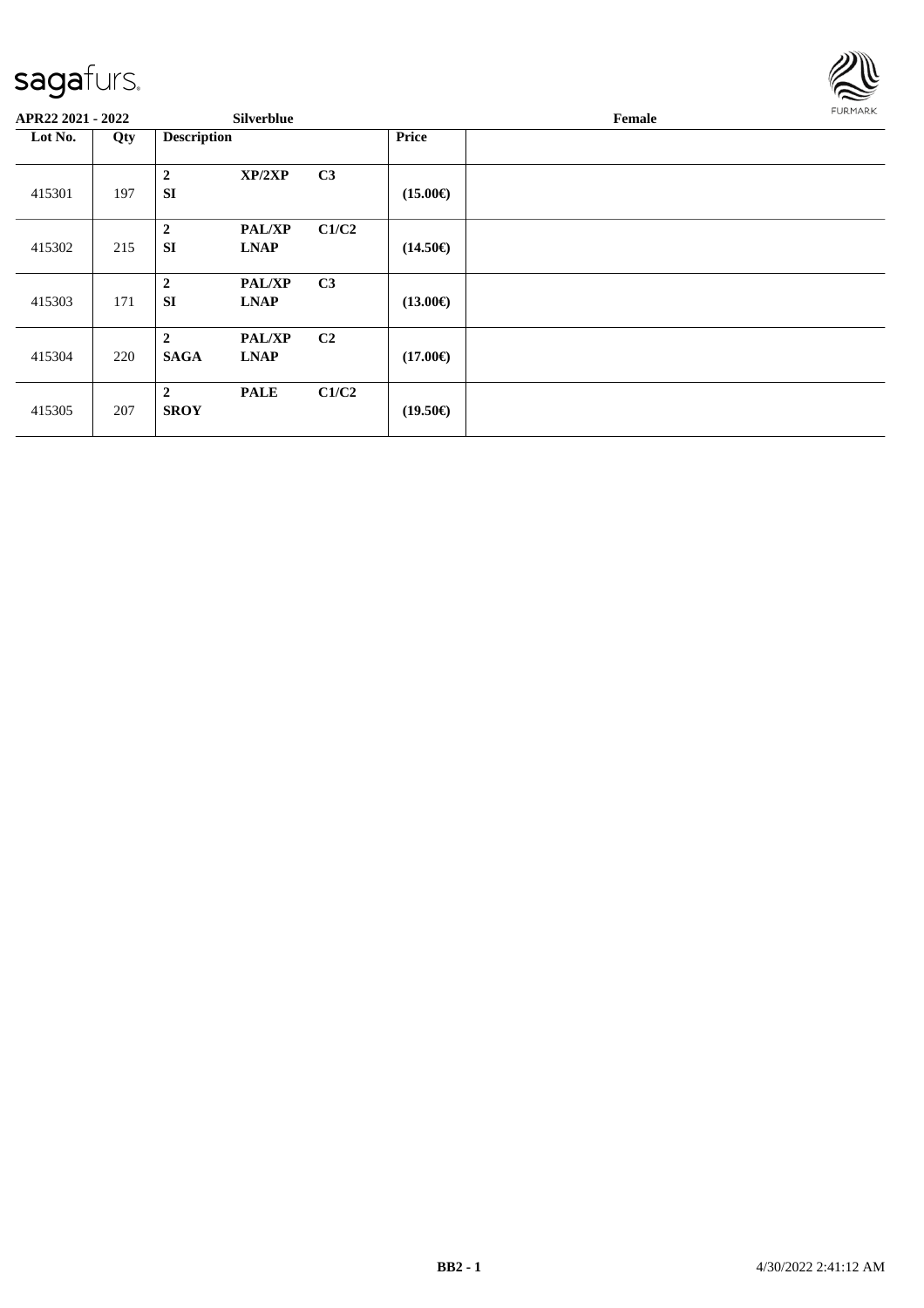**APR22 2021 - 2022** **Silverblue** **Female**

| Lot No. | Qty | Description | | | Price | |
|---|---|---|---|---|---|---|
| 415301 | 197 | **2** **SI** | **XP/2XP** | **C3** | **(15.00€)** | |
| 415302 | 215 | **2** **SI** | **PAL/XP** **LNAP** | **C1/C2** | **(14.50€)** | |
| 415303 | 171 | **2** **SI** | **PAL/XP** **LNAP** | **C3** | **(13.00€)** | |
| 415304 | 220 | **2** **SAGA** | **PAL/XP** **LNAP** | **C2** | **(17.00€)** | |
| 415305 | 207 | **2** **SROY** | **PALE** | **C1/C2** | **(19.50€)** | |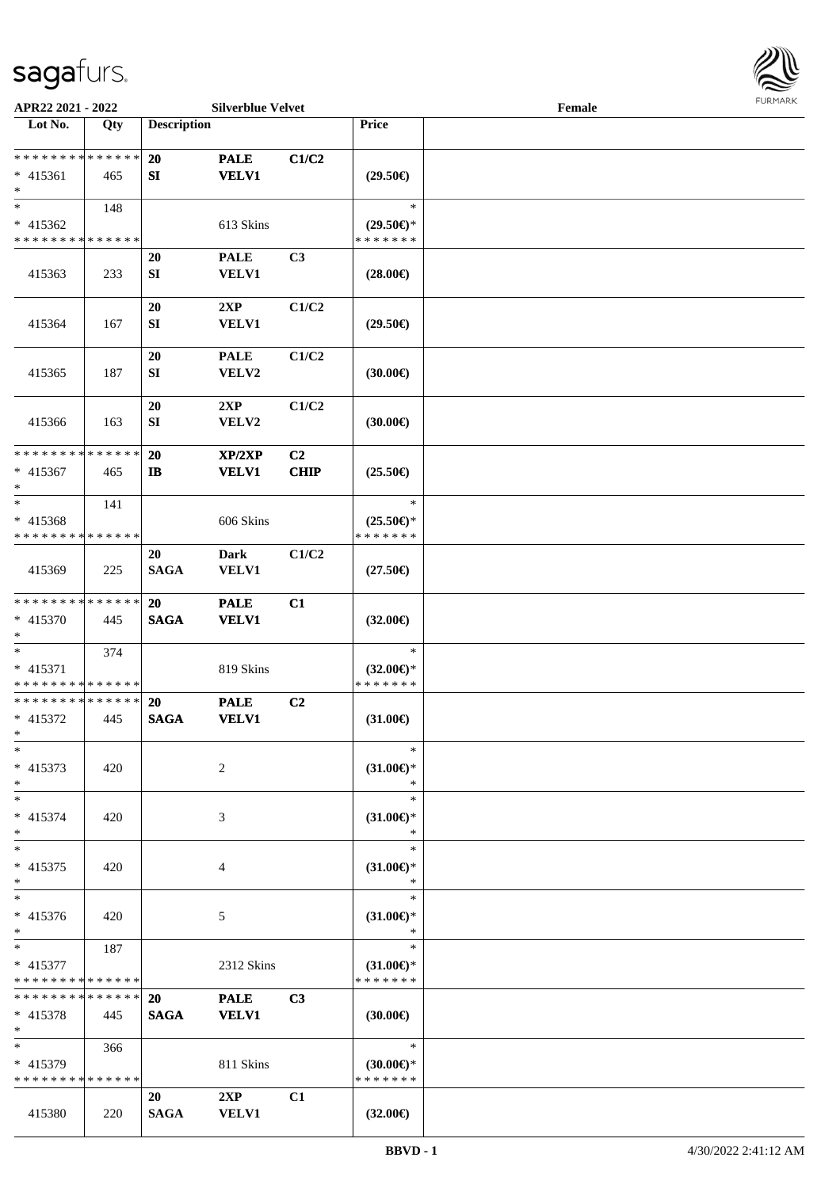APR22 2021 - 2022 | Silverblue Velvet | Female

| Lot No. | Qty | Description | | | Price | |
|---|---|---|---|---|---|---|
| * * * * * * * * * * * * * * | | 20 | PALE | C1/C2 | | |
| * 415361 | 465 | SI | VELV1 | | (29.50€) | |
| * | | | | | | |
| * | 148 | | | | * | |
| * 415362 | | | 613 Skins | | (29.50€)* | |
| * * * * * * * * * * * * * * | | | | | * * * * * * * | |
| | | 20 | PALE | C3 | | |
| 415363 | 233 | SI | VELV1 | | (28.00€) | |
| | | 20 | 2XP | C1/C2 | | |
| 415364 | 167 | SI | VELV1 | | (29.50€) | |
| | | 20 | PALE | C1/C2 | | |
| 415365 | 187 | SI | VELV2 | | (30.00€) | |
| | | 20 | 2XP | C1/C2 | | |
| 415366 | 163 | SI | VELV2 | | (30.00€) | |
| * * * * * * * * * * * * * * | | 20 | XP/2XP | C2 | | |
| * 415367 | 465 | IB | VELV1 | CHIP | (25.50€) | |
| * | | | | | | |
| * | 141 | | | | * | |
| * 415368 | | | 606 Skins | | (25.50€)* | |
| * * * * * * * * * * * * * * | | | | | * * * * * * * | |
| | | 20 | Dark | C1/C2 | | |
| 415369 | 225 | SAGA | VELV1 | | (27.50€) | |
| * * * * * * * * * * * * * * | | 20 | PALE | C1 | | |
| * 415370 | 445 | SAGA | VELV1 | | (32.00€) | |
| * | | | | | | |
| * | 374 | | | | * | |
| * 415371 | | | 819 Skins | | (32.00€)* | |
| * * * * * * * * * * * * * * | | | | | * * * * * * * | |
| * * * * * * * * * * * * * * | | 20 | PALE | C2 | | |
| * 415372 | 445 | SAGA | VELV1 | | (31.00€) | |
| * | | | | | | |
| * | | | | | * | |
| * 415373 | 420 | | 2 | | (31.00€)* | |
| * | | | | | * | |
| * | | | | | * | |
| * 415374 | 420 | | 3 | | (31.00€)* | |
| * | | | | | * | |
| * | | | | | * | |
| * 415375 | 420 | | 4 | | (31.00€)* | |
| * | | | | | * | |
| * | | | | | * | |
| * 415376 | 420 | | 5 | | (31.00€)* | |
| * | | | | | * | |
| * | 187 | | | | * | |
| * 415377 | | | 2312 Skins | | (31.00€)* | |
| * * * * * * * * * * * * * * | | | | | * * * * * * * | |
| * * * * * * * * * * * * * * | | 20 | PALE | C3 | | |
| * 415378 | 445 | SAGA | VELV1 | | (30.00€) | |
| * | | | | | | |
| * | 366 | | | | * | |
| * 415379 | | | 811 Skins | | (30.00€)* | |
| * * * * * * * * * * * * * * | | | | | * * * * * * * | |
| | | 20 | 2XP | C1 | | |
| 415380 | 220 | SAGA | VELV1 | | (32.00€) | |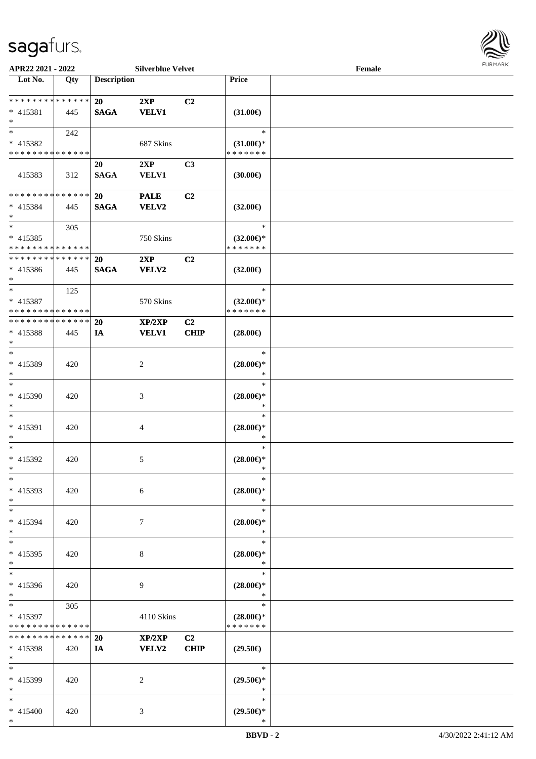| Lot No. | Qty | Description | | | Price |
|---|---|---|---|---|---|
| * * * * * * * * * * * * * * | | 20 | 2XP | C2 | |
| * 415381 | 445 | SAGA | VELV1 | | (31.00€) |
| * | | | | | |
| * | 242 | | | | * |
| * 415382 | | | 687 Skins | | (31.00€)* |
| * * * * * * * * * * * * * * | | | | | * * * * * * * |
| | | 20 | 2XP | C3 | |
| 415383 | 312 | SAGA | VELV1 | | (30.00€) |
| * * * * * * * * * * * * * * | | 20 | PALE | C2 | |
| * 415384 | 445 | SAGA | VELV2 | | (32.00€) |
| * | | | | | |
| * | 305 | | | | * |
| * 415385 | | | 750 Skins | | (32.00€)* |
| * * * * * * * * * * * * * * | | | | | * * * * * * * |
| * * * * * * * * * * * * * * | | 20 | 2XP | C2 | |
| * 415386 | 445 | SAGA | VELV2 | | (32.00€) |
| * | | | | | |
| * | 125 | | | | * |
| * 415387 | | | 570 Skins | | (32.00€)* |
| * * * * * * * * * * * * * * | | | | | * * * * * * * |
| * * * * * * * * * * * * * * | | 20 | XP/2XP | C2 | |
| * 415388 | 445 | IA | VELV1 | CHIP | (28.00€) |
| * | | | | | |
| * | | | | | * |
| * 415389 | 420 | | 2 | | (28.00€)* |
| * | | | | | * |
| * | | | | | * |
| * 415390 | 420 | | 3 | | (28.00€)* |
| * | | | | | * |
| * | | | | | * |
| * 415391 | 420 | | 4 | | (28.00€)* |
| * | | | | | * |
| * | | | | | * |
| * 415392 | 420 | | 5 | | (28.00€)* |
| * | | | | | * |
| * | | | | | * |
| * 415393 | 420 | | 6 | | (28.00€)* |
| * | | | | | * |
| * | | | | | * |
| * 415394 | 420 | | 7 | | (28.00€)* |
| * | | | | | * |
| * | | | | | * |
| * 415395 | 420 | | 8 | | (28.00€)* |
| * | | | | | * |
| * | | | | | * |
| * 415396 | 420 | | 9 | | (28.00€)* |
| * | | | | | * |
| * | 305 | | | | * |
| * 415397 | | | 4110 Skins | | (28.00€)* |
| * * * * * * * * * * * * * * | | | | | * * * * * * * |
| * * * * * * * * * * * * * * | | 20 | XP/2XP | C2 | |
| * 415398 | 420 | IA | VELV2 | CHIP | (29.50€) |
| * | | | | | |
| * | | | | | * |
| * 415399 | 420 | | 2 | | (29.50€)* |
| * | | | | | * |
| * | | | | | * |
| * 415400 | 420 | | 3 | | (29.50€)* |
| * | | | | | * |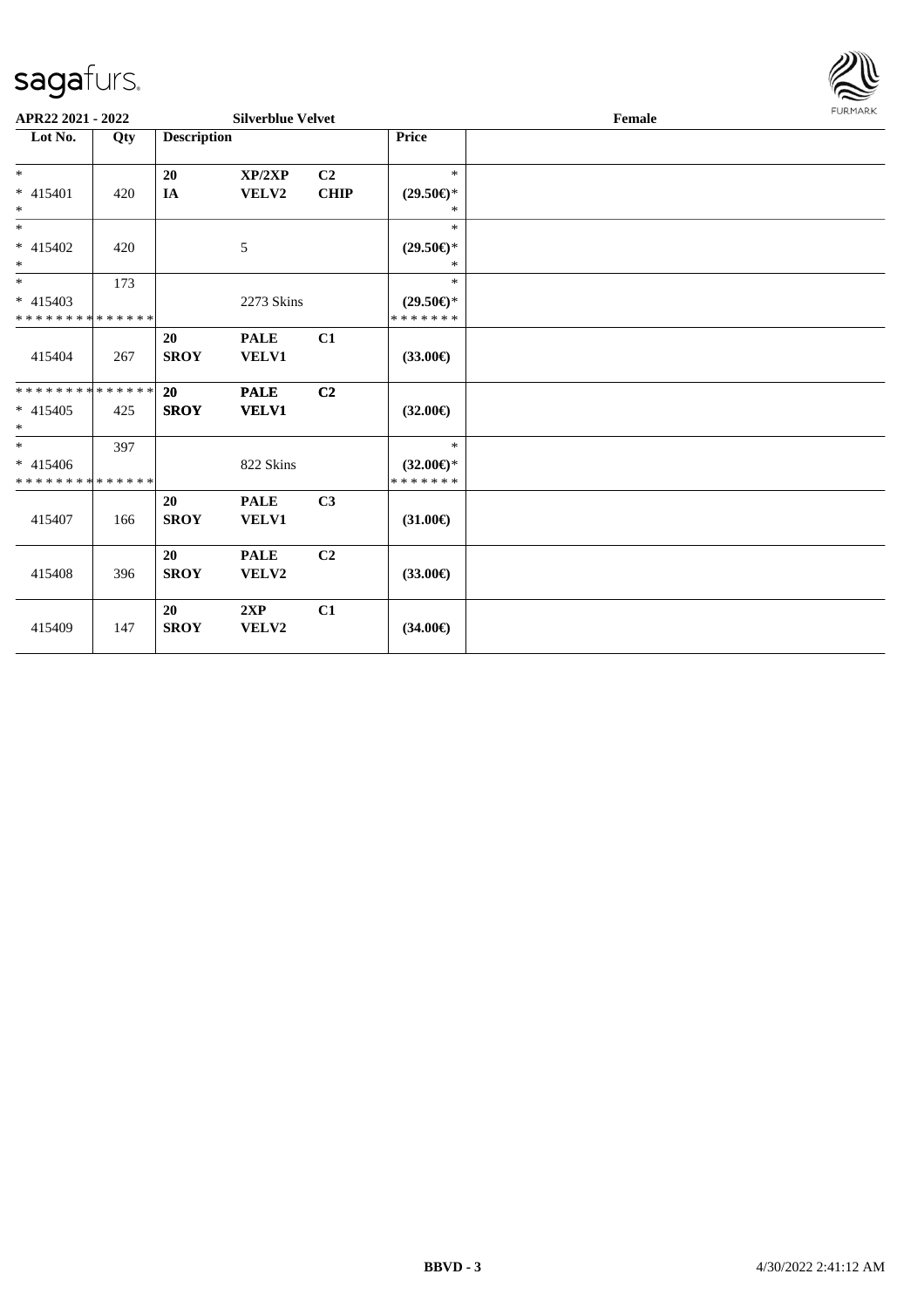**APR22 2021 - 2022** **Silverblue Velvet** **Female**

| Lot No. | Qty | Description | | | Price | |
|---|---|---|---|---|---|---|
| *<br>* 415401<br>* | 420 | **20**<br>**IA** | **XP/2XP**<br>**VELV2** | **C2**<br>**CHIP** | *<br>**(29.50€)***<br>* | |
| *<br>* 415402<br>* | 420 | | 5 | | *<br>**(29.50€)***<br>* | |
| *<br>* 415403<br>* * * * * * * * * * * * * * | 173 | | 2273 Skins | | *<br>**(29.50€)***<br>* * * * * * * | |
| 415404 | 267 | **20**<br>**SROY** | **PALE**<br>**VELV1** | **C1** | **(33.00€)** | |
| * * * * * * * * * * * * * *<br>* 415405<br>* | 425 | **20**<br>**SROY** | **PALE**<br>**VELV1** | **C2** | **(32.00€)** | |
| *<br>* 415406<br>* * * * * * * * * * * * * * | 397 | | 822 Skins | | *<br>**(32.00€)***<br>* * * * * * * | |
| 415407 | 166 | **20**<br>**SROY** | **PALE**<br>**VELV1** | **C3** | **(31.00€)** | |
| 415408 | 396 | **20**<br>**SROY** | **PALE**<br>**VELV2** | **C2** | **(33.00€)** | |
| 415409 | 147 | **20**<br>**SROY** | **2XP**<br>**VELV2** | **C1** | **(34.00€)** | |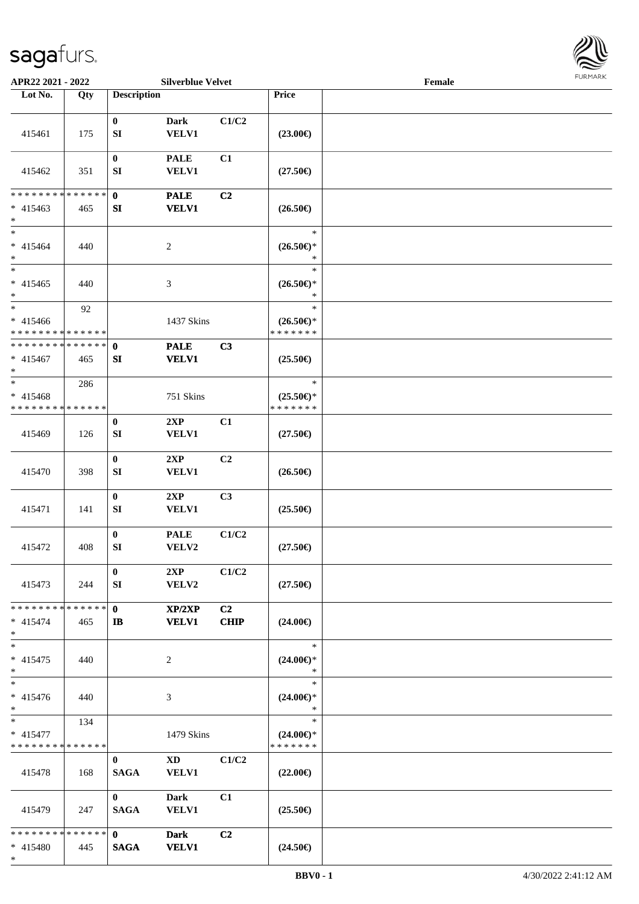APR22 2021 - 2022 Silverblue Velvet Female

| Lot No. | Qty | Description | | | Price | |
|---|---|---|---|---|---|---|
| 415461 | 175 | 0<br>SI | Dark<br>VELV1 | C1/C2 | (23.00€) | |
| 415462 | 351 | 0<br>SI | PALE<br>VELV1 | C1 | (27.50€) | |
| * * * * * * * * * * * * * *<br>* 415463<br>* | 465 | 0<br>SI | PALE<br>VELV1 | C2 | (26.50€) | |
| *<br>* 415464<br>* | 440 | | 2 | | *<br>(26.50€)*<br>* | |
| *<br>* 415465<br>* | 440 | | 3 | | *<br>(26.50€)*<br>* | |
| *<br>* 415466<br>* * * * * * * * * * * * * * | 92 | | 1437 Skins | | *<br>(26.50€)*<br>* * * * * * * | |
| * * * * * * * * * * * * * *<br>* 415467<br>* | 465 | 0<br>SI | PALE<br>VELV1 | C3 | (25.50€) | |
| *<br>* 415468<br>* * * * * * * * * * * * * * | 286 | | 751 Skins | | *<br>(25.50€)*<br>* * * * * * * | |
| 415469 | 126 | 0<br>SI | 2XP<br>VELV1 | C1 | (27.50€) | |
| 415470 | 398 | 0<br>SI | 2XP<br>VELV1 | C2 | (26.50€) | |
| 415471 | 141 | 0<br>SI | 2XP<br>VELV1 | C3 | (25.50€) | |
| 415472 | 408 | 0<br>SI | PALE<br>VELV2 | C1/C2 | (27.50€) | |
| 415473 | 244 | 0<br>SI | 2XP<br>VELV2 | C1/C2 | (27.50€) | |
| * * * * * * * * * * * * * *<br>* 415474<br>* | 465 | 0<br>IB | XP/2XP<br>VELV1 | C2<br>CHIP | (24.00€) | |
| *<br>* 415475<br>* | 440 | | 2 | | *<br>(24.00€)*<br>* | |
| *<br>* 415476<br>* | 440 | | 3 | | *<br>(24.00€)*<br>* | |
| *<br>* 415477<br>* * * * * * * * * * * * * * | 134 | | 1479 Skins | | *<br>(24.00€)*<br>* * * * * * * | |
| 415478 | 168 | 0<br>SAGA | XD<br>VELV1 | C1/C2 | (22.00€) | |
| 415479 | 247 | 0<br>SAGA | Dark<br>VELV1 | C1 | (25.50€) | |
| * * * * * * * * * * * * * *<br>* 415480<br>* | 445 | 0<br>SAGA | Dark<br>VELV1 | C2 | (24.50€) | |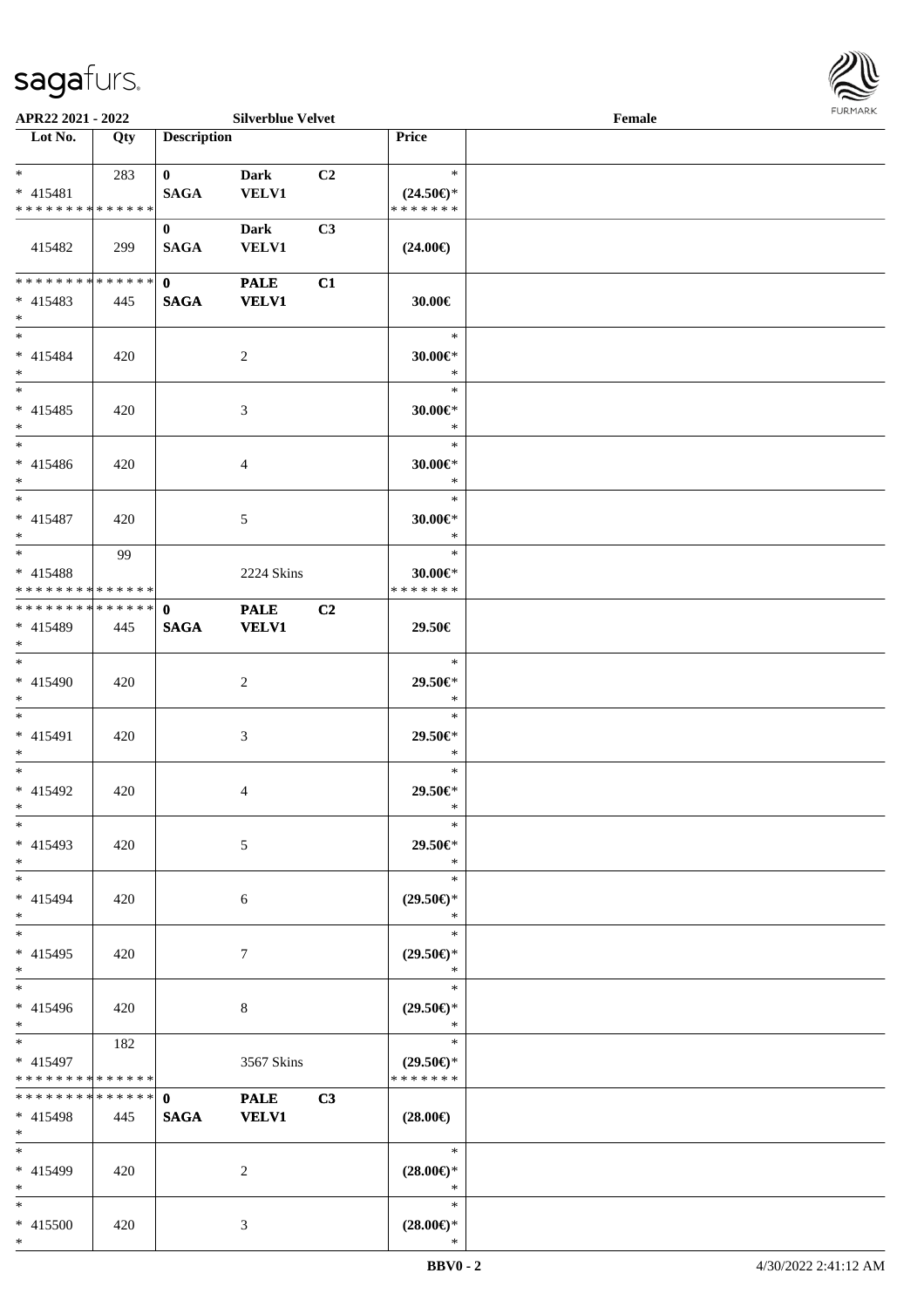APR22 2021 - 2022 | Silverblue Velvet | Female

| Lot No. | Qty | Description | | | Price | |
|---|---|---|---|---|---|---|
| * <br> * 415481 <br> * * * * * * * * * * * * * * | 283 | 0 <br> SAGA | Dark <br> VELV1 | C2 | * <br> (24.50€)* <br> * * * * * * * | |
| 415482 | 299 | 0 <br> SAGA | Dark <br> VELV1 | C3 | (24.00€) | |
| * * * * * * * * * * * * * * <br> * 415483 <br> * | 445 | 0 <br> SAGA | PALE <br> VELV1 | C1 | 30.00€ | |
| * <br> * 415484 <br> * | 420 | | 2 | | * <br> 30.00€* <br> * | |
| * <br> * 415485 <br> * | 420 | | 3 | | * <br> 30.00€* <br> * | |
| * <br> * 415486 <br> * | 420 | | 4 | | * <br> 30.00€* <br> * | |
| * <br> * 415487 <br> * | 420 | | 5 | | * <br> 30.00€* <br> * | |
| * <br> * 415488 <br> * * * * * * * * * * * * * * | 99 | | 2224 Skins | | * <br> 30.00€* <br> * * * * * * * | |
| * * * * * * * * * * * * * * <br> * 415489 <br> * | 445 | 0 <br> SAGA | PALE <br> VELV1 | C2 | 29.50€ | |
| * <br> * 415490 <br> * | 420 | | 2 | | * <br> 29.50€* <br> * | |
| * <br> * 415491 <br> * | 420 | | 3 | | * <br> 29.50€* <br> * | |
| * <br> * 415492 <br> * | 420 | | 4 | | * <br> 29.50€* <br> * | |
| * <br> * 415493 <br> * | 420 | | 5 | | * <br> 29.50€* <br> * | |
| * <br> * 415494 <br> * | 420 | | 6 | | * <br> (29.50€)* <br> * | |
| * <br> * 415495 <br> * | 420 | | 7 | | * <br> (29.50€)* <br> * | |
| * <br> * 415496 <br> * | 420 | | 8 | | * <br> (29.50€)* <br> * | |
| * <br> * 415497 <br> * * * * * * * * * * * * * * | 182 | | 3567 Skins | | * <br> (29.50€)* <br> * * * * * * * | |
| * * * * * * * * * * * * * * <br> * 415498 <br> * | 445 | 0 <br> SAGA | PALE <br> VELV1 | C3 | (28.00€) | |
| * <br> * 415499 <br> * | 420 | | 2 | | * <br> (28.00€)* <br> * | |
| * <br> * 415500 <br> * | 420 | | 3 | | * <br> (28.00€)* <br> * | |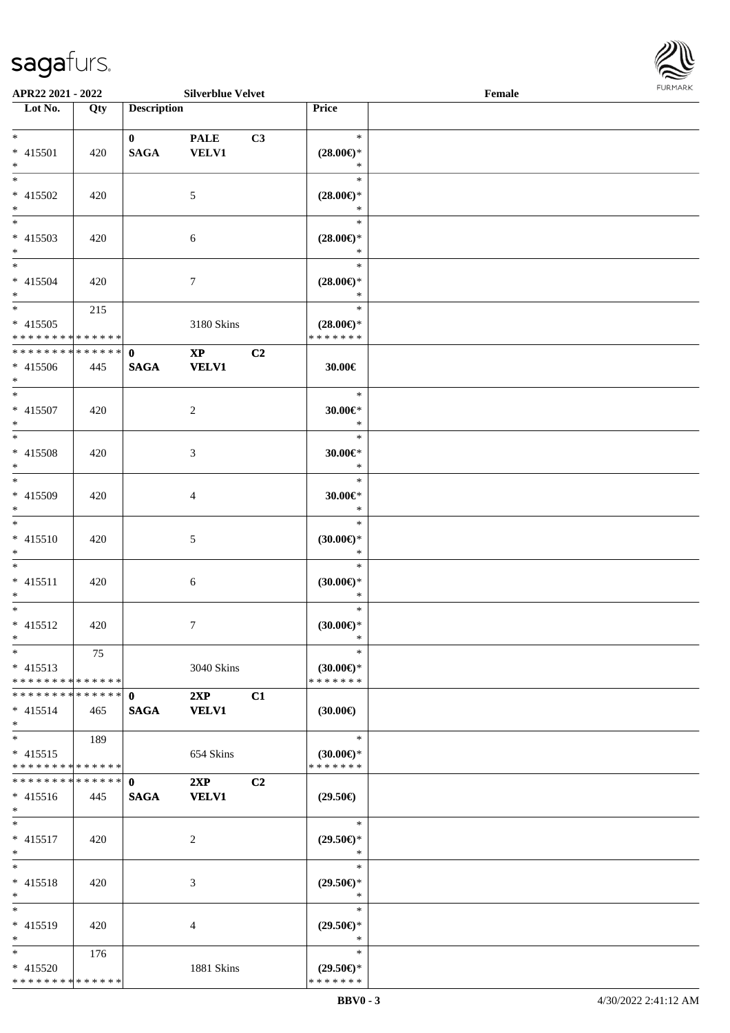APR22 2021 - 2022 Silverblue Velvet Female

| Lot No. | Qty | Description | | | Price | |
|---|---|---|---|---|---|---|
| * | | 0 | PALE | C3 | * | |
| * 415501 | 420 | SAGA | VELV1 | | (28.00€)* | |
| * | | | | | * | |
| * 415502 | 420 | | 5 | | (28.00€)* | |
| * | | | | | * | |
| * 415503 | 420 | | 6 | | (28.00€)* | |
| * | | | | | * | |
| * 415504 | 420 | | 7 | | (28.00€)* | |
| * | 215 | | | | * | |
| * 415505 | | | 3180 Skins | | (28.00€)* | |
| * * * * * * * * * * * * * * | | | | | * * * * * * * | |
| * * * * * * * * * * * * * * | | 0 | XP | C2 | | |
| * 415506 | 445 | SAGA | VELV1 | | 30.00€ | |
| * | | | | | * | |
| * 415507 | 420 | | 2 | | 30.00€* | |
| * | | | | | * | |
| * 415508 | 420 | | 3 | | 30.00€* | |
| * | | | | | * | |
| * 415509 | 420 | | 4 | | 30.00€* | |
| * | | | | | * | |
| * 415510 | 420 | | 5 | | (30.00€)* | |
| * | | | | | * | |
| * 415511 | 420 | | 6 | | (30.00€)* | |
| * | | | | | * | |
| * 415512 | 420 | | 7 | | (30.00€)* | |
| * | 75 | | | | * | |
| * 415513 | | | 3040 Skins | | (30.00€)* | |
| * * * * * * * * * * * * * * | | | | | * * * * * * * | |
| * * * * * * * * * * * * * * | | 0 | 2XP | C1 | | |
| * 415514 | 465 | SAGA | VELV1 | | (30.00€) | |
| * | 189 | | | | * | |
| * 415515 | | | 654 Skins | | (30.00€)* | |
| * * * * * * * * * * * * * * | | | | | * * * * * * * | |
| * * * * * * * * * * * * * * | | 0 | 2XP | C2 | | |
| * 415516 | 445 | SAGA | VELV1 | | (29.50€) | |
| * | | | | | * | |
| * 415517 | 420 | | 2 | | (29.50€)* | |
| * | | | | | * | |
| * 415518 | 420 | | 3 | | (29.50€)* | |
| * | | | | | * | |
| * 415519 | 420 | | 4 | | (29.50€)* | |
| * | 176 | | | | * | |
| * 415520 | | | 1881 Skins | | (29.50€)* | |
| * * * * * * * * * * * * * * | | | | | * * * * * * * | |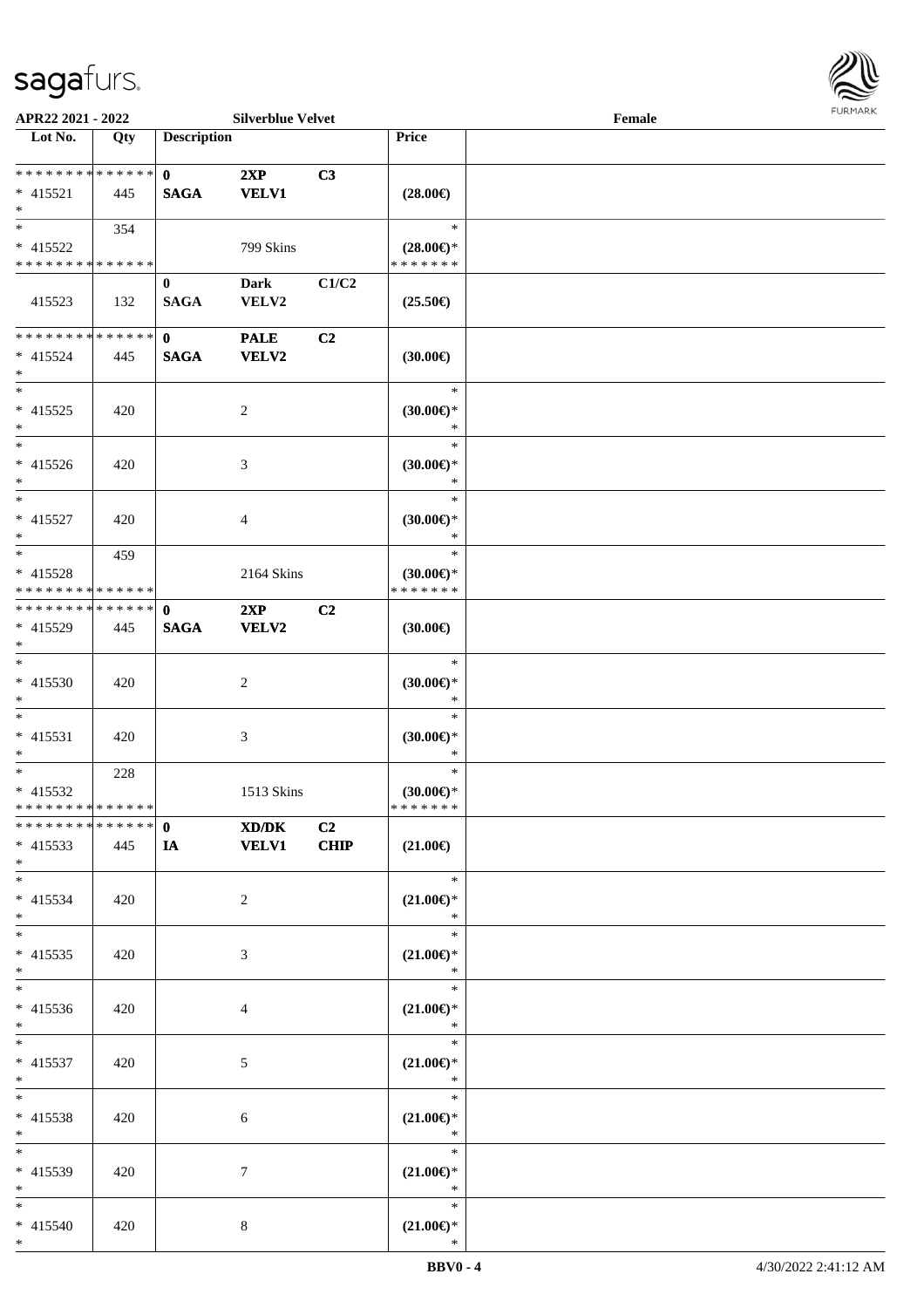APR22 2021 - 2022 **Silverblue Velvet** **Female**

| Lot No. | Qty | Description | | | Price |
|---|---|---|---|---|---|
| * * * * * * * * * * * * * * | | **0** | **2XP** | **C3** | |
| * 415521 | 445 | **SAGA** | **VELV1** | | **(28.00€)** |
| * | | | | | |
| * | 354 | | | | * |
| * 415522 | | | 799 Skins | | **(28.00€)*** |
| * * * * * * * * * * * * * * | | | | | * * * * * * * |
| | | **0** | **Dark** | **C1/C2** | |
| 415523 | 132 | **SAGA** | **VELV2** | | **(25.50€)** |
| * * * * * * * * * * * * * * | | **0** | **PALE** | **C2** | |
| * 415524 | 445 | **SAGA** | **VELV2** | | **(30.00€)** |
| * | | | | | |
| * | | | | | * |
| * 415525 | 420 | | 2 | | **(30.00€)*** |
| * | | | | | * |
| * | | | | | * |
| * 415526 | 420 | | 3 | | **(30.00€)*** |
| * | | | | | * |
| * | | | | | * |
| * 415527 | 420 | | 4 | | **(30.00€)*** |
| * | | | | | * |
| * | 459 | | | | * |
| * 415528 | | | 2164 Skins | | **(30.00€)*** |
| * * * * * * * * * * * * * * | | | | | * * * * * * * |
| * * * * * * * * * * * * * * | | **0** | **2XP** | **C2** | |
| * 415529 | 445 | **SAGA** | **VELV2** | | **(30.00€)** |
| * | | | | | |
| * | | | | | * |
| * 415530 | 420 | | 2 | | **(30.00€)*** |
| * | | | | | * |
| * | | | | | * |
| * 415531 | 420 | | 3 | | **(30.00€)*** |
| * | | | | | * |
| * | 228 | | | | * |
| * 415532 | | | 1513 Skins | | **(30.00€)*** |
| * * * * * * * * * * * * * * | | | | | * * * * * * * |
| * * * * * * * * * * * * * * | | **0** | **XD/DK** | **C2** | |
| * 415533 | 445 | **IA** | **VELV1** | **CHIP** | **(21.00€)** |
| * | | | | | |
| * | | | | | * |
| * 415534 | 420 | | 2 | | **(21.00€)*** |
| * | | | | | * |
| * | | | | | * |
| * 415535 | 420 | | 3 | | **(21.00€)*** |
| * | | | | | * |
| * | | | | | * |
| * 415536 | 420 | | 4 | | **(21.00€)*** |
| * | | | | | * |
| * | | | | | * |
| * 415537 | 420 | | 5 | | **(21.00€)*** |
| * | | | | | * |
| * | | | | | * |
| * 415538 | 420 | | 6 | | **(21.00€)*** |
| * | | | | | * |
| * | | | | | * |
| * 415539 | 420 | | 7 | | **(21.00€)*** |
| * | | | | | * |
| * | | | | | * |
| * 415540 | 420 | | 8 | | **(21.00€)*** |
| * | | | | | * |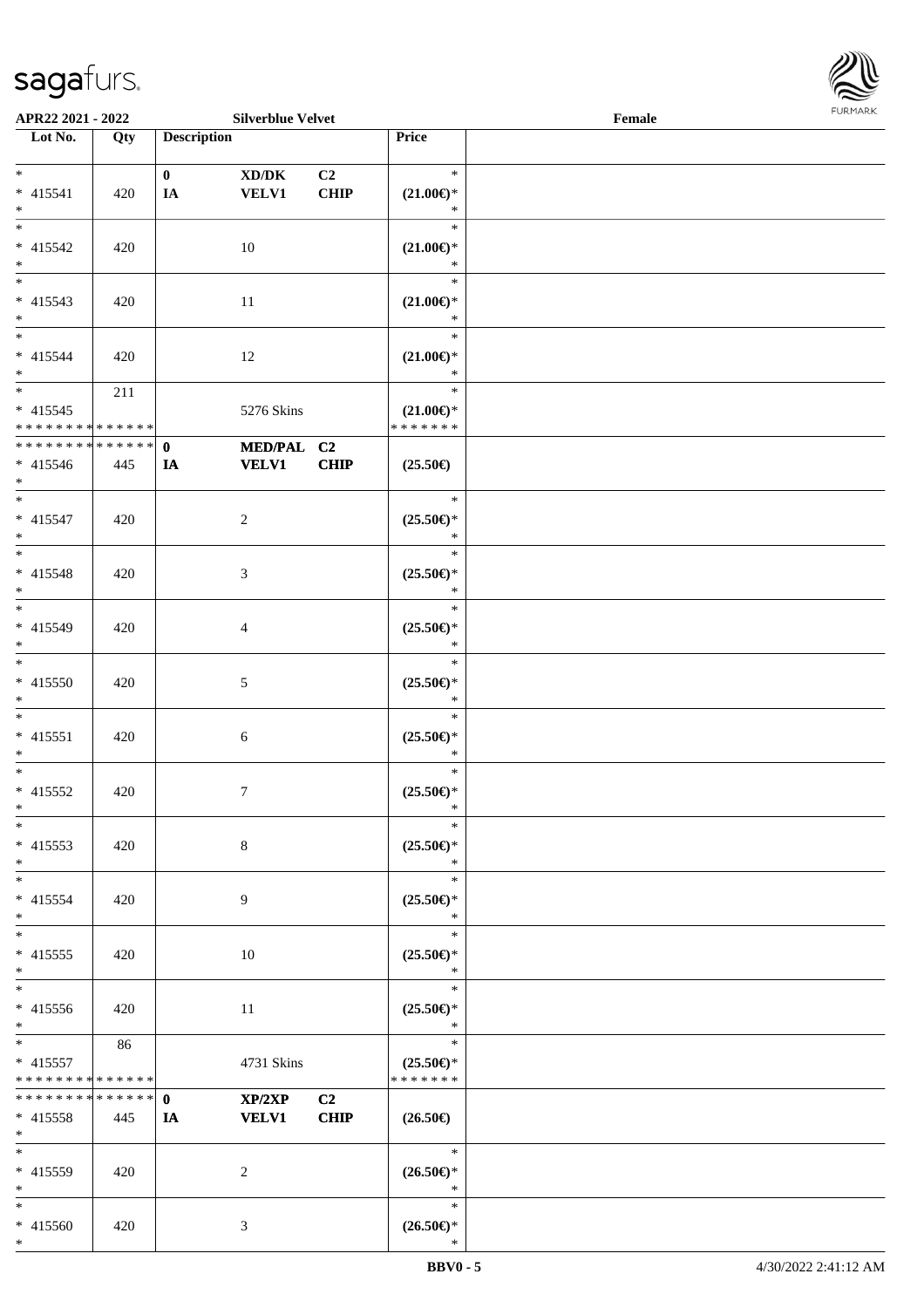APR22 2021 - 2022 — Silverblue Velvet — Female

| Lot No. | Qty | Description | | | Price | |
|---|---|---|---|---|---|---|
| *<br>* 415541<br>* | 420 | 0<br>IA | XD/DK<br>VELV1 | C2<br>CHIP | *<br>(21.00€)*<br>* | |
| *<br>* 415542<br>* | 420 | | 10 | | *<br>(21.00€)*<br>* | |
| *<br>* 415543<br>* | 420 | | 11 | | *<br>(21.00€)*<br>* | |
| *<br>* 415544<br>* | 420 | | 12 | | *<br>(21.00€)*<br>* | |
| *<br>* 415545<br>* * * * * * * * * * * * * * | 211 | | 5276 Skins | | *<br>(21.00€)*<br>* * * * * * * | |
| * * * * * * * * * * * * * *<br>* 415546<br>* | 445 | 0<br>IA | MED/PAL<br>VELV1 | C2<br>CHIP | (25.50€) | |
| *<br>* 415547<br>* | 420 | | 2 | | *<br>(25.50€)*<br>* | |
| *<br>* 415548<br>* | 420 | | 3 | | *<br>(25.50€)*<br>* | |
| *<br>* 415549<br>* | 420 | | 4 | | *<br>(25.50€)*<br>* | |
| *<br>* 415550<br>* | 420 | | 5 | | *<br>(25.50€)*<br>* | |
| *<br>* 415551<br>* | 420 | | 6 | | *<br>(25.50€)*<br>* | |
| *<br>* 415552<br>* | 420 | | 7 | | *<br>(25.50€)*<br>* | |
| *<br>* 415553<br>* | 420 | | 8 | | *<br>(25.50€)*<br>* | |
| *<br>* 415554<br>* | 420 | | 9 | | *<br>(25.50€)*<br>* | |
| *<br>* 415555<br>* | 420 | | 10 | | *<br>(25.50€)*<br>* | |
| *<br>* 415556<br>* | 420 | | 11 | | *<br>(25.50€)*<br>* | |
| *<br>* 415557<br>* * * * * * * * * * * * * * | 86 | | 4731 Skins | | *<br>(25.50€)*<br>* * * * * * * | |
| * * * * * * * * * * * * * *<br>* 415558<br>* | 445 | 0<br>IA | XP/2XP<br>VELV1 | C2<br>CHIP | (26.50€) | |
| *<br>* 415559<br>* | 420 | | 2 | | *<br>(26.50€)*<br>* | |
| *<br>* 415560<br>* | 420 | | 3 | | *<br>(26.50€)*<br>* | |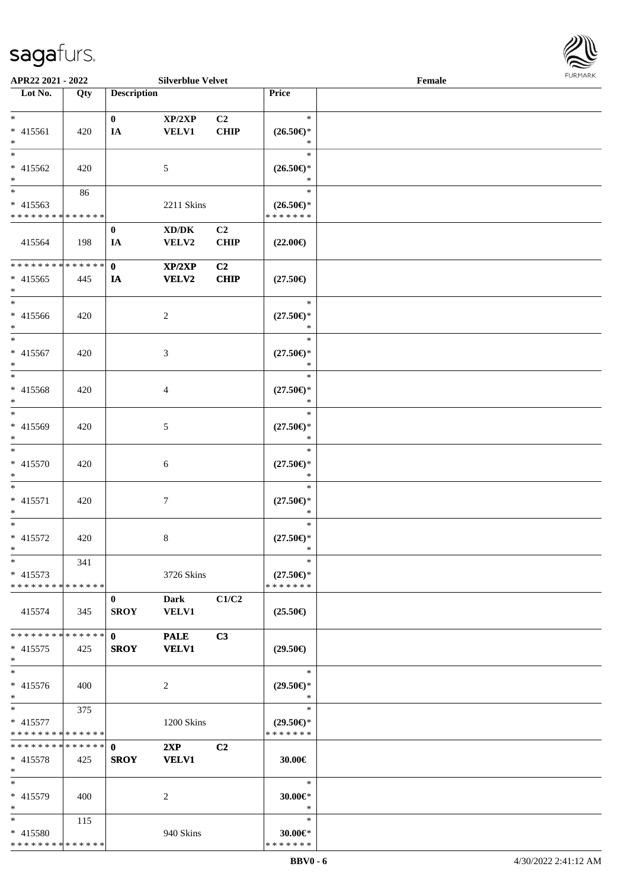APR22 2021 - 2022 Silverblue Velvet Female

| Lot No. | Qty | Description | | | Price |
|---|---|---|---|---|---|
| * * 415561 * | 420 | 0 IA | XP/2XP VELV1 | C2 CHIP | * (26.50€)* * |
| * * 415562 * | 420 | | 5 | | * (26.50€)* * |
| * * 415563 * * * * * * * * * * * * * * | 86 | | 2211 Skins | | * (26.50€)* * * * * * * * |
| 415564 | 198 | 0 IA | XD/DK VELV2 | C2 CHIP | (22.00€) |
| * * * * * * * * * * * * * * * 415565 * | 445 | 0 IA | XP/2XP VELV2 | C2 CHIP | (27.50€) |
| * * 415566 * | 420 | | 2 | | * (27.50€)* * |
| * * 415567 * | 420 | | 3 | | * (27.50€)* * |
| * * 415568 * | 420 | | 4 | | * (27.50€)* * |
| * * 415569 * | 420 | | 5 | | * (27.50€)* * |
| * * 415570 * | 420 | | 6 | | * (27.50€)* * |
| * * 415571 * | 420 | | 7 | | * (27.50€)* * |
| * * 415572 * | 420 | | 8 | | * (27.50€)* * |
| * * 415573 * * * * * * * * * * * * * * | 341 | | 3726 Skins | | * (27.50€)* * * * * * * * |
| 415574 | 345 | 0 SROY | Dark VELV1 | C1/C2 | (25.50€) |
| * * * * * * * * * * * * * * * 415575 * | 425 | 0 SROY | PALE VELV1 | C3 | (29.50€) |
| * * 415576 * | 400 | | 2 | | * (29.50€)* * |
| * * 415577 * * * * * * * * * * * * * * | 375 | | 1200 Skins | | * (29.50€)* * * * * * * * |
| * * * * * * * * * * * * * * * 415578 * | 425 | 0 SROY | 2XP VELV1 | C2 | 30.00€ |
| * * 415579 * | 400 | | 2 | | * 30.00€* * |
| * * 415580 * * * * * * * * * * * * * * | 115 | | 940 Skins | | * 30.00€* * * * * * * * |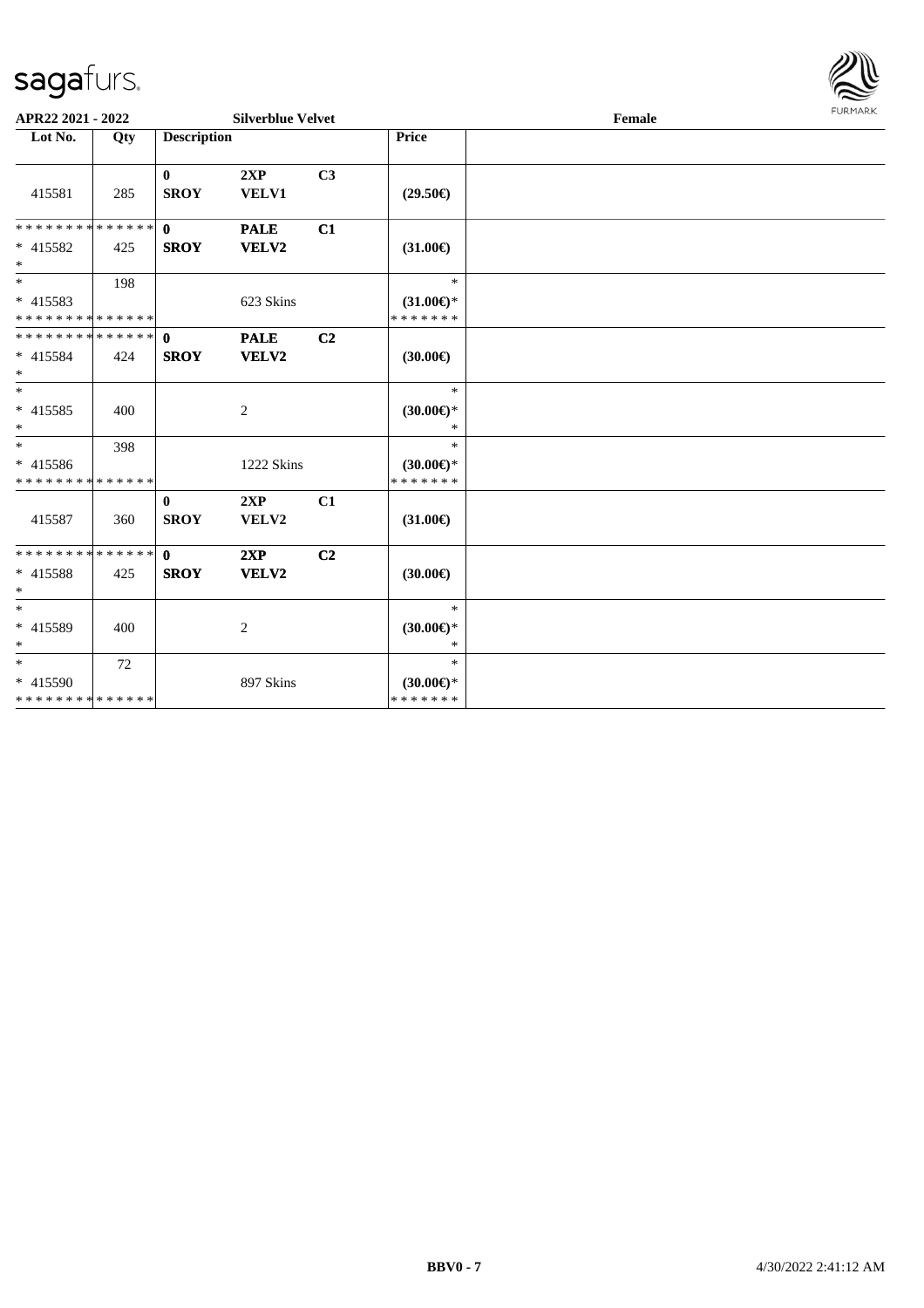**APR22 2021 - 2022** | **Silverblue Velvet** | **Female**

| Lot No. | Qty | Description | | | Price |
|---|---|---|---|---|---|
| 415581 | 285 | **0** **SROY** | **2XP** **VELV1** | **C3** | **(29.50€)** |
| * * * * * * * * * * * * * * <br> * 415582 <br> * | 425 | **0** **SROY** | **PALE** **VELV2** | **C1** | **(31.00€)** |
| * <br> * 415583 <br> * * * * * * * * * * * * * * | 198 | | 623 Skins | | * <br> **(31.00€)*** <br> * * * * * * * |
| * * * * * * * * * * * * * * <br> * 415584 <br> * | 424 | **0** **SROY** | **PALE** **VELV2** | **C2** | **(30.00€)** |
| * <br> * 415585 <br> * | 400 | | 2 | | * <br> **(30.00€)*** <br> * |
| * <br> * 415586 <br> * * * * * * * * * * * * * * | 398 | | 1222 Skins | | * <br> **(30.00€)*** <br> * * * * * * * |
| 415587 | 360 | **0** **SROY** | **2XP** **VELV2** | **C1** | **(31.00€)** |
| * * * * * * * * * * * * * * <br> * 415588 <br> * | 425 | **0** **SROY** | **2XP** **VELV2** | **C2** | **(30.00€)** |
| * <br> * 415589 <br> * | 400 | | 2 | | * <br> **(30.00€)*** <br> * |
| * <br> * 415590 <br> * * * * * * * * * * * * * * | 72 | | 897 Skins | | * <br> **(30.00€)*** <br> * * * * * * * |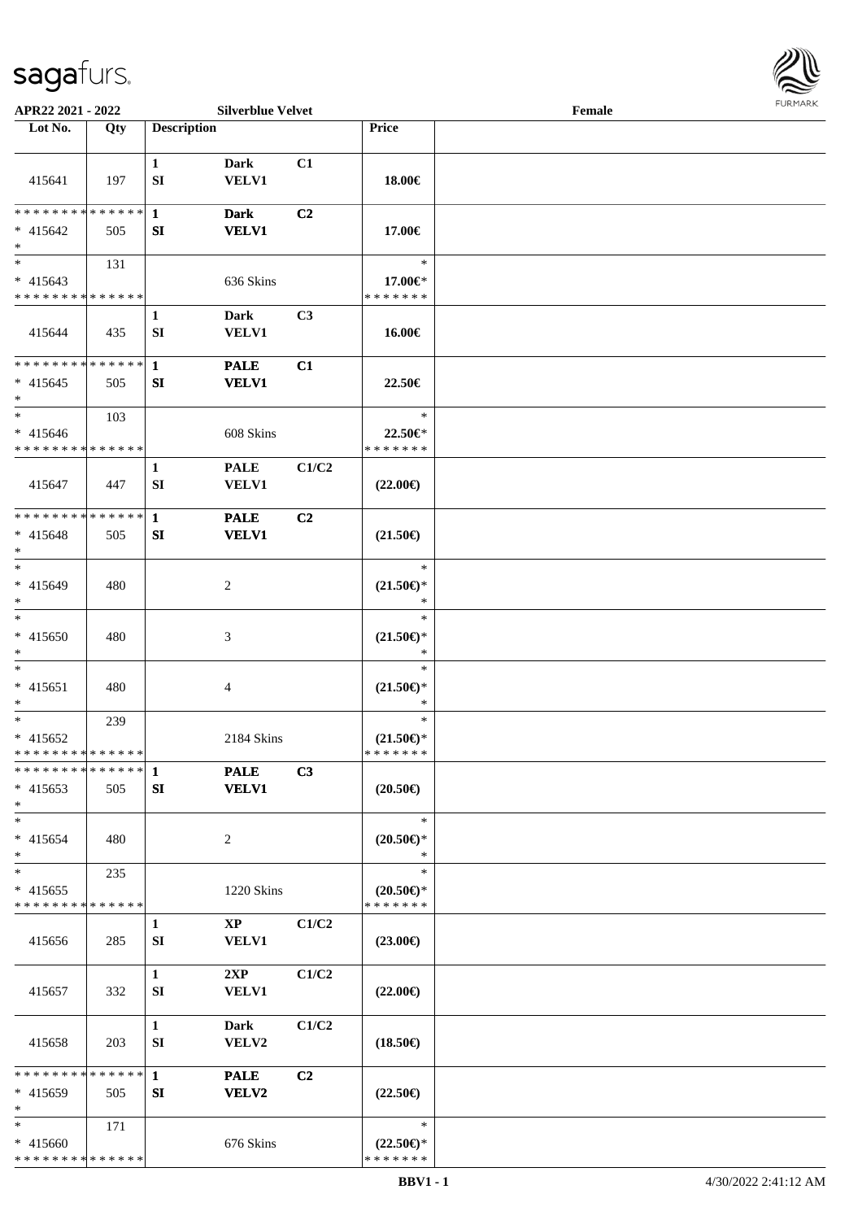APR22 2021 - 2022 | Silverblue Velvet | Female

| Lot No. | Qty | Description | | | Price | |
|---|---|---|---|---|---|---|
| 415641 | 197 | 1 SI | Dark VELV1 | C1 | 18.00€ | |
| * * * * * * * * * * * * * * <br>* 415642<br>* | 505 | 1 SI | Dark VELV1 | C2 | 17.00€ | |
| * <br>* 415643<br>* * * * * * * * * * * * * * | 131 | | 636 Skins | | *<br>17.00€*<br>* * * * * * * | |
| 415644 | 435 | 1 SI | Dark VELV1 | C3 | 16.00€ | |
| * * * * * * * * * * * * * * <br>* 415645<br>* | 505 | 1 SI | PALE VELV1 | C1 | 22.50€ | |
| * <br>* 415646<br>* * * * * * * * * * * * * * | 103 | | 608 Skins | | *<br>22.50€*<br>* * * * * * * | |
| 415647 | 447 | 1 SI | PALE VELV1 | C1/C2 | (22.00€) | |
| * * * * * * * * * * * * * * <br>* 415648<br>* | 505 | 1 SI | PALE VELV1 | C2 | (21.50€) | |
| * <br>* 415649<br>* | 480 | | 2 | | *<br>(21.50€)*<br>* | |
| * <br>* 415650<br>* | 480 | | 3 | | *<br>(21.50€)*<br>* | |
| * <br>* 415651<br>* | 480 | | 4 | | *<br>(21.50€)*<br>* | |
| * <br>* 415652<br>* * * * * * * * * * * * * * | 239 | | 2184 Skins | | *<br>(21.50€)*<br>* * * * * * * | |
| * * * * * * * * * * * * * * <br>* 415653<br>* | 505 | 1 SI | PALE VELV1 | C3 | (20.50€) | |
| * <br>* 415654<br>* | 480 | | 2 | | *<br>(20.50€)*<br>* | |
| * <br>* 415655<br>* * * * * * * * * * * * * * | 235 | | 1220 Skins | | *<br>(20.50€)*<br>* * * * * * * | |
| 415656 | 285 | 1 SI | XP VELV1 | C1/C2 | (23.00€) | |
| 415657 | 332 | 1 SI | 2XP VELV1 | C1/C2 | (22.00€) | |
| 415658 | 203 | 1 SI | Dark VELV2 | C1/C2 | (18.50€) | |
| * * * * * * * * * * * * * * <br>* 415659<br>* | 505 | 1 SI | PALE VELV2 | C2 | (22.50€) | |
| * <br>* 415660<br>* * * * * * * * * * * * * * | 171 | | 676 Skins | | *<br>(22.50€)*<br>* * * * * * * | |

BBV1 - 1 4/30/2022 2:41:12 AM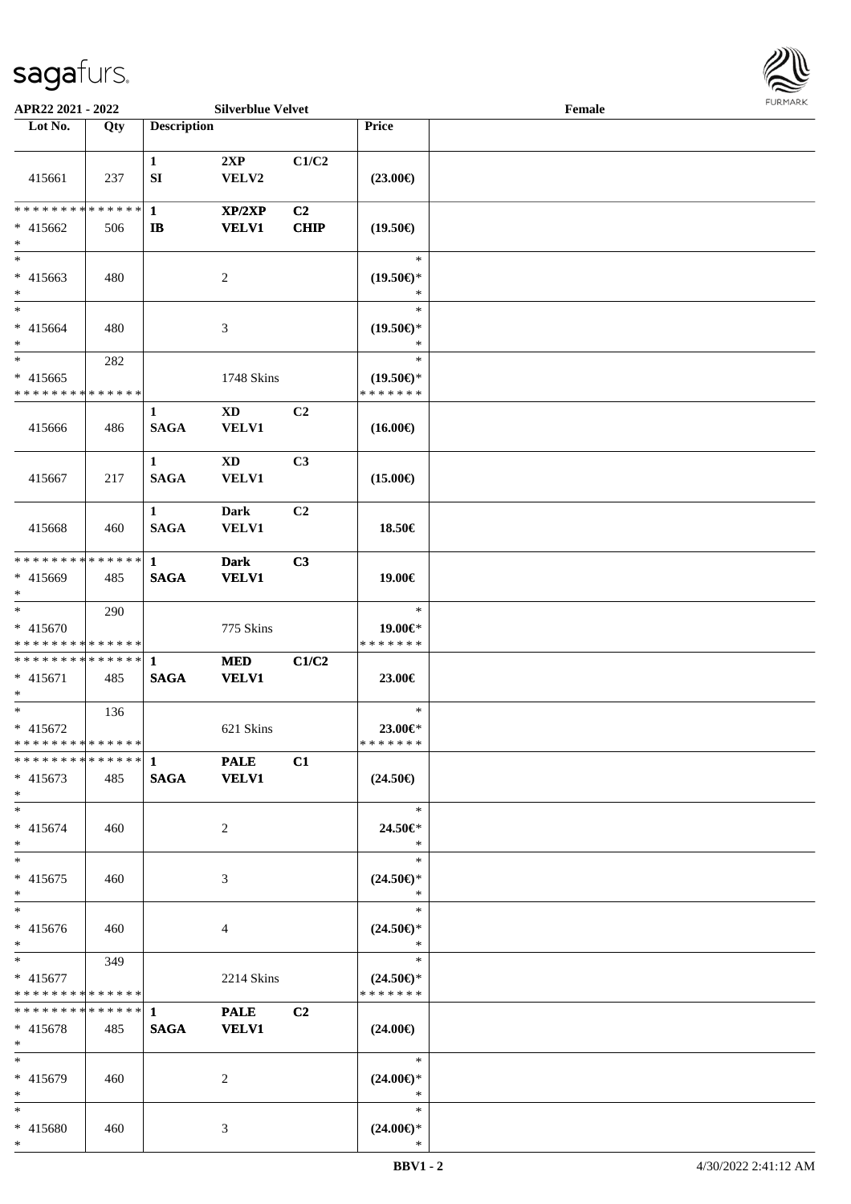APR22 2021 - 2022 | Silverblue Velvet | Female

| Lot No. | Qty | Description | | | Price | |
|---|---|---|---|---|---|---|
| 415661 | 237 | 1 SI | 2XP VELV2 | C1/C2 | (23.00€) | |
| * * * * * * * * * * * * * * * 415662 * | 506 | 1 IB | XP/2XP VELV1 | C2 CHIP | (19.50€) | |
| * * 415663 * | 480 | | 2 | | * (19.50€)* * | |
| * * 415664 * | 480 | | 3 | | * (19.50€)* * | |
| * * 415665 * * * * * * * * * * * * * * | 282 | | 1748 Skins | | * (19.50€)* * * * * * * * | |
| 415666 | 486 | 1 SAGA | XD VELV1 | C2 | (16.00€) | |
| 415667 | 217 | 1 SAGA | XD VELV1 | C3 | (15.00€) | |
| 415668 | 460 | 1 SAGA | Dark VELV1 | C2 | 18.50€ | |
| * * * * * * * * * * * * * * * 415669 * | 485 | 1 SAGA | Dark VELV1 | C3 | 19.00€ | |
| * * 415670 * * * * * * * * * * * * * * | 290 | | 775 Skins | | * 19.00€* * * * * * * * | |
| * * * * * * * * * * * * * * * 415671 * | 485 | 1 SAGA | MED VELV1 | C1/C2 | 23.00€ | |
| * * 415672 * * * * * * * * * * * * * * | 136 | | 621 Skins | | * 23.00€* * * * * * * * | |
| * * * * * * * * * * * * * * * 415673 * | 485 | 1 SAGA | PALE VELV1 | C1 | (24.50€) | |
| * * 415674 * | 460 | | 2 | | * 24.50€* * | |
| * * 415675 * | 460 | | 3 | | * (24.50€)* * | |
| * * 415676 * | 460 | | 4 | | * (24.50€)* * | |
| * * 415677 * * * * * * * * * * * * * * | 349 | | 2214 Skins | | * (24.50€)* * * * * * * * | |
| * * * * * * * * * * * * * * * 415678 * | 485 | 1 SAGA | PALE VELV1 | C2 | (24.00€) | |
| * * 415679 * | 460 | | 2 | | * (24.00€)* * | |
| * * 415680 * | 460 | | 3 | | * (24.00€)* * | |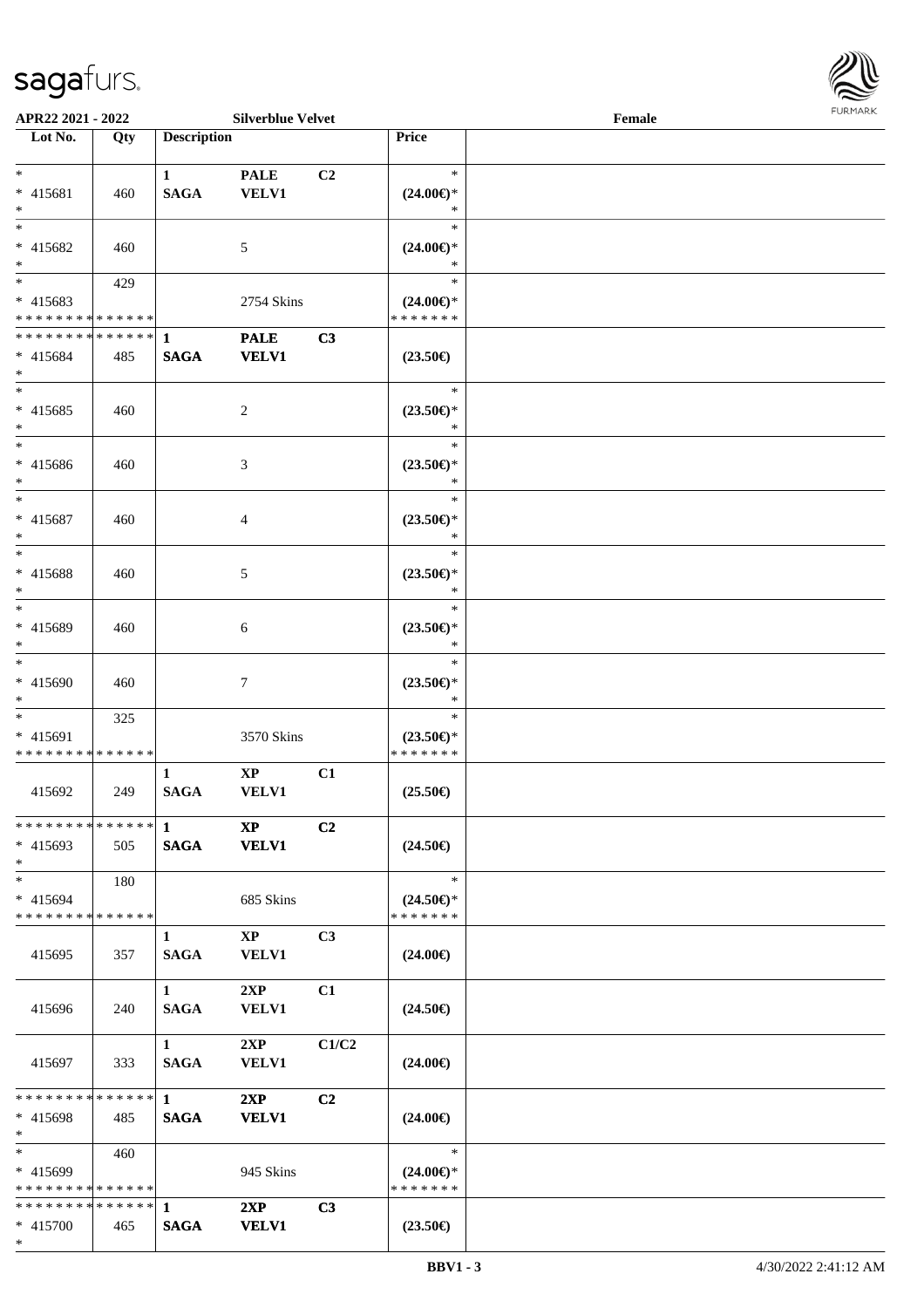APR22 2021 - 2022 &nbsp;&nbsp;&nbsp; Silverblue Velvet &nbsp;&nbsp;&nbsp; Female

| Lot No. | Qty | Description | | | Price | |
|---|---|---|---|---|---|---|
| * <br> * 415681 <br> * | 460 | 1 <br> SAGA | PALE <br> VELV1 | C2 | * <br> (24.00€)* <br> * | |
| * <br> * 415682 <br> * | 460 | | 5 | | * <br> (24.00€)* <br> * | |
| * <br> * 415683 <br> * * * * * * * * * * * * * * | 429 | | 2754 Skins | | * <br> (24.00€)* <br> * * * * * * * | |
| * * * * * * * * * * * * * * <br> * 415684 <br> * | 485 | 1 <br> SAGA | PALE <br> VELV1 | C3 | (23.50€) | |
| * <br> * 415685 <br> * | 460 | | 2 | | * <br> (23.50€)* <br> * | |
| * <br> * 415686 <br> * | 460 | | 3 | | * <br> (23.50€)* <br> * | |
| * <br> * 415687 <br> * | 460 | | 4 | | * <br> (23.50€)* <br> * | |
| * <br> * 415688 <br> * | 460 | | 5 | | * <br> (23.50€)* <br> * | |
| * <br> * 415689 <br> * | 460 | | 6 | | * <br> (23.50€)* <br> * | |
| * <br> * 415690 <br> * | 460 | | 7 | | * <br> (23.50€)* <br> * | |
| * <br> * 415691 <br> * * * * * * * * * * * * * * | 325 | | 3570 Skins | | * <br> (23.50€)* <br> * * * * * * * | |
| 415692 | 249 | 1 <br> SAGA | XP <br> VELV1 | C1 | (25.50€) | |
| * * * * * * * * * * * * * * <br> * 415693 <br> * | 505 | 1 <br> SAGA | XP <br> VELV1 | C2 | (24.50€) | |
| * <br> * 415694 <br> * * * * * * * * * * * * * * | 180 | | 685 Skins | | * <br> (24.50€)* <br> * * * * * * * | |
| 415695 | 357 | 1 <br> SAGA | XP <br> VELV1 | C3 | (24.00€) | |
| 415696 | 240 | 1 <br> SAGA | 2XP <br> VELV1 | C1 | (24.50€) | |
| 415697 | 333 | 1 <br> SAGA | 2XP <br> VELV1 | C1/C2 | (24.00€) | |
| * * * * * * * * * * * * * * <br> * 415698 <br> * | 485 | 1 <br> SAGA | 2XP <br> VELV1 | C2 | (24.00€) | |
| * <br> * 415699 <br> * * * * * * * * * * * * * * | 460 | | 945 Skins | | * <br> (24.00€)* <br> * * * * * * * | |
| * * * * * * * * * * * * * * <br> * 415700 <br> * | 465 | 1 <br> SAGA | 2XP <br> VELV1 | C3 | (23.50€) | |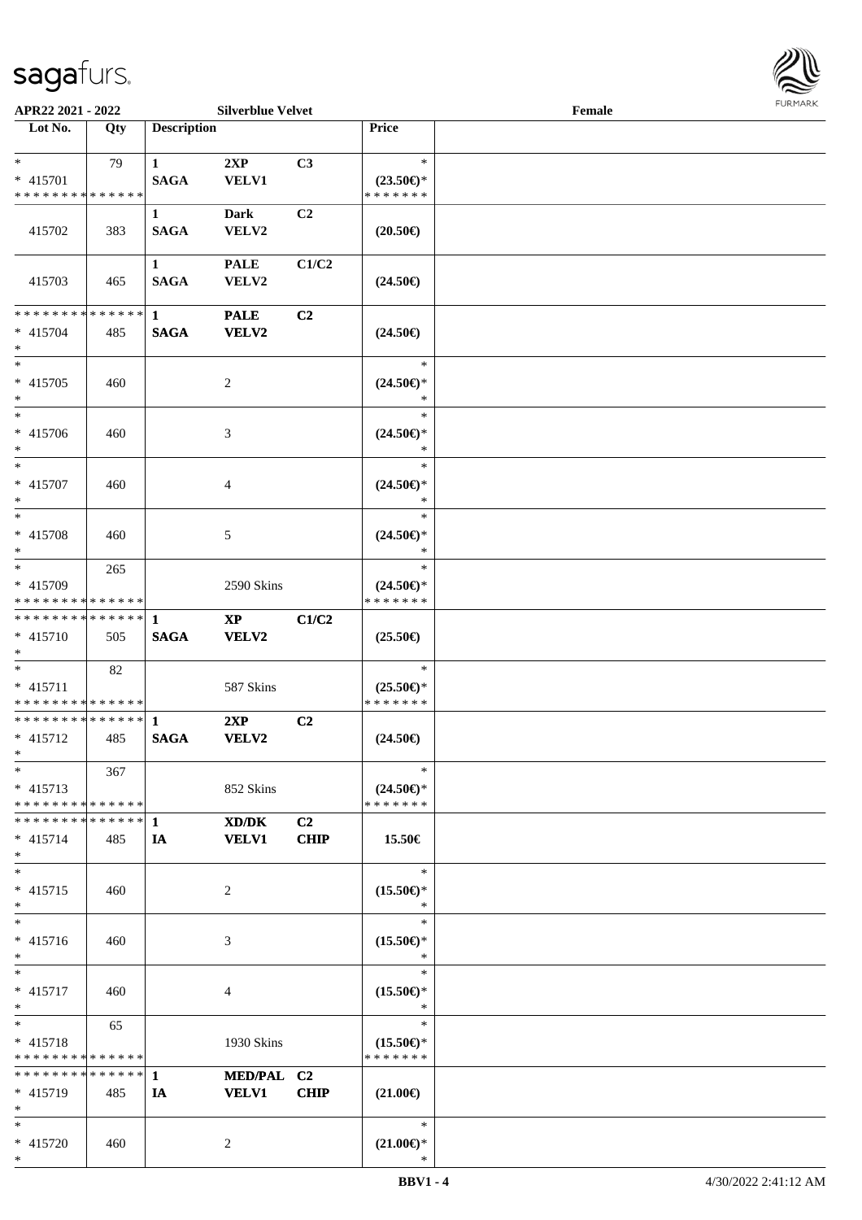**APR22 2021 - 2022** **Silverblue Velvet** **Female**

| Lot No. | Qty | Description | | | Price | |
|---|---|---|---|---|---|---|
| * * 415701 * * * * * * * * * * * * * * | 79 | 1 SAGA | 2XP VELV1 | C3 | * (23.50€)* * * * * * * * | |
| 415702 | 383 | 1 SAGA | Dark VELV2 | C2 | (20.50€) | |
| 415703 | 465 | 1 SAGA | PALE VELV2 | C1/C2 | (24.50€) | |
| * * * * * * * * * * * * * * * 415704 * | 485 | 1 SAGA | PALE VELV2 | C2 | (24.50€) | |
| * * 415705 * | 460 | | 2 | | * (24.50€)* * | |
| * * 415706 * | 460 | | 3 | | * (24.50€)* * | |
| * * 415707 * | 460 | | 4 | | * (24.50€)* * | |
| * * 415708 * | 460 | | 5 | | * (24.50€)* * | |
| * * 415709 * * * * * * * * * * * * * * | 265 | | 2590 Skins | | * (24.50€)* * * * * * * * | |
| * * * * * * * * * * * * * * * 415710 * | 505 | 1 SAGA | XP VELV2 | C1/C2 | (25.50€) | |
| * * 415711 * * * * * * * * * * * * * * | 82 | | 587 Skins | | * (25.50€)* * * * * * * * | |
| * * * * * * * * * * * * * * * 415712 * | 485 | 1 SAGA | 2XP VELV2 | C2 | (24.50€) | |
| * * 415713 * * * * * * * * * * * * * * | 367 | | 852 Skins | | * (24.50€)* * * * * * * * | |
| * * * * * * * * * * * * * * * 415714 * | 485 | 1 IA | XD/DK VELV1 | C2 CHIP | 15.50€ | |
| * * 415715 * | 460 | | 2 | | * (15.50€)* * | |
| * * 415716 * | 460 | | 3 | | * (15.50€)* * | |
| * * 415717 * | 460 | | 4 | | * (15.50€)* * | |
| * * 415718 * * * * * * * * * * * * * * | 65 | | 1930 Skins | | * (15.50€)* * * * * * * * | |
| * * * * * * * * * * * * * * * 415719 * | 485 | 1 IA | MED/PAL VELV1 | C2 CHIP | (21.00€) | |
| * * 415720 * | 460 | | 2 | | * (21.00€)* * | |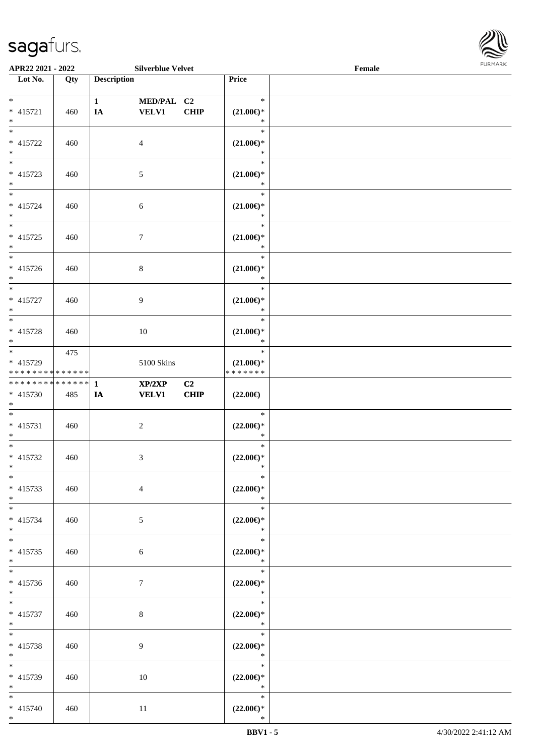**APR22 2021 - 2022** **Silverblue Velvet** **Female**

| Lot No. | Qty | Description | | | Price | |
|---|---|---|---|---|---|---|
| * 415721 * | 460 | 1 IA | MED/PAL VELV1 | C2 CHIP | * (21.00€)* * | |
| * 415722 * | 460 | | 4 | | * (21.00€)* * | |
| * 415723 * | 460 | | 5 | | * (21.00€)* * | |
| * 415724 * | 460 | | 6 | | * (21.00€)* * | |
| * 415725 * | 460 | | 7 | | * (21.00€)* * | |
| * 415726 * | 460 | | 8 | | * (21.00€)* * | |
| * 415727 * | 460 | | 9 | | * (21.00€)* * | |
| * 415728 * | 460 | | 10 | | * (21.00€)* * | |
| * 415729 * * * * * * * * * * * * * * | 475 | | 5100 Skins | | * (21.00€)* * * * * * * * | |
| * * * * * * * * * * * * * * 415730 * | 485 | 1 IA | XP/2XP VELV1 | C2 CHIP | (22.00€) | |
| * 415731 * | 460 | | 2 | | * (22.00€)* * | |
| * 415732 * | 460 | | 3 | | * (22.00€)* * | |
| * 415733 * | 460 | | 4 | | * (22.00€)* * | |
| * 415734 * | 460 | | 5 | | * (22.00€)* * | |
| * 415735 * | 460 | | 6 | | * (22.00€)* * | |
| * 415736 * | 460 | | 7 | | * (22.00€)* * | |
| * 415737 * | 460 | | 8 | | * (22.00€)* * | |
| * 415738 * | 460 | | 9 | | * (22.00€)* * | |
| * 415739 * | 460 | | 10 | | * (22.00€)* * | |
| * 415740 * | 460 | | 11 | | * (22.00€)* * | |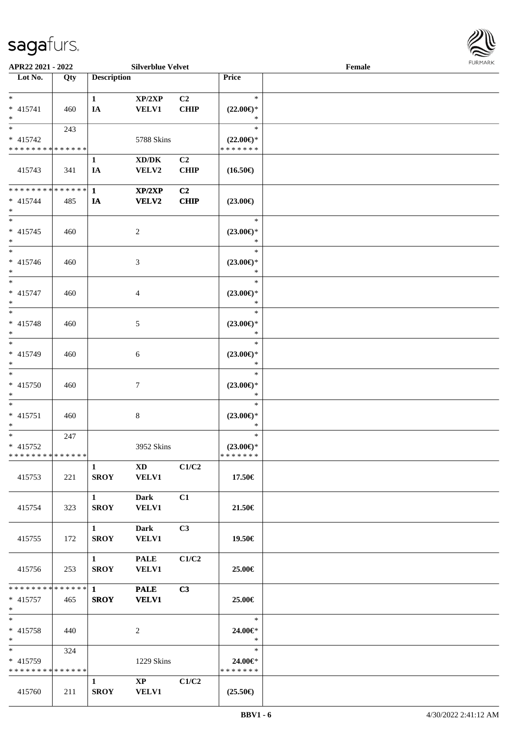APR22 2021 - 2022 | Silverblue Velvet | Female

| Lot No. | Qty | Description | | | Price | |
|---|---|---|---|---|---|---|
| * | | 1 | XP/2XP | C2 | * | |
| * 415741 | 460 | IA | VELV1 | CHIP | (22.00€)* | |
| * | | | | | * | |
| * | 243 | | | | * | |
| * 415742 | | | 5788 Skins | | (22.00€)* | |
| * * * * * * * * * * * * * * | | | | | * * * * * * * | |
| | | 1 | XD/DK | C2 | | |
| 415743 | 341 | IA | VELV2 | CHIP | (16.50€) | |
| * * * * * * * * * * * * * * | | 1 | XP/2XP | C2 | | |
| * 415744 | 485 | IA | VELV2 | CHIP | (23.00€) | |
| * | | | | | | |
| * | | | | | * | |
| * 415745 | 460 | | 2 | | (23.00€)* | |
| * | | | | | * | |
| * | | | | | * | |
| * 415746 | 460 | | 3 | | (23.00€)* | |
| * | | | | | * | |
| * | | | | | * | |
| * 415747 | 460 | | 4 | | (23.00€)* | |
| * | | | | | * | |
| * | | | | | * | |
| * 415748 | 460 | | 5 | | (23.00€)* | |
| * | | | | | * | |
| * | | | | | * | |
| * 415749 | 460 | | 6 | | (23.00€)* | |
| * | | | | | * | |
| * | | | | | * | |
| * 415750 | 460 | | 7 | | (23.00€)* | |
| * | | | | | * | |
| * | | | | | * | |
| * 415751 | 460 | | 8 | | (23.00€)* | |
| * | | | | | * | |
| * | 247 | | | | * | |
| * 415752 | | | 3952 Skins | | (23.00€)* | |
| * * * * * * * * * * * * * * | | | | | * * * * * * * | |
| | | 1 | XD | C1/C2 | | |
| 415753 | 221 | SROY | VELV1 | | 17.50€ | |
| | | 1 | Dark | C1 | | |
| 415754 | 323 | SROY | VELV1 | | 21.50€ | |
| | | 1 | Dark | C3 | | |
| 415755 | 172 | SROY | VELV1 | | 19.50€ | |
| | | 1 | PALE | C1/C2 | | |
| 415756 | 253 | SROY | VELV1 | | 25.00€ | |
| * * * * * * * * * * * * * * | | 1 | PALE | C3 | | |
| * 415757 | 465 | SROY | VELV1 | | 25.00€ | |
| * | | | | | | |
| * | | | | | * | |
| * 415758 | 440 | | 2 | | 24.00€* | |
| * | | | | | * | |
| * | 324 | | | | * | |
| * 415759 | | | 1229 Skins | | 24.00€* | |
| * * * * * * * * * * * * * * | | | | | * * * * * * * | |
| | | 1 | XP | C1/C2 | | |
| 415760 | 211 | SROY | VELV1 | | (25.50€) | |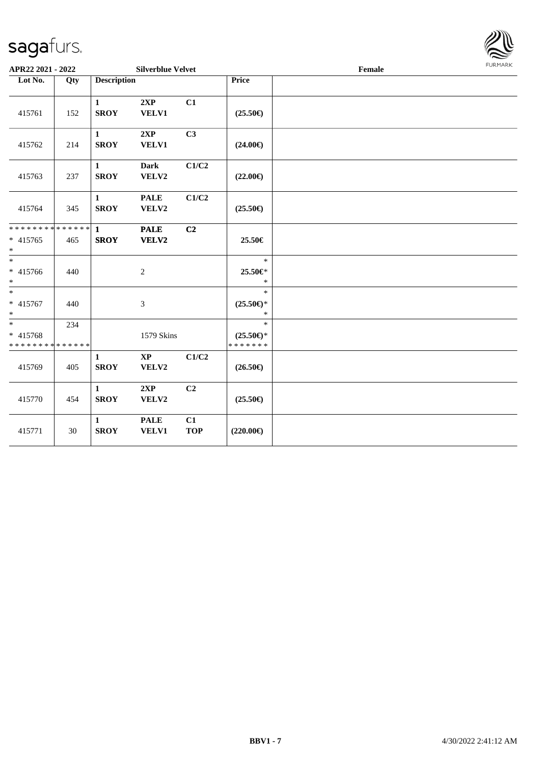APR22 2021 - 2022 | Silverblue Velvet | Female

| Lot No. | Qty | Description | | | Price | |
|---|---|---|---|---|---|---|
| 415761 | 152 | 1 SROY | 2XP VELV1 | C1 | (25.50€) | |
| 415762 | 214 | 1 SROY | 2XP VELV1 | C3 | (24.00€) | |
| 415763 | 237 | 1 SROY | Dark VELV2 | C1/C2 | (22.00€) | |
| 415764 | 345 | 1 SROY | PALE VELV2 | C1/C2 | (25.50€) | |
| ************** * 415765 * | 465 | 1 SROY | PALE VELV2 | C2 | 25.50€ | |
| * * 415766 * | 440 | | 2 | | * 25.50€* * | |
| * * 415767 * | 440 | | 3 | | * (25.50€)* * | |
| * * 415768 ************** | 234 | | 1579 Skins | | * (25.50€)* ******* | |
| 415769 | 405 | 1 SROY | XP VELV2 | C1/C2 | (26.50€) | |
| 415770 | 454 | 1 SROY | 2XP VELV2 | C2 | (25.50€) | |
| 415771 | 30 | 1 SROY | PALE VELV1 | C1 TOP | (220.00€) | |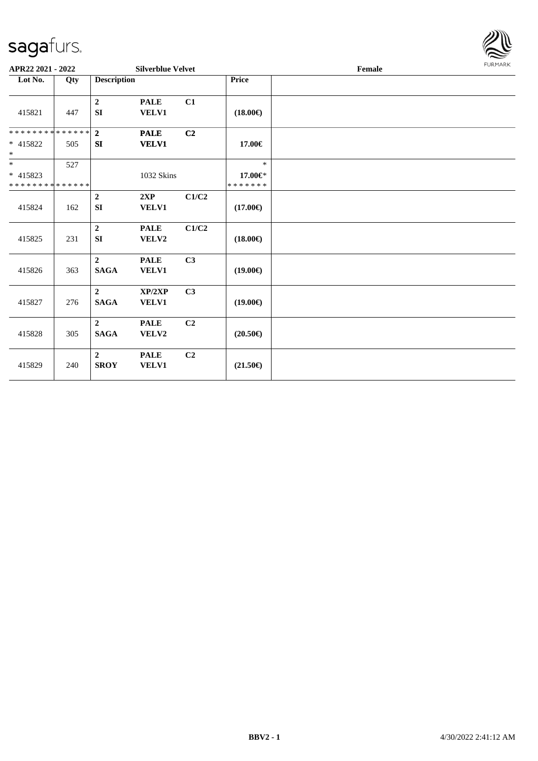**APR22 2021 - 2022** **Silverblue Velvet** **Female**

| Lot No. | Qty | Description | | | Price | |
|---|---|---|---|---|---|---|
| 415821 | 447 | **2** **SI** | **PALE** **VELV1** | **C1** | **(18.00€)** | |
| * * * * * * * * * * * * * * * 415822 * | 505 | **2** **SI** | **PALE** **VELV1** | **C2** | **17.00€** | |
| * * 415823 * * * * * * * * * * * * * * | 527 | | 1032 Skins | | * **17.00€*** * * * * * * * | |
| 415824 | 162 | **2** **SI** | **2XP** **VELV1** | **C1/C2** | **(17.00€)** | |
| 415825 | 231 | **2** **SI** | **PALE** **VELV2** | **C1/C2** | **(18.00€)** | |
| 415826 | 363 | **2** **SAGA** | **PALE** **VELV1** | **C3** | **(19.00€)** | |
| 415827 | 276 | **2** **SAGA** | **XP/2XP** **VELV1** | **C3** | **(19.00€)** | |
| 415828 | 305 | **2** **SAGA** | **PALE** **VELV2** | **C2** | **(20.50€)** | |
| 415829 | 240 | **2** **SROY** | **PALE** **VELV1** | **C2** | **(21.50€)** | |

**BBV2 - 1** 4/30/2022 2:41:12 AM